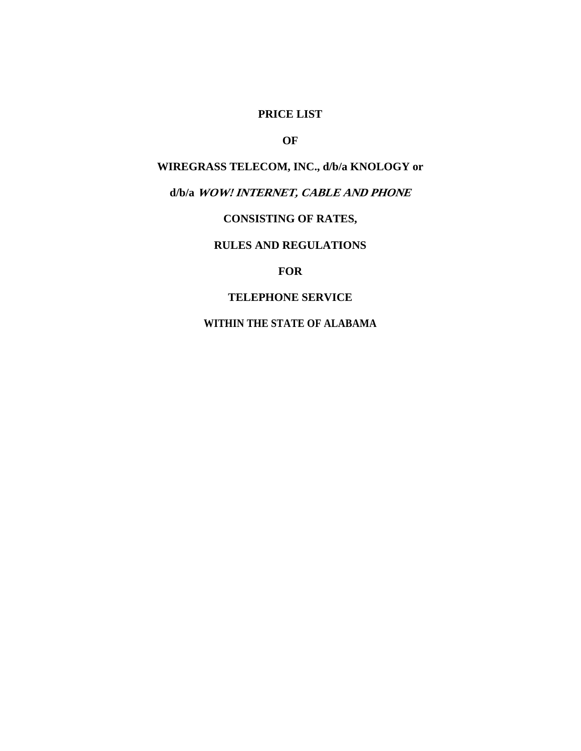**PRICE LIST**

**OF**

**WIREGRASS TELECOM, INC., d/b/a KNOLOGY or**

**d/b/a *WOW! INTERNET, CABLE AND PHONE***

**CONSISTING OF RATES,**

**RULES AND REGULATIONS**

**FOR**

**TELEPHONE SERVICE**

**WITHIN THE STATE OF ALABAMA**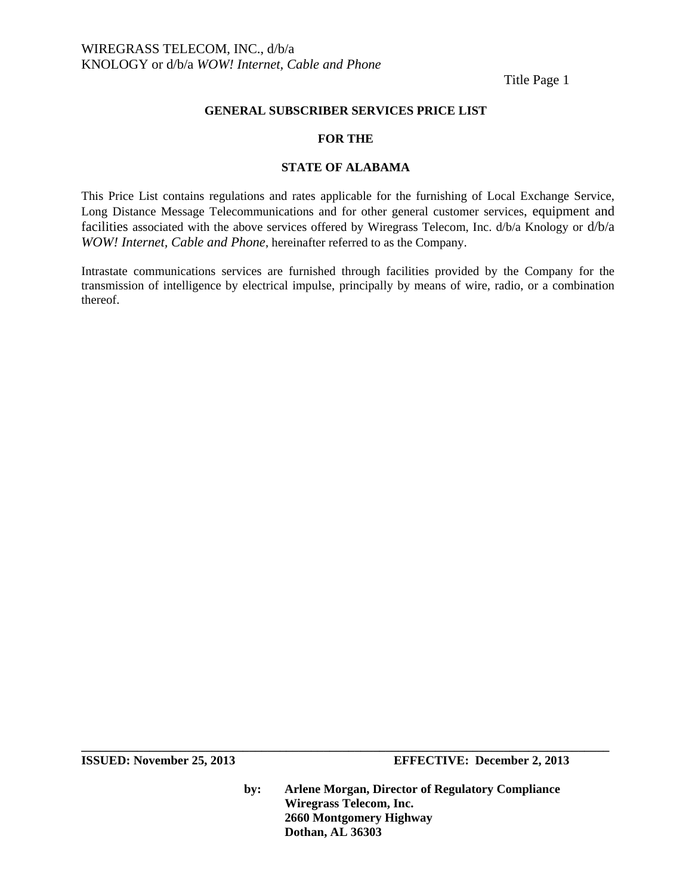WIREGRASS TELECOM, INC., d/b/a
KNOLOGY or d/b/a *WOW! Internet, Cable and Phone*

Title Page 1

**GENERAL SUBSCRIBER SERVICES PRICE LIST**

**FOR THE**

**STATE OF ALABAMA**

This Price List contains regulations and rates applicable for the furnishing of Local Exchange Service, Long Distance Message Telecommunications and for other general customer services, equipment and facilities associated with the above services offered by Wiregrass Telecom, Inc. d/b/a Knology or d/b/a *WOW! Internet, Cable and Phone*, hereinafter referred to as the Company.

Intrastate communications services are furnished through facilities provided by the Company for the transmission of intelligence by electrical impulse, principally by means of wire, radio, or a combination thereof.

**ISSUED: November 25, 2013** **EFFECTIVE: December 2, 2013**

**by: Arlene Morgan, Director of Regulatory Compliance**
**Wiregrass Telecom, Inc.**
**2660 Montgomery Highway**
**Dothan, AL 36303**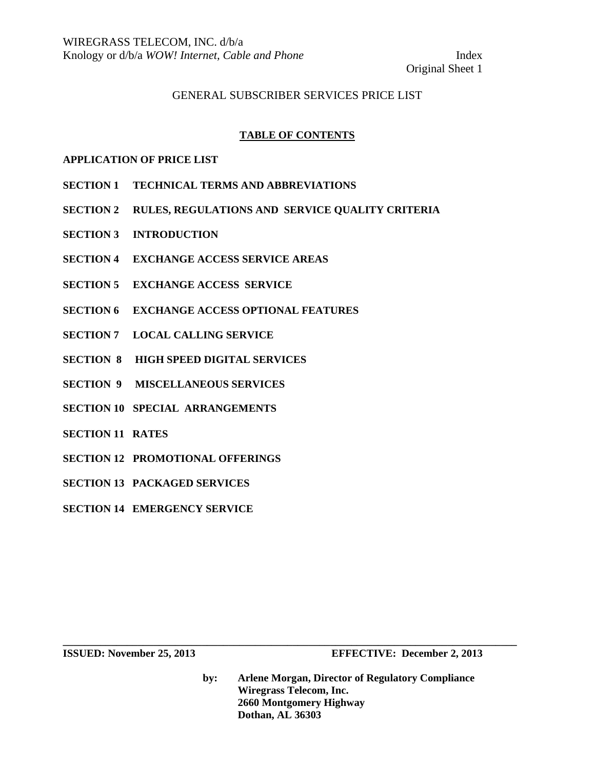GENERAL SUBSCRIBER SERVICES PRICE LIST

## TABLE OF CONTENTS

**APPLICATION OF PRICE LIST**

**SECTION 1 TECHNICAL TERMS AND ABBREVIATIONS**

**SECTION 2 RULES, REGULATIONS AND SERVICE QUALITY CRITERIA**

**SECTION 3 INTRODUCTION**

**SECTION 4 EXCHANGE ACCESS SERVICE AREAS**

**SECTION 5 EXCHANGE ACCESS SERVICE**

**SECTION 6 EXCHANGE ACCESS OPTIONAL FEATURES**

**SECTION 7 LOCAL CALLING SERVICE**

**SECTION 8 HIGH SPEED DIGITAL SERVICES**

**SECTION 9 MISCELLANEOUS SERVICES**

**SECTION 10 SPECIAL ARRANGEMENTS**

**SECTION 11 RATES**

**SECTION 12 PROMOTIONAL OFFERINGS**

**SECTION 13 PACKAGED SERVICES**

**SECTION 14 EMERGENCY SERVICE**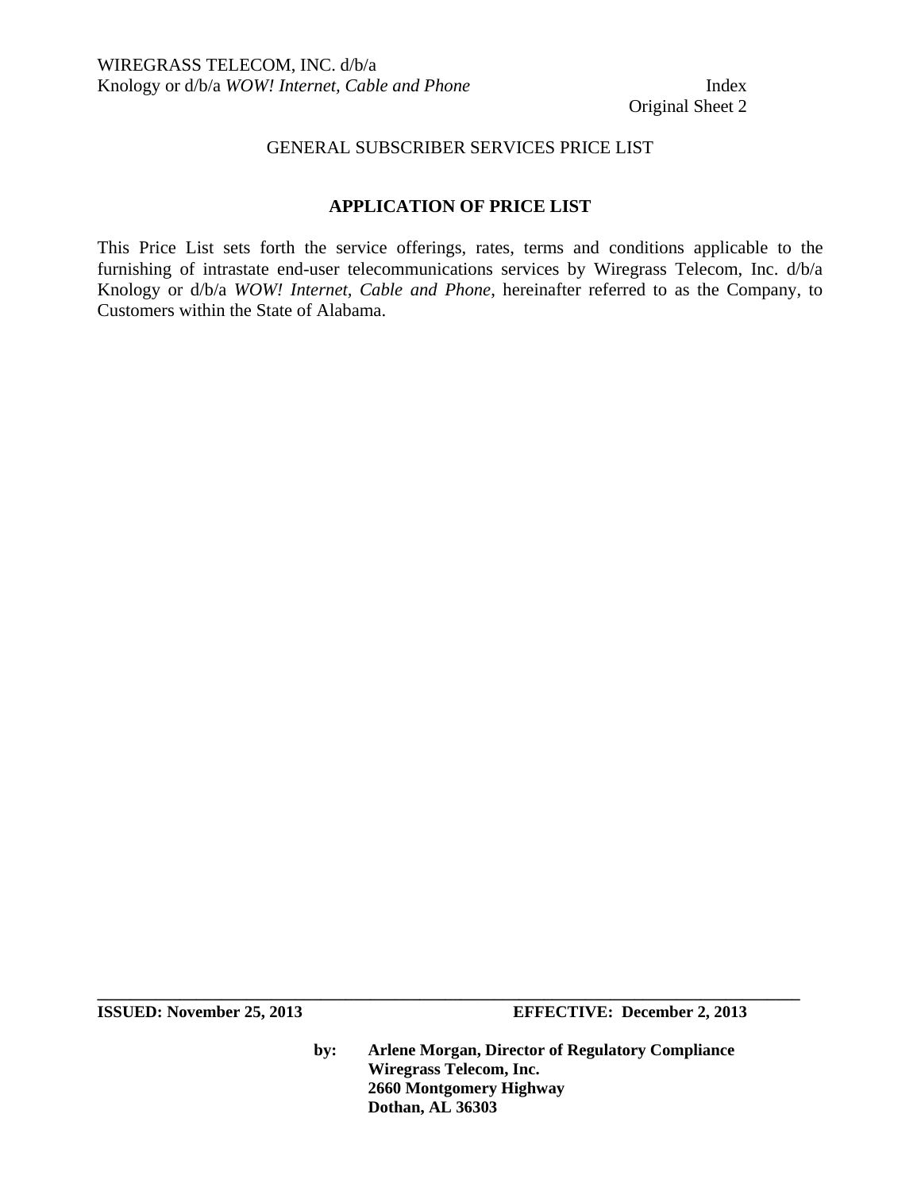GENERAL SUBSCRIBER SERVICES PRICE LIST

## APPLICATION OF PRICE LIST

This Price List sets forth the service offerings, rates, terms and conditions applicable to the furnishing of intrastate end-user telecommunications services by Wiregrass Telecom, Inc. d/b/a Knology or d/b/a *WOW! Internet, Cable and Phone*, hereinafter referred to as the Company, to Customers within the State of Alabama.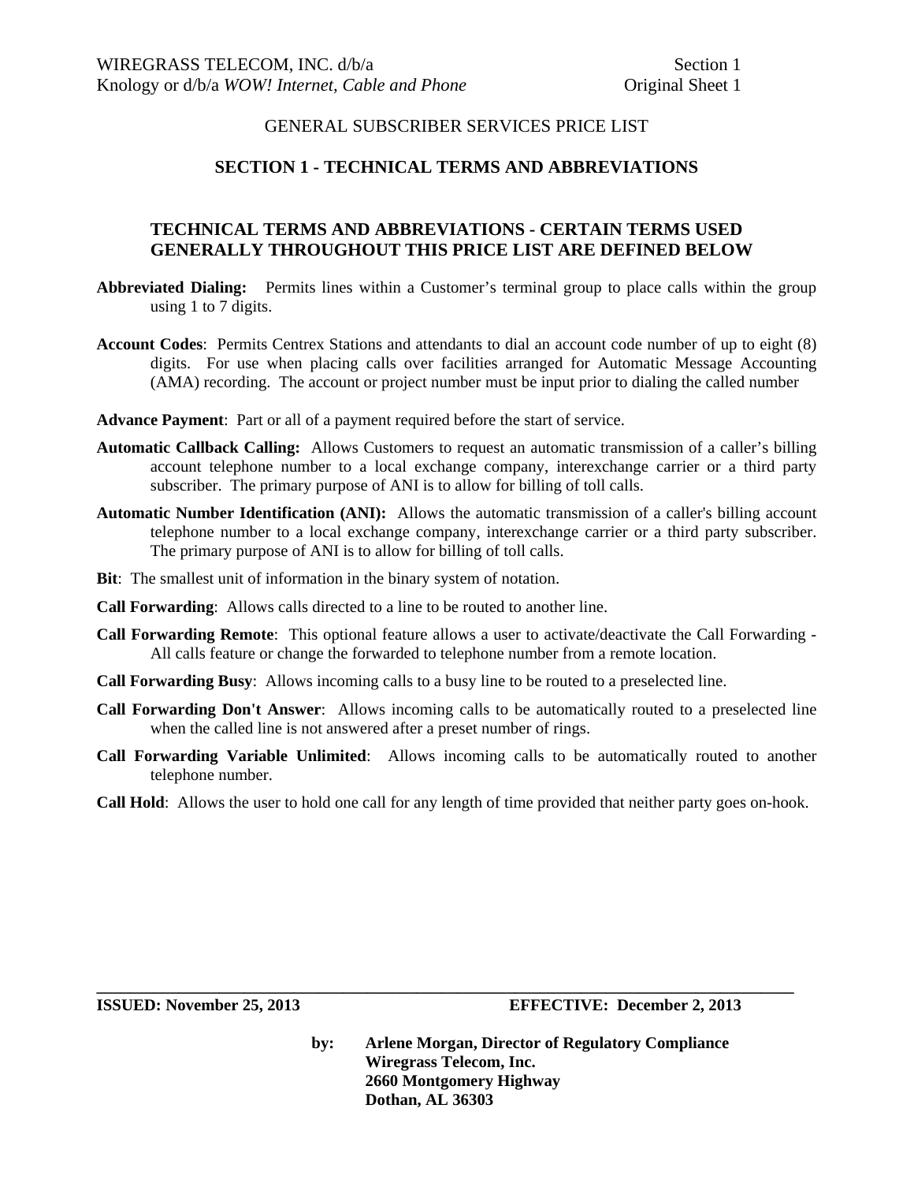GENERAL SUBSCRIBER SERVICES PRICE LIST

## SECTION 1 - TECHNICAL TERMS AND ABBREVIATIONS

### TECHNICAL TERMS AND ABBREVIATIONS - CERTAIN TERMS USED GENERALLY THROUGHOUT THIS PRICE LIST ARE DEFINED BELOW

**Abbreviated Dialing:** Permits lines within a Customer's terminal group to place calls within the group using 1 to 7 digits.

**Account Codes**: Permits Centrex Stations and attendants to dial an account code number of up to eight (8) digits. For use when placing calls over facilities arranged for Automatic Message Accounting (AMA) recording. The account or project number must be input prior to dialing the called number

**Advance Payment**: Part or all of a payment required before the start of service.

**Automatic Callback Calling:** Allows Customers to request an automatic transmission of a caller's billing account telephone number to a local exchange company, interexchange carrier or a third party subscriber. The primary purpose of ANI is to allow for billing of toll calls.

**Automatic Number Identification (ANI):** Allows the automatic transmission of a caller's billing account telephone number to a local exchange company, interexchange carrier or a third party subscriber. The primary purpose of ANI is to allow for billing of toll calls.

**Bit**: The smallest unit of information in the binary system of notation.

**Call Forwarding**: Allows calls directed to a line to be routed to another line.

**Call Forwarding Remote**: This optional feature allows a user to activate/deactivate the Call Forwarding - All calls feature or change the forwarded to telephone number from a remote location.

**Call Forwarding Busy**: Allows incoming calls to a busy line to be routed to a preselected line.

**Call Forwarding Don't Answer**: Allows incoming calls to be automatically routed to a preselected line when the called line is not answered after a preset number of rings.

**Call Forwarding Variable Unlimited**: Allows incoming calls to be automatically routed to another telephone number.

**Call Hold**: Allows the user to hold one call for any length of time provided that neither party goes on-hook.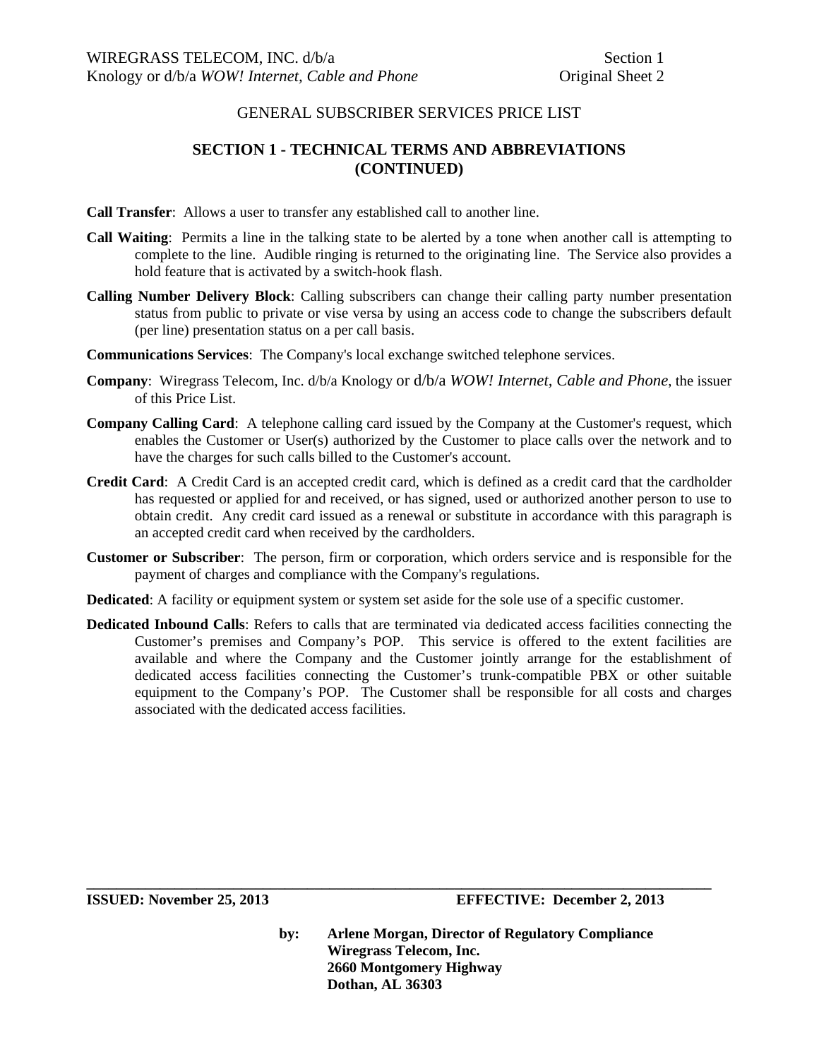GENERAL SUBSCRIBER SERVICES PRICE LIST

## SECTION 1 - TECHNICAL TERMS AND ABBREVIATIONS (CONTINUED)

**Call Transfer**: Allows a user to transfer any established call to another line.

**Call Waiting**: Permits a line in the talking state to be alerted by a tone when another call is attempting to complete to the line. Audible ringing is returned to the originating line. The Service also provides a hold feature that is activated by a switch-hook flash.

**Calling Number Delivery Block**: Calling subscribers can change their calling party number presentation status from public to private or vise versa by using an access code to change the subscribers default (per line) presentation status on a per call basis.

**Communications Services**: The Company's local exchange switched telephone services.

**Company**: Wiregrass Telecom, Inc. d/b/a Knology or d/b/a *WOW! Internet, Cable and Phone*, the issuer of this Price List.

**Company Calling Card**: A telephone calling card issued by the Company at the Customer's request, which enables the Customer or User(s) authorized by the Customer to place calls over the network and to have the charges for such calls billed to the Customer's account.

**Credit Card**: A Credit Card is an accepted credit card, which is defined as a credit card that the cardholder has requested or applied for and received, or has signed, used or authorized another person to use to obtain credit. Any credit card issued as a renewal or substitute in accordance with this paragraph is an accepted credit card when received by the cardholders.

**Customer or Subscriber**: The person, firm or corporation, which orders service and is responsible for the payment of charges and compliance with the Company's regulations.

**Dedicated**: A facility or equipment system or system set aside for the sole use of a specific customer.

**Dedicated Inbound Calls**: Refers to calls that are terminated via dedicated access facilities connecting the Customer's premises and Company's POP. This service is offered to the extent facilities are available and where the Company and the Customer jointly arrange for the establishment of dedicated access facilities connecting the Customer's trunk-compatible PBX or other suitable equipment to the Company's POP. The Customer shall be responsible for all costs and charges associated with the dedicated access facilities.

**ISSUED: November 25, 2013** **EFFECTIVE: December 2, 2013**

**by: Arlene Morgan, Director of Regulatory Compliance**
**Wiregrass Telecom, Inc.**
**2660 Montgomery Highway**
**Dothan, AL 36303**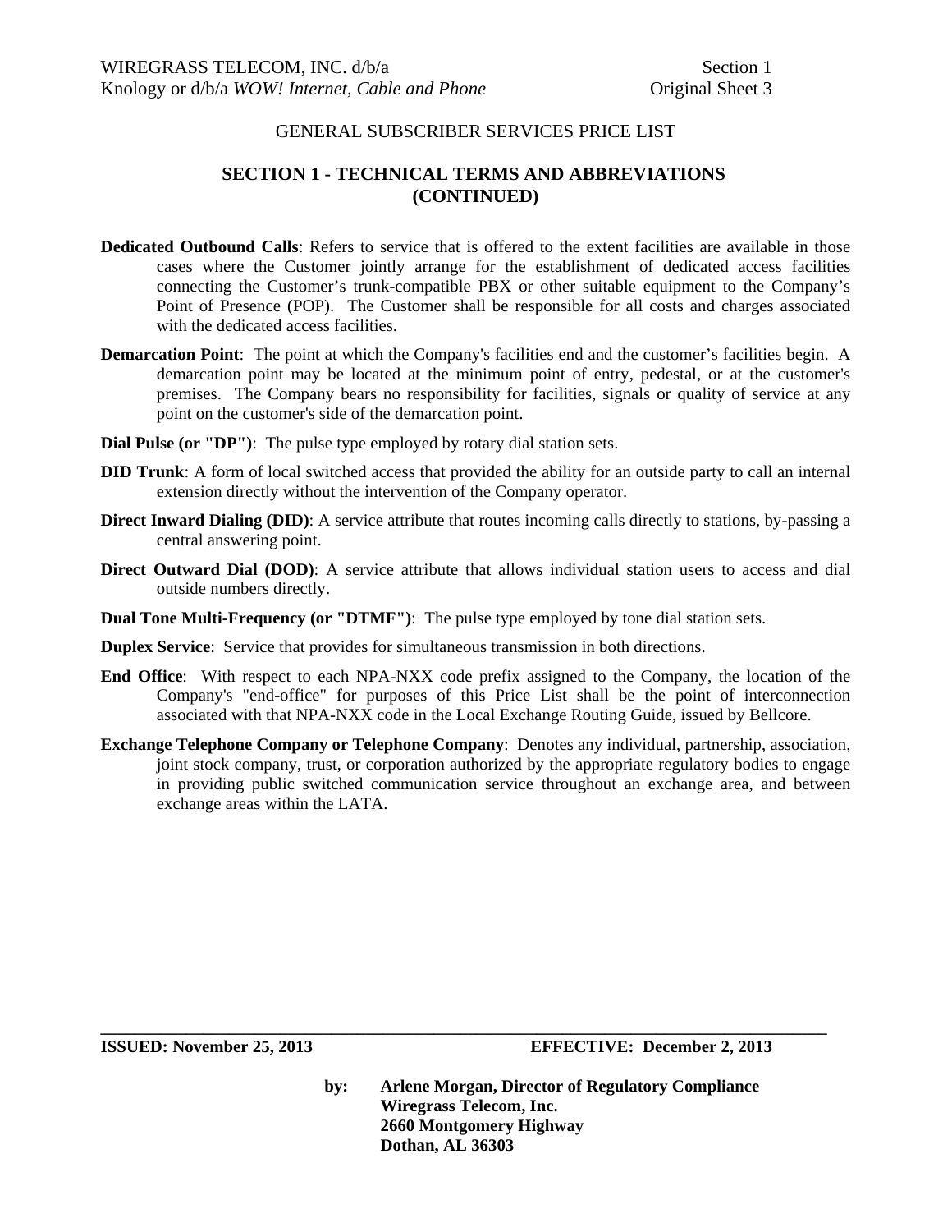GENERAL SUBSCRIBER SERVICES PRICE LIST

## SECTION 1 - TECHNICAL TERMS AND ABBREVIATIONS (CONTINUED)

**Dedicated Outbound Calls**: Refers to service that is offered to the extent facilities are available in those cases where the Customer jointly arrange for the establishment of dedicated access facilities connecting the Customer's trunk-compatible PBX or other suitable equipment to the Company's Point of Presence (POP). The Customer shall be responsible for all costs and charges associated with the dedicated access facilities.

**Demarcation Point**: The point at which the Company's facilities end and the customer's facilities begin. A demarcation point may be located at the minimum point of entry, pedestal, or at the customer's premises. The Company bears no responsibility for facilities, signals or quality of service at any point on the customer's side of the demarcation point.

**Dial Pulse (or "DP")**: The pulse type employed by rotary dial station sets.

**DID Trunk**: A form of local switched access that provided the ability for an outside party to call an internal extension directly without the intervention of the Company operator.

**Direct Inward Dialing (DID)**: A service attribute that routes incoming calls directly to stations, by-passing a central answering point.

**Direct Outward Dial (DOD)**: A service attribute that allows individual station users to access and dial outside numbers directly.

**Dual Tone Multi-Frequency (or "DTMF")**: The pulse type employed by tone dial station sets.

**Duplex Service**: Service that provides for simultaneous transmission in both directions.

**End Office**: With respect to each NPA-NXX code prefix assigned to the Company, the location of the Company's "end-office" for purposes of this Price List shall be the point of interconnection associated with that NPA-NXX code in the Local Exchange Routing Guide, issued by Bellcore.

**Exchange Telephone Company or Telephone Company**: Denotes any individual, partnership, association, joint stock company, trust, or corporation authorized by the appropriate regulatory bodies to engage in providing public switched communication service throughout an exchange area, and between exchange areas within the LATA.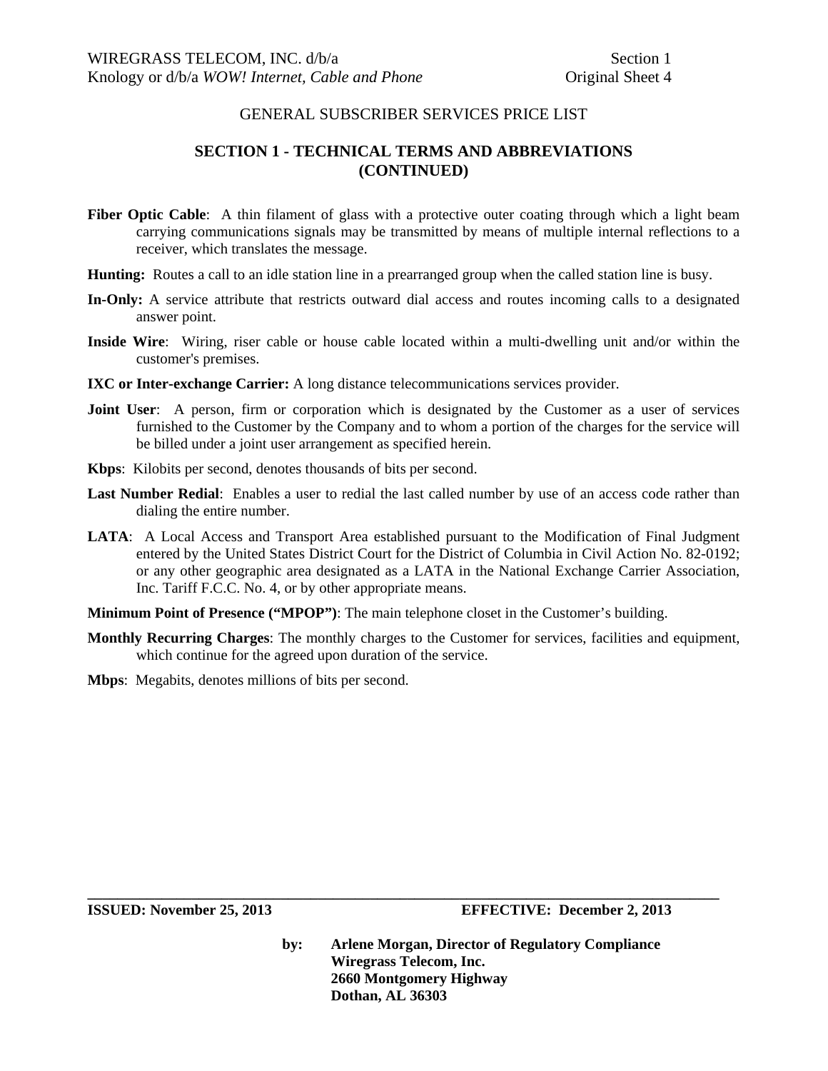GENERAL SUBSCRIBER SERVICES PRICE LIST

## SECTION 1 - TECHNICAL TERMS AND ABBREVIATIONS (CONTINUED)

**Fiber Optic Cable**: A thin filament of glass with a protective outer coating through which a light beam carrying communications signals may be transmitted by means of multiple internal reflections to a receiver, which translates the message.

**Hunting:** Routes a call to an idle station line in a prearranged group when the called station line is busy.

**In-Only:** A service attribute that restricts outward dial access and routes incoming calls to a designated answer point.

**Inside Wire**: Wiring, riser cable or house cable located within a multi-dwelling unit and/or within the customer's premises.

**IXC or Inter-exchange Carrier:** A long distance telecommunications services provider.

**Joint User**: A person, firm or corporation which is designated by the Customer as a user of services furnished to the Customer by the Company and to whom a portion of the charges for the service will be billed under a joint user arrangement as specified herein.

**Kbps**: Kilobits per second, denotes thousands of bits per second.

**Last Number Redial**: Enables a user to redial the last called number by use of an access code rather than dialing the entire number.

**LATA**: A Local Access and Transport Area established pursuant to the Modification of Final Judgment entered by the United States District Court for the District of Columbia in Civil Action No. 82-0192; or any other geographic area designated as a LATA in the National Exchange Carrier Association, Inc. Tariff F.C.C. No. 4, or by other appropriate means.

**Minimum Point of Presence ("MPOP")**: The main telephone closet in the Customer's building.

**Monthly Recurring Charges**: The monthly charges to the Customer for services, facilities and equipment, which continue for the agreed upon duration of the service.

**Mbps**: Megabits, denotes millions of bits per second.

**ISSUED: November 25, 2013** **EFFECTIVE: December 2, 2013**

by: **Arlene Morgan, Director of Regulatory Compliance**
**Wiregrass Telecom, Inc.**
**2660 Montgomery Highway**
**Dothan, AL 36303**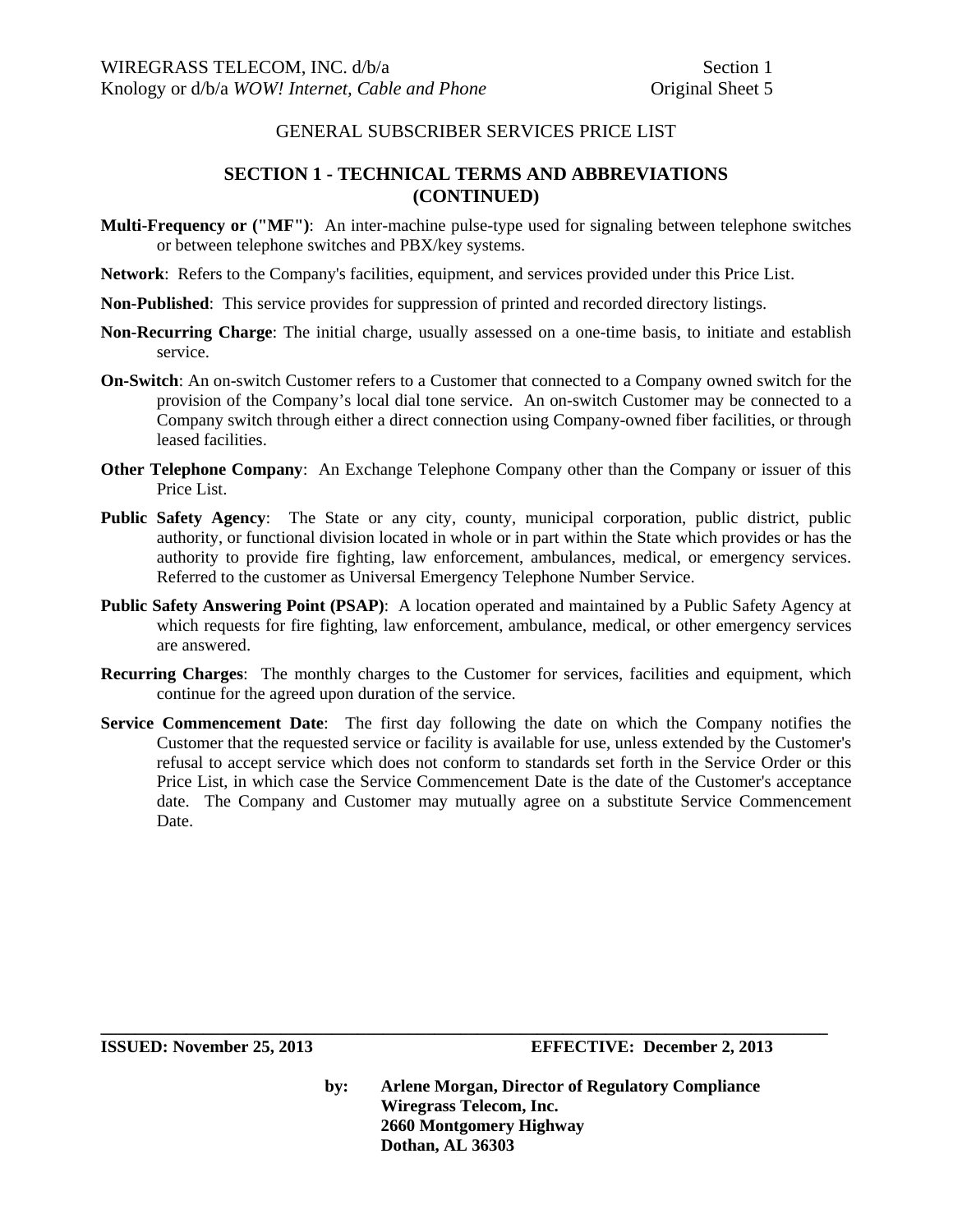GENERAL SUBSCRIBER SERVICES PRICE LIST

## SECTION 1 - TECHNICAL TERMS AND ABBREVIATIONS (CONTINUED)

**Multi-Frequency or ("MF")**: An inter-machine pulse-type used for signaling between telephone switches or between telephone switches and PBX/key systems.

**Network**: Refers to the Company's facilities, equipment, and services provided under this Price List.

**Non-Published**: This service provides for suppression of printed and recorded directory listings.

**Non-Recurring Charge**: The initial charge, usually assessed on a one-time basis, to initiate and establish service.

**On-Switch**: An on-switch Customer refers to a Customer that connected to a Company owned switch for the provision of the Company's local dial tone service. An on-switch Customer may be connected to a Company switch through either a direct connection using Company-owned fiber facilities, or through leased facilities.

**Other Telephone Company**: An Exchange Telephone Company other than the Company or issuer of this Price List.

**Public Safety Agency**: The State or any city, county, municipal corporation, public district, public authority, or functional division located in whole or in part within the State which provides or has the authority to provide fire fighting, law enforcement, ambulances, medical, or emergency services. Referred to the customer as Universal Emergency Telephone Number Service.

**Public Safety Answering Point (PSAP)**: A location operated and maintained by a Public Safety Agency at which requests for fire fighting, law enforcement, ambulance, medical, or other emergency services are answered.

**Recurring Charges**: The monthly charges to the Customer for services, facilities and equipment, which continue for the agreed upon duration of the service.

**Service Commencement Date**: The first day following the date on which the Company notifies the Customer that the requested service or facility is available for use, unless extended by the Customer's refusal to accept service which does not conform to standards set forth in the Service Order or this Price List, in which case the Service Commencement Date is the date of the Customer's acceptance date. The Company and Customer may mutually agree on a substitute Service Commencement Date.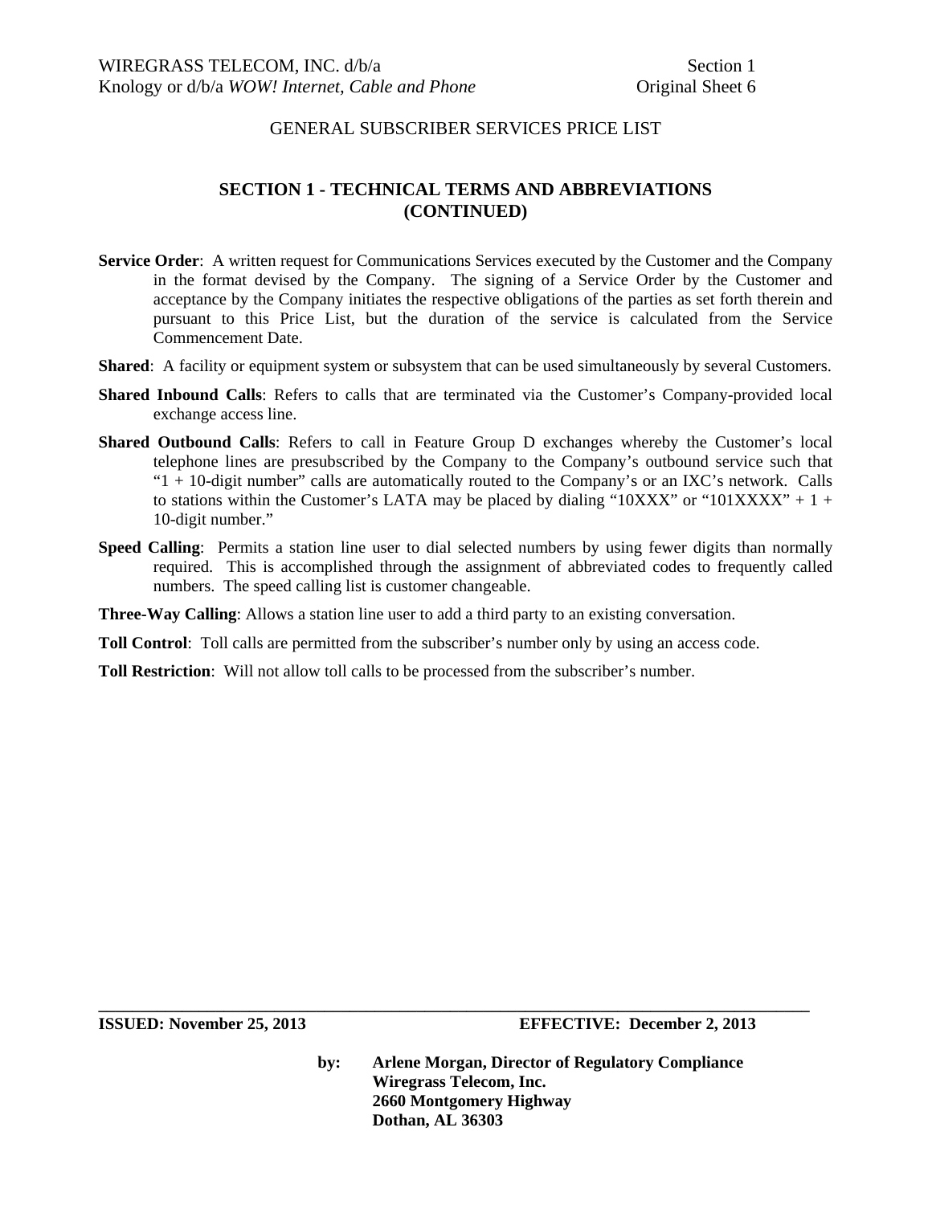GENERAL SUBSCRIBER SERVICES PRICE LIST

## SECTION 1 - TECHNICAL TERMS AND ABBREVIATIONS (CONTINUED)

**Service Order**: A written request for Communications Services executed by the Customer and the Company in the format devised by the Company. The signing of a Service Order by the Customer and acceptance by the Company initiates the respective obligations of the parties as set forth therein and pursuant to this Price List, but the duration of the service is calculated from the Service Commencement Date.

**Shared**: A facility or equipment system or subsystem that can be used simultaneously by several Customers.

**Shared Inbound Calls**: Refers to calls that are terminated via the Customer's Company-provided local exchange access line.

**Shared Outbound Calls**: Refers to call in Feature Group D exchanges whereby the Customer's local telephone lines are presubscribed by the Company to the Company's outbound service such that "1 + 10-digit number" calls are automatically routed to the Company's or an IXC's network. Calls to stations within the Customer's LATA may be placed by dialing "10XXX" or "101XXXX" + 1 + 10-digit number."

**Speed Calling**: Permits a station line user to dial selected numbers by using fewer digits than normally required. This is accomplished through the assignment of abbreviated codes to frequently called numbers. The speed calling list is customer changeable.

**Three-Way Calling**: Allows a station line user to add a third party to an existing conversation.

**Toll Control**: Toll calls are permitted from the subscriber's number only by using an access code.

**Toll Restriction**: Will not allow toll calls to be processed from the subscriber's number.

**ISSUED: November 25, 2013** **EFFECTIVE: December 2, 2013**

by: **Arlene Morgan, Director of Regulatory Compliance**
**Wiregrass Telecom, Inc.**
**2660 Montgomery Highway**
**Dothan, AL 36303**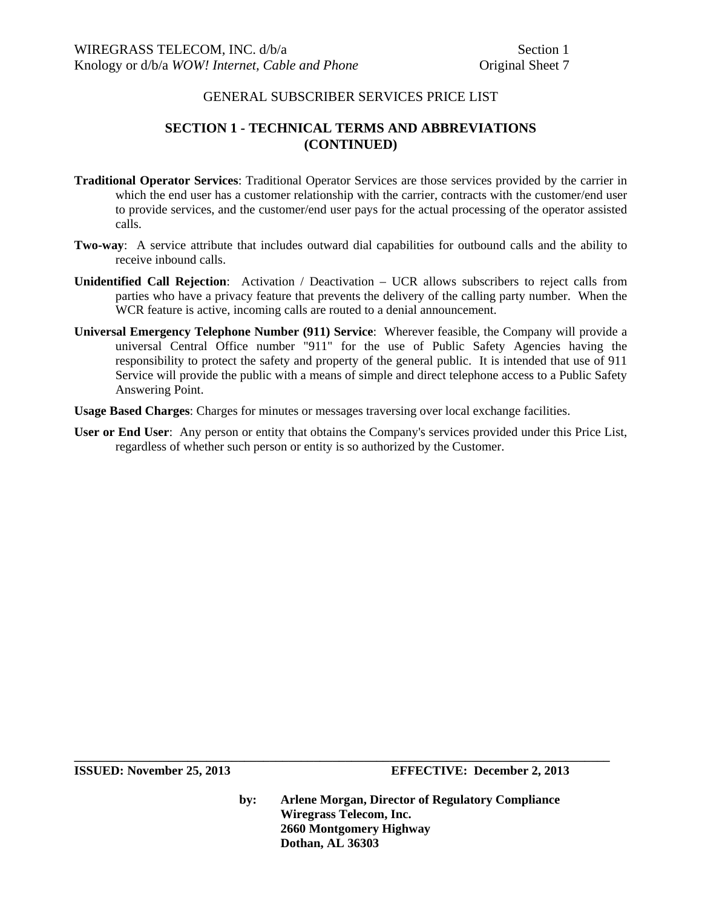GENERAL SUBSCRIBER SERVICES PRICE LIST

## SECTION 1 - TECHNICAL TERMS AND ABBREVIATIONS (CONTINUED)

**Traditional Operator Services**: Traditional Operator Services are those services provided by the carrier in which the end user has a customer relationship with the carrier, contracts with the customer/end user to provide services, and the customer/end user pays for the actual processing of the operator assisted calls.

**Two-way**: A service attribute that includes outward dial capabilities for outbound calls and the ability to receive inbound calls.

**Unidentified Call Rejection**: Activation / Deactivation – UCR allows subscribers to reject calls from parties who have a privacy feature that prevents the delivery of the calling party number. When the WCR feature is active, incoming calls are routed to a denial announcement.

**Universal Emergency Telephone Number (911) Service**: Wherever feasible, the Company will provide a universal Central Office number "911" for the use of Public Safety Agencies having the responsibility to protect the safety and property of the general public. It is intended that use of 911 Service will provide the public with a means of simple and direct telephone access to a Public Safety Answering Point.

**Usage Based Charges**: Charges for minutes or messages traversing over local exchange facilities.

**User or End User**: Any person or entity that obtains the Company's services provided under this Price List, regardless of whether such person or entity is so authorized by the Customer.

**ISSUED: November 25, 2013** **EFFECTIVE: December 2, 2013**

**by: Arlene Morgan, Director of Regulatory Compliance**
**Wiregrass Telecom, Inc.**
**2660 Montgomery Highway**
**Dothan, AL 36303**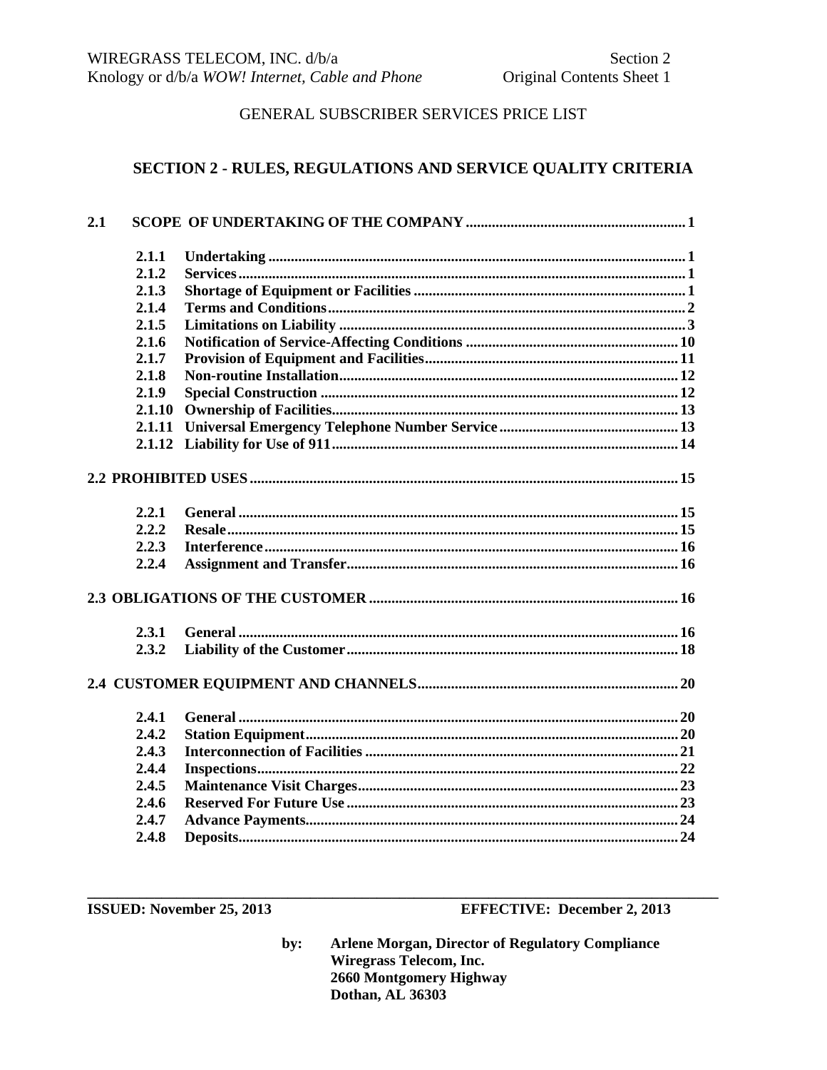GENERAL SUBSCRIBER SERVICES PRICE LIST

## SECTION 2 - RULES, REGULATIONS AND SERVICE QUALITY CRITERIA

| | | |
|---|---|---|
| **2.1** | **SCOPE OF UNDERTAKING OF THE COMPANY** | **1** |
| **2.1.1** | **Undertaking** | **1** |
| **2.1.2** | **Services** | **1** |
| **2.1.3** | **Shortage of Equipment or Facilities** | **1** |
| **2.1.4** | **Terms and Conditions** | **2** |
| **2.1.5** | **Limitations on Liability** | **3** |
| **2.1.6** | **Notification of Service-Affecting Conditions** | **10** |
| **2.1.7** | **Provision of Equipment and Facilities** | **11** |
| **2.1.8** | **Non-routine Installation** | **12** |
| **2.1.9** | **Special Construction** | **12** |
| **2.1.10** | **Ownership of Facilities** | **13** |
| **2.1.11** | **Universal Emergency Telephone Number Service** | **13** |
| **2.1.12** | **Liability for Use of 911** | **14** |
| **2.2** | **PROHIBITED USES** | **15** |
| **2.2.1** | **General** | **15** |
| **2.2.2** | **Resale** | **15** |
| **2.2.3** | **Interference** | **16** |
| **2.2.4** | **Assignment and Transfer** | **16** |
| **2.3** | **OBLIGATIONS OF THE CUSTOMER** | **16** |
| **2.3.1** | **General** | **16** |
| **2.3.2** | **Liability of the Customer** | **18** |
| **2.4** | **CUSTOMER EQUIPMENT AND CHANNELS** | **20** |
| **2.4.1** | **General** | **20** |
| **2.4.2** | **Station Equipment** | **20** |
| **2.4.3** | **Interconnection of Facilities** | **21** |
| **2.4.4** | **Inspections** | **22** |
| **2.4.5** | **Maintenance Visit Charges** | **23** |
| **2.4.6** | **Reserved For Future Use** | **23** |
| **2.4.7** | **Advance Payments** | **24** |
| **2.4.8** | **Deposits** | **24** |

**ISSUED: November 25, 2013** **EFFECTIVE: December 2, 2013**

by: **Arlene Morgan, Director of Regulatory Compliance**
**Wiregrass Telecom, Inc.**
**2660 Montgomery Highway**
**Dothan, AL 36303**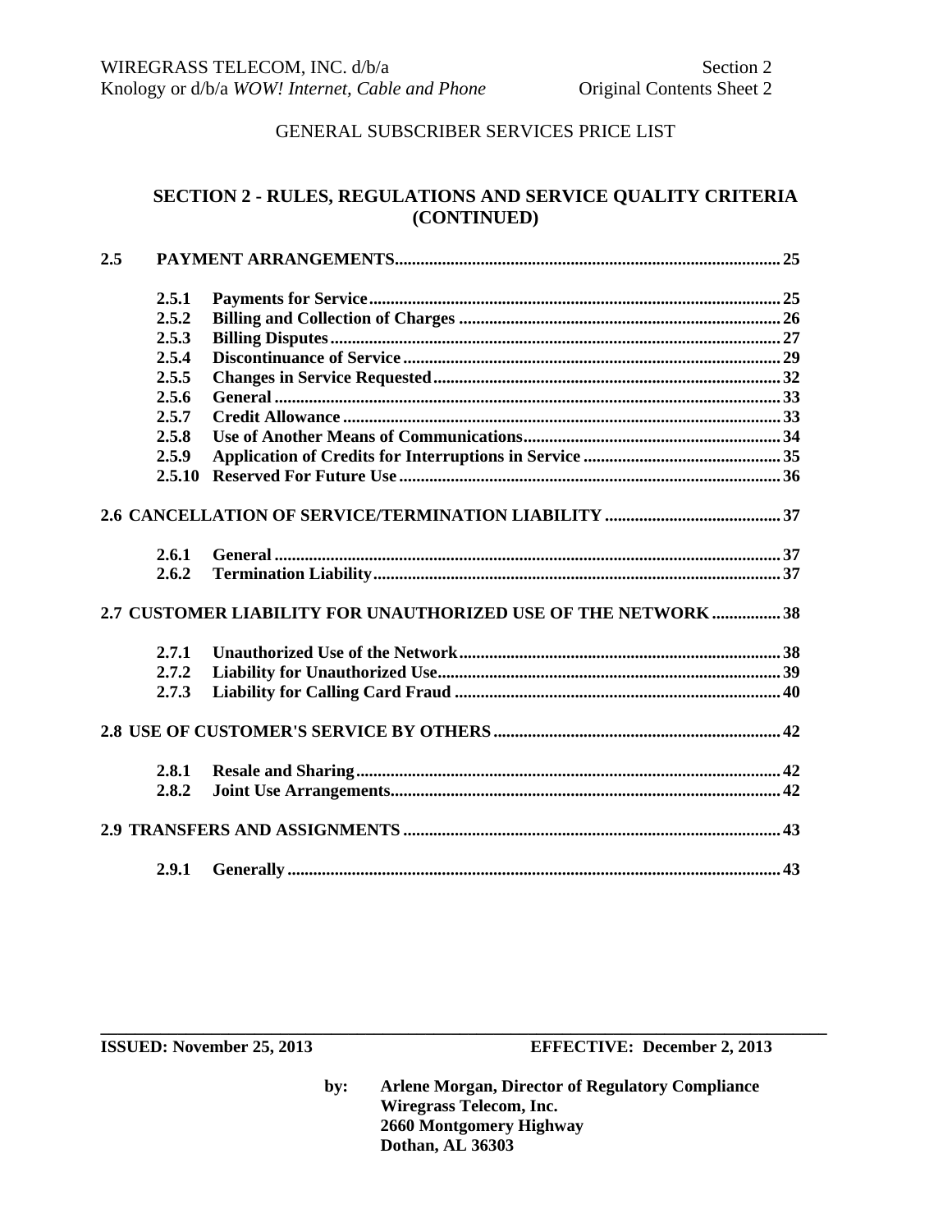GENERAL SUBSCRIBER SERVICES PRICE LIST

## SECTION 2 - RULES, REGULATIONS AND SERVICE QUALITY CRITERIA (CONTINUED)

| | | |
|---|---|---|
| **2.5** | **PAYMENT ARRANGEMENTS** | **25** |
| **2.5.1** | **Payments for Service** | **25** |
| **2.5.2** | **Billing and Collection of Charges** | **26** |
| **2.5.3** | **Billing Disputes** | **27** |
| **2.5.4** | **Discontinuance of Service** | **29** |
| **2.5.5** | **Changes in Service Requested** | **32** |
| **2.5.6** | **General** | **33** |
| **2.5.7** | **Credit Allowance** | **33** |
| **2.5.8** | **Use of Another Means of Communications** | **34** |
| **2.5.9** | **Application of Credits for Interruptions in Service** | **35** |
| **2.5.10** | **Reserved For Future Use** | **36** |
| **2.6** | **CANCELLATION OF SERVICE/TERMINATION LIABILITY** | **37** |
| **2.6.1** | **General** | **37** |
| **2.6.2** | **Termination Liability** | **37** |
| **2.7** | **CUSTOMER LIABILITY FOR UNAUTHORIZED USE OF THE NETWORK** | **38** |
| **2.7.1** | **Unauthorized Use of the Network** | **38** |
| **2.7.2** | **Liability for Unauthorized Use** | **39** |
| **2.7.3** | **Liability for Calling Card Fraud** | **40** |
| **2.8** | **USE OF CUSTOMER'S SERVICE BY OTHERS** | **42** |
| **2.8.1** | **Resale and Sharing** | **42** |
| **2.8.2** | **Joint Use Arrangements** | **42** |
| **2.9** | **TRANSFERS AND ASSIGNMENTS** | **43** |
| **2.9.1** | **Generally** | **43** |

**ISSUED: November 25, 2013** **EFFECTIVE: December 2, 2013**

by: **Arlene Morgan, Director of Regulatory Compliance**
**Wiregrass Telecom, Inc.**
**2660 Montgomery Highway**
**Dothan, AL 36303**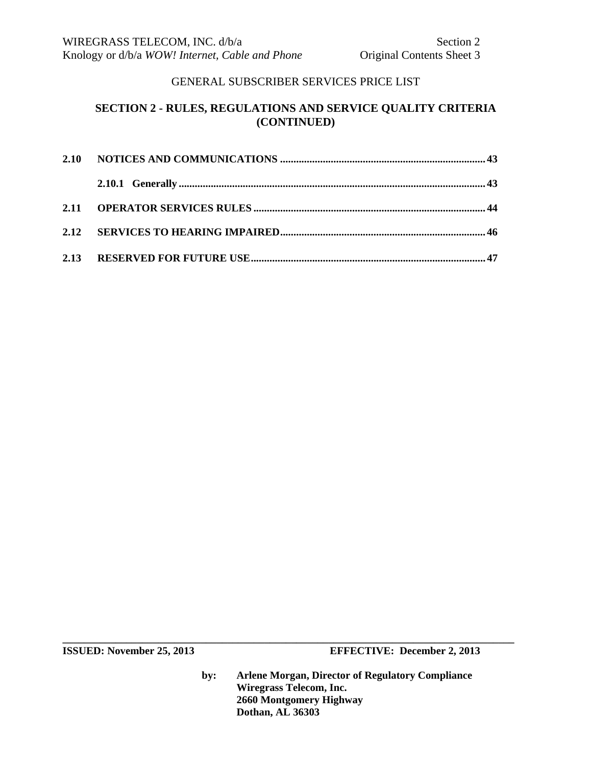GENERAL SUBSCRIBER SERVICES PRICE LIST

## SECTION 2 - RULES, REGULATIONS AND SERVICE QUALITY CRITERIA (CONTINUED)

**2.10 NOTICES AND COMMUNICATIONS** ..... 43

**2.10.1 Generally** ..... 43

**2.11 OPERATOR SERVICES RULES** ..... 44

**2.12 SERVICES TO HEARING IMPAIRED** ..... 46

**2.13 RESERVED FOR FUTURE USE** ..... 47

**ISSUED: November 25, 2013** **EFFECTIVE: December 2, 2013**

**by: Arlene Morgan, Director of Regulatory Compliance**
**Wiregrass Telecom, Inc.**
**2660 Montgomery Highway**
**Dothan, AL 36303**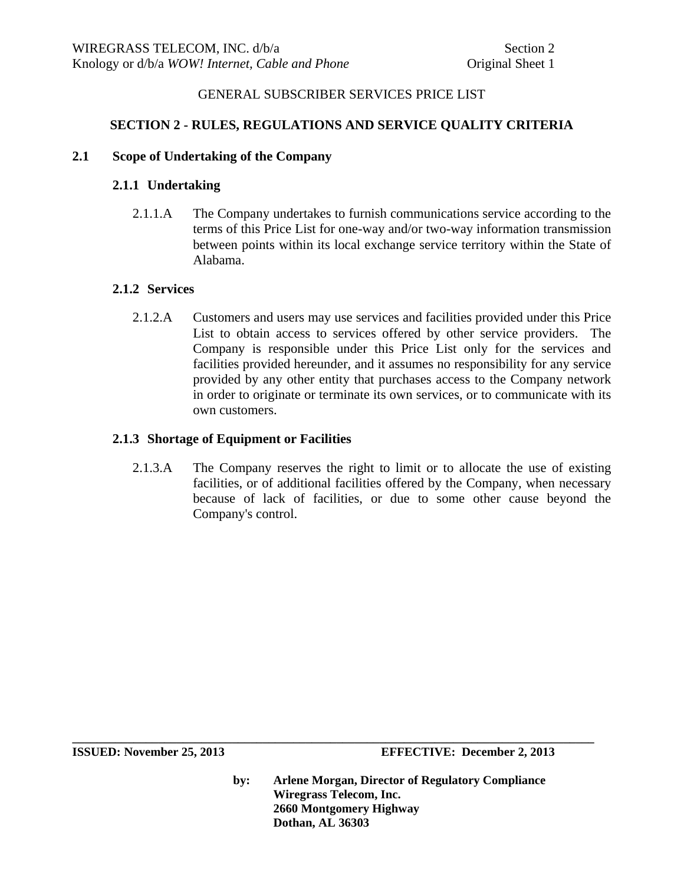GENERAL SUBSCRIBER SERVICES PRICE LIST

## SECTION 2 - RULES, REGULATIONS AND SERVICE QUALITY CRITERIA

### 2.1 Scope of Undertaking of the Company

#### 2.1.1 Undertaking

2.1.1.A The Company undertakes to furnish communications service according to the terms of this Price List for one-way and/or two-way information transmission between points within its local exchange service territory within the State of Alabama.

#### 2.1.2 Services

2.1.2.A Customers and users may use services and facilities provided under this Price List to obtain access to services offered by other service providers. The Company is responsible under this Price List only for the services and facilities provided hereunder, and it assumes no responsibility for any service provided by any other entity that purchases access to the Company network in order to originate or terminate its own services, or to communicate with its own customers.

#### 2.1.3 Shortage of Equipment or Facilities

2.1.3.A The Company reserves the right to limit or to allocate the use of existing facilities, or of additional facilities offered by the Company, when necessary because of lack of facilities, or due to some other cause beyond the Company's control.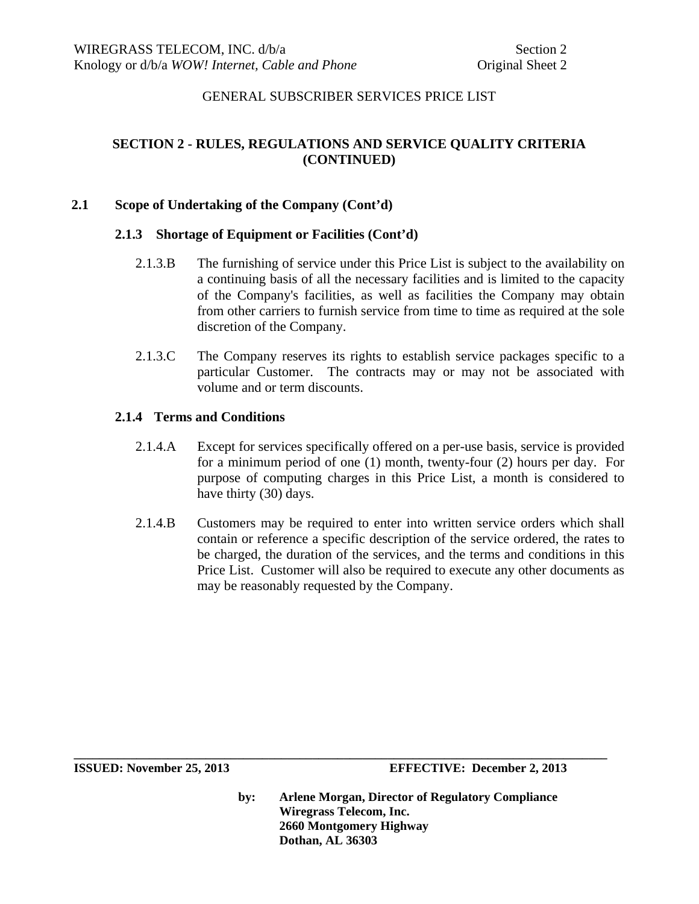GENERAL SUBSCRIBER SERVICES PRICE LIST

## SECTION 2 - RULES, REGULATIONS AND SERVICE QUALITY CRITERIA (CONTINUED)

### 2.1 Scope of Undertaking of the Company (Cont'd)

#### 2.1.3 Shortage of Equipment or Facilities (Cont'd)

2.1.3.B The furnishing of service under this Price List is subject to the availability on a continuing basis of all the necessary facilities and is limited to the capacity of the Company's facilities, as well as facilities the Company may obtain from other carriers to furnish service from time to time as required at the sole discretion of the Company.

2.1.3.C The Company reserves its rights to establish service packages specific to a particular Customer. The contracts may or may not be associated with volume and or term discounts.

#### 2.1.4 Terms and Conditions

2.1.4.A Except for services specifically offered on a per-use basis, service is provided for a minimum period of one (1) month, twenty-four (2) hours per day. For purpose of computing charges in this Price List, a month is considered to have thirty (30) days.

2.1.4.B Customers may be required to enter into written service orders which shall contain or reference a specific description of the service ordered, the rates to be charged, the duration of the services, and the terms and conditions in this Price List. Customer will also be required to execute any other documents as may be reasonably requested by the Company.

**ISSUED: November 25, 2013** **EFFECTIVE: December 2, 2013**

**by: Arlene Morgan, Director of Regulatory Compliance**
**Wiregrass Telecom, Inc.**
**2660 Montgomery Highway**
**Dothan, AL 36303**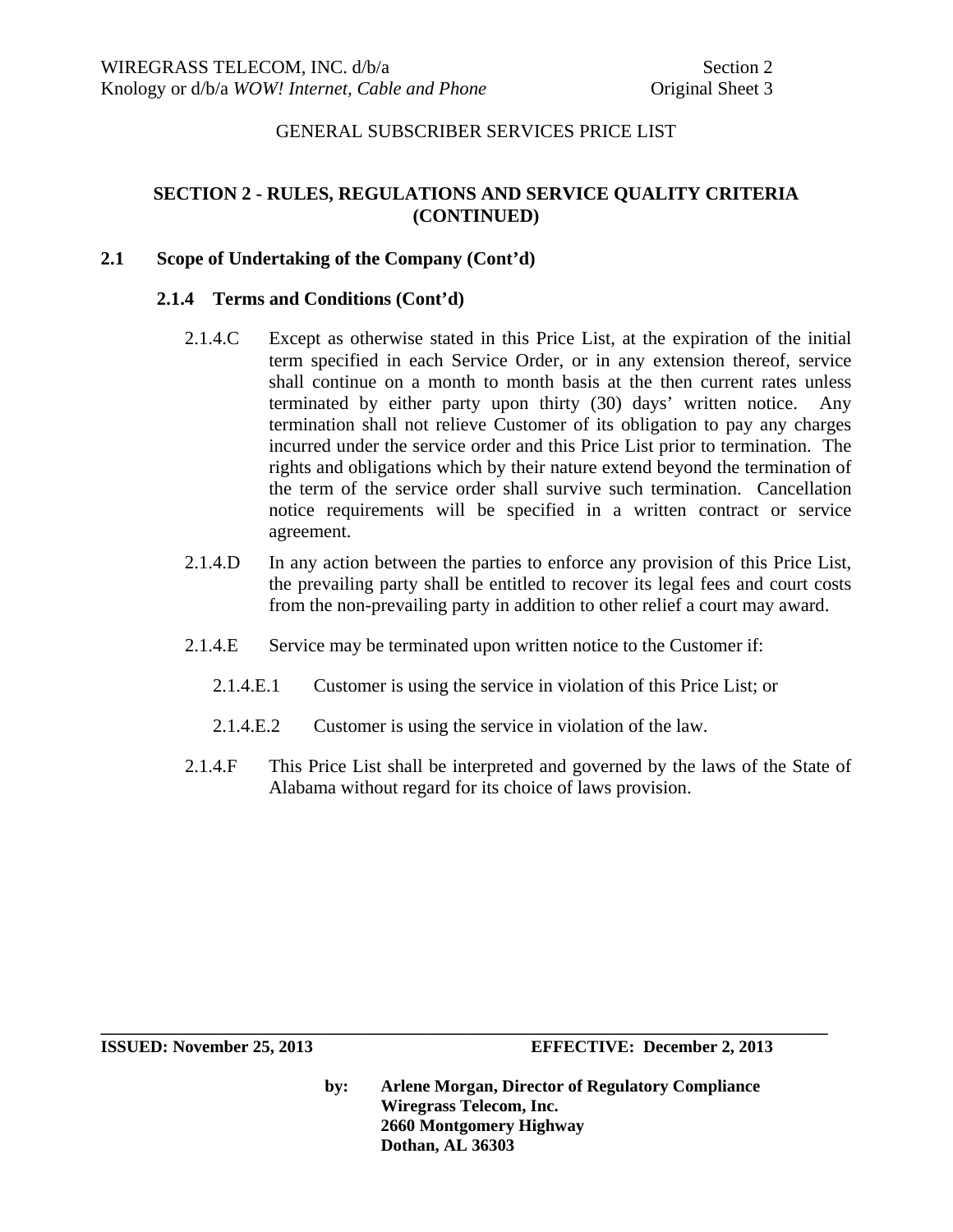## SECTION 2 - RULES, REGULATIONS AND SERVICE QUALITY CRITERIA (CONTINUED)

### 2.1 Scope of Undertaking of the Company (Cont'd)

#### 2.1.4 Terms and Conditions (Cont'd)

2.1.4.C Except as otherwise stated in this Price List, at the expiration of the initial term specified in each Service Order, or in any extension thereof, service shall continue on a month to month basis at the then current rates unless terminated by either party upon thirty (30) days' written notice. Any termination shall not relieve Customer of its obligation to pay any charges incurred under the service order and this Price List prior to termination. The rights and obligations which by their nature extend beyond the termination of the term of the service order shall survive such termination. Cancellation notice requirements will be specified in a written contract or service agreement.

2.1.4.D In any action between the parties to enforce any provision of this Price List, the prevailing party shall be entitled to recover its legal fees and court costs from the non-prevailing party in addition to other relief a court may award.

2.1.4.E Service may be terminated upon written notice to the Customer if:

2.1.4.E.1 Customer is using the service in violation of this Price List; or

2.1.4.E.2 Customer is using the service in violation of the law.

2.1.4.F This Price List shall be interpreted and governed by the laws of the State of Alabama without regard for its choice of laws provision.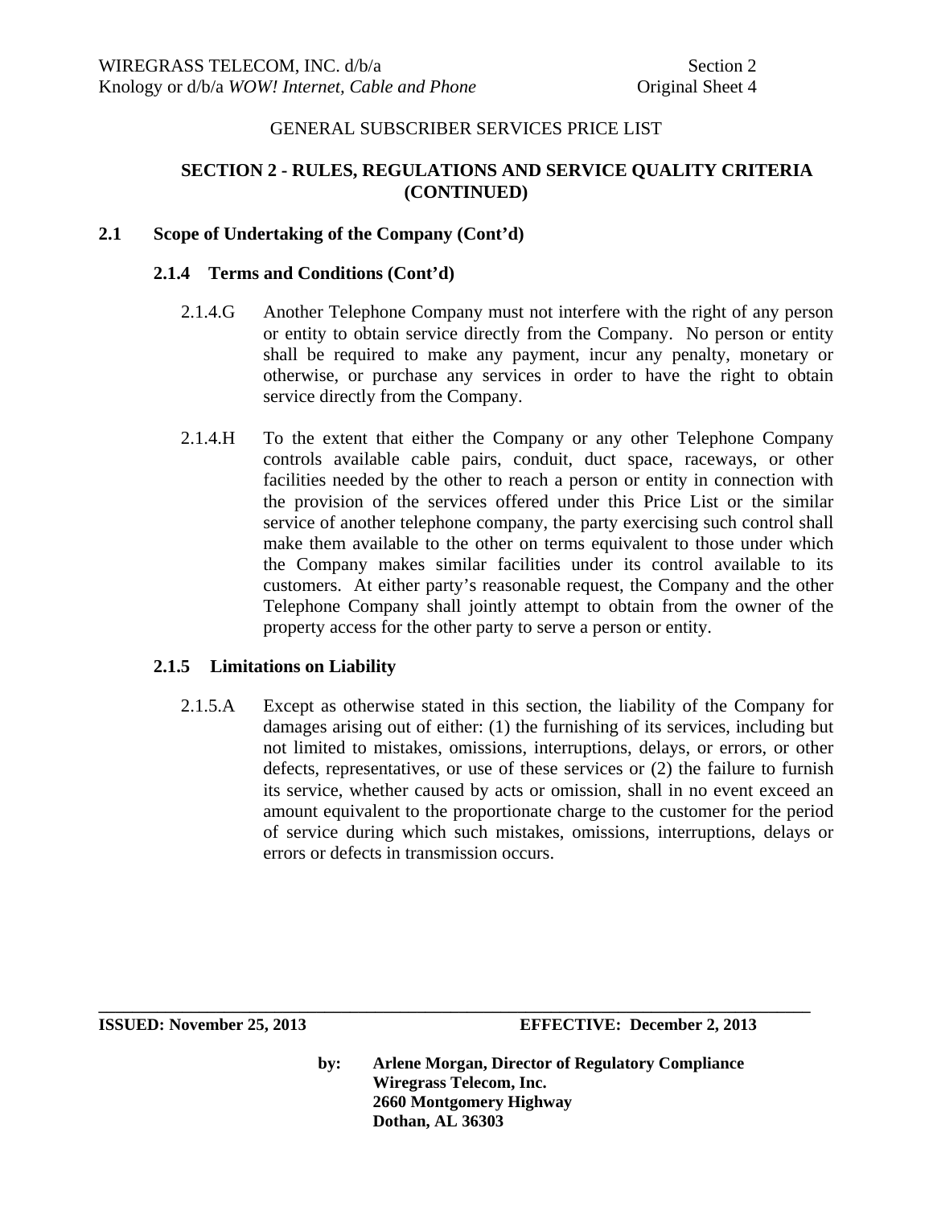GENERAL SUBSCRIBER SERVICES PRICE LIST

## SECTION 2 - RULES, REGULATIONS AND SERVICE QUALITY CRITERIA (CONTINUED)

### 2.1 Scope of Undertaking of the Company (Cont'd)

#### 2.1.4 Terms and Conditions (Cont'd)

2.1.4.G Another Telephone Company must not interfere with the right of any person or entity to obtain service directly from the Company. No person or entity shall be required to make any payment, incur any penalty, monetary or otherwise, or purchase any services in order to have the right to obtain service directly from the Company.

2.1.4.H To the extent that either the Company or any other Telephone Company controls available cable pairs, conduit, duct space, raceways, or other facilities needed by the other to reach a person or entity in connection with the provision of the services offered under this Price List or the similar service of another telephone company, the party exercising such control shall make them available to the other on terms equivalent to those under which the Company makes similar facilities under its control available to its customers. At either party's reasonable request, the Company and the other Telephone Company shall jointly attempt to obtain from the owner of the property access for the other party to serve a person or entity.

#### 2.1.5 Limitations on Liability

2.1.5.A Except as otherwise stated in this section, the liability of the Company for damages arising out of either: (1) the furnishing of its services, including but not limited to mistakes, omissions, interruptions, delays, or errors, or other defects, representatives, or use of these services or (2) the failure to furnish its service, whether caused by acts or omission, shall in no event exceed an amount equivalent to the proportionate charge to the customer for the period of service during which such mistakes, omissions, interruptions, delays or errors or defects in transmission occurs.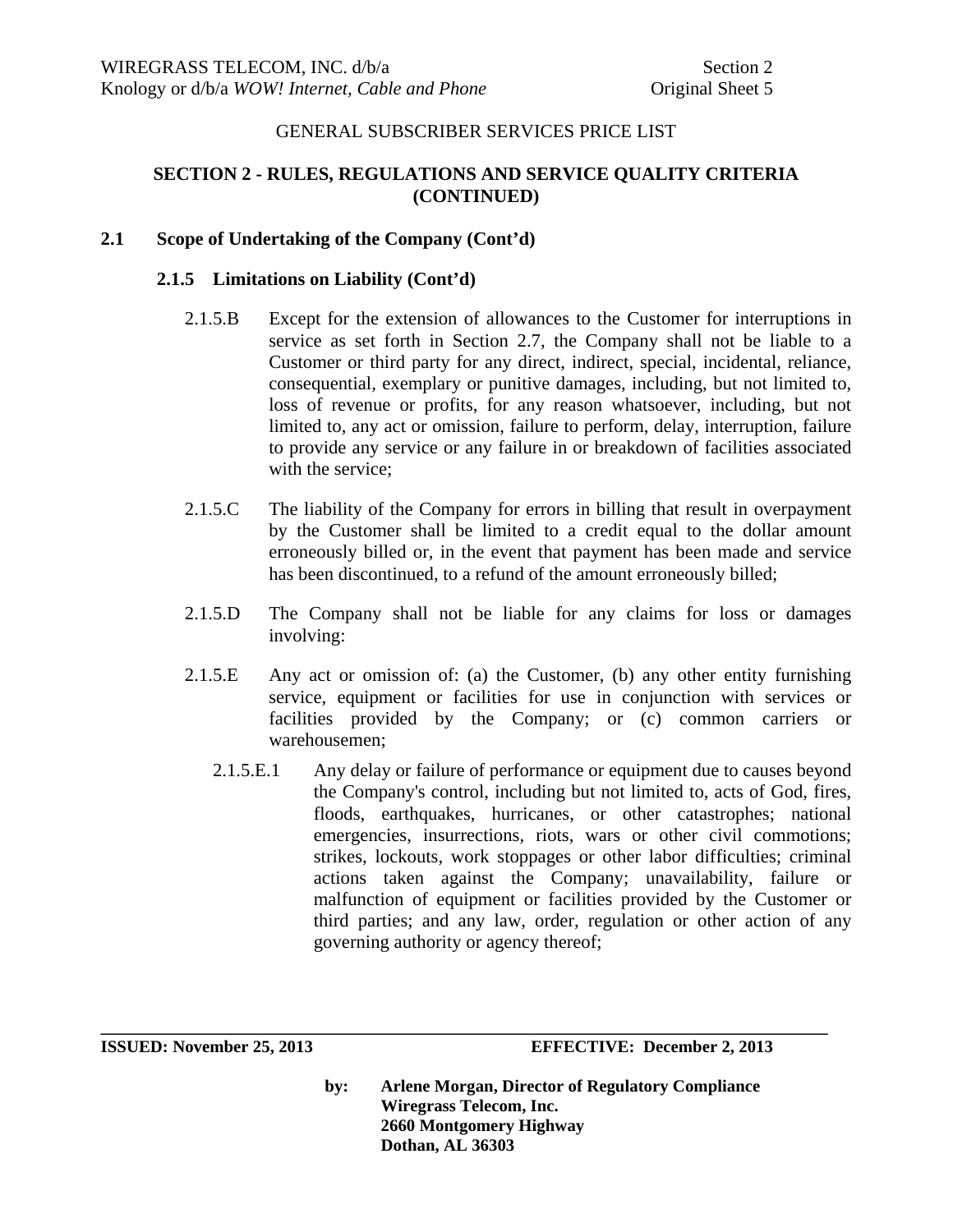GENERAL SUBSCRIBER SERVICES PRICE LIST

## SECTION 2 - RULES, REGULATIONS AND SERVICE QUALITY CRITERIA (CONTINUED)

### 2.1 Scope of Undertaking of the Company (Cont'd)

#### 2.1.5 Limitations on Liability (Cont'd)

2.1.5.B Except for the extension of allowances to the Customer for interruptions in service as set forth in Section 2.7, the Company shall not be liable to a Customer or third party for any direct, indirect, special, incidental, reliance, consequential, exemplary or punitive damages, including, but not limited to, loss of revenue or profits, for any reason whatsoever, including, but not limited to, any act or omission, failure to perform, delay, interruption, failure to provide any service or any failure in or breakdown of facilities associated with the service;

2.1.5.C The liability of the Company for errors in billing that result in overpayment by the Customer shall be limited to a credit equal to the dollar amount erroneously billed or, in the event that payment has been made and service has been discontinued, to a refund of the amount erroneously billed;

2.1.5.D The Company shall not be liable for any claims for loss or damages involving:

2.1.5.E Any act or omission of: (a) the Customer, (b) any other entity furnishing service, equipment or facilities for use in conjunction with services or facilities provided by the Company; or (c) common carriers or warehousemen;

2.1.5.E.1 Any delay or failure of performance or equipment due to causes beyond the Company's control, including but not limited to, acts of God, fires, floods, earthquakes, hurricanes, or other catastrophes; national emergencies, insurrections, riots, wars or other civil commotions; strikes, lockouts, work stoppages or other labor difficulties; criminal actions taken against the Company; unavailability, failure or malfunction of equipment or facilities provided by the Customer or third parties; and any law, order, regulation or other action of any governing authority or agency thereof;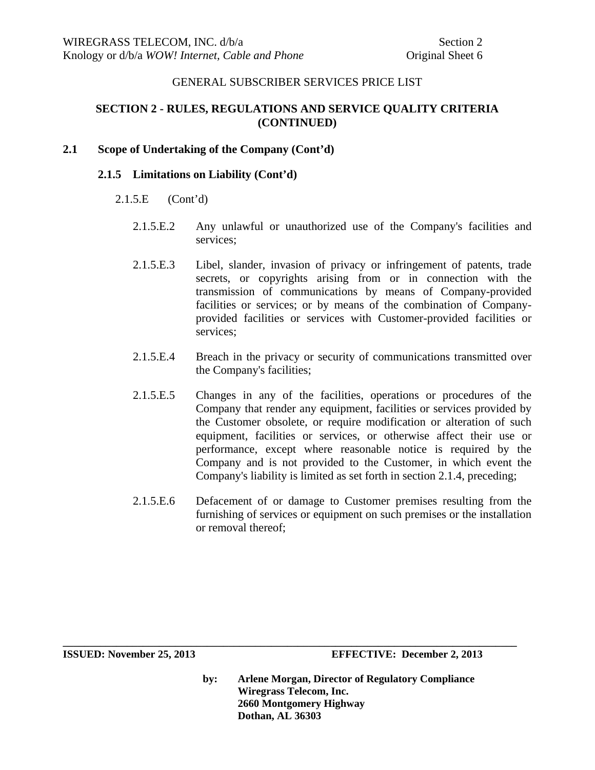GENERAL SUBSCRIBER SERVICES PRICE LIST

## SECTION 2 - RULES, REGULATIONS AND SERVICE QUALITY CRITERIA (CONTINUED)

### 2.1 Scope of Undertaking of the Company (Cont'd)

#### 2.1.5 Limitations on Liability (Cont'd)

2.1.5.E (Cont'd)

2.1.5.E.2 Any unlawful or unauthorized use of the Company's facilities and services;

2.1.5.E.3 Libel, slander, invasion of privacy or infringement of patents, trade secrets, or copyrights arising from or in connection with the transmission of communications by means of Company-provided facilities or services; or by means of the combination of Company-provided facilities or services with Customer-provided facilities or services;

2.1.5.E.4 Breach in the privacy or security of communications transmitted over the Company's facilities;

2.1.5.E.5 Changes in any of the facilities, operations or procedures of the Company that render any equipment, facilities or services provided by the Customer obsolete, or require modification or alteration of such equipment, facilities or services, or otherwise affect their use or performance, except where reasonable notice is required by the Company and is not provided to the Customer, in which event the Company's liability is limited as set forth in section 2.1.4, preceding;

2.1.5.E.6 Defacement of or damage to Customer premises resulting from the furnishing of services or equipment on such premises or the installation or removal thereof;

**ISSUED: November 25, 2013** **EFFECTIVE: December 2, 2013**

**by: Arlene Morgan, Director of Regulatory Compliance**
**Wiregrass Telecom, Inc.**
**2660 Montgomery Highway**
**Dothan, AL 36303**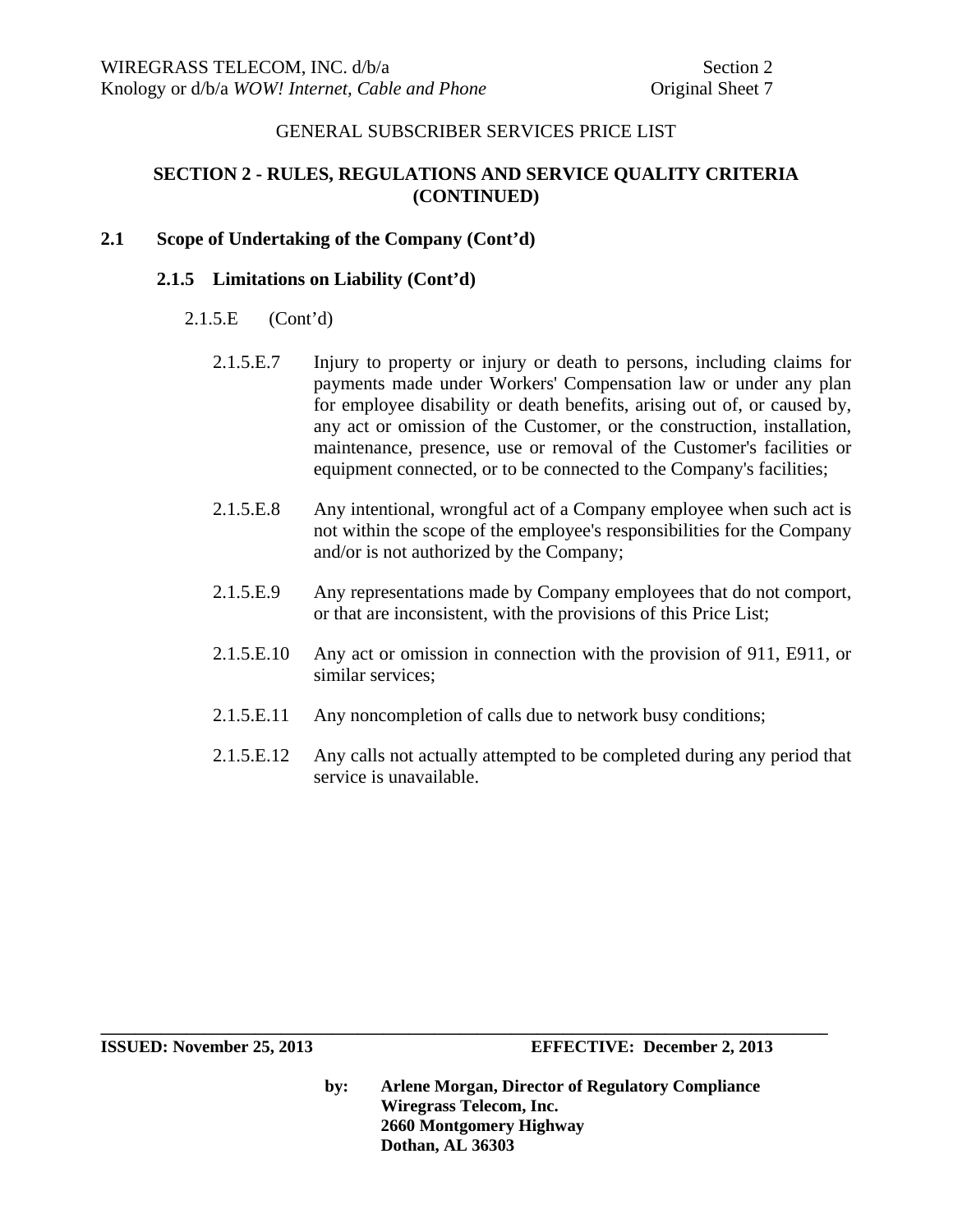## SECTION 2 - RULES, REGULATIONS AND SERVICE QUALITY CRITERIA (CONTINUED)

### 2.1 Scope of Undertaking of the Company (Cont'd)

#### 2.1.5 Limitations on Liability (Cont'd)

2.1.5.E (Cont'd)

2.1.5.E.7 Injury to property or injury or death to persons, including claims for payments made under Workers' Compensation law or under any plan for employee disability or death benefits, arising out of, or caused by, any act or omission of the Customer, or the construction, installation, maintenance, presence, use or removal of the Customer's facilities or equipment connected, or to be connected to the Company's facilities;

2.1.5.E.8 Any intentional, wrongful act of a Company employee when such act is not within the scope of the employee's responsibilities for the Company and/or is not authorized by the Company;

2.1.5.E.9 Any representations made by Company employees that do not comport, or that are inconsistent, with the provisions of this Price List;

2.1.5.E.10 Any act or omission in connection with the provision of 911, E911, or similar services;

2.1.5.E.11 Any noncompletion of calls due to network busy conditions;

2.1.5.E.12 Any calls not actually attempted to be completed during any period that service is unavailable.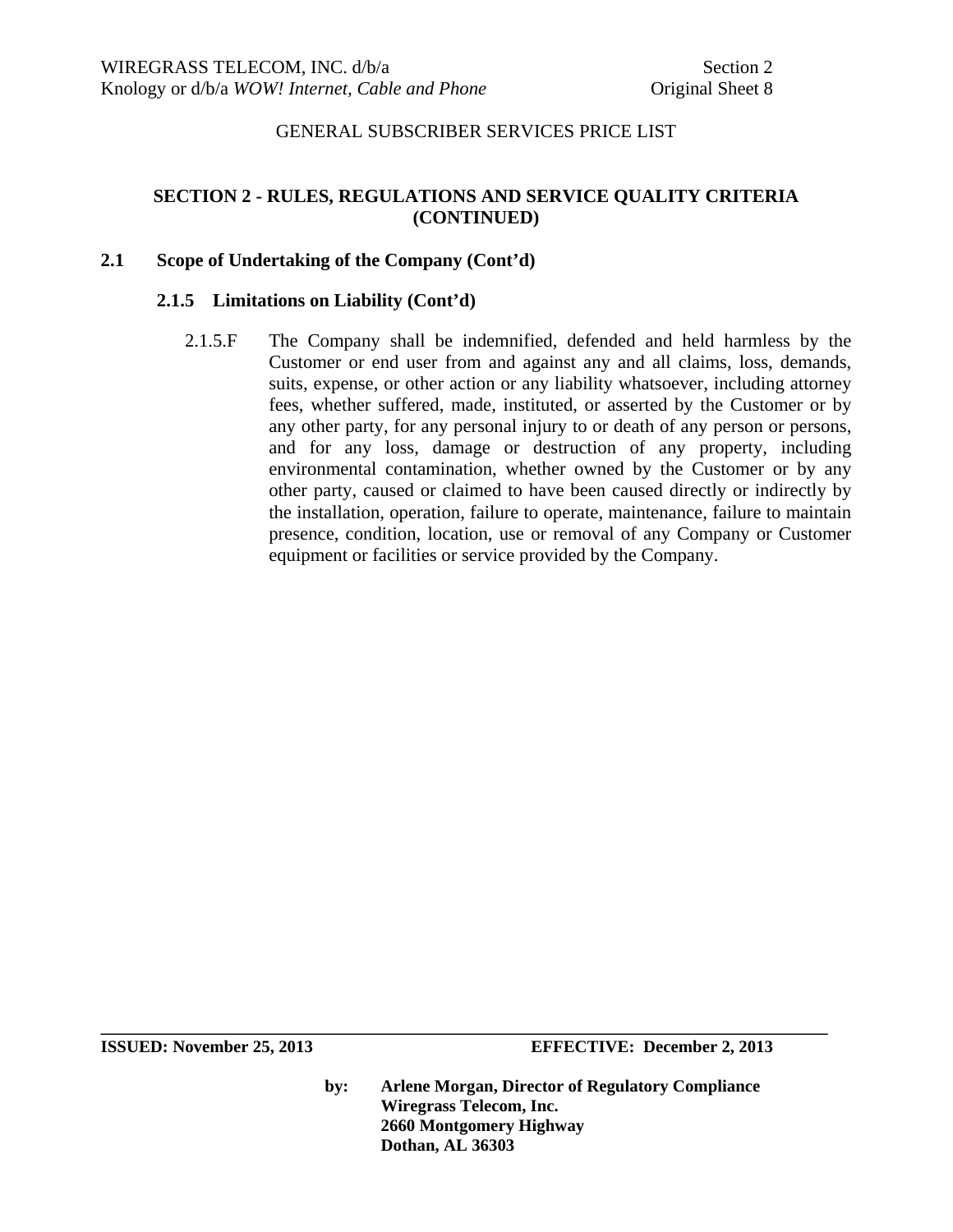GENERAL SUBSCRIBER SERVICES PRICE LIST

## SECTION 2 - RULES, REGULATIONS AND SERVICE QUALITY CRITERIA (CONTINUED)

### 2.1 Scope of Undertaking of the Company (Cont'd)

#### 2.1.5 Limitations on Liability (Cont'd)

2.1.5.F The Company shall be indemnified, defended and held harmless by the Customer or end user from and against any and all claims, loss, demands, suits, expense, or other action or any liability whatsoever, including attorney fees, whether suffered, made, instituted, or asserted by the Customer or by any other party, for any personal injury to or death of any person or persons, and for any loss, damage or destruction of any property, including environmental contamination, whether owned by the Customer or by any other party, caused or claimed to have been caused directly or indirectly by the installation, operation, failure to operate, maintenance, failure to maintain presence, condition, location, use or removal of any Company or Customer equipment or facilities or service provided by the Company.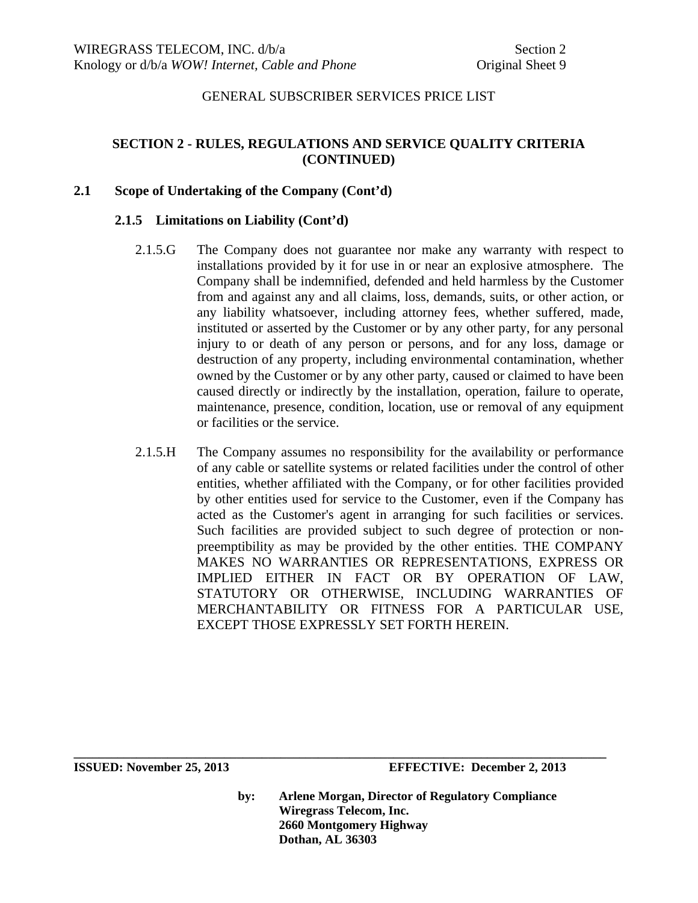GENERAL SUBSCRIBER SERVICES PRICE LIST

## SECTION 2 - RULES, REGULATIONS AND SERVICE QUALITY CRITERIA (CONTINUED)

### 2.1 Scope of Undertaking of the Company (Cont'd)

#### 2.1.5 Limitations on Liability (Cont'd)

2.1.5.G The Company does not guarantee nor make any warranty with respect to installations provided by it for use in or near an explosive atmosphere. The Company shall be indemnified, defended and held harmless by the Customer from and against any and all claims, loss, demands, suits, or other action, or any liability whatsoever, including attorney fees, whether suffered, made, instituted or asserted by the Customer or by any other party, for any personal injury to or death of any person or persons, and for any loss, damage or destruction of any property, including environmental contamination, whether owned by the Customer or by any other party, caused or claimed to have been caused directly or indirectly by the installation, operation, failure to operate, maintenance, presence, condition, location, use or removal of any equipment or facilities or the service.

2.1.5.H The Company assumes no responsibility for the availability or performance of any cable or satellite systems or related facilities under the control of other entities, whether affiliated with the Company, or for other facilities provided by other entities used for service to the Customer, even if the Company has acted as the Customer's agent in arranging for such facilities or services. Such facilities are provided subject to such degree of protection or non-preemptibility as may be provided by the other entities. THE COMPANY MAKES NO WARRANTIES OR REPRESENTATIONS, EXPRESS OR IMPLIED EITHER IN FACT OR BY OPERATION OF LAW, STATUTORY OR OTHERWISE, INCLUDING WARRANTIES OF MERCHANTABILITY OR FITNESS FOR A PARTICULAR USE, EXCEPT THOSE EXPRESSLY SET FORTH HEREIN.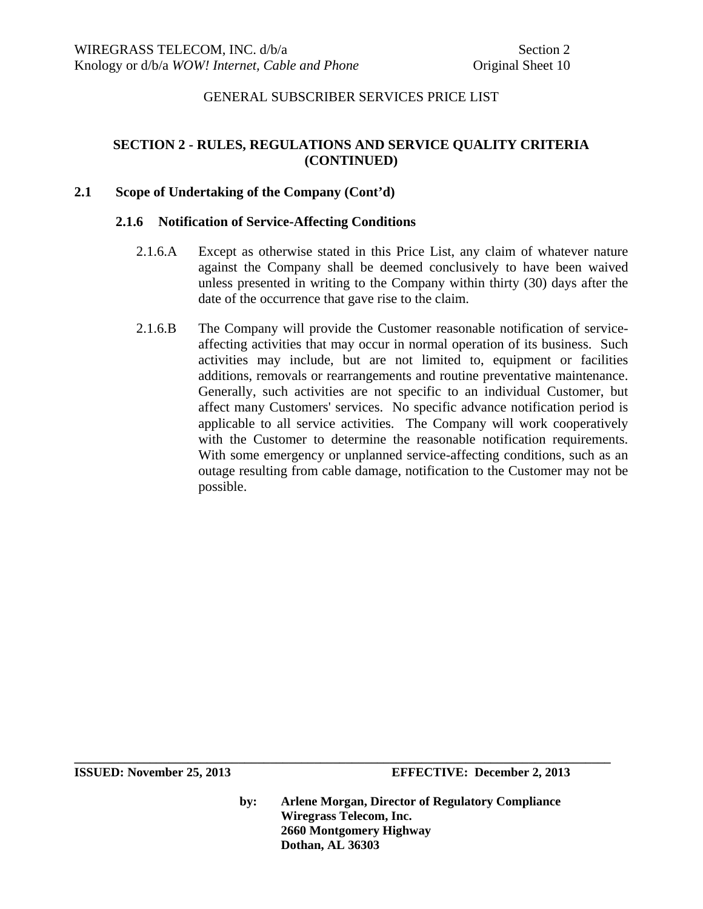GENERAL SUBSCRIBER SERVICES PRICE LIST

## SECTION 2 - RULES, REGULATIONS AND SERVICE QUALITY CRITERIA (CONTINUED)

### 2.1 Scope of Undertaking of the Company (Cont'd)

#### 2.1.6 Notification of Service-Affecting Conditions

2.1.6.A Except as otherwise stated in this Price List, any claim of whatever nature against the Company shall be deemed conclusively to have been waived unless presented in writing to the Company within thirty (30) days after the date of the occurrence that gave rise to the claim.

2.1.6.B The Company will provide the Customer reasonable notification of service-affecting activities that may occur in normal operation of its business. Such activities may include, but are not limited to, equipment or facilities additions, removals or rearrangements and routine preventative maintenance. Generally, such activities are not specific to an individual Customer, but affect many Customers' services. No specific advance notification period is applicable to all service activities. The Company will work cooperatively with the Customer to determine the reasonable notification requirements. With some emergency or unplanned service-affecting conditions, such as an outage resulting from cable damage, notification to the Customer may not be possible.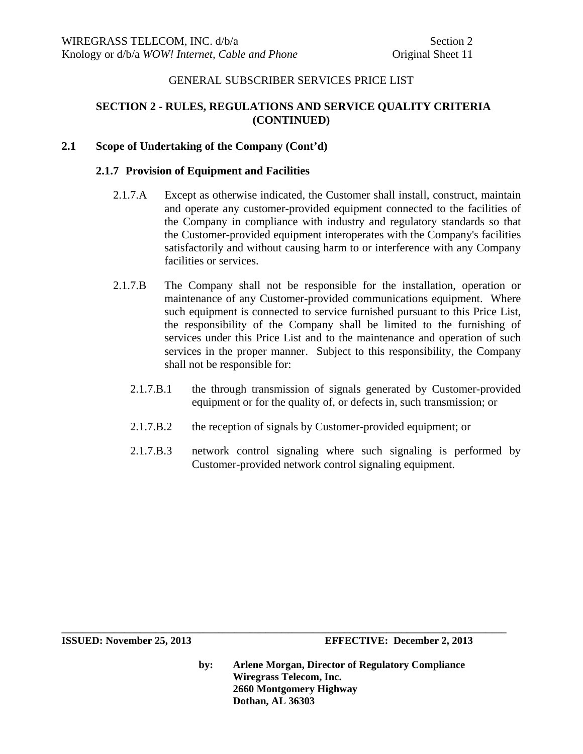GENERAL SUBSCRIBER SERVICES PRICE LIST

## SECTION 2 - RULES, REGULATIONS AND SERVICE QUALITY CRITERIA (CONTINUED)

### 2.1 Scope of Undertaking of the Company (Cont'd)

#### 2.1.7 Provision of Equipment and Facilities

2.1.7.A Except as otherwise indicated, the Customer shall install, construct, maintain and operate any customer-provided equipment connected to the facilities of the Company in compliance with industry and regulatory standards so that the Customer-provided equipment interoperates with the Company's facilities satisfactorily and without causing harm to or interference with any Company facilities or services.

2.1.7.B The Company shall not be responsible for the installation, operation or maintenance of any Customer-provided communications equipment. Where such equipment is connected to service furnished pursuant to this Price List, the responsibility of the Company shall be limited to the furnishing of services under this Price List and to the maintenance and operation of such services in the proper manner. Subject to this responsibility, the Company shall not be responsible for:

2.1.7.B.1 the through transmission of signals generated by Customer-provided equipment or for the quality of, or defects in, such transmission; or

2.1.7.B.2 the reception of signals by Customer-provided equipment; or

2.1.7.B.3 network control signaling where such signaling is performed by Customer-provided network control signaling equipment.

**ISSUED: November 25, 2013** **EFFECTIVE: December 2, 2013**

**by: Arlene Morgan, Director of Regulatory Compliance**
**Wiregrass Telecom, Inc.**
**2660 Montgomery Highway**
**Dothan, AL 36303**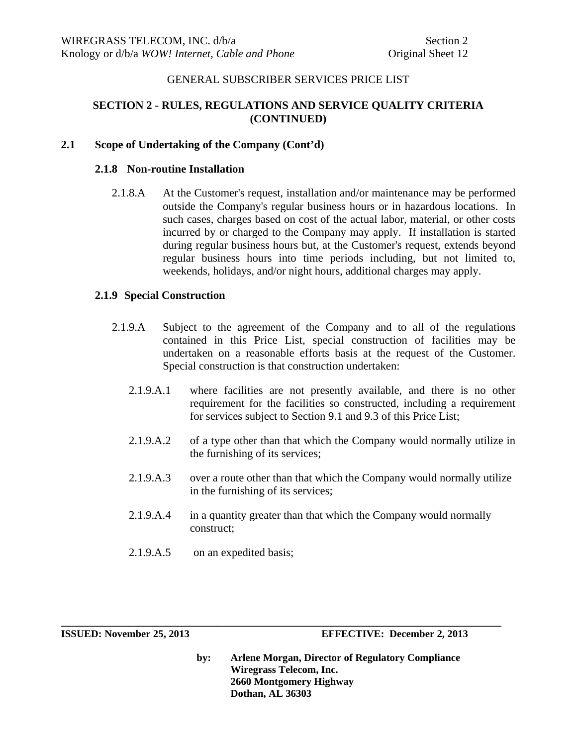GENERAL SUBSCRIBER SERVICES PRICE LIST

## SECTION 2 - RULES, REGULATIONS AND SERVICE QUALITY CRITERIA (CONTINUED)

### 2.1 Scope of Undertaking of the Company (Cont'd)

#### 2.1.8 Non-routine Installation

2.1.8.A At the Customer's request, installation and/or maintenance may be performed outside the Company's regular business hours or in hazardous locations. In such cases, charges based on cost of the actual labor, material, or other costs incurred by or charged to the Company may apply. If installation is started during regular business hours but, at the Customer's request, extends beyond regular business hours into time periods including, but not limited to, weekends, holidays, and/or night hours, additional charges may apply.

#### 2.1.9 Special Construction

2.1.9.A Subject to the agreement of the Company and to all of the regulations contained in this Price List, special construction of facilities may be undertaken on a reasonable efforts basis at the request of the Customer. Special construction is that construction undertaken:

2.1.9.A.1 where facilities are not presently available, and there is no other requirement for the facilities so constructed, including a requirement for services subject to Section 9.1 and 9.3 of this Price List;

2.1.9.A.2 of a type other than that which the Company would normally utilize in the furnishing of its services;

2.1.9.A.3 over a route other than that which the Company would normally utilize in the furnishing of its services;

2.1.9.A.4 in a quantity greater than that which the Company would normally construct;

2.1.9.A.5 on an expedited basis;

**ISSUED: November 25, 2013** **EFFECTIVE: December 2, 2013**

**by: Arlene Morgan, Director of Regulatory Compliance**
**Wiregrass Telecom, Inc.**
**2660 Montgomery Highway**
**Dothan, AL 36303**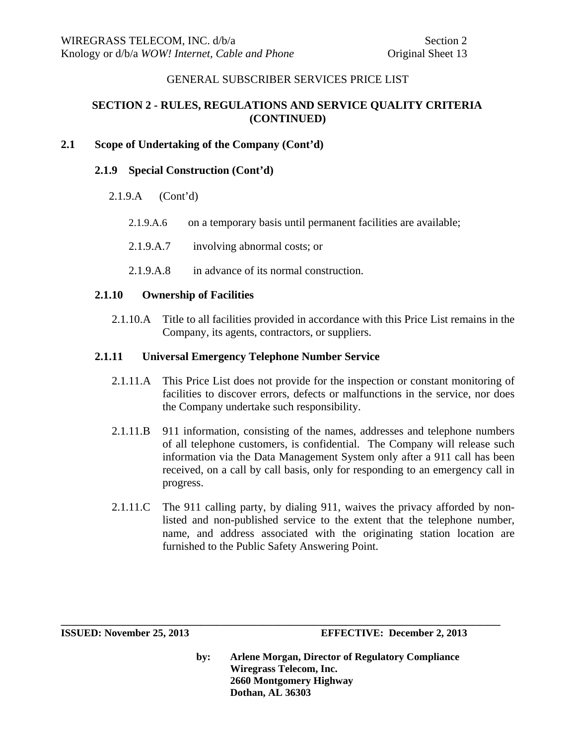GENERAL SUBSCRIBER SERVICES PRICE LIST

## SECTION 2 - RULES, REGULATIONS AND SERVICE QUALITY CRITERIA (CONTINUED)

### 2.1 Scope of Undertaking of the Company (Cont'd)

#### 2.1.9 Special Construction (Cont'd)

2.1.9.A (Cont'd)

2.1.9.A.6 on a temporary basis until permanent facilities are available;

2.1.9.A.7 involving abnormal costs; or

2.1.9.A.8 in advance of its normal construction.

#### 2.1.10 Ownership of Facilities

2.1.10.A Title to all facilities provided in accordance with this Price List remains in the Company, its agents, contractors, or suppliers.

#### 2.1.11 Universal Emergency Telephone Number Service

2.1.11.A This Price List does not provide for the inspection or constant monitoring of facilities to discover errors, defects or malfunctions in the service, nor does the Company undertake such responsibility.

2.1.11.B 911 information, consisting of the names, addresses and telephone numbers of all telephone customers, is confidential. The Company will release such information via the Data Management System only after a 911 call has been received, on a call by call basis, only for responding to an emergency call in progress.

2.1.11.C The 911 calling party, by dialing 911, waives the privacy afforded by non-listed and non-published service to the extent that the telephone number, name, and address associated with the originating station location are furnished to the Public Safety Answering Point.

**ISSUED: November 25, 2013** **EFFECTIVE: December 2, 2013**

**by: Arlene Morgan, Director of Regulatory Compliance**
**Wiregrass Telecom, Inc.**
**2660 Montgomery Highway**
**Dothan, AL 36303**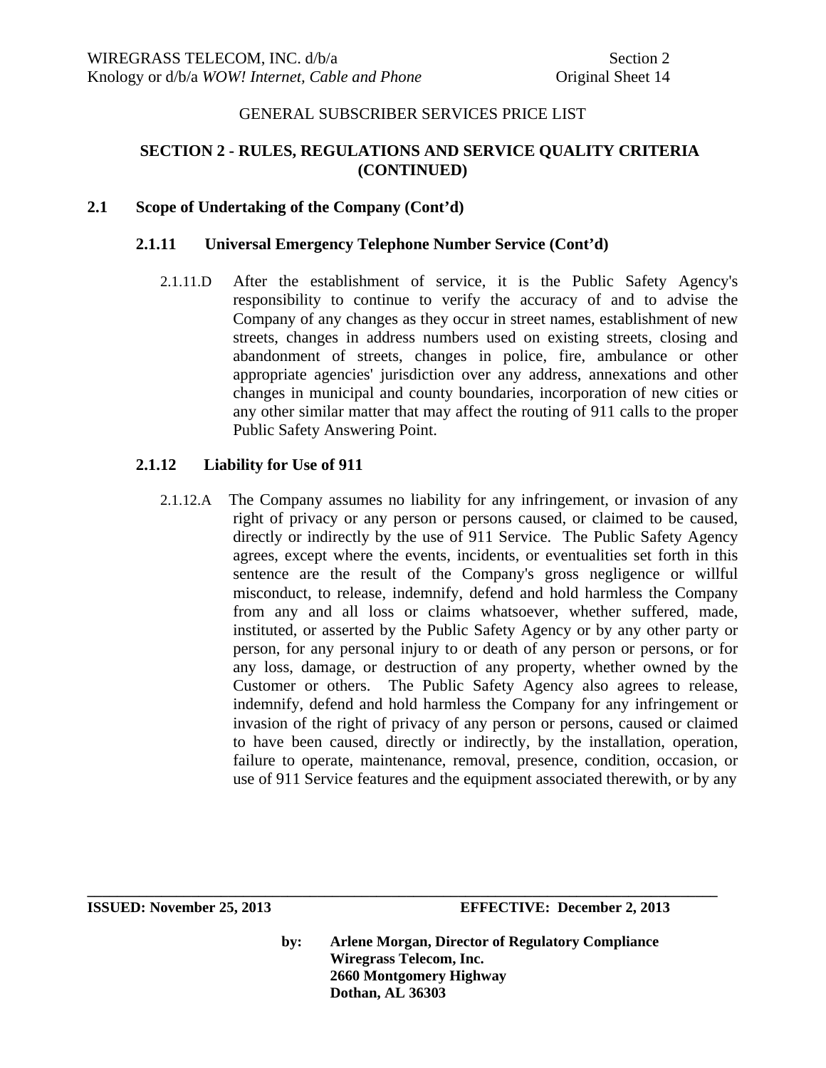GENERAL SUBSCRIBER SERVICES PRICE LIST

## SECTION 2 - RULES, REGULATIONS AND SERVICE QUALITY CRITERIA (CONTINUED)

### 2.1 Scope of Undertaking of the Company (Cont'd)

#### 2.1.11 Universal Emergency Telephone Number Service (Cont'd)

2.1.11.D After the establishment of service, it is the Public Safety Agency's responsibility to continue to verify the accuracy of and to advise the Company of any changes as they occur in street names, establishment of new streets, changes in address numbers used on existing streets, closing and abandonment of streets, changes in police, fire, ambulance or other appropriate agencies' jurisdiction over any address, annexations and other changes in municipal and county boundaries, incorporation of new cities or any other similar matter that may affect the routing of 911 calls to the proper Public Safety Answering Point.

#### 2.1.12 Liability for Use of 911

2.1.12.A The Company assumes no liability for any infringement, or invasion of any right of privacy or any person or persons caused, or claimed to be caused, directly or indirectly by the use of 911 Service. The Public Safety Agency agrees, except where the events, incidents, or eventualities set forth in this sentence are the result of the Company's gross negligence or willful misconduct, to release, indemnify, defend and hold harmless the Company from any and all loss or claims whatsoever, whether suffered, made, instituted, or asserted by the Public Safety Agency or by any other party or person, for any personal injury to or death of any person or persons, or for any loss, damage, or destruction of any property, whether owned by the Customer or others. The Public Safety Agency also agrees to release, indemnify, defend and hold harmless the Company for any infringement or invasion of the right of privacy of any person or persons, caused or claimed to have been caused, directly or indirectly, by the installation, operation, failure to operate, maintenance, removal, presence, condition, occasion, or use of 911 Service features and the equipment associated therewith, or by any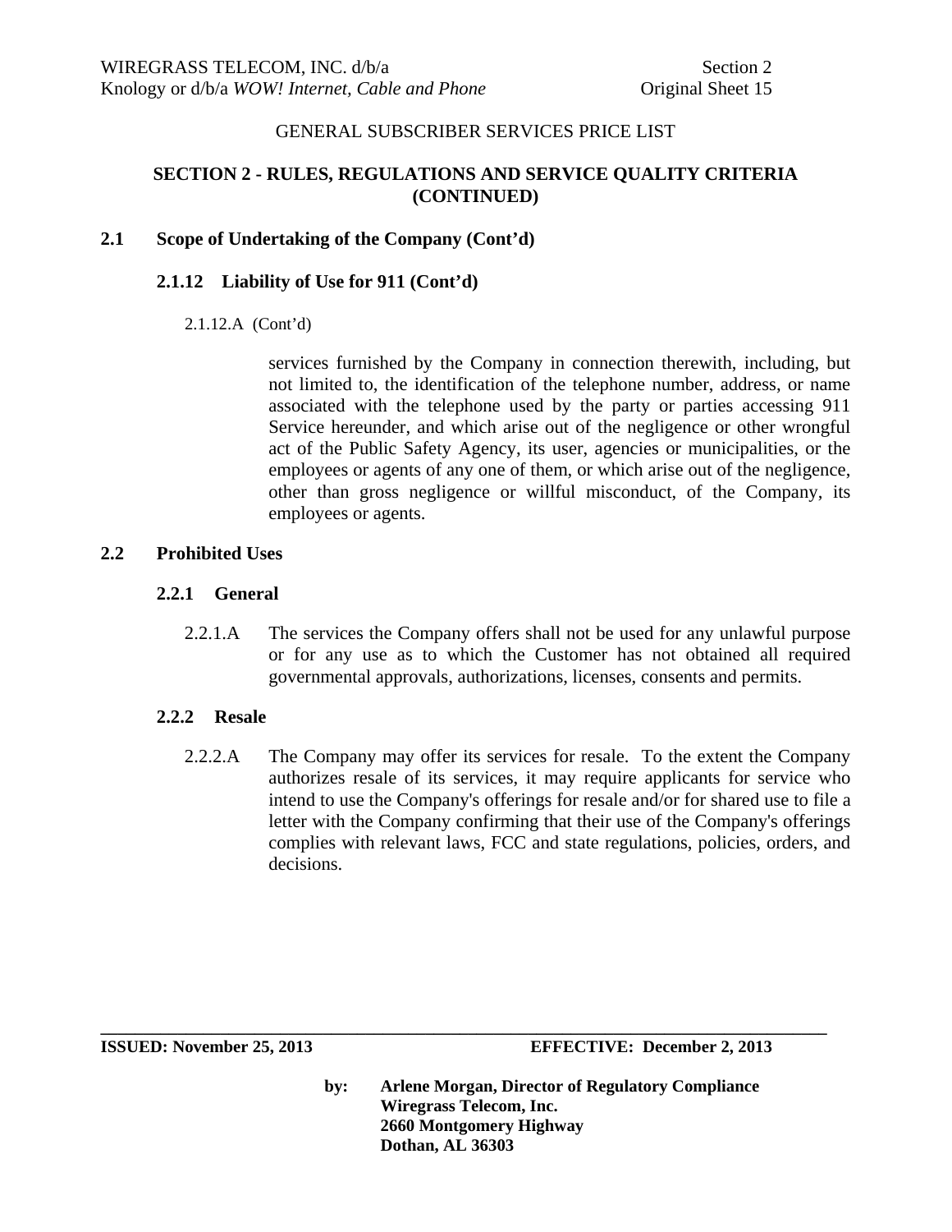GENERAL SUBSCRIBER SERVICES PRICE LIST

## SECTION 2 - RULES, REGULATIONS AND SERVICE QUALITY CRITERIA (CONTINUED)

### 2.1 Scope of Undertaking of the Company (Cont'd)

#### 2.1.12 Liability of Use for 911 (Cont'd)

2.1.12.A (Cont'd)

services furnished by the Company in connection therewith, including, but not limited to, the identification of the telephone number, address, or name associated with the telephone used by the party or parties accessing 911 Service hereunder, and which arise out of the negligence or other wrongful act of the Public Safety Agency, its user, agencies or municipalities, or the employees or agents of any one of them, or which arise out of the negligence, other than gross negligence or willful misconduct, of the Company, its employees or agents.

### 2.2 Prohibited Uses

#### 2.2.1 General

2.2.1.A The services the Company offers shall not be used for any unlawful purpose or for any use as to which the Customer has not obtained all required governmental approvals, authorizations, licenses, consents and permits.

#### 2.2.2 Resale

2.2.2.A The Company may offer its services for resale. To the extent the Company authorizes resale of its services, it may require applicants for service who intend to use the Company's offerings for resale and/or for shared use to file a letter with the Company confirming that their use of the Company's offerings complies with relevant laws, FCC and state regulations, policies, orders, and decisions.

**ISSUED: November 25, 2013** **EFFECTIVE: December 2, 2013**

**by: Arlene Morgan, Director of Regulatory Compliance**
**Wiregrass Telecom, Inc.**
**2660 Montgomery Highway**
**Dothan, AL 36303**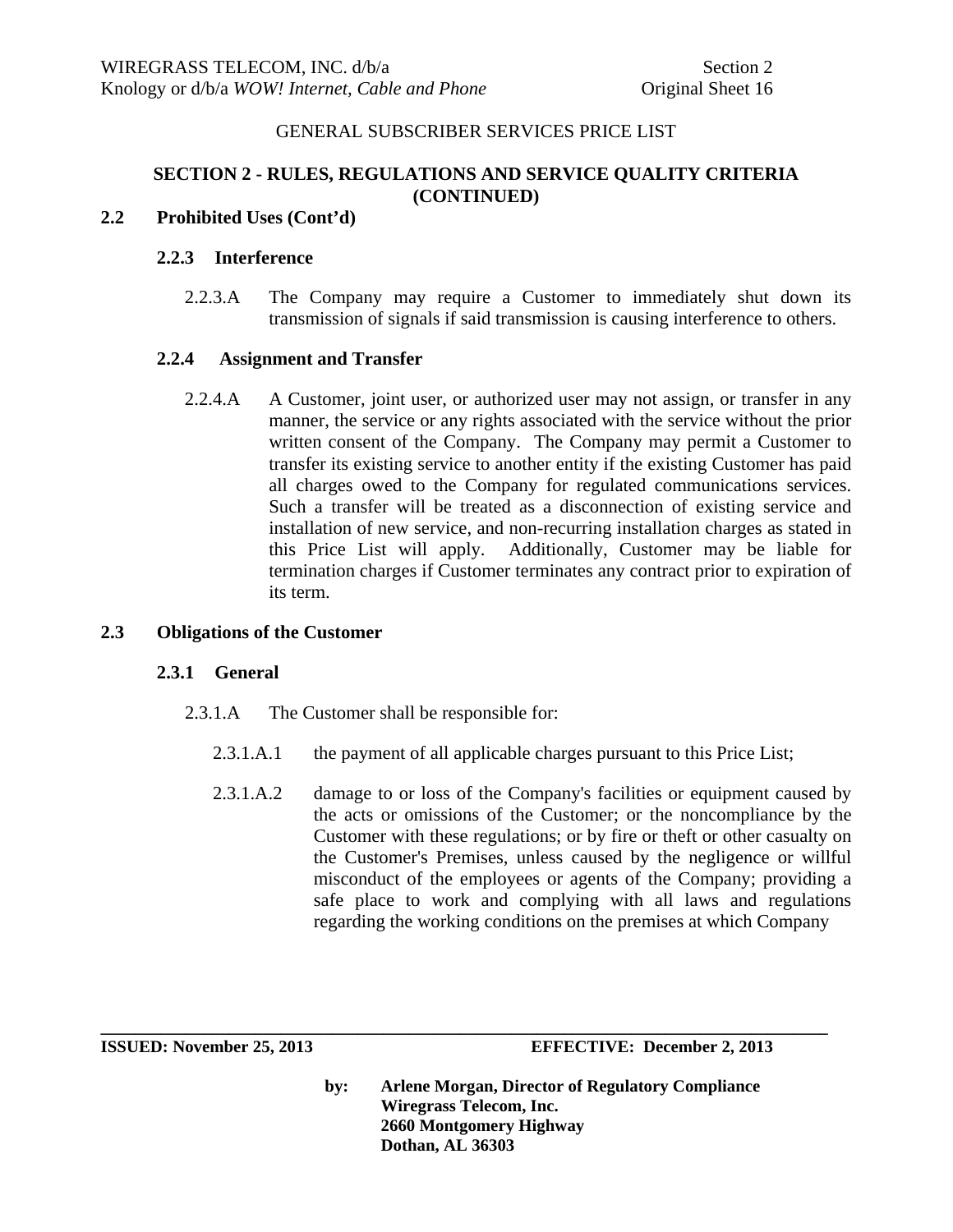GENERAL SUBSCRIBER SERVICES PRICE LIST

## SECTION 2 - RULES, REGULATIONS AND SERVICE QUALITY CRITERIA (CONTINUED)

### 2.2 Prohibited Uses (Cont'd)

#### 2.2.3 Interference

2.2.3.A The Company may require a Customer to immediately shut down its transmission of signals if said transmission is causing interference to others.

#### 2.2.4 Assignment and Transfer

2.2.4.A A Customer, joint user, or authorized user may not assign, or transfer in any manner, the service or any rights associated with the service without the prior written consent of the Company. The Company may permit a Customer to transfer its existing service to another entity if the existing Customer has paid all charges owed to the Company for regulated communications services. Such a transfer will be treated as a disconnection of existing service and installation of new service, and non-recurring installation charges as stated in this Price List will apply. Additionally, Customer may be liable for termination charges if Customer terminates any contract prior to expiration of its term.

### 2.3 Obligations of the Customer

#### 2.3.1 General

2.3.1.A The Customer shall be responsible for:

2.3.1.A.1 the payment of all applicable charges pursuant to this Price List;

2.3.1.A.2 damage to or loss of the Company's facilities or equipment caused by the acts or omissions of the Customer; or the noncompliance by the Customer with these regulations; or by fire or theft or other casualty on the Customer's Premises, unless caused by the negligence or willful misconduct of the employees or agents of the Company; providing a safe place to work and complying with all laws and regulations regarding the working conditions on the premises at which Company

**ISSUED: November 25, 2013** **EFFECTIVE: December 2, 2013**

**by: Arlene Morgan, Director of Regulatory Compliance**
**Wiregrass Telecom, Inc.**
**2660 Montgomery Highway**
**Dothan, AL 36303**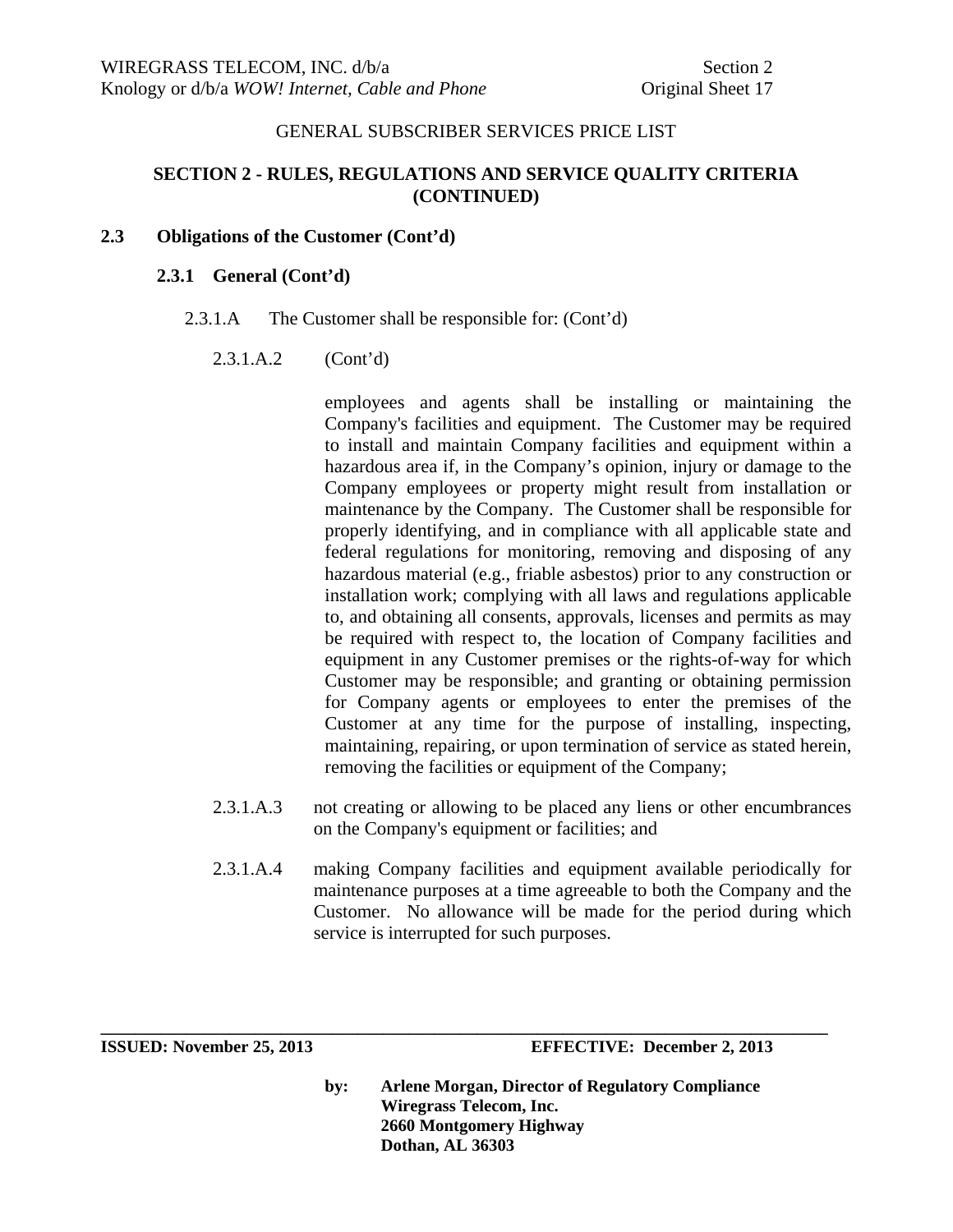GENERAL SUBSCRIBER SERVICES PRICE LIST

## SECTION 2 - RULES, REGULATIONS AND SERVICE QUALITY CRITERIA (CONTINUED)

### 2.3 Obligations of the Customer (Cont'd)

#### 2.3.1 General (Cont'd)

2.3.1.A The Customer shall be responsible for: (Cont'd)

2.3.1.A.2 (Cont'd)

employees and agents shall be installing or maintaining the Company's facilities and equipment. The Customer may be required to install and maintain Company facilities and equipment within a hazardous area if, in the Company's opinion, injury or damage to the Company employees or property might result from installation or maintenance by the Company. The Customer shall be responsible for properly identifying, and in compliance with all applicable state and federal regulations for monitoring, removing and disposing of any hazardous material (e.g., friable asbestos) prior to any construction or installation work; complying with all laws and regulations applicable to, and obtaining all consents, approvals, licenses and permits as may be required with respect to, the location of Company facilities and equipment in any Customer premises or the rights-of-way for which Customer may be responsible; and granting or obtaining permission for Company agents or employees to enter the premises of the Customer at any time for the purpose of installing, inspecting, maintaining, repairing, or upon termination of service as stated herein, removing the facilities or equipment of the Company;

2.3.1.A.3 not creating or allowing to be placed any liens or other encumbrances on the Company's equipment or facilities; and

2.3.1.A.4 making Company facilities and equipment available periodically for maintenance purposes at a time agreeable to both the Company and the Customer. No allowance will be made for the period during which service is interrupted for such purposes.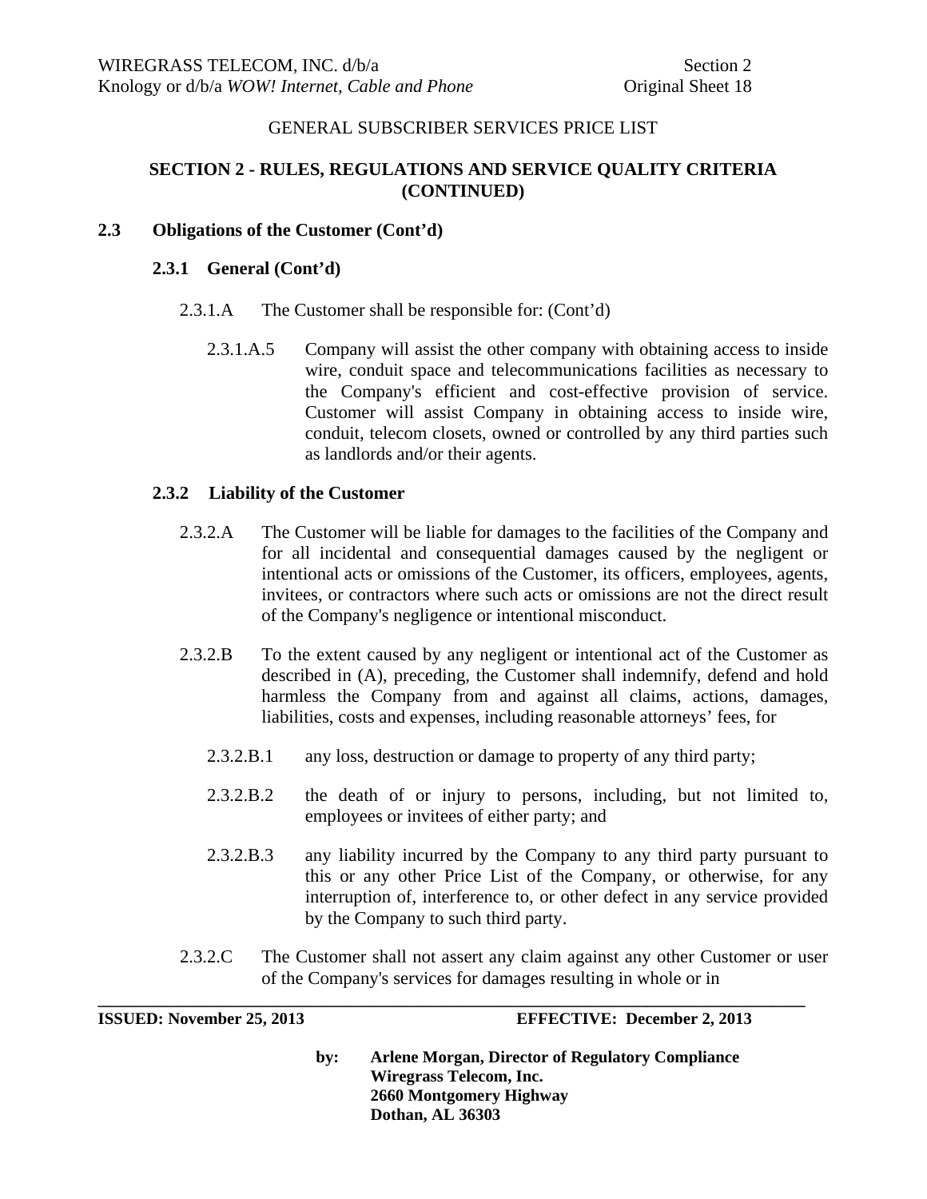GENERAL SUBSCRIBER SERVICES PRICE LIST

**SECTION 2 - RULES, REGULATIONS AND SERVICE QUALITY CRITERIA (CONTINUED)**

**2.3 Obligations of the Customer (Cont'd)**

**2.3.1 General (Cont'd)**

2.3.1.A The Customer shall be responsible for: (Cont'd)

2.3.1.A.5 Company will assist the other company with obtaining access to inside wire, conduit space and telecommunications facilities as necessary to the Company's efficient and cost-effective provision of service. Customer will assist Company in obtaining access to inside wire, conduit, telecom closets, owned or controlled by any third parties such as landlords and/or their agents.

**2.3.2 Liability of the Customer**

2.3.2.A The Customer will be liable for damages to the facilities of the Company and for all incidental and consequential damages caused by the negligent or intentional acts or omissions of the Customer, its officers, employees, agents, invitees, or contractors where such acts or omissions are not the direct result of the Company's negligence or intentional misconduct.

2.3.2.B To the extent caused by any negligent or intentional act of the Customer as described in (A), preceding, the Customer shall indemnify, defend and hold harmless the Company from and against all claims, actions, damages, liabilities, costs and expenses, including reasonable attorneys' fees, for

2.3.2.B.1 any loss, destruction or damage to property of any third party;

2.3.2.B.2 the death of or injury to persons, including, but not limited to, employees or invitees of either party; and

2.3.2.B.3 any liability incurred by the Company to any third party pursuant to this or any other Price List of the Company, or otherwise, for any interruption of, interference to, or other defect in any service provided by the Company to such third party.

2.3.2.C The Customer shall not assert any claim against any other Customer or user of the Company's services for damages resulting in whole or in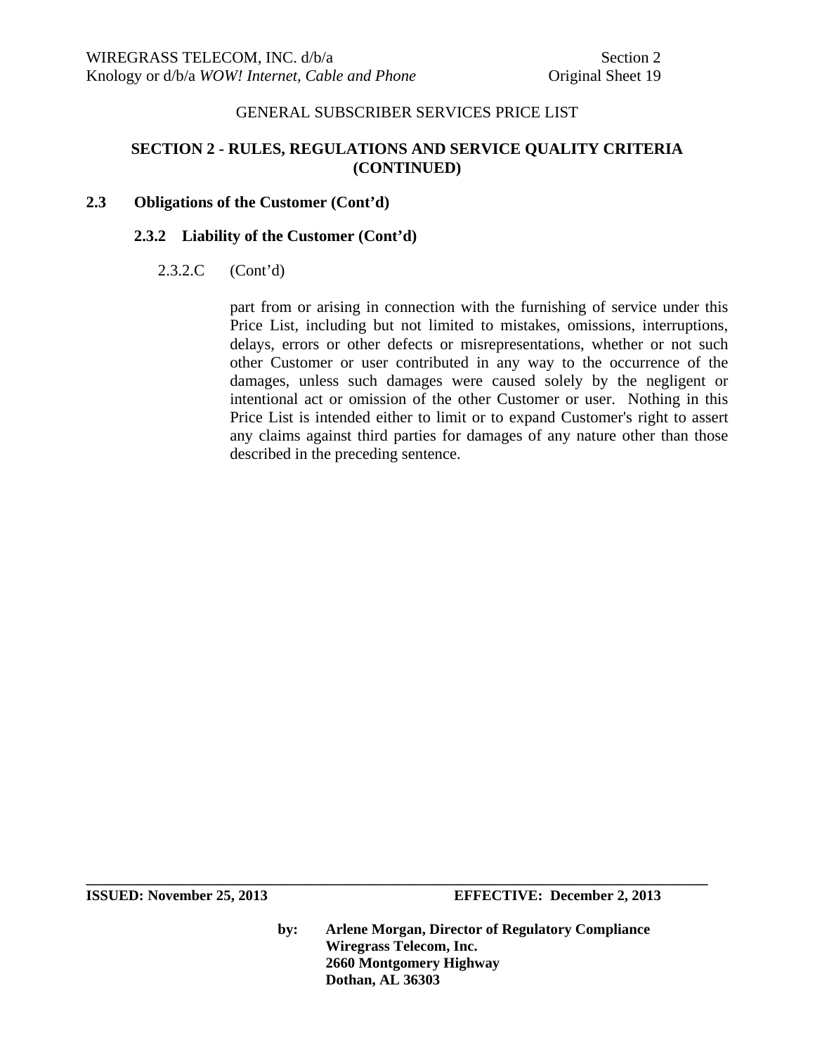GENERAL SUBSCRIBER SERVICES PRICE LIST

## SECTION 2 - RULES, REGULATIONS AND SERVICE QUALITY CRITERIA (CONTINUED)

### 2.3 Obligations of the Customer (Cont'd)

#### 2.3.2 Liability of the Customer (Cont'd)

2.3.2.C (Cont'd)

part from or arising in connection with the furnishing of service under this Price List, including but not limited to mistakes, omissions, interruptions, delays, errors or other defects or misrepresentations, whether or not such other Customer or user contributed in any way to the occurrence of the damages, unless such damages were caused solely by the negligent or intentional act or omission of the other Customer or user. Nothing in this Price List is intended either to limit or to expand Customer's right to assert any claims against third parties for damages of any nature other than those described in the preceding sentence.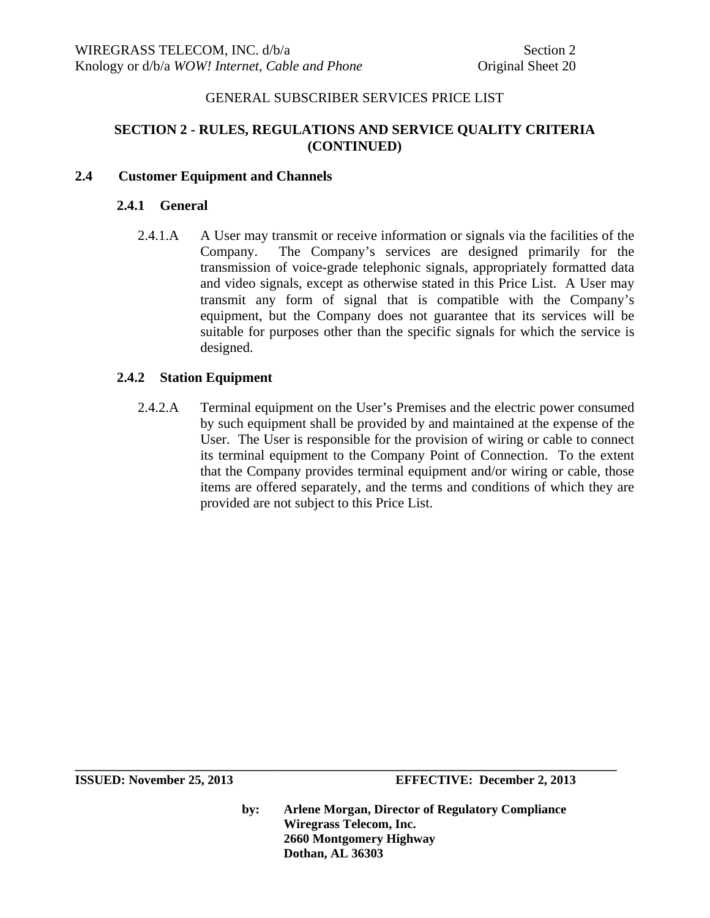GENERAL SUBSCRIBER SERVICES PRICE LIST

## SECTION 2 - RULES, REGULATIONS AND SERVICE QUALITY CRITERIA (CONTINUED)

### 2.4 Customer Equipment and Channels

#### 2.4.1 General

2.4.1.A A User may transmit or receive information or signals via the facilities of the Company. The Company's services are designed primarily for the transmission of voice-grade telephonic signals, appropriately formatted data and video signals, except as otherwise stated in this Price List. A User may transmit any form of signal that is compatible with the Company's equipment, but the Company does not guarantee that its services will be suitable for purposes other than the specific signals for which the service is designed.

#### 2.4.2 Station Equipment

2.4.2.A Terminal equipment on the User's Premises and the electric power consumed by such equipment shall be provided by and maintained at the expense of the User. The User is responsible for the provision of wiring or cable to connect its terminal equipment to the Company Point of Connection. To the extent that the Company provides terminal equipment and/or wiring or cable, those items are offered separately, and the terms and conditions of which they are provided are not subject to this Price List.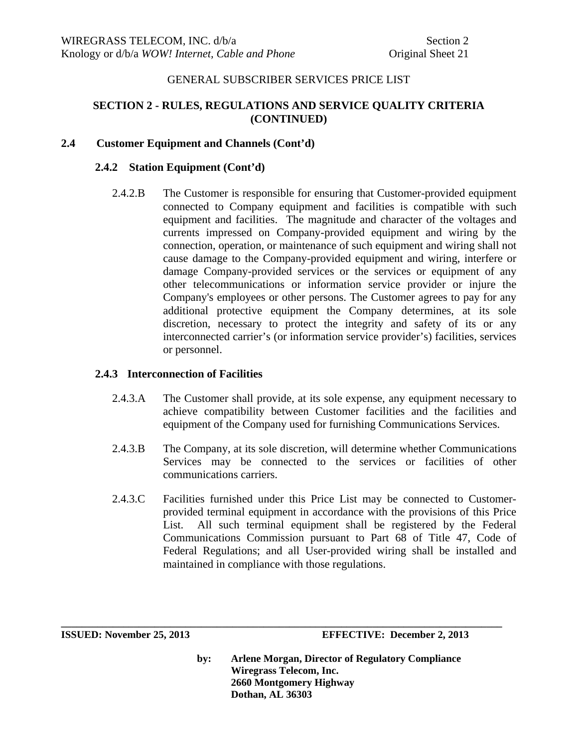GENERAL SUBSCRIBER SERVICES PRICE LIST

## SECTION 2 - RULES, REGULATIONS AND SERVICE QUALITY CRITERIA (CONTINUED)

### 2.4 Customer Equipment and Channels (Cont'd)

#### 2.4.2 Station Equipment (Cont'd)

2.4.2.B The Customer is responsible for ensuring that Customer-provided equipment connected to Company equipment and facilities is compatible with such equipment and facilities. The magnitude and character of the voltages and currents impressed on Company-provided equipment and wiring by the connection, operation, or maintenance of such equipment and wiring shall not cause damage to the Company-provided equipment and wiring, interfere or damage Company-provided services or the services or equipment of any other telecommunications or information service provider or injure the Company's employees or other persons. The Customer agrees to pay for any additional protective equipment the Company determines, at its sole discretion, necessary to protect the integrity and safety of its or any interconnected carrier's (or information service provider's) facilities, services or personnel.

#### 2.4.3 Interconnection of Facilities

2.4.3.A The Customer shall provide, at its sole expense, any equipment necessary to achieve compatibility between Customer facilities and the facilities and equipment of the Company used for furnishing Communications Services.

2.4.3.B The Company, at its sole discretion, will determine whether Communications Services may be connected to the services or facilities of other communications carriers.

2.4.3.C Facilities furnished under this Price List may be connected to Customer-provided terminal equipment in accordance with the provisions of this Price List. All such terminal equipment shall be registered by the Federal Communications Commission pursuant to Part 68 of Title 47, Code of Federal Regulations; and all User-provided wiring shall be installed and maintained in compliance with those regulations.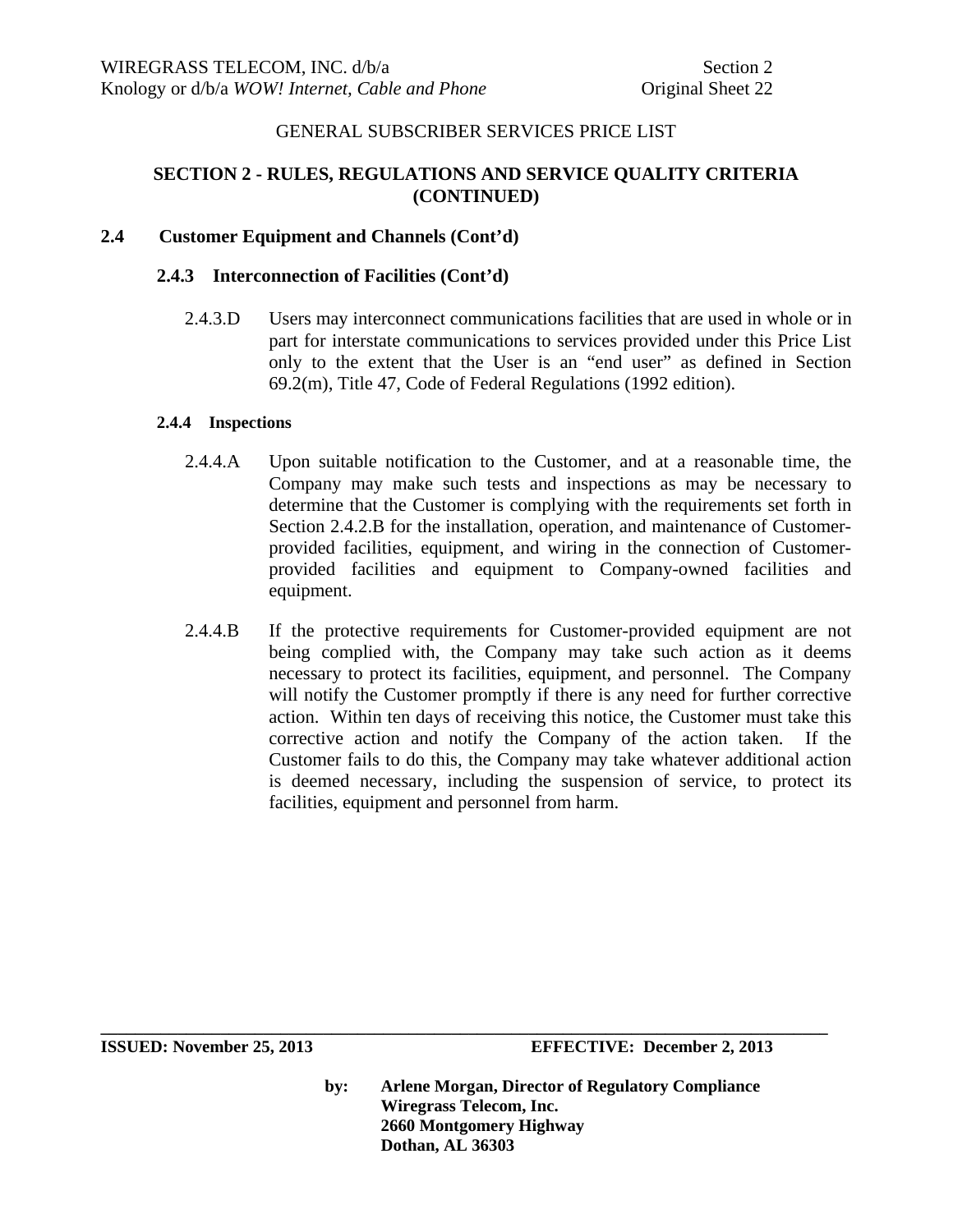GENERAL SUBSCRIBER SERVICES PRICE LIST

## SECTION 2 - RULES, REGULATIONS AND SERVICE QUALITY CRITERIA (CONTINUED)

### 2.4 Customer Equipment and Channels (Cont'd)

#### 2.4.3 Interconnection of Facilities (Cont'd)

2.4.3.D Users may interconnect communications facilities that are used in whole or in part for interstate communications to services provided under this Price List only to the extent that the User is an "end user" as defined in Section 69.2(m), Title 47, Code of Federal Regulations (1992 edition).

#### 2.4.4 Inspections

2.4.4.A Upon suitable notification to the Customer, and at a reasonable time, the Company may make such tests and inspections as may be necessary to determine that the Customer is complying with the requirements set forth in Section 2.4.2.B for the installation, operation, and maintenance of Customer-provided facilities, equipment, and wiring in the connection of Customer-provided facilities and equipment to Company-owned facilities and equipment.

2.4.4.B If the protective requirements for Customer-provided equipment are not being complied with, the Company may take such action as it deems necessary to protect its facilities, equipment, and personnel. The Company will notify the Customer promptly if there is any need for further corrective action. Within ten days of receiving this notice, the Customer must take this corrective action and notify the Company of the action taken. If the Customer fails to do this, the Company may take whatever additional action is deemed necessary, including the suspension of service, to protect its facilities, equipment and personnel from harm.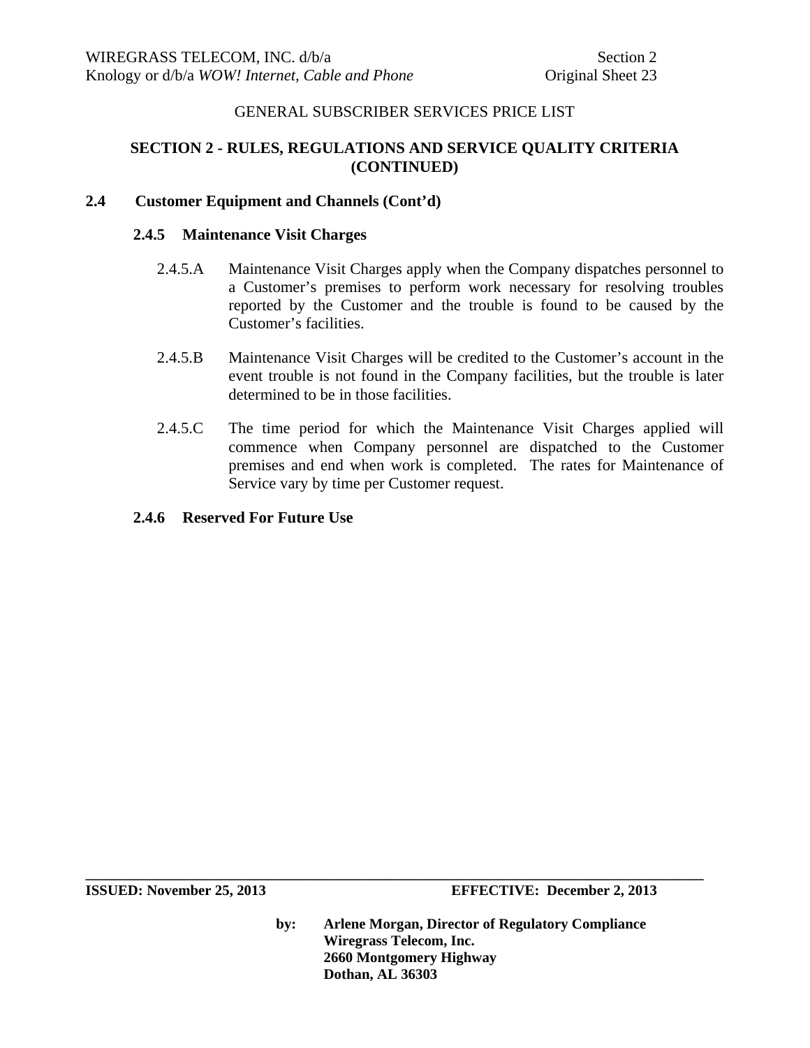GENERAL SUBSCRIBER SERVICES PRICE LIST

## SECTION 2 - RULES, REGULATIONS AND SERVICE QUALITY CRITERIA (CONTINUED)

### 2.4 Customer Equipment and Channels (Cont'd)

#### 2.4.5 Maintenance Visit Charges

2.4.5.A Maintenance Visit Charges apply when the Company dispatches personnel to a Customer's premises to perform work necessary for resolving troubles reported by the Customer and the trouble is found to be caused by the Customer's facilities.

2.4.5.B Maintenance Visit Charges will be credited to the Customer's account in the event trouble is not found in the Company facilities, but the trouble is later determined to be in those facilities.

2.4.5.C The time period for which the Maintenance Visit Charges applied will commence when Company personnel are dispatched to the Customer premises and end when work is completed. The rates for Maintenance of Service vary by time per Customer request.

#### 2.4.6 Reserved For Future Use

**ISSUED: November 25, 2013** **EFFECTIVE: December 2, 2013**

**by: Arlene Morgan, Director of Regulatory Compliance**
**Wiregrass Telecom, Inc.**
**2660 Montgomery Highway**
**Dothan, AL 36303**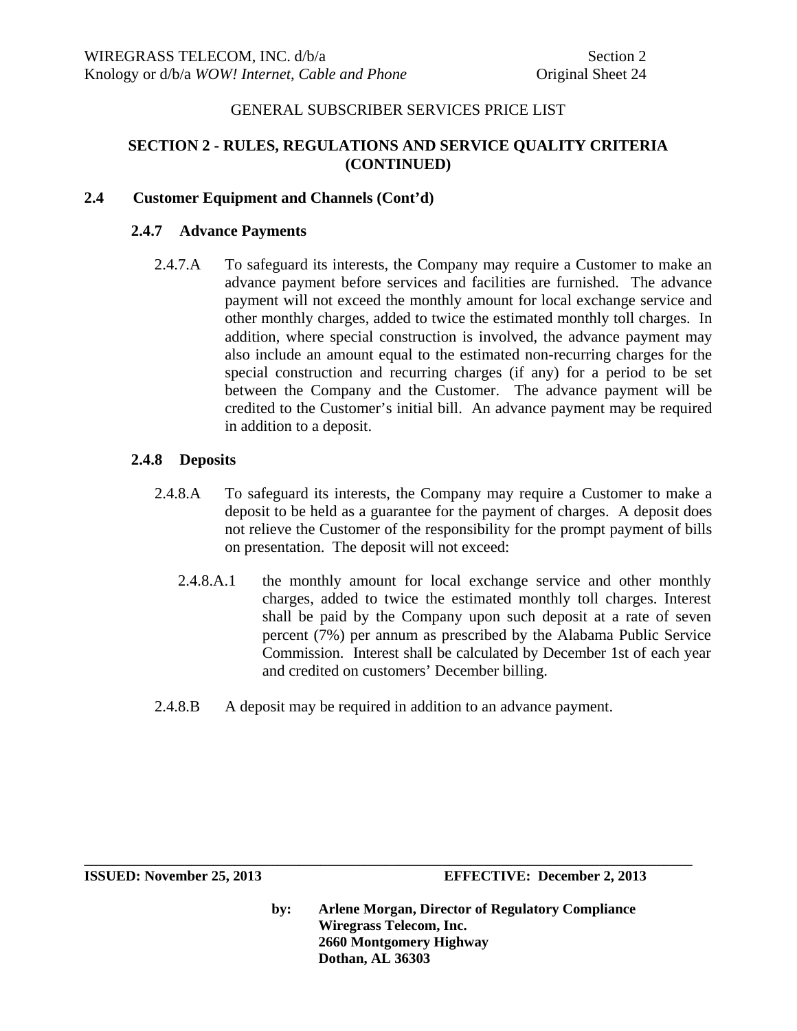GENERAL SUBSCRIBER SERVICES PRICE LIST

## SECTION 2 - RULES, REGULATIONS AND SERVICE QUALITY CRITERIA (CONTINUED)

### 2.4 Customer Equipment and Channels (Cont'd)

#### 2.4.7 Advance Payments

2.4.7.A To safeguard its interests, the Company may require a Customer to make an advance payment before services and facilities are furnished. The advance payment will not exceed the monthly amount for local exchange service and other monthly charges, added to twice the estimated monthly toll charges. In addition, where special construction is involved, the advance payment may also include an amount equal to the estimated non-recurring charges for the special construction and recurring charges (if any) for a period to be set between the Company and the Customer. The advance payment will be credited to the Customer's initial bill. An advance payment may be required in addition to a deposit.

#### 2.4.8 Deposits

2.4.8.A To safeguard its interests, the Company may require a Customer to make a deposit to be held as a guarantee for the payment of charges. A deposit does not relieve the Customer of the responsibility for the prompt payment of bills on presentation. The deposit will not exceed:

2.4.8.A.1 the monthly amount for local exchange service and other monthly charges, added to twice the estimated monthly toll charges. Interest shall be paid by the Company upon such deposit at a rate of seven percent (7%) per annum as prescribed by the Alabama Public Service Commission. Interest shall be calculated by December 1st of each year and credited on customers' December billing.

2.4.8.B A deposit may be required in addition to an advance payment.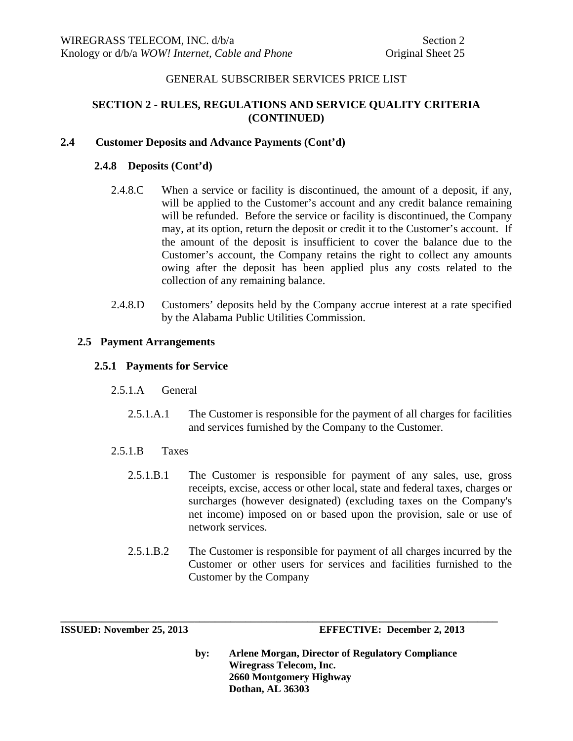## SECTION 2 - RULES, REGULATIONS AND SERVICE QUALITY CRITERIA (CONTINUED)

### 2.4 Customer Deposits and Advance Payments (Cont'd)

#### 2.4.8 Deposits (Cont'd)

2.4.8.C When a service or facility is discontinued, the amount of a deposit, if any, will be applied to the Customer's account and any credit balance remaining will be refunded. Before the service or facility is discontinued, the Company may, at its option, return the deposit or credit it to the Customer's account. If the amount of the deposit is insufficient to cover the balance due to the Customer's account, the Company retains the right to collect any amounts owing after the deposit has been applied plus any costs related to the collection of any remaining balance.

2.4.8.D Customers' deposits held by the Company accrue interest at a rate specified by the Alabama Public Utilities Commission.

### 2.5 Payment Arrangements

#### 2.5.1 Payments for Service

2.5.1.A General

2.5.1.A.1 The Customer is responsible for the payment of all charges for facilities and services furnished by the Company to the Customer.

2.5.1.B Taxes

2.5.1.B.1 The Customer is responsible for payment of any sales, use, gross receipts, excise, access or other local, state and federal taxes, charges or surcharges (however designated) (excluding taxes on the Company's net income) imposed on or based upon the provision, sale or use of network services.

2.5.1.B.2 The Customer is responsible for payment of all charges incurred by the Customer or other users for services and facilities furnished to the Customer by the Company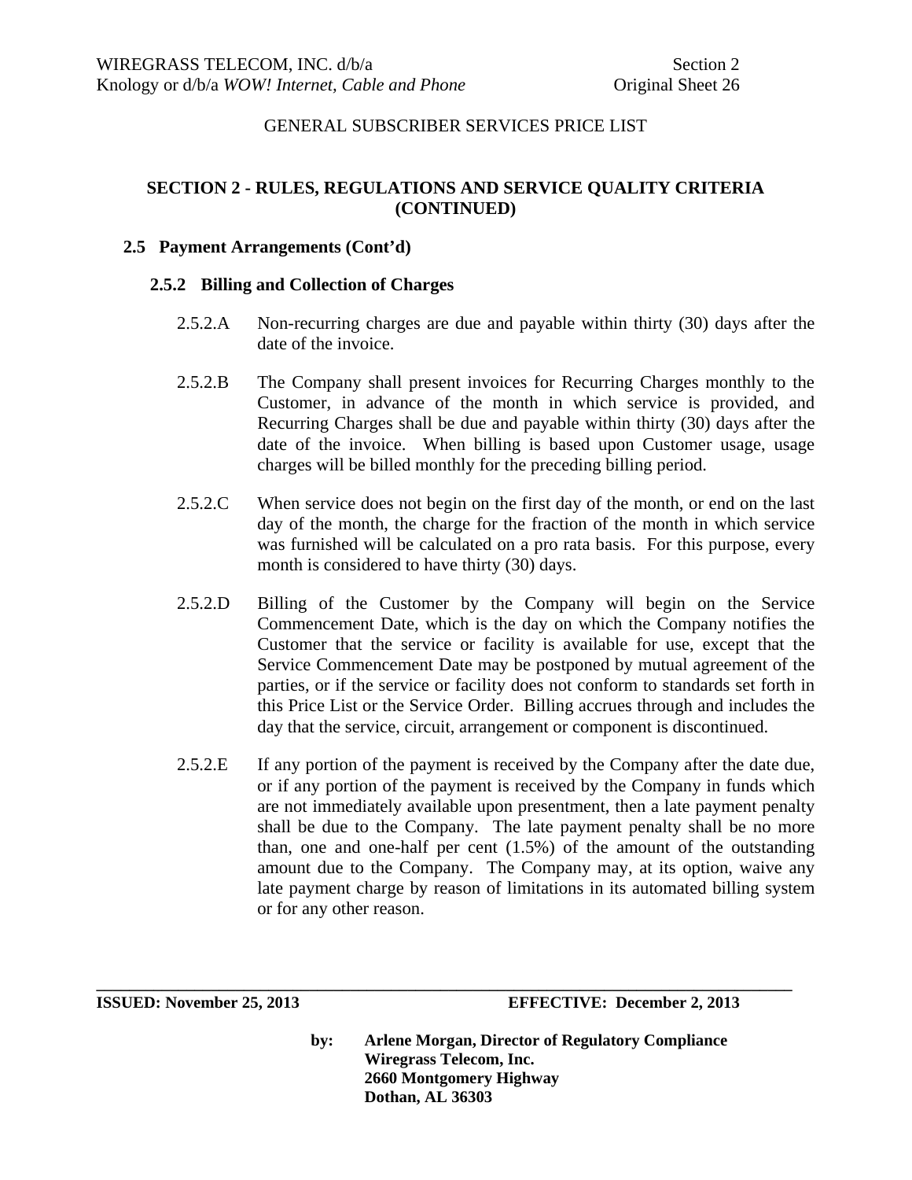GENERAL SUBSCRIBER SERVICES PRICE LIST

## SECTION 2 - RULES, REGULATIONS AND SERVICE QUALITY CRITERIA (CONTINUED)

### 2.5 Payment Arrangements (Cont'd)

#### 2.5.2 Billing and Collection of Charges

2.5.2.A Non-recurring charges are due and payable within thirty (30) days after the date of the invoice.

2.5.2.B The Company shall present invoices for Recurring Charges monthly to the Customer, in advance of the month in which service is provided, and Recurring Charges shall be due and payable within thirty (30) days after the date of the invoice. When billing is based upon Customer usage, usage charges will be billed monthly for the preceding billing period.

2.5.2.C When service does not begin on the first day of the month, or end on the last day of the month, the charge for the fraction of the month in which service was furnished will be calculated on a pro rata basis. For this purpose, every month is considered to have thirty (30) days.

2.5.2.D Billing of the Customer by the Company will begin on the Service Commencement Date, which is the day on which the Company notifies the Customer that the service or facility is available for use, except that the Service Commencement Date may be postponed by mutual agreement of the parties, or if the service or facility does not conform to standards set forth in this Price List or the Service Order. Billing accrues through and includes the day that the service, circuit, arrangement or component is discontinued.

2.5.2.E If any portion of the payment is received by the Company after the date due, or if any portion of the payment is received by the Company in funds which are not immediately available upon presentment, then a late payment penalty shall be due to the Company. The late payment penalty shall be no more than, one and one-half per cent (1.5%) of the amount of the outstanding amount due to the Company. The Company may, at its option, waive any late payment charge by reason of limitations in its automated billing system or for any other reason.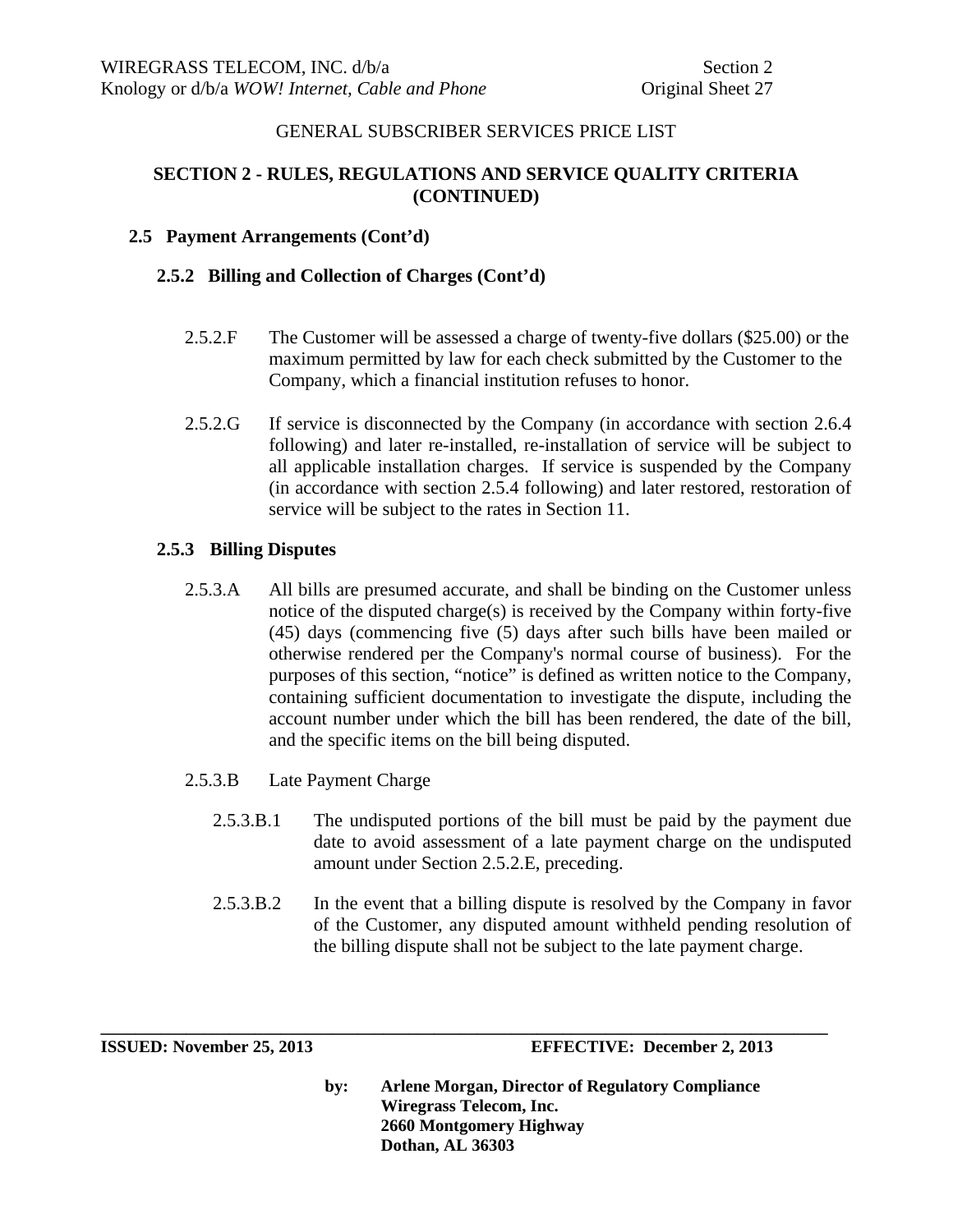## SECTION 2 - RULES, REGULATIONS AND SERVICE QUALITY CRITERIA (CONTINUED)

### 2.5 Payment Arrangements (Cont'd)

#### 2.5.2 Billing and Collection of Charges (Cont'd)

2.5.2.F The Customer will be assessed a charge of twenty-five dollars ($25.00) or the maximum permitted by law for each check submitted by the Customer to the Company, which a financial institution refuses to honor.

2.5.2.G If service is disconnected by the Company (in accordance with section 2.6.4 following) and later re-installed, re-installation of service will be subject to all applicable installation charges. If service is suspended by the Company (in accordance with section 2.5.4 following) and later restored, restoration of service will be subject to the rates in Section 11.

#### 2.5.3 Billing Disputes

2.5.3.A All bills are presumed accurate, and shall be binding on the Customer unless notice of the disputed charge(s) is received by the Company within forty-five (45) days (commencing five (5) days after such bills have been mailed or otherwise rendered per the Company's normal course of business). For the purposes of this section, "notice" is defined as written notice to the Company, containing sufficient documentation to investigate the dispute, including the account number under which the bill has been rendered, the date of the bill, and the specific items on the bill being disputed.

2.5.3.B Late Payment Charge

2.5.3.B.1 The undisputed portions of the bill must be paid by the payment due date to avoid assessment of a late payment charge on the undisputed amount under Section 2.5.2.E, preceding.

2.5.3.B.2 In the event that a billing dispute is resolved by the Company in favor of the Customer, any disputed amount withheld pending resolution of the billing dispute shall not be subject to the late payment charge.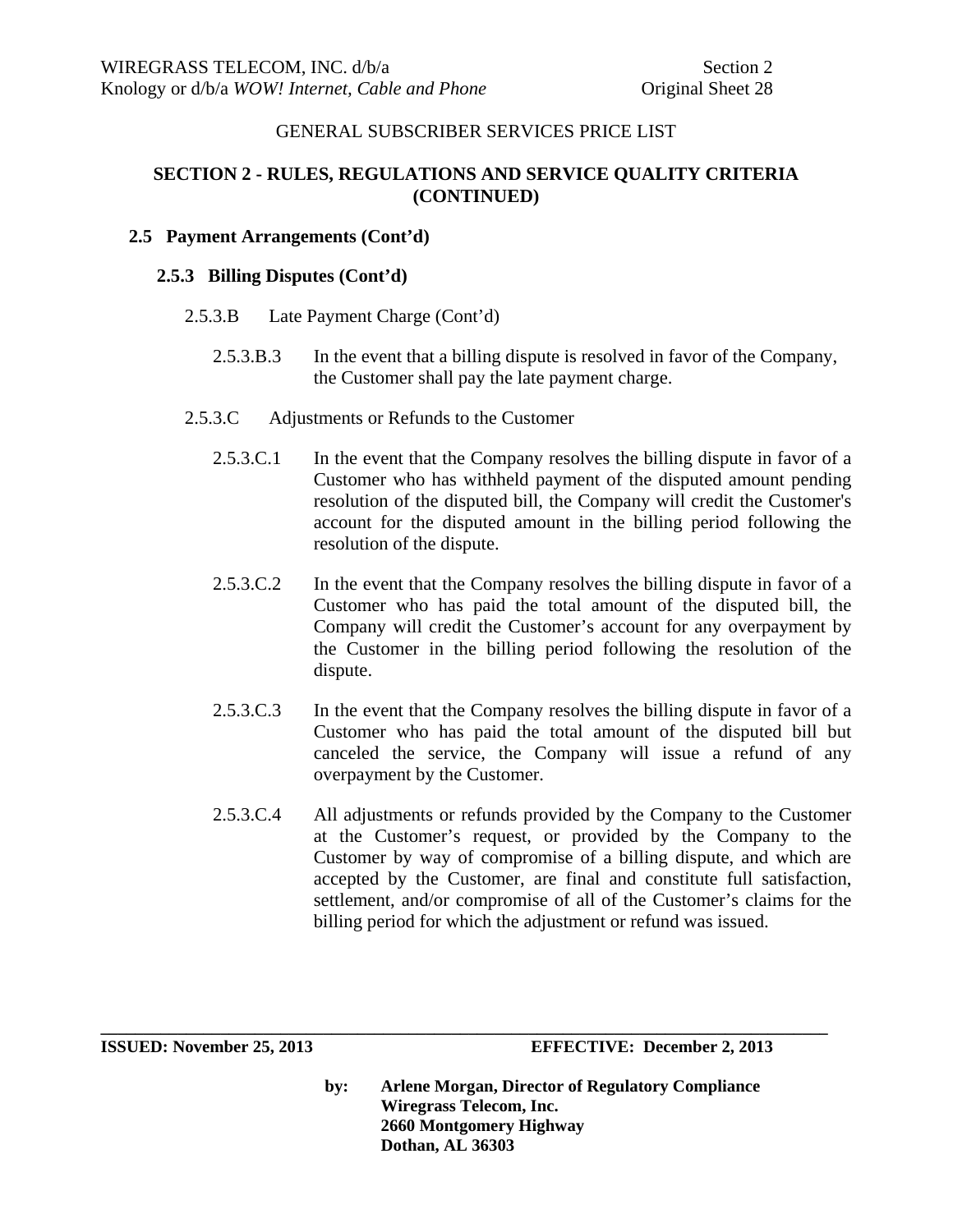GENERAL SUBSCRIBER SERVICES PRICE LIST

## SECTION 2 - RULES, REGULATIONS AND SERVICE QUALITY CRITERIA (CONTINUED)

### 2.5 Payment Arrangements (Cont'd)

#### 2.5.3 Billing Disputes (Cont'd)

2.5.3.B Late Payment Charge (Cont'd)

2.5.3.B.3 In the event that a billing dispute is resolved in favor of the Company, the Customer shall pay the late payment charge.

2.5.3.C Adjustments or Refunds to the Customer

2.5.3.C.1 In the event that the Company resolves the billing dispute in favor of a Customer who has withheld payment of the disputed amount pending resolution of the disputed bill, the Company will credit the Customer's account for the disputed amount in the billing period following the resolution of the dispute.

2.5.3.C.2 In the event that the Company resolves the billing dispute in favor of a Customer who has paid the total amount of the disputed bill, the Company will credit the Customer's account for any overpayment by the Customer in the billing period following the resolution of the dispute.

2.5.3.C.3 In the event that the Company resolves the billing dispute in favor of a Customer who has paid the total amount of the disputed bill but canceled the service, the Company will issue a refund of any overpayment by the Customer.

2.5.3.C.4 All adjustments or refunds provided by the Company to the Customer at the Customer's request, or provided by the Company to the Customer by way of compromise of a billing dispute, and which are accepted by the Customer, are final and constitute full satisfaction, settlement, and/or compromise of all of the Customer's claims for the billing period for which the adjustment or refund was issued.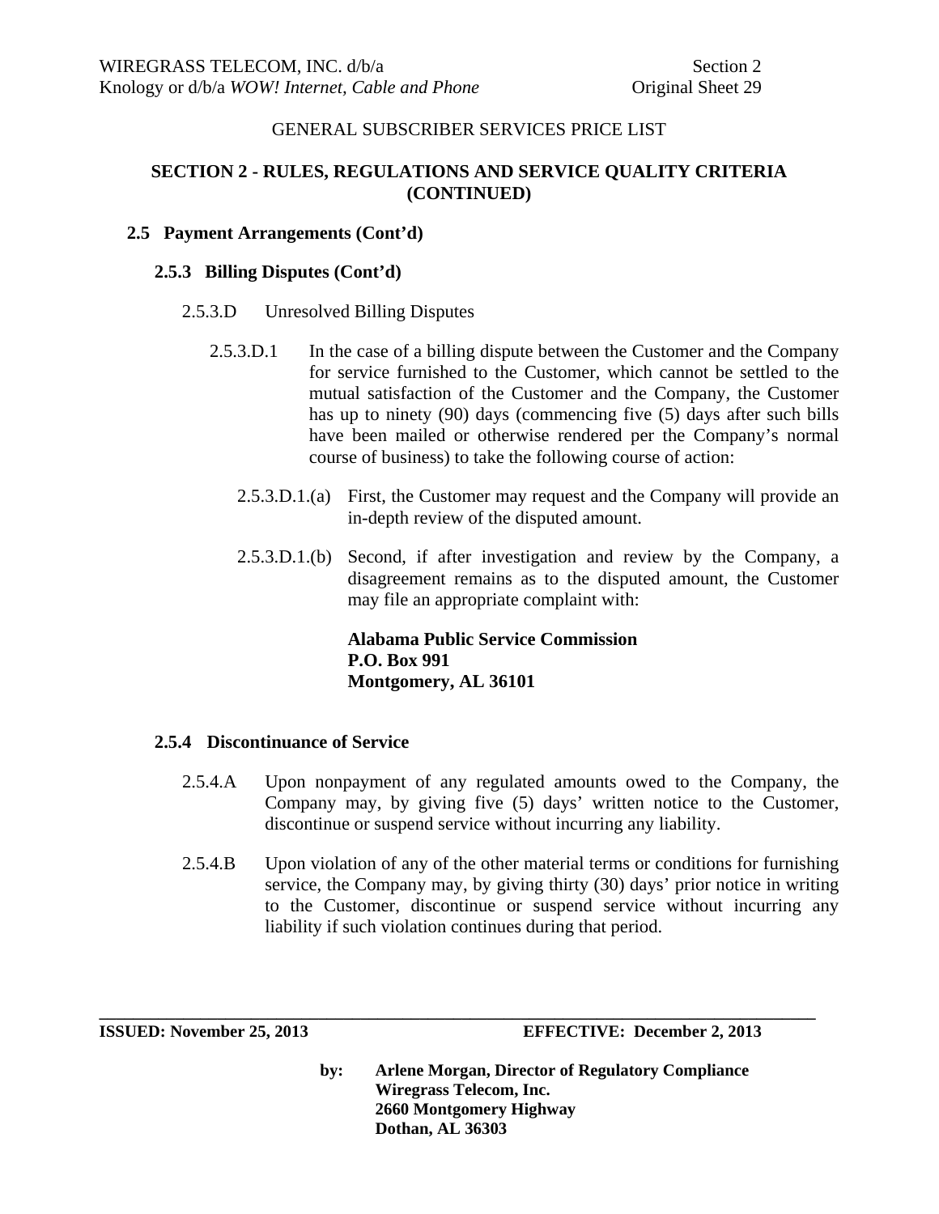GENERAL SUBSCRIBER SERVICES PRICE LIST

## SECTION 2 - RULES, REGULATIONS AND SERVICE QUALITY CRITERIA (CONTINUED)

### 2.5 Payment Arrangements (Cont'd)

#### 2.5.3 Billing Disputes (Cont'd)

2.5.3.D Unresolved Billing Disputes

2.5.3.D.1 In the case of a billing dispute between the Customer and the Company for service furnished to the Customer, which cannot be settled to the mutual satisfaction of the Customer and the Company, the Customer has up to ninety (90) days (commencing five (5) days after such bills have been mailed or otherwise rendered per the Company's normal course of business) to take the following course of action:

2.5.3.D.1.(a) First, the Customer may request and the Company will provide an in-depth review of the disputed amount.

2.5.3.D.1.(b) Second, if after investigation and review by the Company, a disagreement remains as to the disputed amount, the Customer may file an appropriate complaint with:

**Alabama Public Service Commission**
**P.O. Box 991**
**Montgomery, AL 36101**

#### 2.5.4 Discontinuance of Service

2.5.4.A Upon nonpayment of any regulated amounts owed to the Company, the Company may, by giving five (5) days' written notice to the Customer, discontinue or suspend service without incurring any liability.

2.5.4.B Upon violation of any of the other material terms or conditions for furnishing service, the Company may, by giving thirty (30) days' prior notice in writing to the Customer, discontinue or suspend service without incurring any liability if such violation continues during that period.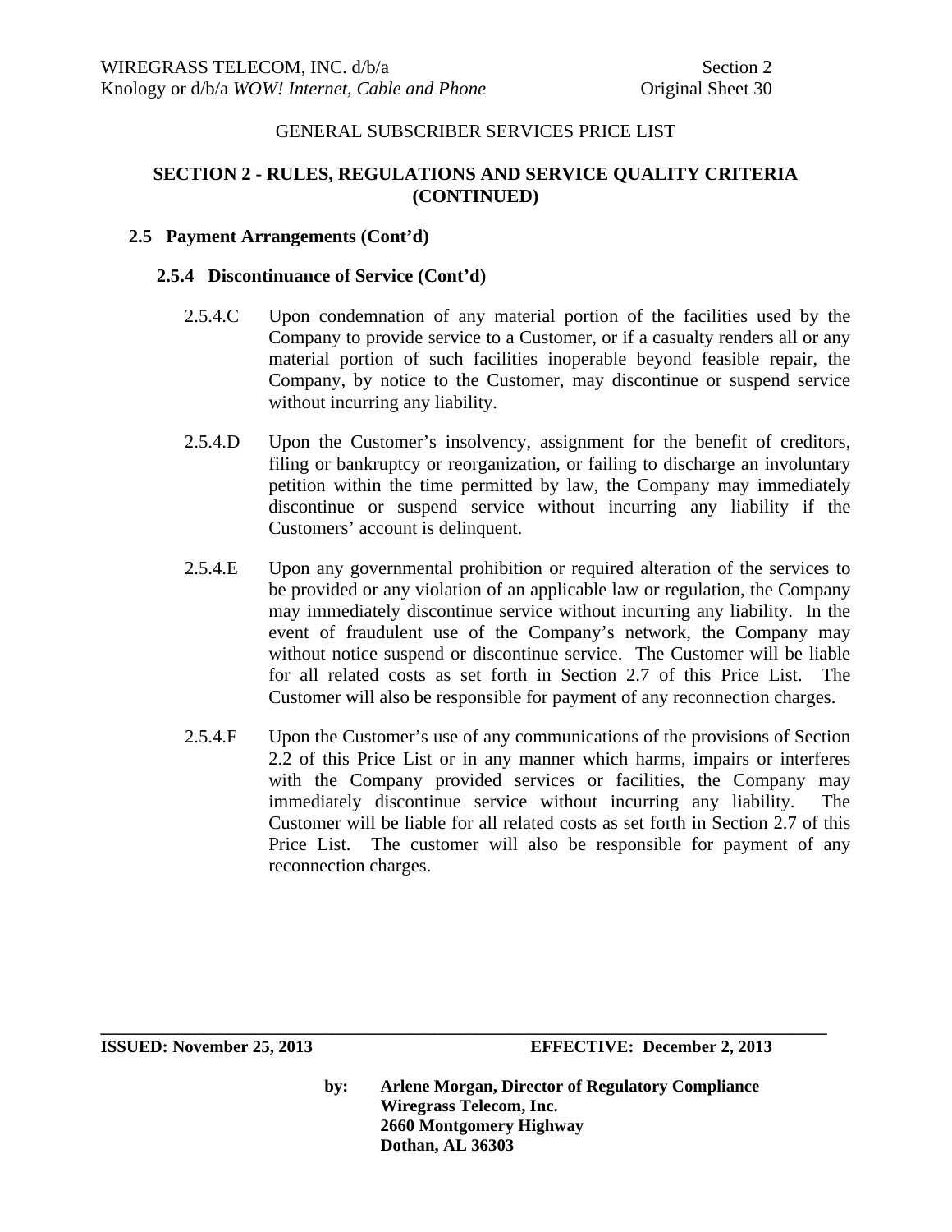GENERAL SUBSCRIBER SERVICES PRICE LIST

## SECTION 2 - RULES, REGULATIONS AND SERVICE QUALITY CRITERIA (CONTINUED)

### 2.5 Payment Arrangements (Cont'd)

#### 2.5.4 Discontinuance of Service (Cont'd)

2.5.4.C Upon condemnation of any material portion of the facilities used by the Company to provide service to a Customer, or if a casualty renders all or any material portion of such facilities inoperable beyond feasible repair, the Company, by notice to the Customer, may discontinue or suspend service without incurring any liability.

2.5.4.D Upon the Customer's insolvency, assignment for the benefit of creditors, filing or bankruptcy or reorganization, or failing to discharge an involuntary petition within the time permitted by law, the Company may immediately discontinue or suspend service without incurring any liability if the Customers' account is delinquent.

2.5.4.E Upon any governmental prohibition or required alteration of the services to be provided or any violation of an applicable law or regulation, the Company may immediately discontinue service without incurring any liability. In the event of fraudulent use of the Company's network, the Company may without notice suspend or discontinue service. The Customer will be liable for all related costs as set forth in Section 2.7 of this Price List. The Customer will also be responsible for payment of any reconnection charges.

2.5.4.F Upon the Customer's use of any communications of the provisions of Section 2.2 of this Price List or in any manner which harms, impairs or interferes with the Company provided services or facilities, the Company may immediately discontinue service without incurring any liability. The Customer will be liable for all related costs as set forth in Section 2.7 of this Price List. The customer will also be responsible for payment of any reconnection charges.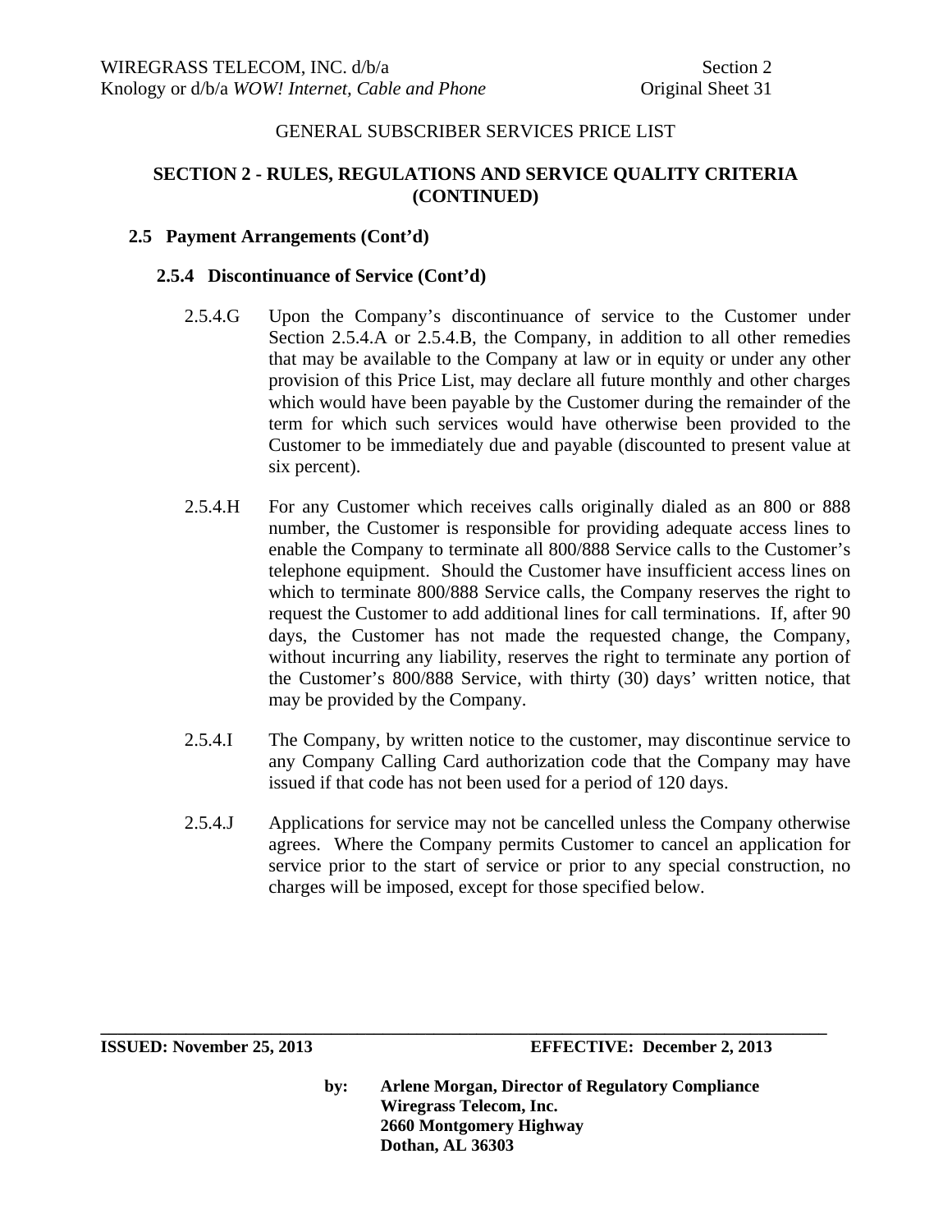GENERAL SUBSCRIBER SERVICES PRICE LIST

## SECTION 2 - RULES, REGULATIONS AND SERVICE QUALITY CRITERIA (CONTINUED)

### 2.5 Payment Arrangements (Cont'd)

#### 2.5.4 Discontinuance of Service (Cont'd)

2.5.4.G Upon the Company's discontinuance of service to the Customer under Section 2.5.4.A or 2.5.4.B, the Company, in addition to all other remedies that may be available to the Company at law or in equity or under any other provision of this Price List, may declare all future monthly and other charges which would have been payable by the Customer during the remainder of the term for which such services would have otherwise been provided to the Customer to be immediately due and payable (discounted to present value at six percent).

2.5.4.H For any Customer which receives calls originally dialed as an 800 or 888 number, the Customer is responsible for providing adequate access lines to enable the Company to terminate all 800/888 Service calls to the Customer's telephone equipment. Should the Customer have insufficient access lines on which to terminate 800/888 Service calls, the Company reserves the right to request the Customer to add additional lines for call terminations. If, after 90 days, the Customer has not made the requested change, the Company, without incurring any liability, reserves the right to terminate any portion of the Customer's 800/888 Service, with thirty (30) days' written notice, that may be provided by the Company.

2.5.4.I The Company, by written notice to the customer, may discontinue service to any Company Calling Card authorization code that the Company may have issued if that code has not been used for a period of 120 days.

2.5.4.J Applications for service may not be cancelled unless the Company otherwise agrees. Where the Company permits Customer to cancel an application for service prior to the start of service or prior to any special construction, no charges will be imposed, except for those specified below.

**ISSUED: November 25, 2013** **EFFECTIVE: December 2, 2013**

**by: Arlene Morgan, Director of Regulatory Compliance**
**Wiregrass Telecom, Inc.**
**2660 Montgomery Highway**
**Dothan, AL 36303**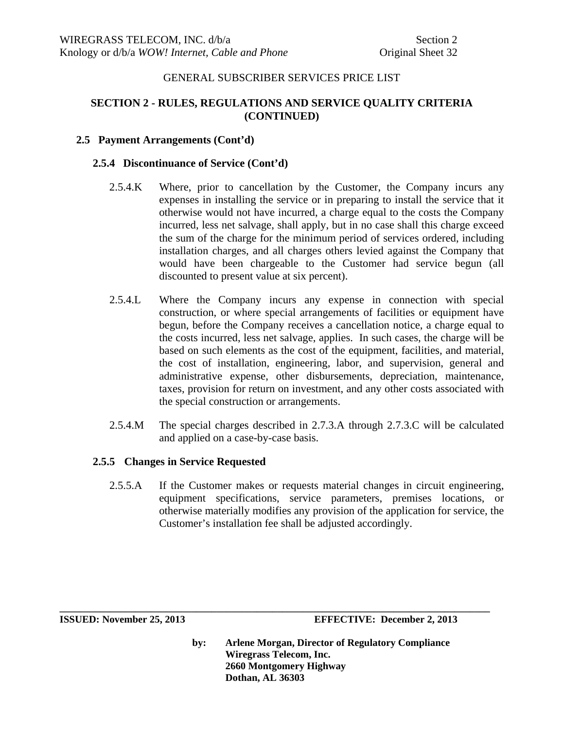GENERAL SUBSCRIBER SERVICES PRICE LIST

## SECTION 2 - RULES, REGULATIONS AND SERVICE QUALITY CRITERIA (CONTINUED)

### 2.5 Payment Arrangements (Cont'd)

#### 2.5.4 Discontinuance of Service (Cont'd)

2.5.4.K Where, prior to cancellation by the Customer, the Company incurs any expenses in installing the service or in preparing to install the service that it otherwise would not have incurred, a charge equal to the costs the Company incurred, less net salvage, shall apply, but in no case shall this charge exceed the sum of the charge for the minimum period of services ordered, including installation charges, and all charges others levied against the Company that would have been chargeable to the Customer had service begun (all discounted to present value at six percent).

2.5.4.L Where the Company incurs any expense in connection with special construction, or where special arrangements of facilities or equipment have begun, before the Company receives a cancellation notice, a charge equal to the costs incurred, less net salvage, applies. In such cases, the charge will be based on such elements as the cost of the equipment, facilities, and material, the cost of installation, engineering, labor, and supervision, general and administrative expense, other disbursements, depreciation, maintenance, taxes, provision for return on investment, and any other costs associated with the special construction or arrangements.

2.5.4.M The special charges described in 2.7.3.A through 2.7.3.C will be calculated and applied on a case-by-case basis.

#### 2.5.5 Changes in Service Requested

2.5.5.A If the Customer makes or requests material changes in circuit engineering, equipment specifications, service parameters, premises locations, or otherwise materially modifies any provision of the application for service, the Customer's installation fee shall be adjusted accordingly.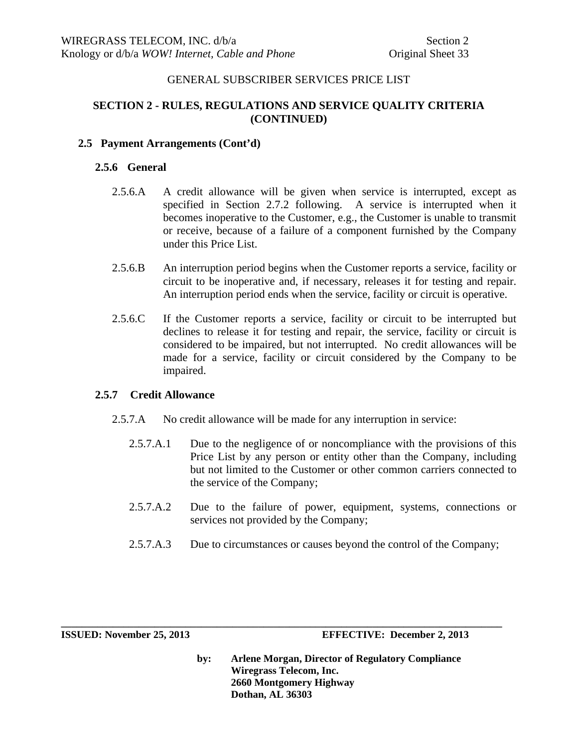GENERAL SUBSCRIBER SERVICES PRICE LIST

## SECTION 2 - RULES, REGULATIONS AND SERVICE QUALITY CRITERIA (CONTINUED)

### 2.5 Payment Arrangements (Cont'd)

#### 2.5.6 General

2.5.6.A A credit allowance will be given when service is interrupted, except as specified in Section 2.7.2 following. A service is interrupted when it becomes inoperative to the Customer, e.g., the Customer is unable to transmit or receive, because of a failure of a component furnished by the Company under this Price List.

2.5.6.B An interruption period begins when the Customer reports a service, facility or circuit to be inoperative and, if necessary, releases it for testing and repair. An interruption period ends when the service, facility or circuit is operative.

2.5.6.C If the Customer reports a service, facility or circuit to be interrupted but declines to release it for testing and repair, the service, facility or circuit is considered to be impaired, but not interrupted. No credit allowances will be made for a service, facility or circuit considered by the Company to be impaired.

#### 2.5.7 Credit Allowance

2.5.7.A No credit allowance will be made for any interruption in service:

2.5.7.A.1 Due to the negligence of or noncompliance with the provisions of this Price List by any person or entity other than the Company, including but not limited to the Customer or other common carriers connected to the service of the Company;

2.5.7.A.2 Due to the failure of power, equipment, systems, connections or services not provided by the Company;

2.5.7.A.3 Due to circumstances or causes beyond the control of the Company;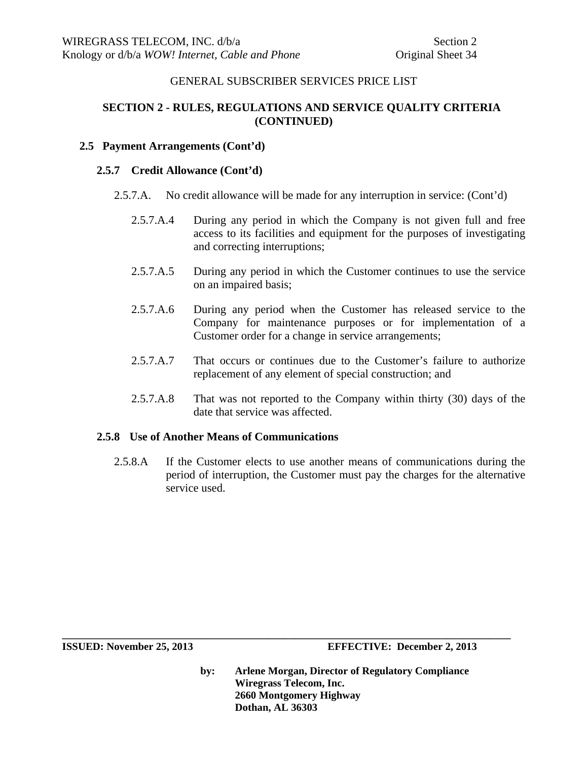GENERAL SUBSCRIBER SERVICES PRICE LIST

## SECTION 2 - RULES, REGULATIONS AND SERVICE QUALITY CRITERIA (CONTINUED)

### 2.5 Payment Arrangements (Cont'd)

#### 2.5.7 Credit Allowance (Cont'd)

2.5.7.A. No credit allowance will be made for any interruption in service: (Cont'd)

2.5.7.A.4 During any period in which the Company is not given full and free access to its facilities and equipment for the purposes of investigating and correcting interruptions;

2.5.7.A.5 During any period in which the Customer continues to use the service on an impaired basis;

2.5.7.A.6 During any period when the Customer has released service to the Company for maintenance purposes or for implementation of a Customer order for a change in service arrangements;

2.5.7.A.7 That occurs or continues due to the Customer's failure to authorize replacement of any element of special construction; and

2.5.7.A.8 That was not reported to the Company within thirty (30) days of the date that service was affected.

#### 2.5.8 Use of Another Means of Communications

2.5.8.A If the Customer elects to use another means of communications during the period of interruption, the Customer must pay the charges for the alternative service used.

**ISSUED: November 25, 2013** **EFFECTIVE: December 2, 2013**

**by: Arlene Morgan, Director of Regulatory Compliance**
**Wiregrass Telecom, Inc.**
**2660 Montgomery Highway**
**Dothan, AL 36303**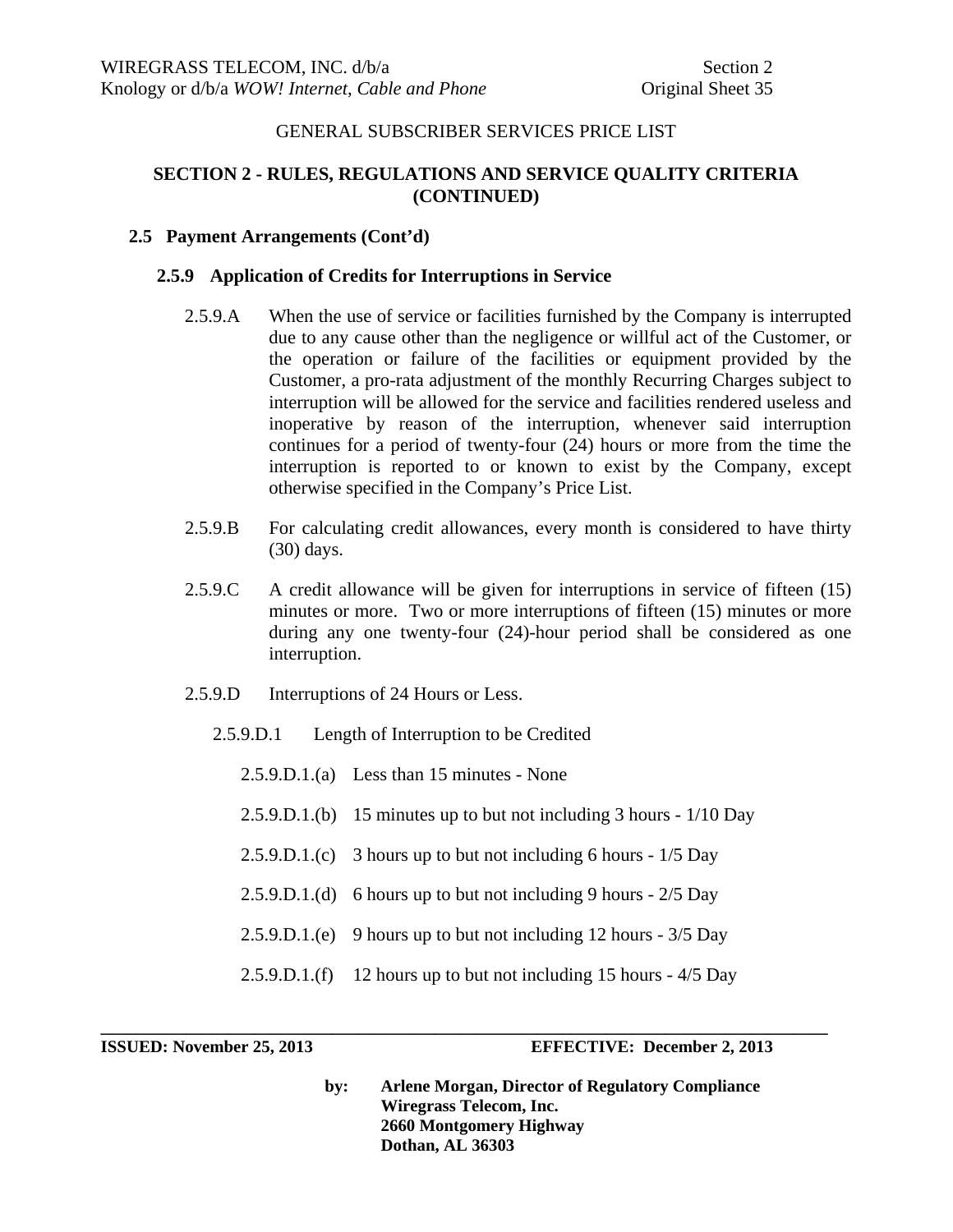GENERAL SUBSCRIBER SERVICES PRICE LIST

## SECTION 2 - RULES, REGULATIONS AND SERVICE QUALITY CRITERIA (CONTINUED)

### 2.5 Payment Arrangements (Cont'd)

#### 2.5.9 Application of Credits for Interruptions in Service

2.5.9.A When the use of service or facilities furnished by the Company is interrupted due to any cause other than the negligence or willful act of the Customer, or the operation or failure of the facilities or equipment provided by the Customer, a pro-rata adjustment of the monthly Recurring Charges subject to interruption will be allowed for the service and facilities rendered useless and inoperative by reason of the interruption, whenever said interruption continues for a period of twenty-four (24) hours or more from the time the interruption is reported to or known to exist by the Company, except otherwise specified in the Company's Price List.

2.5.9.B For calculating credit allowances, every month is considered to have thirty (30) days.

2.5.9.C A credit allowance will be given for interruptions in service of fifteen (15) minutes or more. Two or more interruptions of fifteen (15) minutes or more during any one twenty-four (24)-hour period shall be considered as one interruption.

2.5.9.D Interruptions of 24 Hours or Less.

2.5.9.D.1 Length of Interruption to be Credited

2.5.9.D.1.(a) Less than 15 minutes - None

2.5.9.D.1.(b) 15 minutes up to but not including 3 hours - 1/10 Day

2.5.9.D.1.(c) 3 hours up to but not including 6 hours - 1/5 Day

2.5.9.D.1.(d) 6 hours up to but not including 9 hours - 2/5 Day

2.5.9.D.1.(e) 9 hours up to but not including 12 hours - 3/5 Day

2.5.9.D.1.(f) 12 hours up to but not including 15 hours - 4/5 Day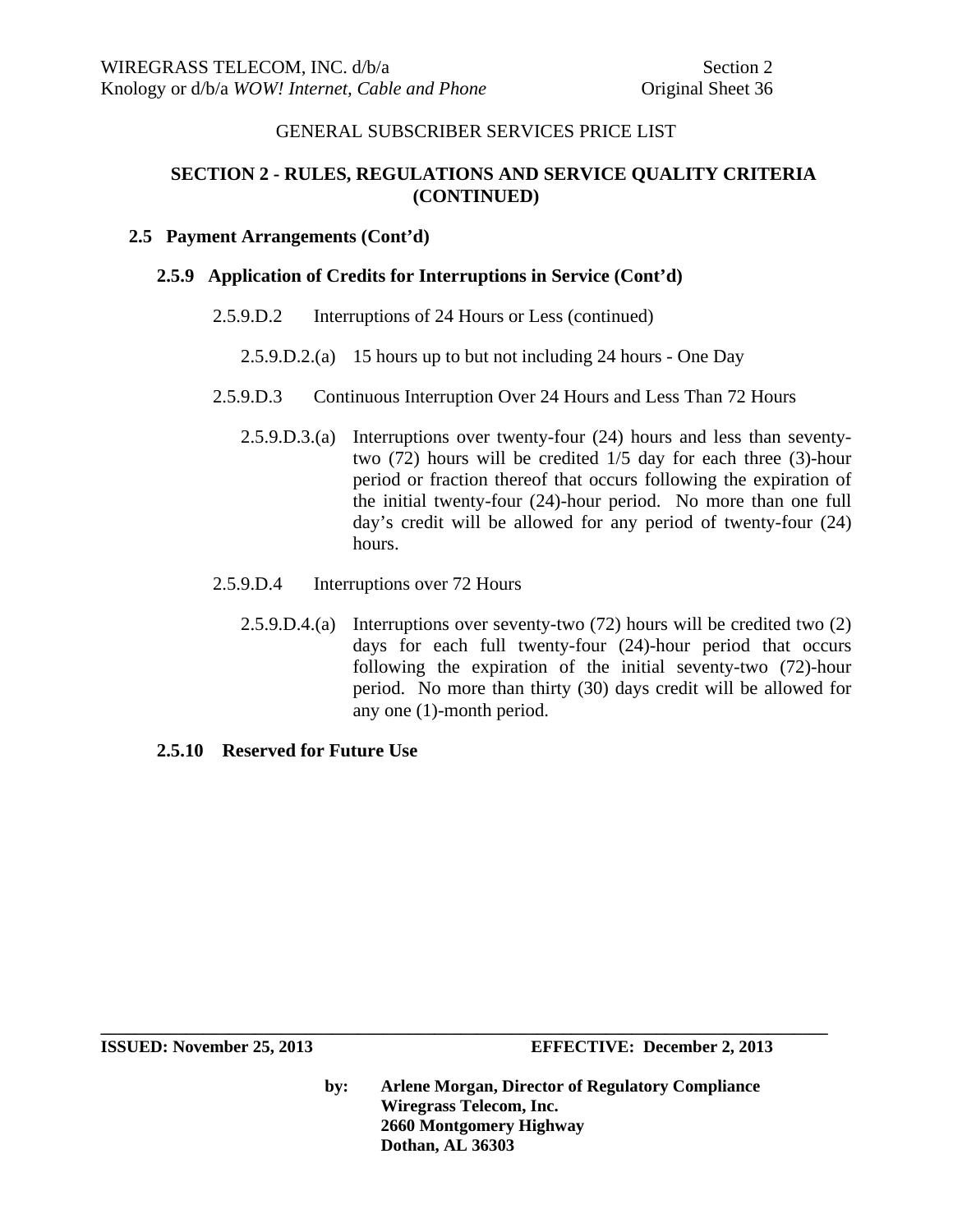GENERAL SUBSCRIBER SERVICES PRICE LIST

## SECTION 2 - RULES, REGULATIONS AND SERVICE QUALITY CRITERIA (CONTINUED)

### 2.5 Payment Arrangements (Cont'd)

#### 2.5.9 Application of Credits for Interruptions in Service (Cont'd)

2.5.9.D.2 Interruptions of 24 Hours or Less (continued)

2.5.9.D.2.(a) 15 hours up to but not including 24 hours - One Day

2.5.9.D.3 Continuous Interruption Over 24 Hours and Less Than 72 Hours

2.5.9.D.3.(a) Interruptions over twenty-four (24) hours and less than seventy-two (72) hours will be credited 1/5 day for each three (3)-hour period or fraction thereof that occurs following the expiration of the initial twenty-four (24)-hour period. No more than one full day's credit will be allowed for any period of twenty-four (24) hours.

2.5.9.D.4 Interruptions over 72 Hours

2.5.9.D.4.(a) Interruptions over seventy-two (72) hours will be credited two (2) days for each full twenty-four (24)-hour period that occurs following the expiration of the initial seventy-two (72)-hour period. No more than thirty (30) days credit will be allowed for any one (1)-month period.

#### 2.5.10 Reserved for Future Use

**ISSUED: November 25, 2013** **EFFECTIVE: December 2, 2013**

**by: Arlene Morgan, Director of Regulatory Compliance**
**Wiregrass Telecom, Inc.**
**2660 Montgomery Highway**
**Dothan, AL 36303**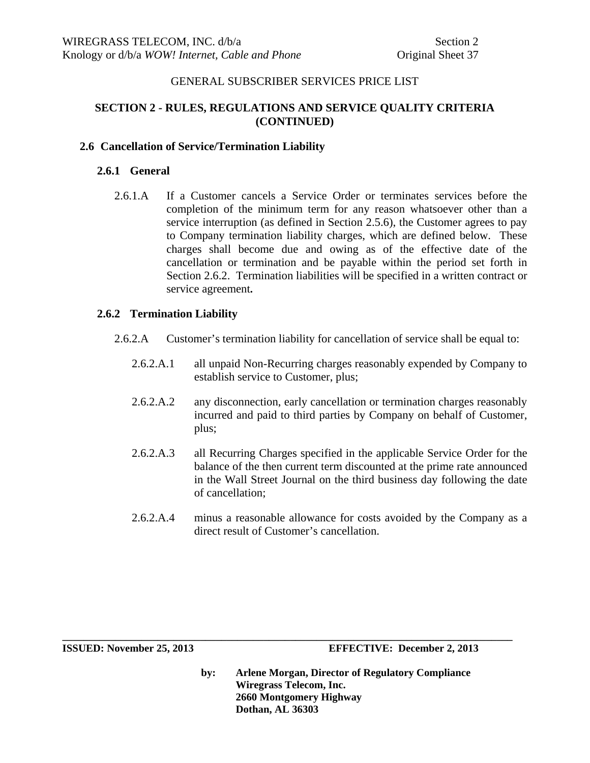GENERAL SUBSCRIBER SERVICES PRICE LIST

## SECTION 2 - RULES, REGULATIONS AND SERVICE QUALITY CRITERIA (CONTINUED)

### 2.6 Cancellation of Service/Termination Liability

#### 2.6.1 General

2.6.1.A If a Customer cancels a Service Order or terminates services before the completion of the minimum term for any reason whatsoever other than a service interruption (as defined in Section 2.5.6), the Customer agrees to pay to Company termination liability charges, which are defined below. These charges shall become due and owing as of the effective date of the cancellation or termination and be payable within the period set forth in Section 2.6.2. Termination liabilities will be specified in a written contract or service agreement**.**

#### 2.6.2 Termination Liability

2.6.2.A Customer's termination liability for cancellation of service shall be equal to:

2.6.2.A.1 all unpaid Non-Recurring charges reasonably expended by Company to establish service to Customer, plus;

2.6.2.A.2 any disconnection, early cancellation or termination charges reasonably incurred and paid to third parties by Company on behalf of Customer, plus;

2.6.2.A.3 all Recurring Charges specified in the applicable Service Order for the balance of the then current term discounted at the prime rate announced in the Wall Street Journal on the third business day following the date of cancellation;

2.6.2.A.4 minus a reasonable allowance for costs avoided by the Company as a direct result of Customer's cancellation.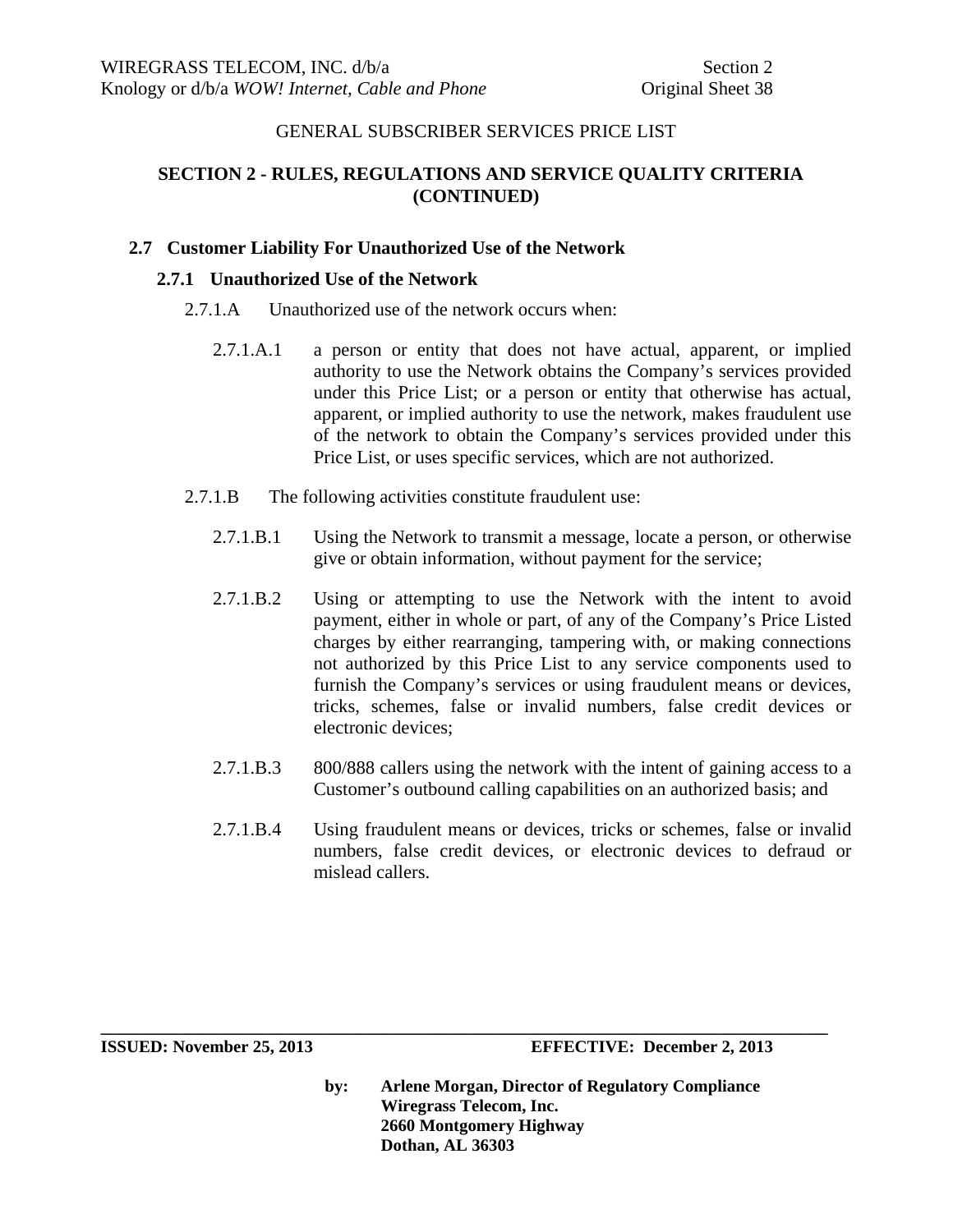GENERAL SUBSCRIBER SERVICES PRICE LIST

**SECTION 2 - RULES, REGULATIONS AND SERVICE QUALITY CRITERIA (CONTINUED)**

## 2.7 Customer Liability For Unauthorized Use of the Network

### 2.7.1 Unauthorized Use of the Network

2.7.1.A Unauthorized use of the network occurs when:

2.7.1.A.1 a person or entity that does not have actual, apparent, or implied authority to use the Network obtains the Company's services provided under this Price List; or a person or entity that otherwise has actual, apparent, or implied authority to use the network, makes fraudulent use of the network to obtain the Company's services provided under this Price List, or uses specific services, which are not authorized.

2.7.1.B The following activities constitute fraudulent use:

2.7.1.B.1 Using the Network to transmit a message, locate a person, or otherwise give or obtain information, without payment for the service;

2.7.1.B.2 Using or attempting to use the Network with the intent to avoid payment, either in whole or part, of any of the Company's Price Listed charges by either rearranging, tampering with, or making connections not authorized by this Price List to any service components used to furnish the Company's services or using fraudulent means or devices, tricks, schemes, false or invalid numbers, false credit devices or electronic devices;

2.7.1.B.3 800/888 callers using the network with the intent of gaining access to a Customer's outbound calling capabilities on an authorized basis; and

2.7.1.B.4 Using fraudulent means or devices, tricks or schemes, false or invalid numbers, false credit devices, or electronic devices to defraud or mislead callers.

**ISSUED: November 25, 2013** **EFFECTIVE: December 2, 2013**

**by: Arlene Morgan, Director of Regulatory Compliance**
**Wiregrass Telecom, Inc.**
**2660 Montgomery Highway**
**Dothan, AL 36303**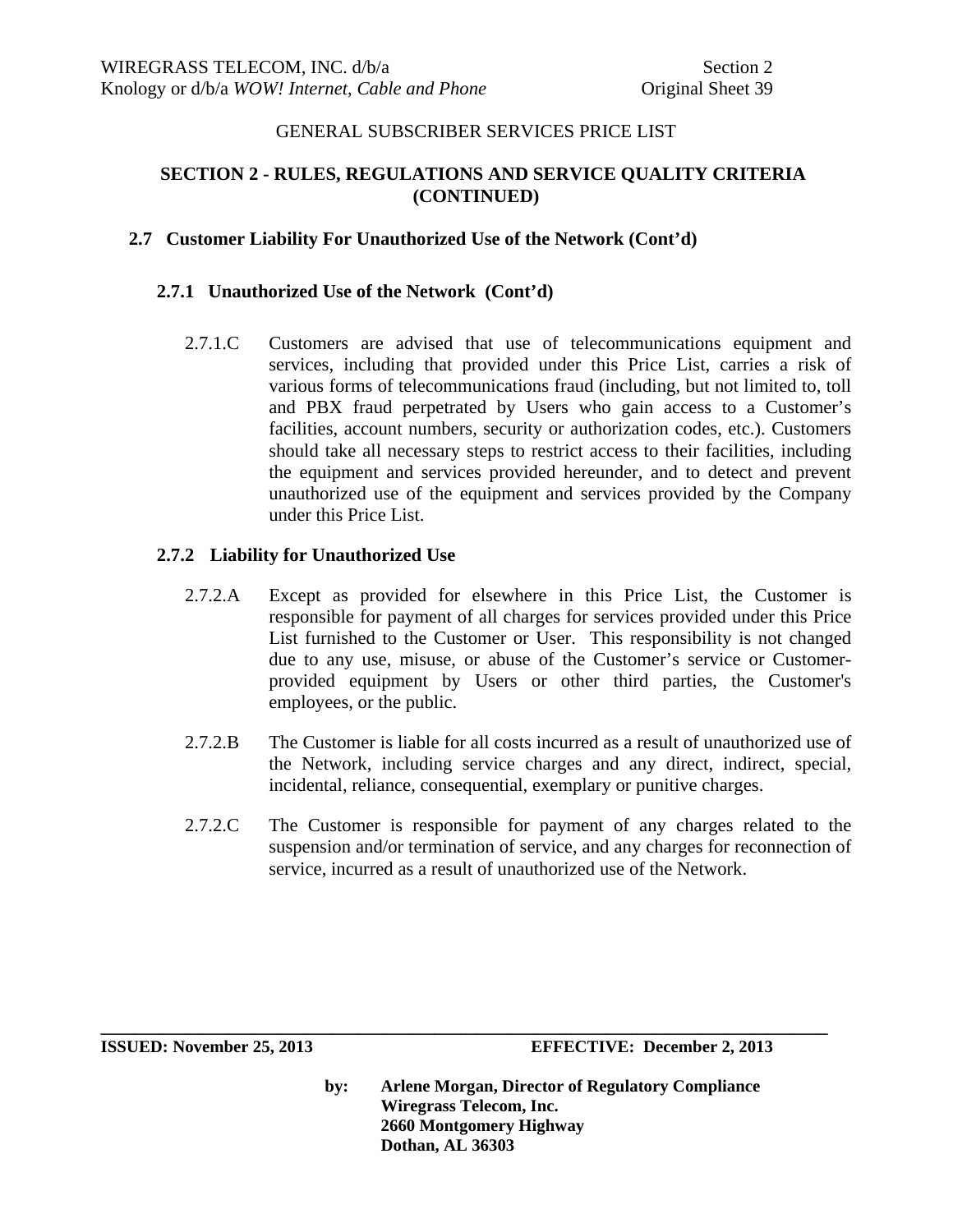GENERAL SUBSCRIBER SERVICES PRICE LIST

## SECTION 2 - RULES, REGULATIONS AND SERVICE QUALITY CRITERIA (CONTINUED)

### 2.7 Customer Liability For Unauthorized Use of the Network (Cont'd)

#### 2.7.1 Unauthorized Use of the Network (Cont'd)

2.7.1.C Customers are advised that use of telecommunications equipment and services, including that provided under this Price List, carries a risk of various forms of telecommunications fraud (including, but not limited to, toll and PBX fraud perpetrated by Users who gain access to a Customer's facilities, account numbers, security or authorization codes, etc.). Customers should take all necessary steps to restrict access to their facilities, including the equipment and services provided hereunder, and to detect and prevent unauthorized use of the equipment and services provided by the Company under this Price List.

#### 2.7.2 Liability for Unauthorized Use

2.7.2.A Except as provided for elsewhere in this Price List, the Customer is responsible for payment of all charges for services provided under this Price List furnished to the Customer or User. This responsibility is not changed due to any use, misuse, or abuse of the Customer's service or Customer-provided equipment by Users or other third parties, the Customer's employees, or the public.

2.7.2.B The Customer is liable for all costs incurred as a result of unauthorized use of the Network, including service charges and any direct, indirect, special, incidental, reliance, consequential, exemplary or punitive charges.

2.7.2.C The Customer is responsible for payment of any charges related to the suspension and/or termination of service, and any charges for reconnection of service, incurred as a result of unauthorized use of the Network.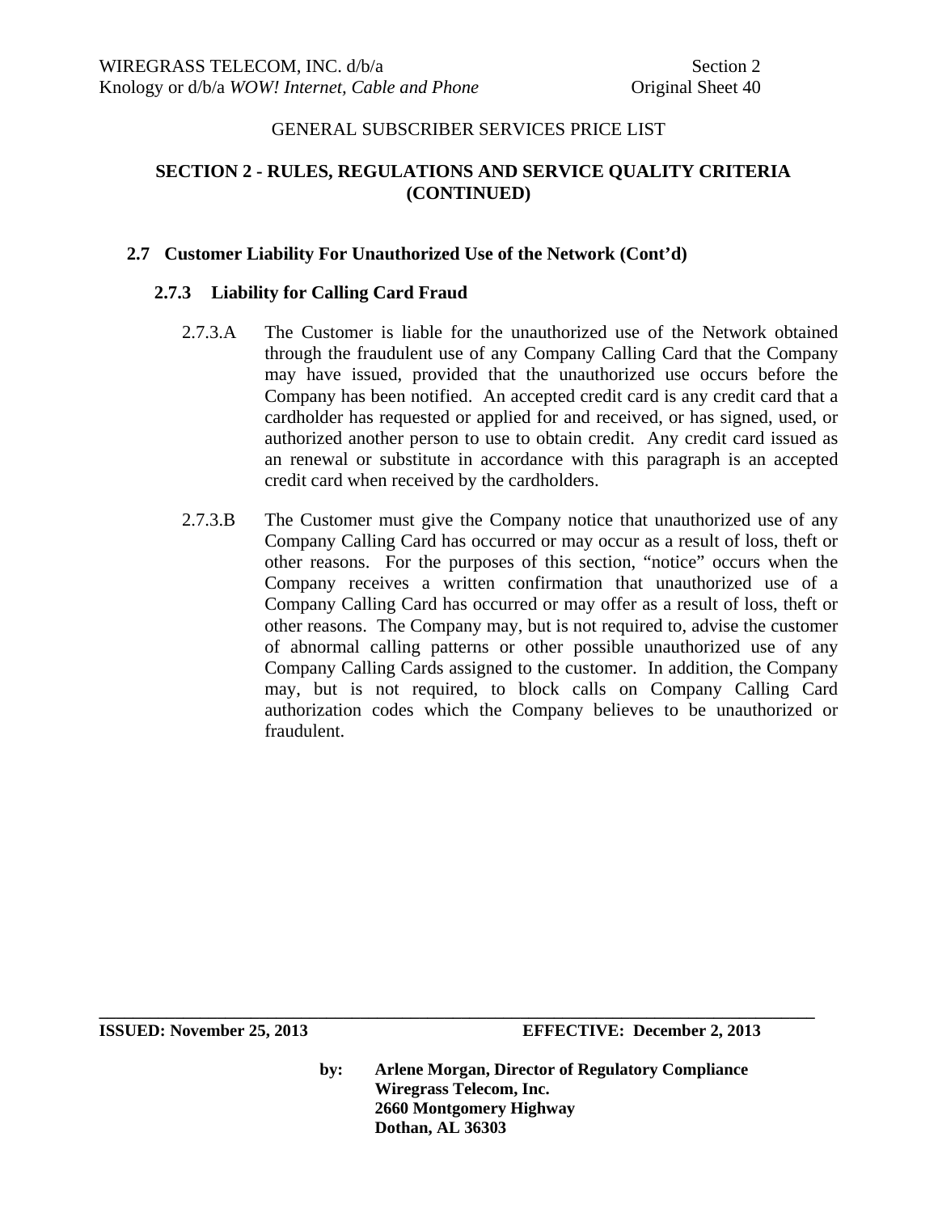GENERAL SUBSCRIBER SERVICES PRICE LIST

## SECTION 2 - RULES, REGULATIONS AND SERVICE QUALITY CRITERIA (CONTINUED)

### 2.7 Customer Liability For Unauthorized Use of the Network (Cont'd)

#### 2.7.3 Liability for Calling Card Fraud

2.7.3.A The Customer is liable for the unauthorized use of the Network obtained through the fraudulent use of any Company Calling Card that the Company may have issued, provided that the unauthorized use occurs before the Company has been notified. An accepted credit card is any credit card that a cardholder has requested or applied for and received, or has signed, used, or authorized another person to use to obtain credit. Any credit card issued as an renewal or substitute in accordance with this paragraph is an accepted credit card when received by the cardholders.

2.7.3.B The Customer must give the Company notice that unauthorized use of any Company Calling Card has occurred or may occur as a result of loss, theft or other reasons. For the purposes of this section, "notice" occurs when the Company receives a written confirmation that unauthorized use of a Company Calling Card has occurred or may offer as a result of loss, theft or other reasons. The Company may, but is not required to, advise the customer of abnormal calling patterns or other possible unauthorized use of any Company Calling Cards assigned to the customer. In addition, the Company may, but is not required, to block calls on Company Calling Card authorization codes which the Company believes to be unauthorized or fraudulent.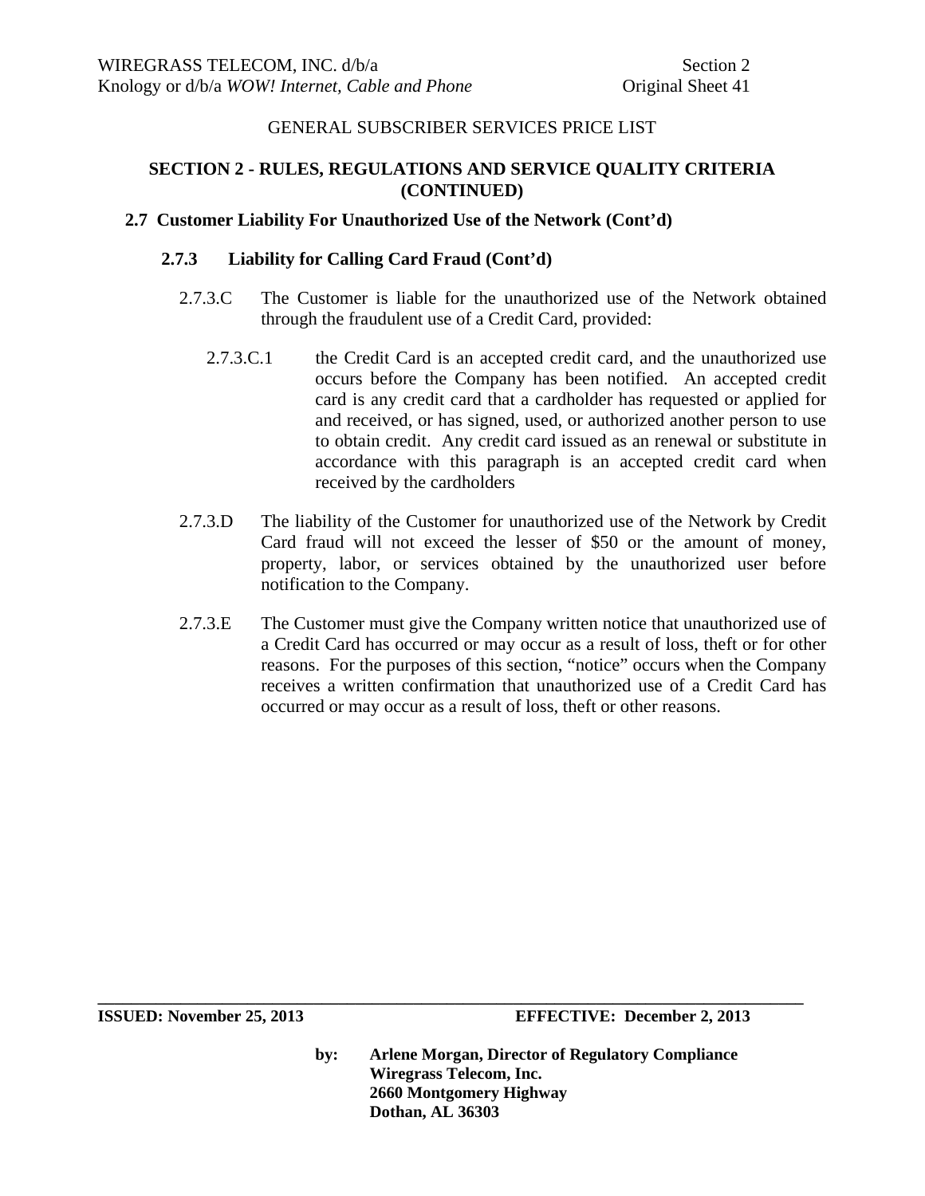GENERAL SUBSCRIBER SERVICES PRICE LIST

## SECTION 2 - RULES, REGULATIONS AND SERVICE QUALITY CRITERIA (CONTINUED)

### 2.7 Customer Liability For Unauthorized Use of the Network (Cont'd)

#### 2.7.3 Liability for Calling Card Fraud (Cont'd)

2.7.3.C The Customer is liable for the unauthorized use of the Network obtained through the fraudulent use of a Credit Card, provided:

2.7.3.C.1 the Credit Card is an accepted credit card, and the unauthorized use occurs before the Company has been notified. An accepted credit card is any credit card that a cardholder has requested or applied for and received, or has signed, used, or authorized another person to use to obtain credit. Any credit card issued as an renewal or substitute in accordance with this paragraph is an accepted credit card when received by the cardholders

2.7.3.D The liability of the Customer for unauthorized use of the Network by Credit Card fraud will not exceed the lesser of $50 or the amount of money, property, labor, or services obtained by the unauthorized user before notification to the Company.

2.7.3.E The Customer must give the Company written notice that unauthorized use of a Credit Card has occurred or may occur as a result of loss, theft or for other reasons. For the purposes of this section, "notice" occurs when the Company receives a written confirmation that unauthorized use of a Credit Card has occurred or may occur as a result of loss, theft or other reasons.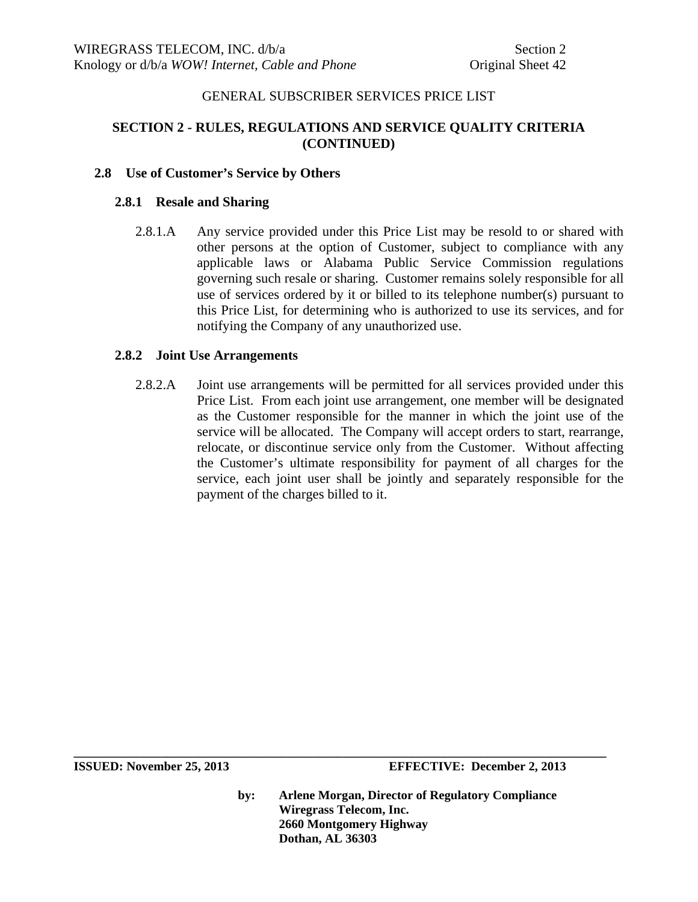GENERAL SUBSCRIBER SERVICES PRICE LIST

## SECTION 2 - RULES, REGULATIONS AND SERVICE QUALITY CRITERIA (CONTINUED)

### 2.8 Use of Customer's Service by Others

#### 2.8.1 Resale and Sharing

2.8.1.A Any service provided under this Price List may be resold to or shared with other persons at the option of Customer, subject to compliance with any applicable laws or Alabama Public Service Commission regulations governing such resale or sharing. Customer remains solely responsible for all use of services ordered by it or billed to its telephone number(s) pursuant to this Price List, for determining who is authorized to use its services, and for notifying the Company of any unauthorized use.

#### 2.8.2 Joint Use Arrangements

2.8.2.A Joint use arrangements will be permitted for all services provided under this Price List. From each joint use arrangement, one member will be designated as the Customer responsible for the manner in which the joint use of the service will be allocated. The Company will accept orders to start, rearrange, relocate, or discontinue service only from the Customer. Without affecting the Customer's ultimate responsibility for payment of all charges for the service, each joint user shall be jointly and separately responsible for the payment of the charges billed to it.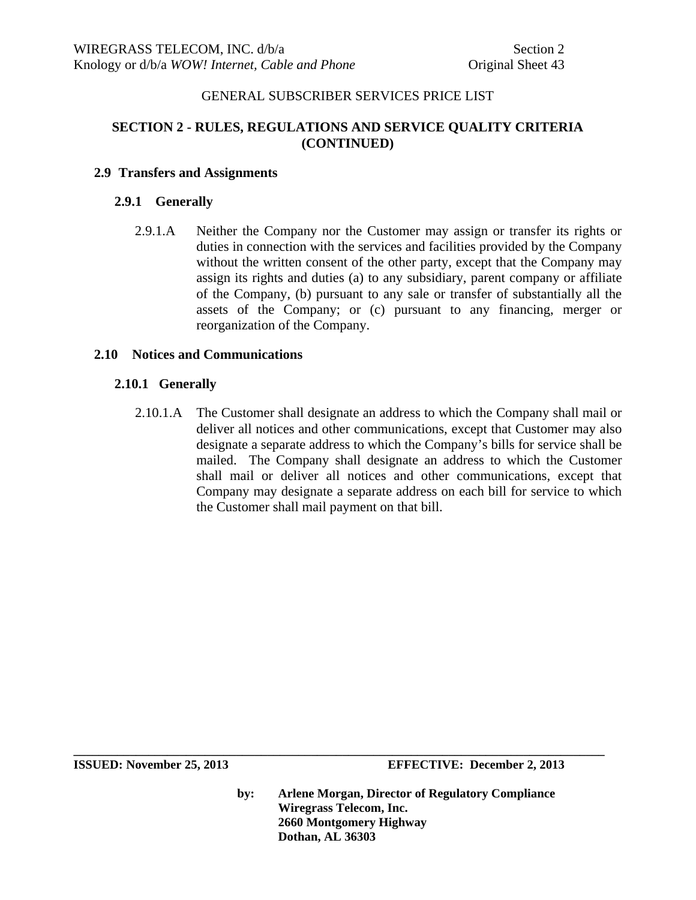GENERAL SUBSCRIBER SERVICES PRICE LIST

## SECTION 2 - RULES, REGULATIONS AND SERVICE QUALITY CRITERIA (CONTINUED)

### 2.9 Transfers and Assignments

#### 2.9.1 Generally

2.9.1.A Neither the Company nor the Customer may assign or transfer its rights or duties in connection with the services and facilities provided by the Company without the written consent of the other party, except that the Company may assign its rights and duties (a) to any subsidiary, parent company or affiliate of the Company, (b) pursuant to any sale or transfer of substantially all the assets of the Company; or (c) pursuant to any financing, merger or reorganization of the Company.

### 2.10 Notices and Communications

#### 2.10.1 Generally

2.10.1.A The Customer shall designate an address to which the Company shall mail or deliver all notices and other communications, except that Customer may also designate a separate address to which the Company's bills for service shall be mailed. The Company shall designate an address to which the Customer shall mail or deliver all notices and other communications, except that Company may designate a separate address on each bill for service to which the Customer shall mail payment on that bill.

**ISSUED: November 25, 2013** **EFFECTIVE: December 2, 2013**

**by: Arlene Morgan, Director of Regulatory Compliance**
**Wiregrass Telecom, Inc.**
**2660 Montgomery Highway**
**Dothan, AL 36303**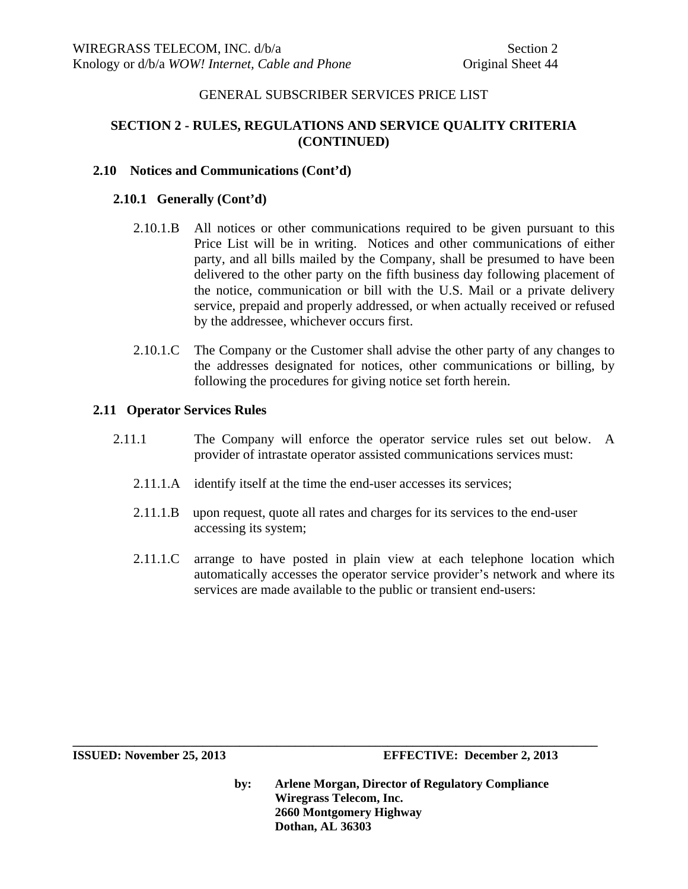GENERAL SUBSCRIBER SERVICES PRICE LIST

## SECTION 2 - RULES, REGULATIONS AND SERVICE QUALITY CRITERIA (CONTINUED)

### 2.10 Notices and Communications (Cont'd)

#### 2.10.1 Generally (Cont'd)

2.10.1.B All notices or other communications required to be given pursuant to this Price List will be in writing. Notices and other communications of either party, and all bills mailed by the Company, shall be presumed to have been delivered to the other party on the fifth business day following placement of the notice, communication or bill with the U.S. Mail or a private delivery service, prepaid and properly addressed, or when actually received or refused by the addressee, whichever occurs first.

2.10.1.C The Company or the Customer shall advise the other party of any changes to the addresses designated for notices, other communications or billing, by following the procedures for giving notice set forth herein.

### 2.11 Operator Services Rules

2.11.1 The Company will enforce the operator service rules set out below. A provider of intrastate operator assisted communications services must:

2.11.1.A identify itself at the time the end-user accesses its services;

2.11.1.B upon request, quote all rates and charges for its services to the end-user accessing its system;

2.11.1.C arrange to have posted in plain view at each telephone location which automatically accesses the operator service provider's network and where its services are made available to the public or transient end-users: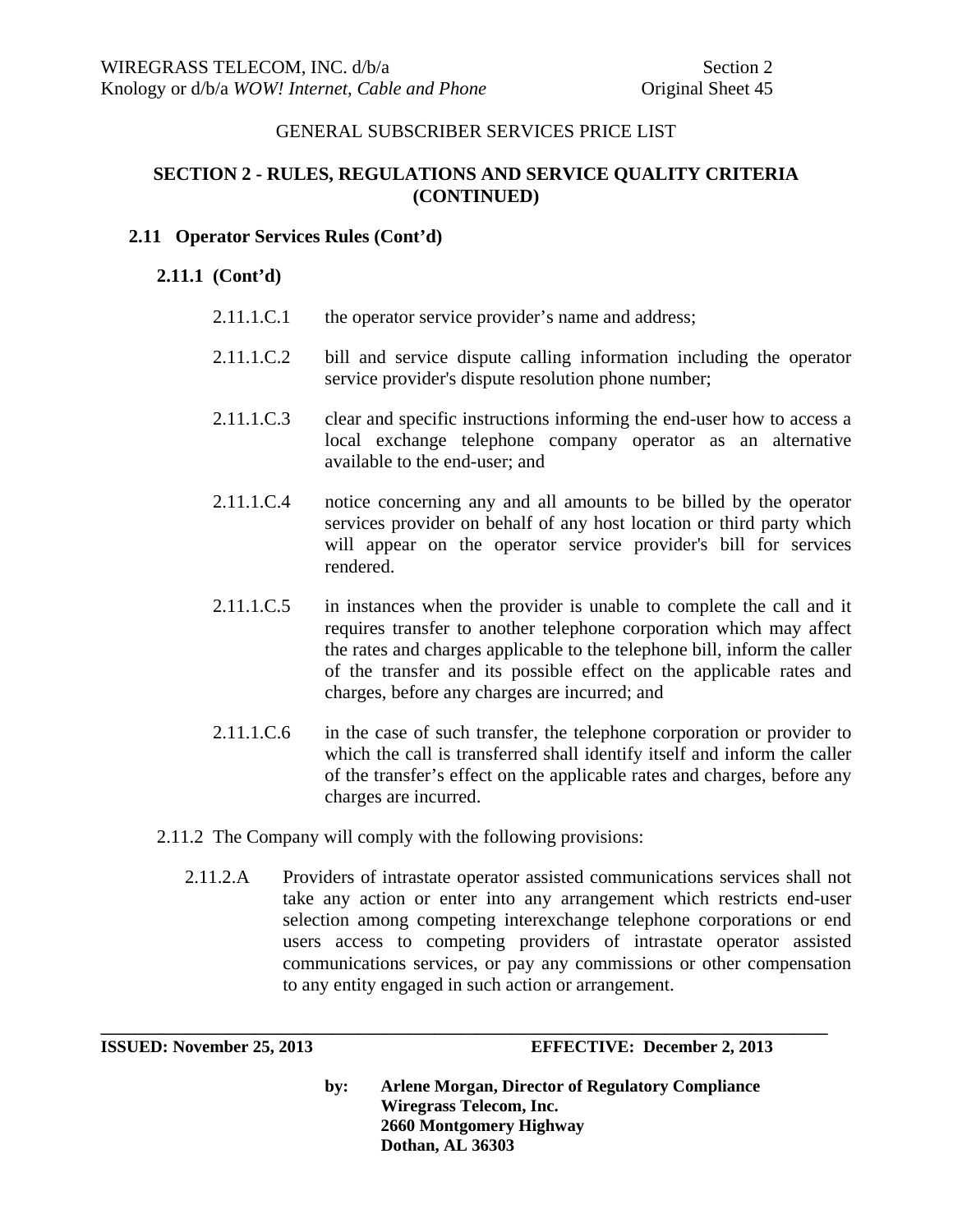GENERAL SUBSCRIBER SERVICES PRICE LIST

## SECTION 2 - RULES, REGULATIONS AND SERVICE QUALITY CRITERIA (CONTINUED)

### 2.11 Operator Services Rules (Cont'd)

#### 2.11.1 (Cont'd)

2.11.1.C.1 the operator service provider's name and address;

2.11.1.C.2 bill and service dispute calling information including the operator service provider's dispute resolution phone number;

2.11.1.C.3 clear and specific instructions informing the end-user how to access a local exchange telephone company operator as an alternative available to the end-user; and

2.11.1.C.4 notice concerning any and all amounts to be billed by the operator services provider on behalf of any host location or third party which will appear on the operator service provider's bill for services rendered.

2.11.1.C.5 in instances when the provider is unable to complete the call and it requires transfer to another telephone corporation which may affect the rates and charges applicable to the telephone bill, inform the caller of the transfer and its possible effect on the applicable rates and charges, before any charges are incurred; and

2.11.1.C.6 in the case of such transfer, the telephone corporation or provider to which the call is transferred shall identify itself and inform the caller of the transfer's effect on the applicable rates and charges, before any charges are incurred.

2.11.2 The Company will comply with the following provisions:

2.11.2.A Providers of intrastate operator assisted communications services shall not take any action or enter into any arrangement which restricts end-user selection among competing interexchange telephone corporations or end users access to competing providers of intrastate operator assisted communications services, or pay any commissions or other compensation to any entity engaged in such action or arrangement.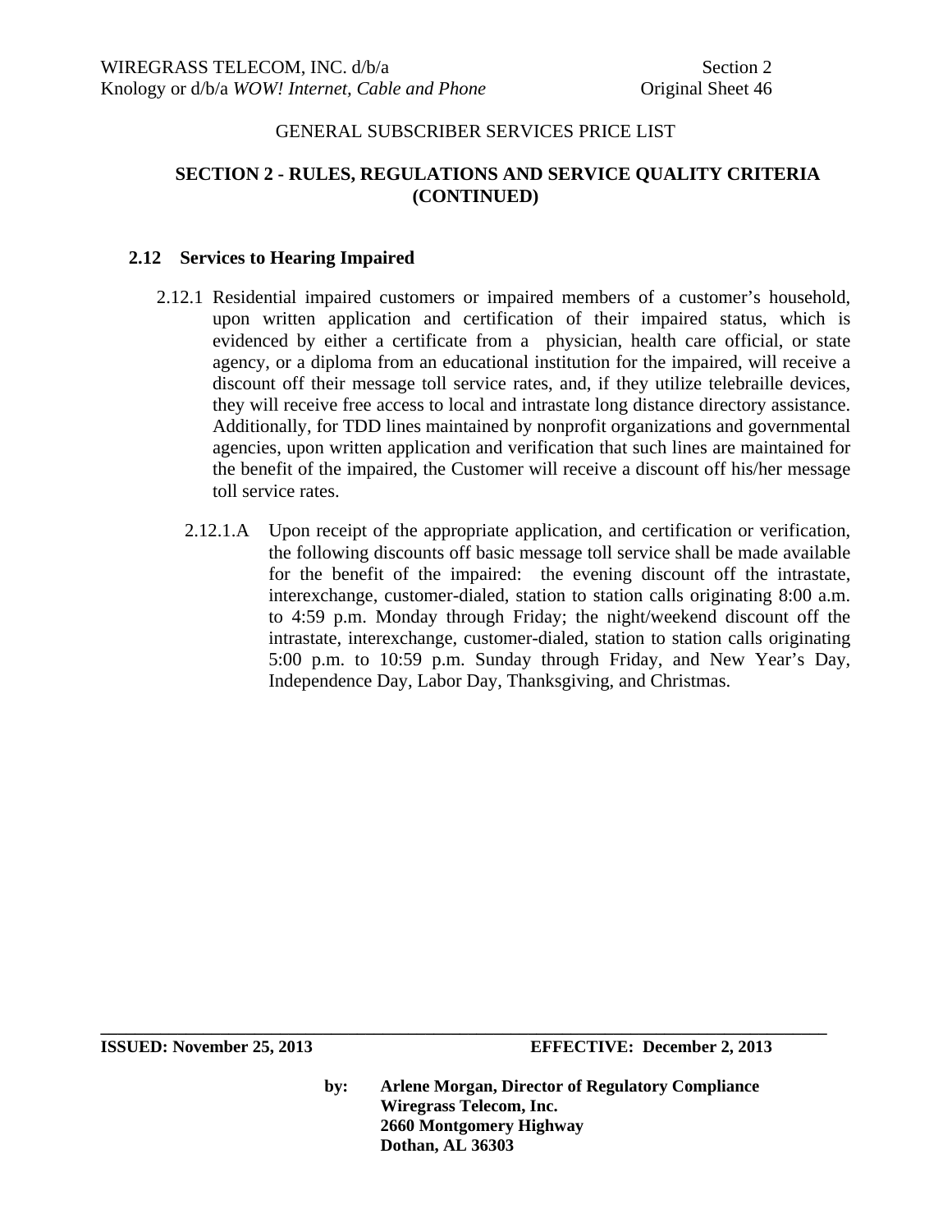GENERAL SUBSCRIBER SERVICES PRICE LIST

## SECTION 2 - RULES, REGULATIONS AND SERVICE QUALITY CRITERIA (CONTINUED)

### 2.12 Services to Hearing Impaired

2.12.1 Residential impaired customers or impaired members of a customer's household, upon written application and certification of their impaired status, which is evidenced by either a certificate from a physician, health care official, or state agency, or a diploma from an educational institution for the impaired, will receive a discount off their message toll service rates, and, if they utilize telebraille devices, they will receive free access to local and intrastate long distance directory assistance. Additionally, for TDD lines maintained by nonprofit organizations and governmental agencies, upon written application and verification that such lines are maintained for the benefit of the impaired, the Customer will receive a discount off his/her message toll service rates.

2.12.1.A Upon receipt of the appropriate application, and certification or verification, the following discounts off basic message toll service shall be made available for the benefit of the impaired: the evening discount off the intrastate, interexchange, customer-dialed, station to station calls originating 8:00 a.m. to 4:59 p.m. Monday through Friday; the night/weekend discount off the intrastate, interexchange, customer-dialed, station to station calls originating 5:00 p.m. to 10:59 p.m. Sunday through Friday, and New Year's Day, Independence Day, Labor Day, Thanksgiving, and Christmas.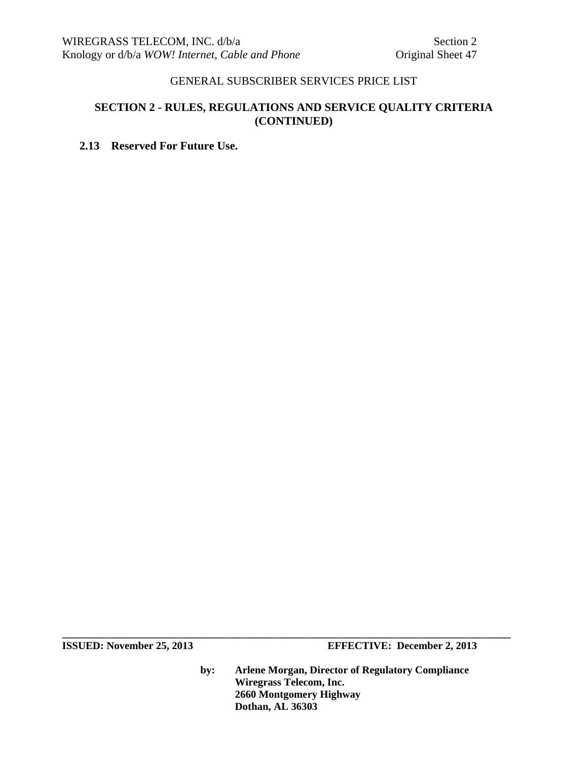GENERAL SUBSCRIBER SERVICES PRICE LIST

## SECTION 2 - RULES, REGULATIONS AND SERVICE QUALITY CRITERIA (CONTINUED)

### 2.13 Reserved For Future Use.

**ISSUED: November 25, 2013** **EFFECTIVE: December 2, 2013**

**by: Arlene Morgan, Director of Regulatory Compliance**
**Wiregrass Telecom, Inc.**
**2660 Montgomery Highway**
**Dothan, AL 36303**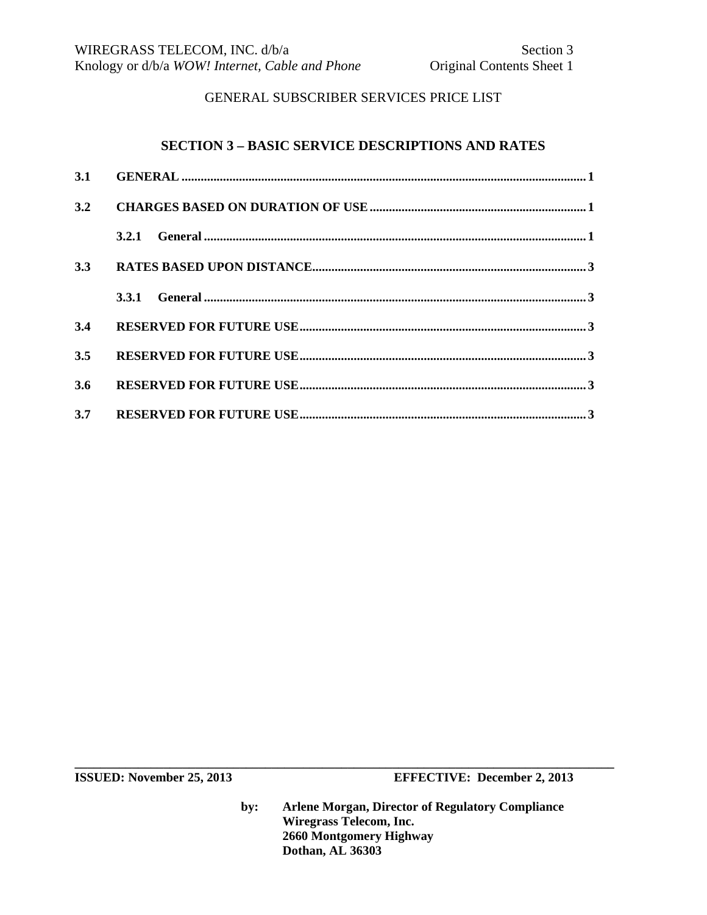GENERAL SUBSCRIBER SERVICES PRICE LIST

## SECTION 3 – BASIC SERVICE DESCRIPTIONS AND RATES

**3.1 GENERAL** .......... 1

**3.2 CHARGES BASED ON DURATION OF USE** .......... 1

**3.2.1 General** .......... 1

**3.3 RATES BASED UPON DISTANCE** .......... 3

**3.3.1 General** .......... 3

**3.4 RESERVED FOR FUTURE USE** .......... 3

**3.5 RESERVED FOR FUTURE USE** .......... 3

**3.6 RESERVED FOR FUTURE USE** .......... 3

**3.7 RESERVED FOR FUTURE USE** .......... 3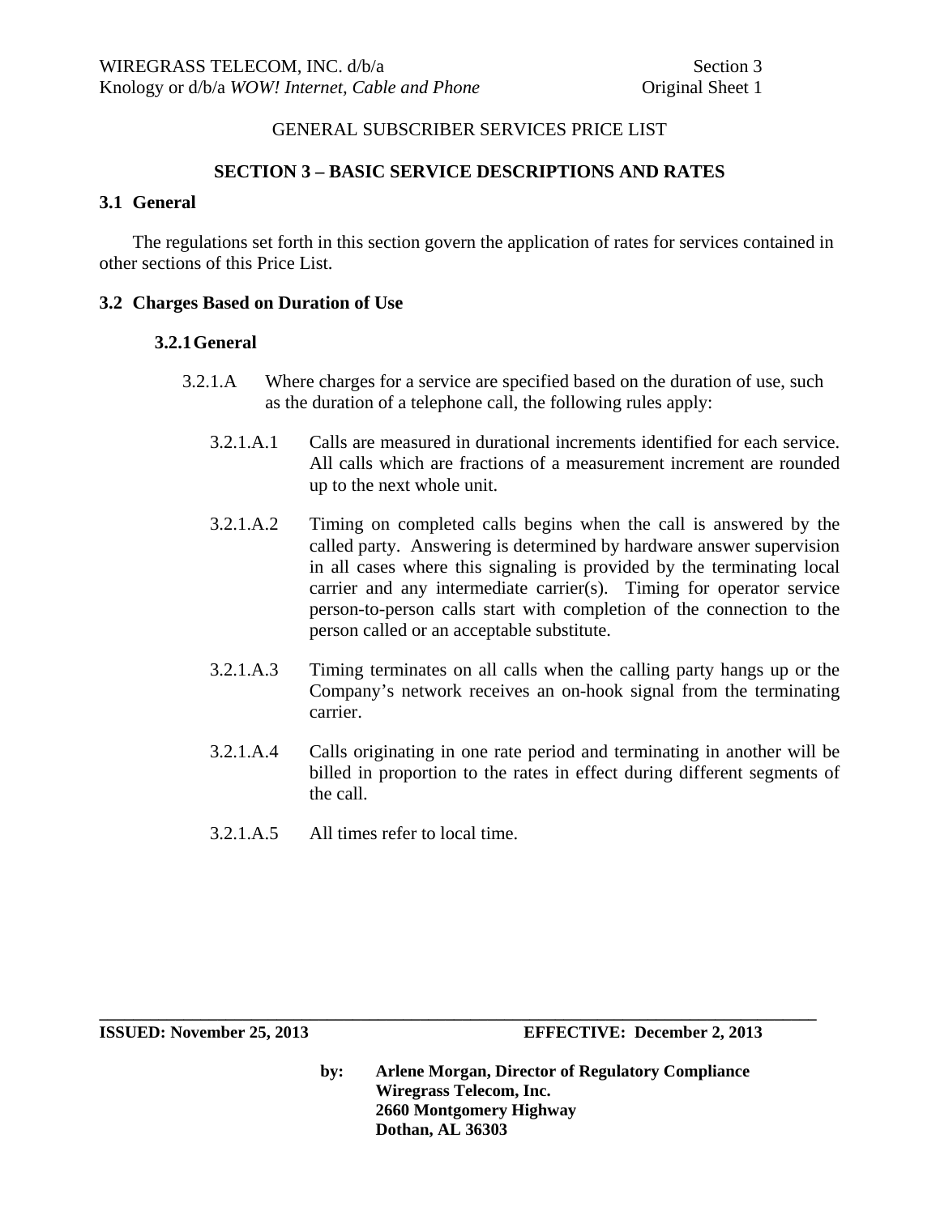GENERAL SUBSCRIBER SERVICES PRICE LIST

## SECTION 3 – BASIC SERVICE DESCRIPTIONS AND RATES

### 3.1 General

The regulations set forth in this section govern the application of rates for services contained in other sections of this Price List.

### 3.2 Charges Based on Duration of Use

#### 3.2.1 General

3.2.1.A Where charges for a service are specified based on the duration of use, such as the duration of a telephone call, the following rules apply:

3.2.1.A.1 Calls are measured in durational increments identified for each service. All calls which are fractions of a measurement increment are rounded up to the next whole unit.

3.2.1.A.2 Timing on completed calls begins when the call is answered by the called party. Answering is determined by hardware answer supervision in all cases where this signaling is provided by the terminating local carrier and any intermediate carrier(s). Timing for operator service person-to-person calls start with completion of the connection to the person called or an acceptable substitute.

3.2.1.A.3 Timing terminates on all calls when the calling party hangs up or the Company's network receives an on-hook signal from the terminating carrier.

3.2.1.A.4 Calls originating in one rate period and terminating in another will be billed in proportion to the rates in effect during different segments of the call.

3.2.1.A.5 All times refer to local time.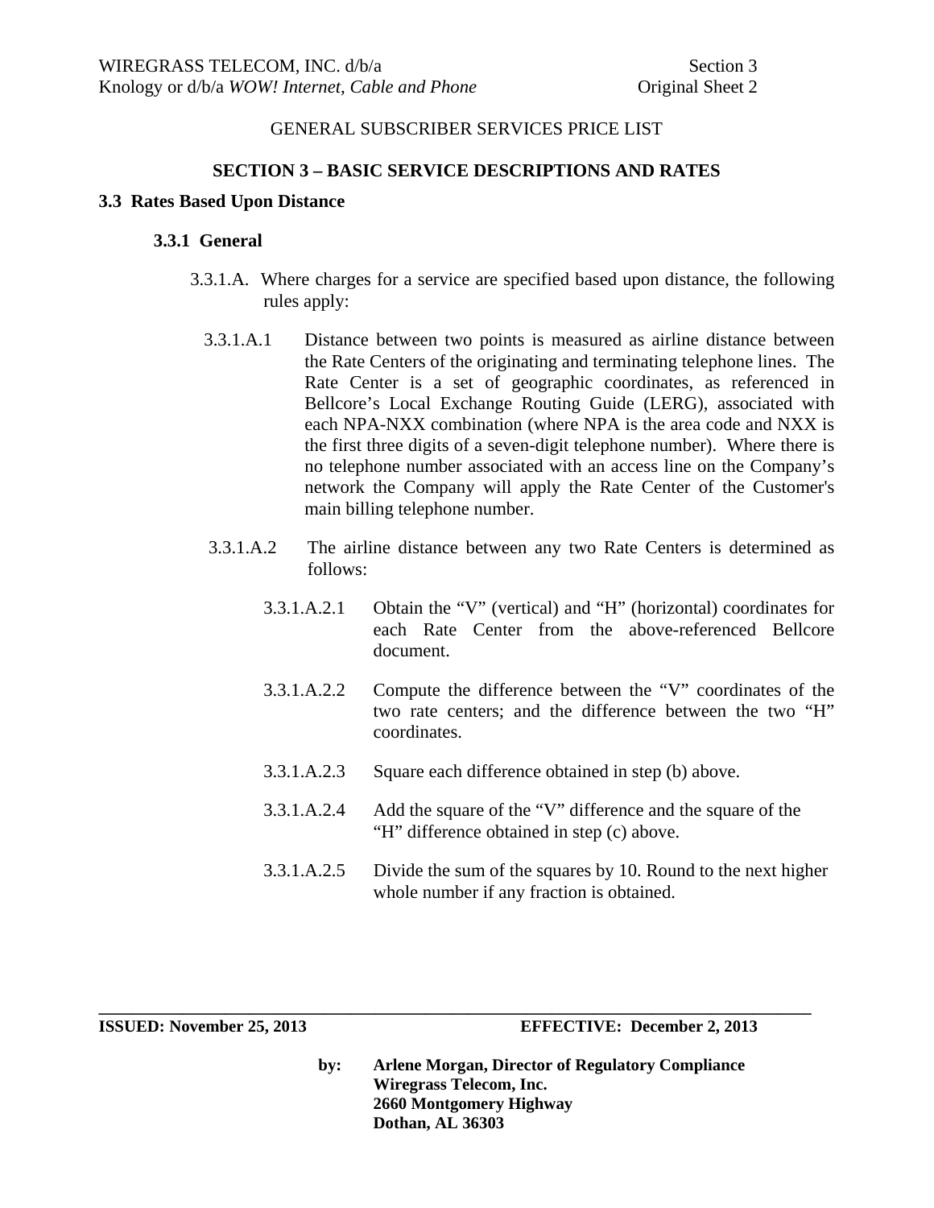GENERAL SUBSCRIBER SERVICES PRICE LIST

**SECTION 3 – BASIC SERVICE DESCRIPTIONS AND RATES**

## 3.3 Rates Based Upon Distance

### 3.3.1 General

3.3.1.A. Where charges for a service are specified based upon distance, the following rules apply:

3.3.1.A.1 Distance between two points is measured as airline distance between the Rate Centers of the originating and terminating telephone lines. The Rate Center is a set of geographic coordinates, as referenced in Bellcore's Local Exchange Routing Guide (LERG), associated with each NPA-NXX combination (where NPA is the area code and NXX is the first three digits of a seven-digit telephone number). Where there is no telephone number associated with an access line on the Company's network the Company will apply the Rate Center of the Customer's main billing telephone number.

3.3.1.A.2 The airline distance between any two Rate Centers is determined as follows:

3.3.1.A.2.1 Obtain the "V" (vertical) and "H" (horizontal) coordinates for each Rate Center from the above-referenced Bellcore document.

3.3.1.A.2.2 Compute the difference between the "V" coordinates of the two rate centers; and the difference between the two "H" coordinates.

3.3.1.A.2.3 Square each difference obtained in step (b) above.

3.3.1.A.2.4 Add the square of the "V" difference and the square of the "H" difference obtained in step (c) above.

3.3.1.A.2.5 Divide the sum of the squares by 10. Round to the next higher whole number if any fraction is obtained.

**ISSUED: November 25, 2013** **EFFECTIVE: December 2, 2013**

**by: Arlene Morgan, Director of Regulatory Compliance**
**Wiregrass Telecom, Inc.**
**2660 Montgomery Highway**
**Dothan, AL 36303**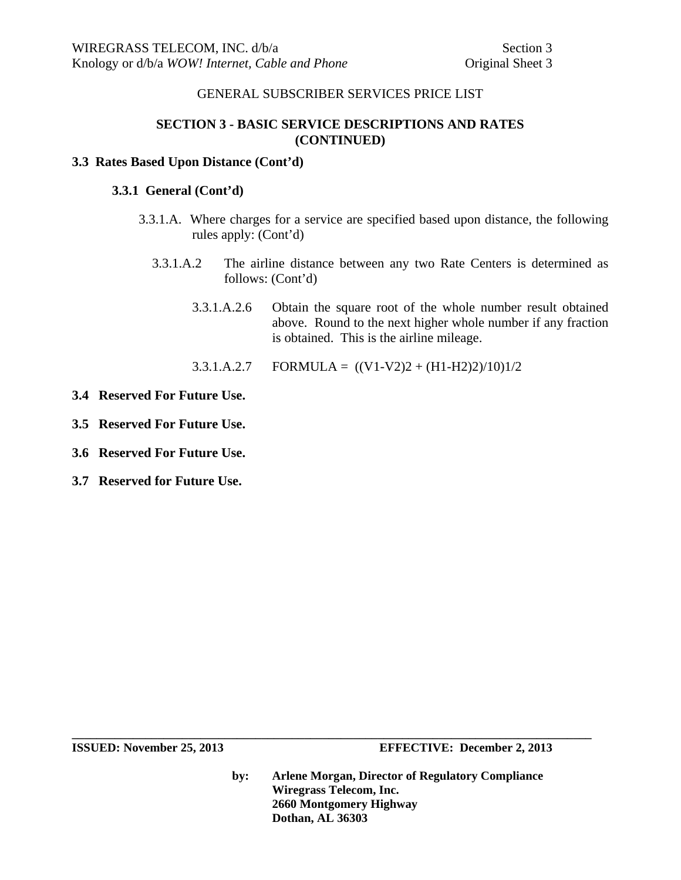## SECTION 3 - BASIC SERVICE DESCRIPTIONS AND RATES (CONTINUED)

### 3.3 Rates Based Upon Distance (Cont'd)

#### 3.3.1 General (Cont'd)

3.3.1.A. Where charges for a service are specified based upon distance, the following rules apply: (Cont'd)

3.3.1.A.2 The airline distance between any two Rate Centers is determined as follows: (Cont'd)

3.3.1.A.2.6 Obtain the square root of the whole number result obtained above. Round to the next higher whole number if any fraction is obtained. This is the airline mileage.

3.3.1.A.2.7 FORMULA = ((V1-V2)2 + (H1-H2)2)/10)1/2

### 3.4 Reserved For Future Use.

### 3.5 Reserved For Future Use.

### 3.6 Reserved For Future Use.

### 3.7 Reserved for Future Use.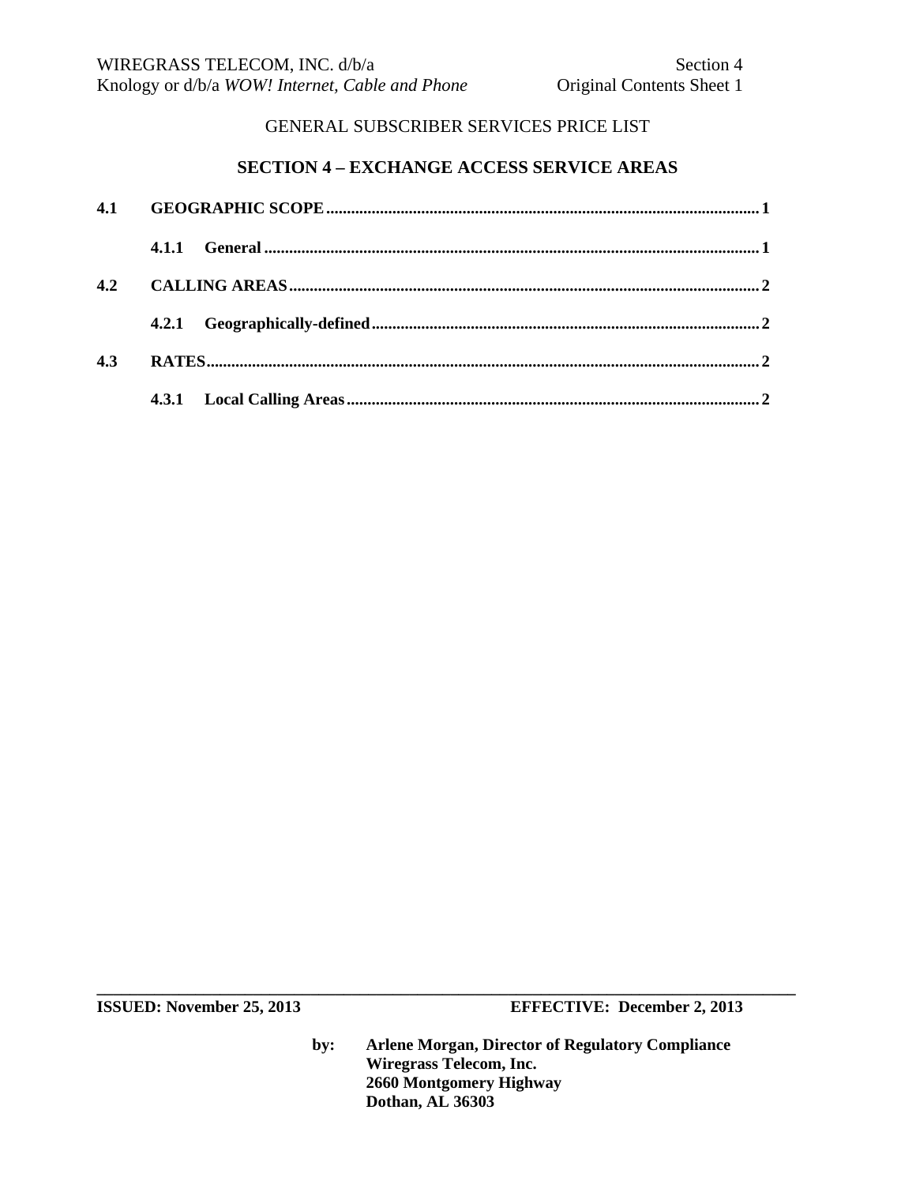GENERAL SUBSCRIBER SERVICES PRICE LIST

## SECTION 4 – EXCHANGE ACCESS SERVICE AREAS

**4.1 GEOGRAPHIC SCOPE** ........................................ 1

**4.1.1 General** ........................................ 1

**4.2 CALLING AREAS** ........................................ 2

**4.2.1 Geographically-defined** ........................................ 2

**4.3 RATES** ........................................ 2

**4.3.1 Local Calling Areas** ........................................ 2

---

**ISSUED: November 25, 2013** **EFFECTIVE: December 2, 2013**

**by: Arlene Morgan, Director of Regulatory Compliance**
**Wiregrass Telecom, Inc.**
**2660 Montgomery Highway**
**Dothan, AL 36303**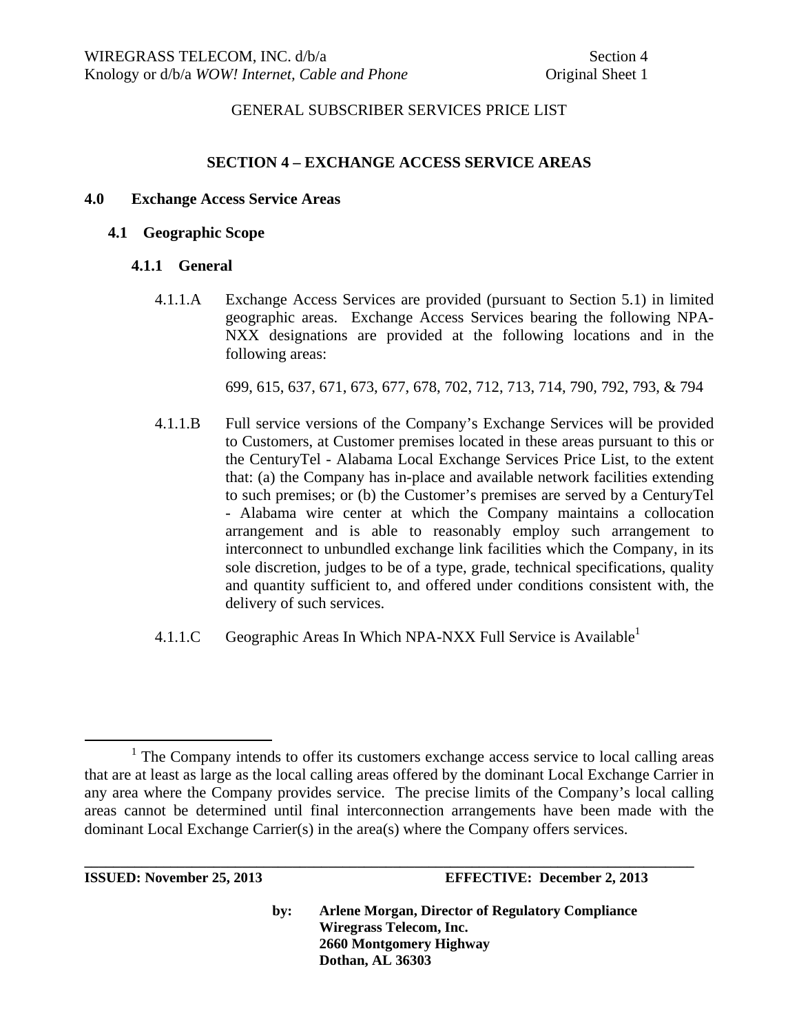GENERAL SUBSCRIBER SERVICES PRICE LIST

## SECTION 4 – EXCHANGE ACCESS SERVICE AREAS

### 4.0 Exchange Access Service Areas

#### 4.1 Geographic Scope

##### 4.1.1 General

4.1.1.A Exchange Access Services are provided (pursuant to Section 5.1) in limited geographic areas. Exchange Access Services bearing the following NPA-NXX designations are provided at the following locations and in the following areas:

699, 615, 637, 671, 673, 677, 678, 702, 712, 713, 714, 790, 792, 793, & 794

4.1.1.B Full service versions of the Company's Exchange Services will be provided to Customers, at Customer premises located in these areas pursuant to this or the CenturyTel - Alabama Local Exchange Services Price List, to the extent that: (a) the Company has in-place and available network facilities extending to such premises; or (b) the Customer's premises are served by a CenturyTel - Alabama wire center at which the Company maintains a collocation arrangement and is able to reasonably employ such arrangement to interconnect to unbundled exchange link facilities which the Company, in its sole discretion, judges to be of a type, grade, technical specifications, quality and quantity sufficient to, and offered under conditions consistent with, the delivery of such services.

4.1.1.C Geographic Areas In Which NPA-NXX Full Service is Available[1]

[1] The Company intends to offer its customers exchange access service to local calling areas that are at least as large as the local calling areas offered by the dominant Local Exchange Carrier in any area where the Company provides service. The precise limits of the Company's local calling areas cannot be determined until final interconnection arrangements have been made with the dominant Local Exchange Carrier(s) in the area(s) where the Company offers services.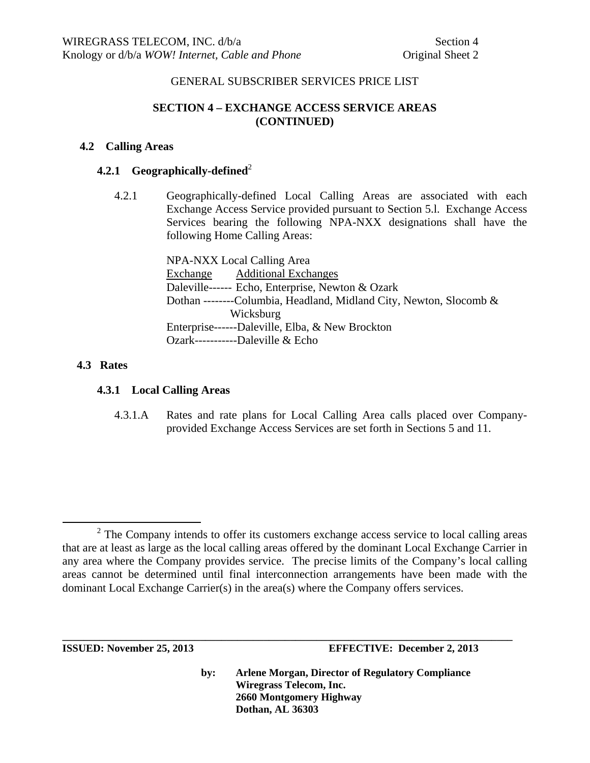GENERAL SUBSCRIBER SERVICES PRICE LIST

## SECTION 4 – EXCHANGE ACCESS SERVICE AREAS (CONTINUED)

### 4.2 Calling Areas

#### 4.2.1 Geographically-defined[2]

4.2.1 Geographically-defined Local Calling Areas are associated with each Exchange Access Service provided pursuant to Section 5.l. Exchange Access Services bearing the following NPA-NXX designations shall have the following Home Calling Areas:

NPA-NXX Local Calling Area

| Exchange | Additional Exchanges |
|---|---|
| Daleville | Echo, Enterprise, Newton & Ozark |
| Dothan | Columbia, Headland, Midland City, Newton, Slocomb & Wicksburg |
| Enterprise | Daleville, Elba, & New Brockton |
| Ozark | Daleville & Echo |

### 4.3 Rates

#### 4.3.1 Local Calling Areas

4.3.1.A Rates and rate plans for Local Calling Area calls placed over Company-provided Exchange Access Services are set forth in Sections 5 and 11.

---

[2] The Company intends to offer its customers exchange access service to local calling areas that are at least as large as the local calling areas offered by the dominant Local Exchange Carrier in any area where the Company provides service. The precise limits of the Company's local calling areas cannot be determined until final interconnection arrangements have been made with the dominant Local Exchange Carrier(s) in the area(s) where the Company offers services.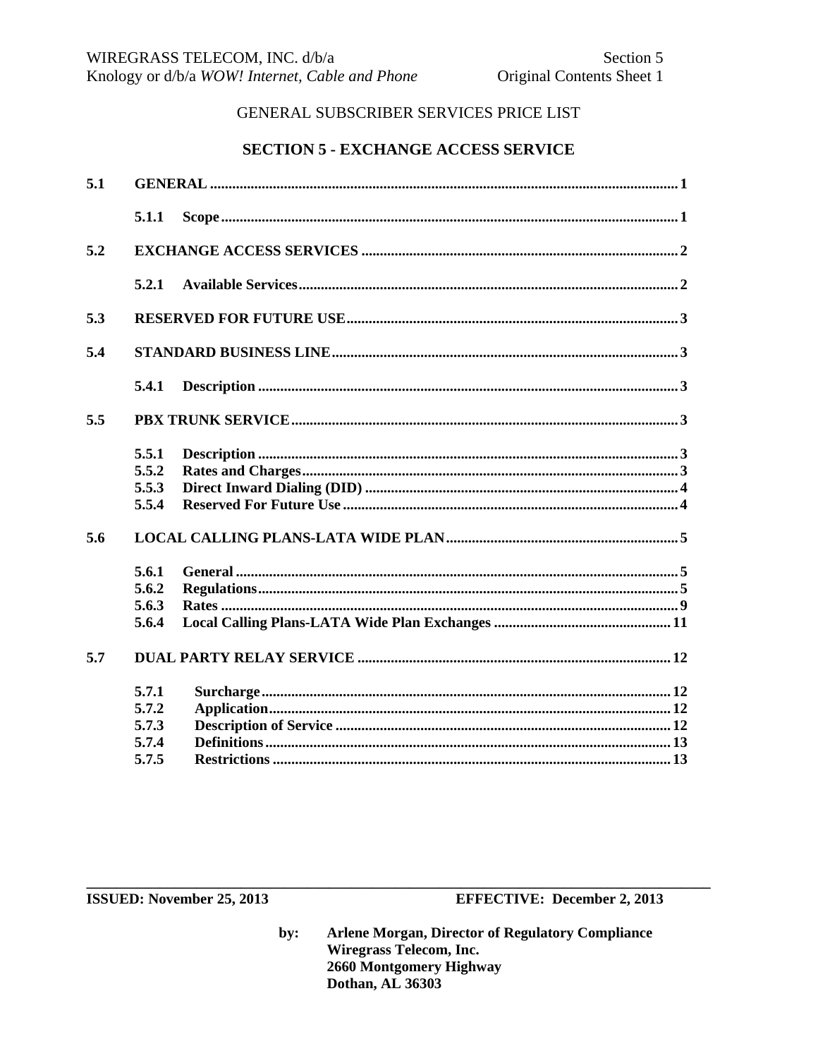GENERAL SUBSCRIBER SERVICES PRICE LIST

## SECTION 5 - EXCHANGE ACCESS SERVICE

| | | |
|---|---|---|
| **5.1** | **GENERAL** | **1** |
| | **5.1.1 Scope** | **1** |
| **5.2** | **EXCHANGE ACCESS SERVICES** | **2** |
| | **5.2.1 Available Services** | **2** |
| **5.3** | **RESERVED FOR FUTURE USE** | **3** |
| **5.4** | **STANDARD BUSINESS LINE** | **3** |
| | **5.4.1 Description** | **3** |
| **5.5** | **PBX TRUNK SERVICE** | **3** |
| | **5.5.1 Description** | **3** |
| | **5.5.2 Rates and Charges** | **3** |
| | **5.5.3 Direct Inward Dialing (DID)** | **4** |
| | **5.5.4 Reserved For Future Use** | **4** |
| **5.6** | **LOCAL CALLING PLANS-LATA WIDE PLAN** | **5** |
| | **5.6.1 General** | **5** |
| | **5.6.2 Regulations** | **5** |
| | **5.6.3 Rates** | **9** |
| | **5.6.4 Local Calling Plans-LATA Wide Plan Exchanges** | **11** |
| **5.7** | **DUAL PARTY RELAY SERVICE** | **12** |
| | **5.7.1 Surcharge** | **12** |
| | **5.7.2 Application** | **12** |
| | **5.7.3 Description of Service** | **12** |
| | **5.7.4 Definitions** | **13** |
| | **5.7.5 Restrictions** | **13** |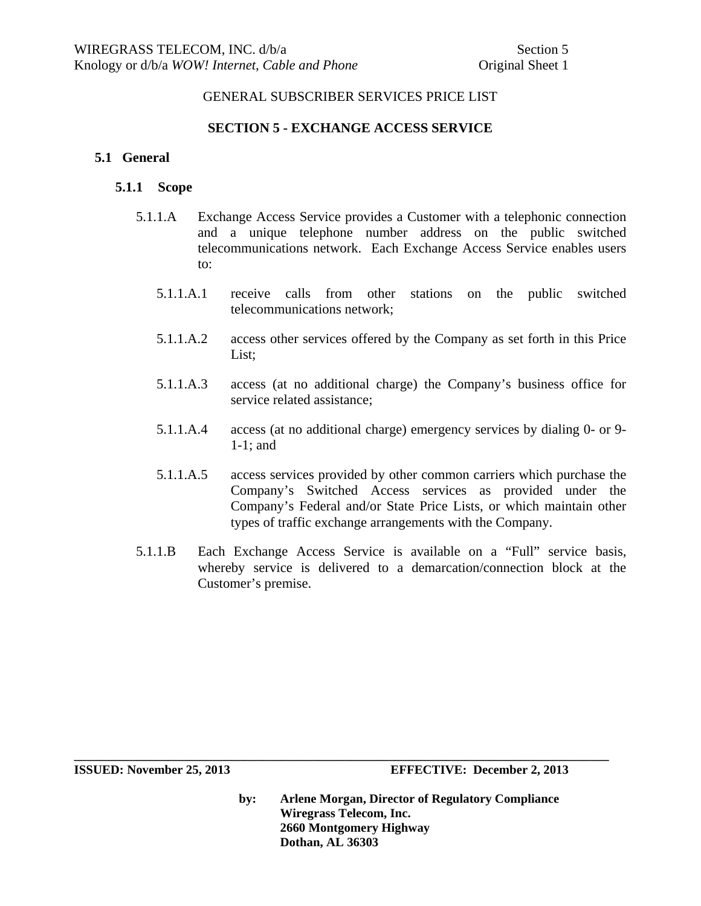GENERAL SUBSCRIBER SERVICES PRICE LIST

# SECTION 5 - EXCHANGE ACCESS SERVICE

## 5.1 General

### 5.1.1 Scope

5.1.1.A Exchange Access Service provides a Customer with a telephonic connection and a unique telephone number address on the public switched telecommunications network. Each Exchange Access Service enables users to:

5.1.1.A.1 receive calls from other stations on the public switched telecommunications network;

5.1.1.A.2 access other services offered by the Company as set forth in this Price List;

5.1.1.A.3 access (at no additional charge) the Company's business office for service related assistance;

5.1.1.A.4 access (at no additional charge) emergency services by dialing 0- or 9-1-1; and

5.1.1.A.5 access services provided by other common carriers which purchase the Company's Switched Access services as provided under the Company's Federal and/or State Price Lists, or which maintain other types of traffic exchange arrangements with the Company.

5.1.1.B Each Exchange Access Service is available on a "Full" service basis, whereby service is delivered to a demarcation/connection block at the Customer's premise.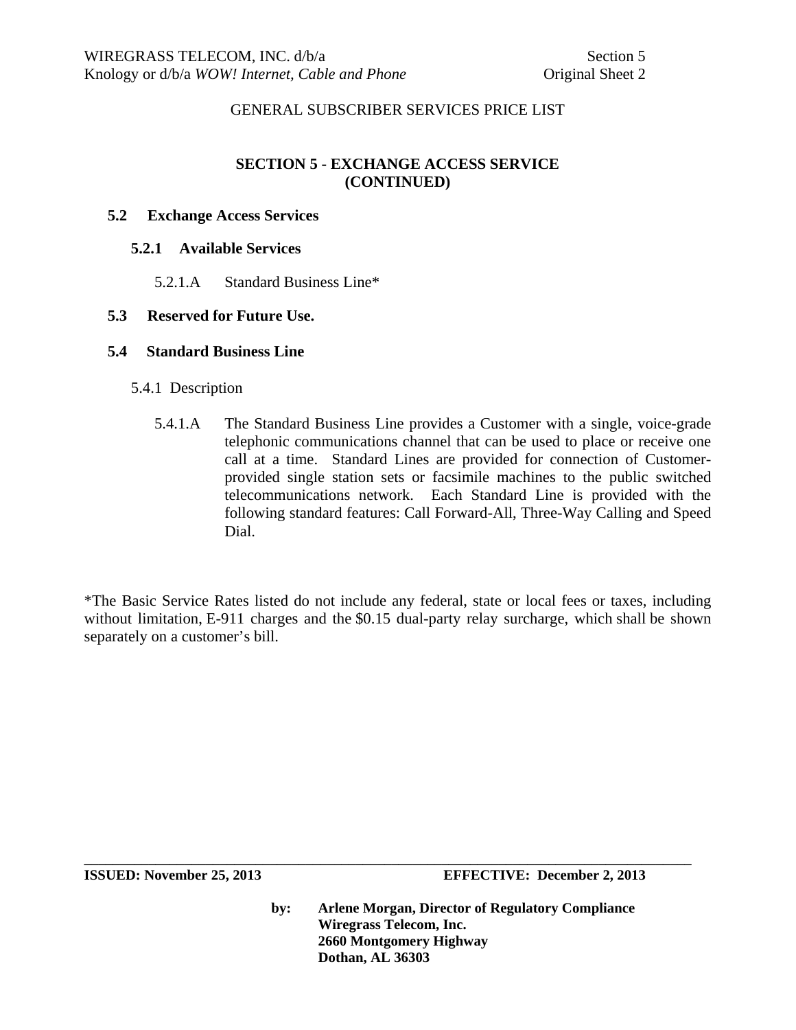GENERAL SUBSCRIBER SERVICES PRICE LIST

## SECTION 5 - EXCHANGE ACCESS SERVICE (CONTINUED)

### 5.2 Exchange Access Services

#### 5.2.1 Available Services

5.2.1.A Standard Business Line*

### 5.3 Reserved for Future Use.

### 5.4 Standard Business Line

5.4.1 Description

5.4.1.A The Standard Business Line provides a Customer with a single, voice-grade telephonic communications channel that can be used to place or receive one call at a time. Standard Lines are provided for connection of Customer-provided single station sets or facsimile machines to the public switched telecommunications network. Each Standard Line is provided with the following standard features: Call Forward-All, Three-Way Calling and Speed Dial.

*The Basic Service Rates listed do not include any federal, state or local fees or taxes, including without limitation, E-911 charges and the $0.15 dual-party relay surcharge, which shall be shown separately on a customer's bill.

**ISSUED: November 25, 2013** **EFFECTIVE: December 2, 2013**

**by: Arlene Morgan, Director of Regulatory Compliance**
**Wiregrass Telecom, Inc.**
**2660 Montgomery Highway**
**Dothan, AL 36303**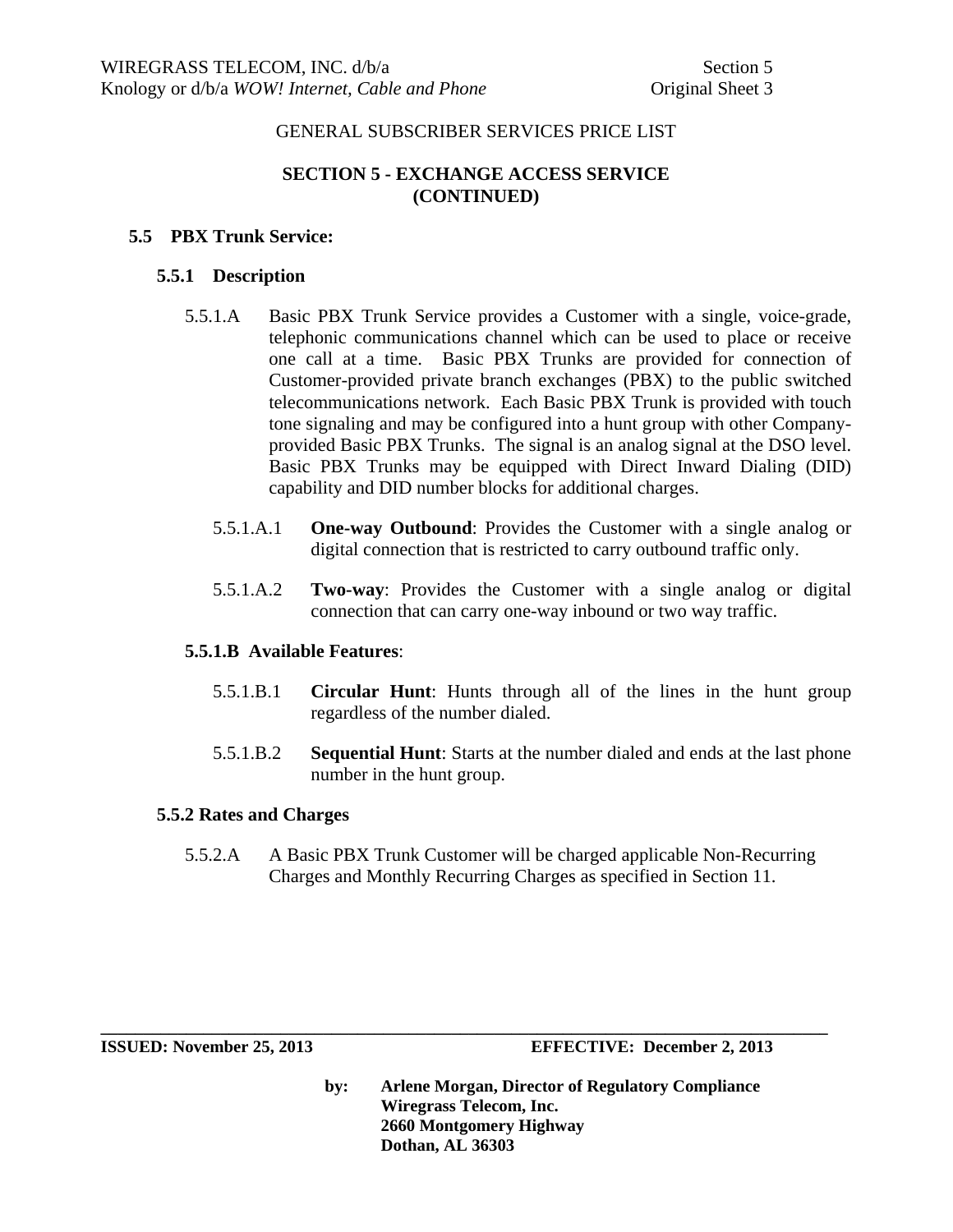GENERAL SUBSCRIBER SERVICES PRICE LIST

## SECTION 5 - EXCHANGE ACCESS SERVICE (CONTINUED)

### 5.5 PBX Trunk Service:

#### 5.5.1 Description

5.5.1.A Basic PBX Trunk Service provides a Customer with a single, voice-grade, telephonic communications channel which can be used to place or receive one call at a time. Basic PBX Trunks are provided for connection of Customer-provided private branch exchanges (PBX) to the public switched telecommunications network. Each Basic PBX Trunk is provided with touch tone signaling and may be configured into a hunt group with other Company-provided Basic PBX Trunks. The signal is an analog signal at the DSO level. Basic PBX Trunks may be equipped with Direct Inward Dialing (DID) capability and DID number blocks for additional charges.

5.5.1.A.1 **One-way Outbound**: Provides the Customer with a single analog or digital connection that is restricted to carry outbound traffic only.

5.5.1.A.2 **Two-way**: Provides the Customer with a single analog or digital connection that can carry one-way inbound or two way traffic.

**5.5.1.B Available Features**:

5.5.1.B.1 **Circular Hunt**: Hunts through all of the lines in the hunt group regardless of the number dialed.

5.5.1.B.2 **Sequential Hunt**: Starts at the number dialed and ends at the last phone number in the hunt group.

#### 5.5.2 Rates and Charges

5.5.2.A A Basic PBX Trunk Customer will be charged applicable Non-Recurring Charges and Monthly Recurring Charges as specified in Section 11.

**ISSUED: November 25, 2013** **EFFECTIVE: December 2, 2013**

**by: Arlene Morgan, Director of Regulatory Compliance**
**Wiregrass Telecom, Inc.**
**2660 Montgomery Highway**
**Dothan, AL 36303**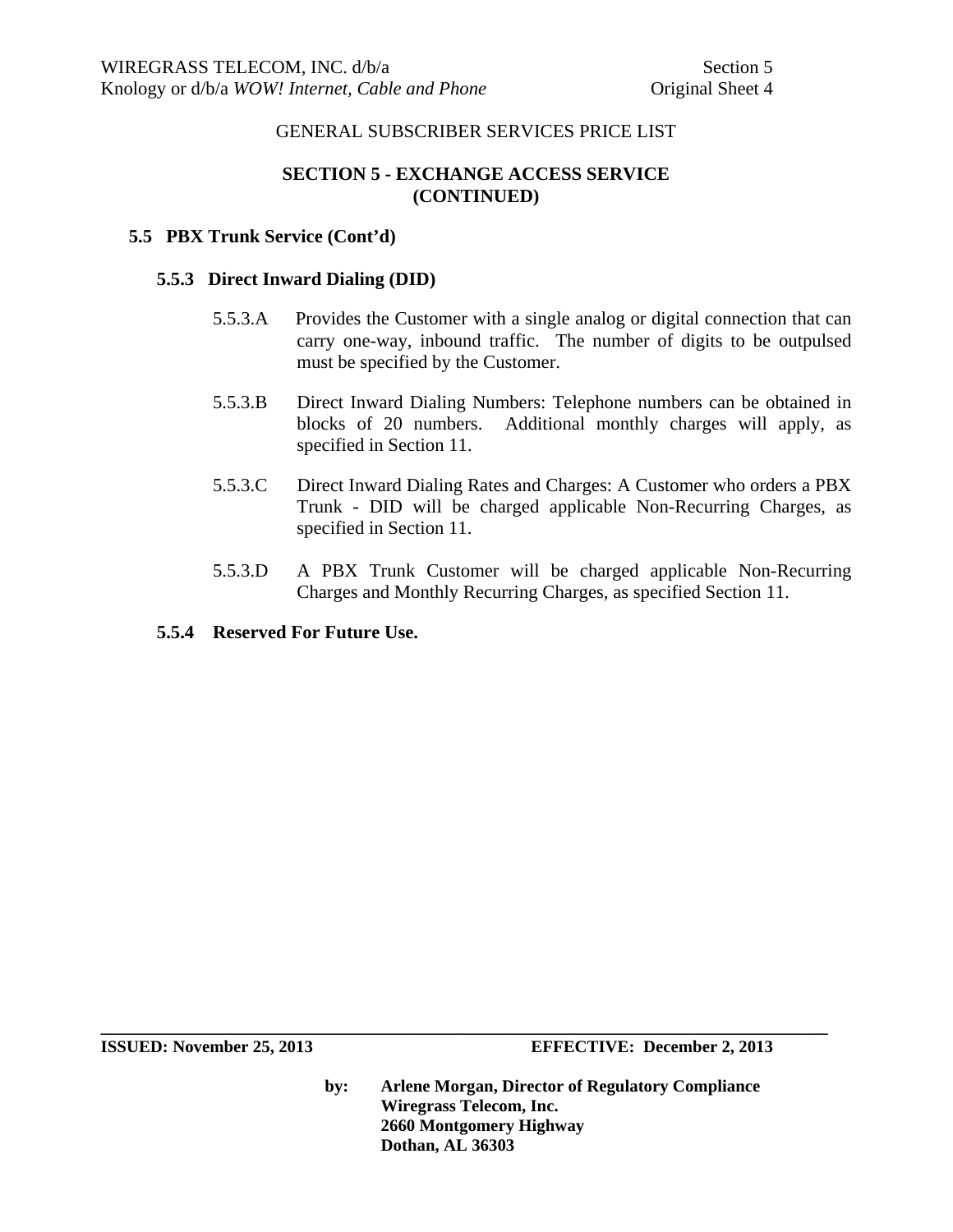GENERAL SUBSCRIBER SERVICES PRICE LIST

## SECTION 5 - EXCHANGE ACCESS SERVICE (CONTINUED)

### 5.5 PBX Trunk Service (Cont'd)

#### 5.5.3 Direct Inward Dialing (DID)

5.5.3.A Provides the Customer with a single analog or digital connection that can carry one-way, inbound traffic. The number of digits to be outpulsed must be specified by the Customer.

5.5.3.B Direct Inward Dialing Numbers: Telephone numbers can be obtained in blocks of 20 numbers. Additional monthly charges will apply, as specified in Section 11.

5.5.3.C Direct Inward Dialing Rates and Charges: A Customer who orders a PBX Trunk - DID will be charged applicable Non-Recurring Charges, as specified in Section 11.

5.5.3.D A PBX Trunk Customer will be charged applicable Non-Recurring Charges and Monthly Recurring Charges, as specified Section 11.

#### 5.5.4 Reserved For Future Use.

**ISSUED: November 25, 2013** **EFFECTIVE: December 2, 2013**

**by: Arlene Morgan, Director of Regulatory Compliance**
**Wiregrass Telecom, Inc.**
**2660 Montgomery Highway**
**Dothan, AL 36303**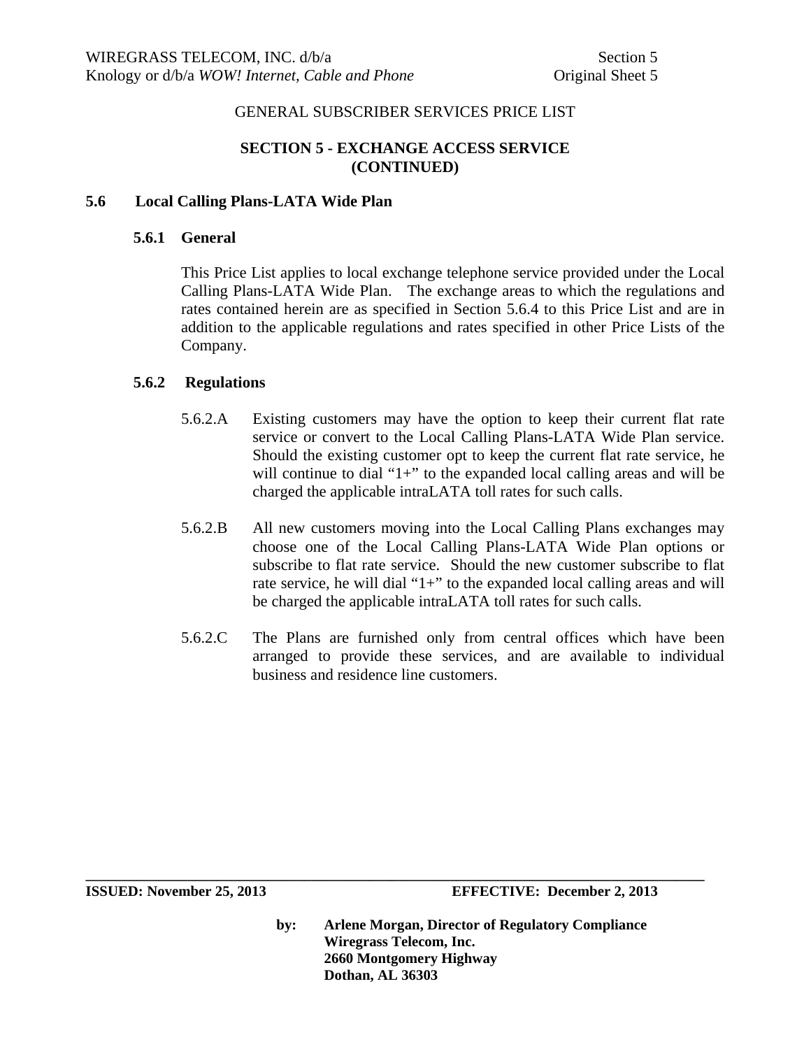GENERAL SUBSCRIBER SERVICES PRICE LIST

## SECTION 5 - EXCHANGE ACCESS SERVICE (CONTINUED)

### 5.6 Local Calling Plans-LATA Wide Plan

#### 5.6.1 General

This Price List applies to local exchange telephone service provided under the Local Calling Plans-LATA Wide Plan. The exchange areas to which the regulations and rates contained herein are as specified in Section 5.6.4 to this Price List and are in addition to the applicable regulations and rates specified in other Price Lists of the Company.

#### 5.6.2 Regulations

5.6.2.A Existing customers may have the option to keep their current flat rate service or convert to the Local Calling Plans-LATA Wide Plan service. Should the existing customer opt to keep the current flat rate service, he will continue to dial "1+" to the expanded local calling areas and will be charged the applicable intraLATA toll rates for such calls.

5.6.2.B All new customers moving into the Local Calling Plans exchanges may choose one of the Local Calling Plans-LATA Wide Plan options or subscribe to flat rate service. Should the new customer subscribe to flat rate service, he will dial "1+" to the expanded local calling areas and will be charged the applicable intraLATA toll rates for such calls.

5.6.2.C The Plans are furnished only from central offices which have been arranged to provide these services, and are available to individual business and residence line customers.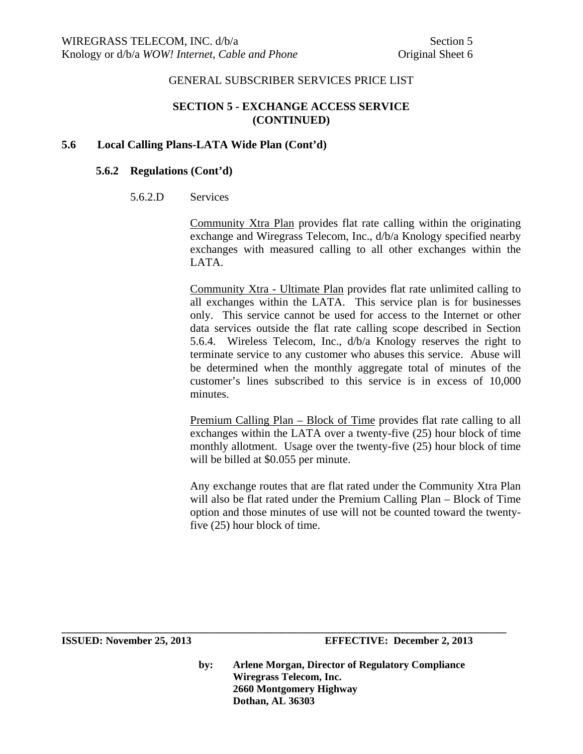GENERAL SUBSCRIBER SERVICES PRICE LIST

## SECTION 5 - EXCHANGE ACCESS SERVICE (CONTINUED)

### 5.6 Local Calling Plans-LATA Wide Plan (Cont'd)

#### 5.6.2 Regulations (Cont'd)

5.6.2.D Services

Community Xtra Plan provides flat rate calling within the originating exchange and Wiregrass Telecom, Inc., d/b/a Knology specified nearby exchanges with measured calling to all other exchanges within the LATA.

Community Xtra - Ultimate Plan provides flat rate unlimited calling to all exchanges within the LATA. This service plan is for businesses only. This service cannot be used for access to the Internet or other data services outside the flat rate calling scope described in Section 5.6.4. Wireless Telecom, Inc., d/b/a Knology reserves the right to terminate service to any customer who abuses this service. Abuse will be determined when the monthly aggregate total of minutes of the customer's lines subscribed to this service is in excess of 10,000 minutes.

Premium Calling Plan – Block of Time provides flat rate calling to all exchanges within the LATA over a twenty-five (25) hour block of time monthly allotment. Usage over the twenty-five (25) hour block of time will be billed at $0.055 per minute.

Any exchange routes that are flat rated under the Community Xtra Plan will also be flat rated under the Premium Calling Plan – Block of Time option and those minutes of use will not be counted toward the twenty-five (25) hour block of time.

**ISSUED: November 25, 2013** **EFFECTIVE: December 2, 2013**

**by: Arlene Morgan, Director of Regulatory Compliance**
**Wiregrass Telecom, Inc.**
**2660 Montgomery Highway**
**Dothan, AL 36303**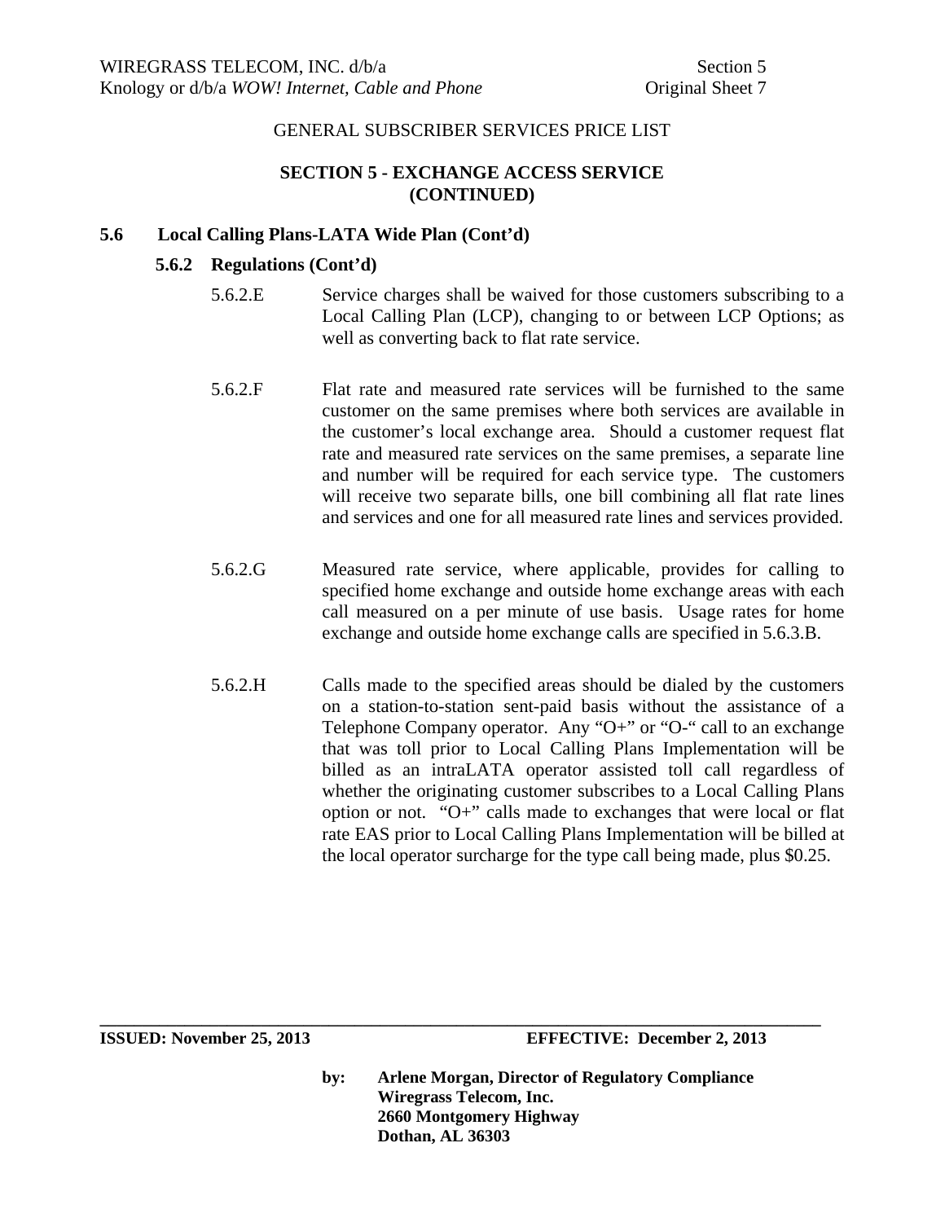GENERAL SUBSCRIBER SERVICES PRICE LIST

## SECTION 5 - EXCHANGE ACCESS SERVICE (CONTINUED)

### 5.6 Local Calling Plans-LATA Wide Plan (Cont'd)

#### 5.6.2 Regulations (Cont'd)

5.6.2.E Service charges shall be waived for those customers subscribing to a Local Calling Plan (LCP), changing to or between LCP Options; as well as converting back to flat rate service.

5.6.2.F Flat rate and measured rate services will be furnished to the same customer on the same premises where both services are available in the customer's local exchange area. Should a customer request flat rate and measured rate services on the same premises, a separate line and number will be required for each service type. The customers will receive two separate bills, one bill combining all flat rate lines and services and one for all measured rate lines and services provided.

5.6.2.G Measured rate service, where applicable, provides for calling to specified home exchange and outside home exchange areas with each call measured on a per minute of use basis. Usage rates for home exchange and outside home exchange calls are specified in 5.6.3.B.

5.6.2.H Calls made to the specified areas should be dialed by the customers on a station-to-station sent-paid basis without the assistance of a Telephone Company operator. Any "O+" or "O-" call to an exchange that was toll prior to Local Calling Plans Implementation will be billed as an intraLATA operator assisted toll call regardless of whether the originating customer subscribes to a Local Calling Plans option or not. "O+" calls made to exchanges that were local or flat rate EAS prior to Local Calling Plans Implementation will be billed at the local operator surcharge for the type call being made, plus $0.25.

**ISSUED: November 25, 2013** **EFFECTIVE: December 2, 2013**

**by: Arlene Morgan, Director of Regulatory Compliance**
**Wiregrass Telecom, Inc.**
**2660 Montgomery Highway**
**Dothan, AL 36303**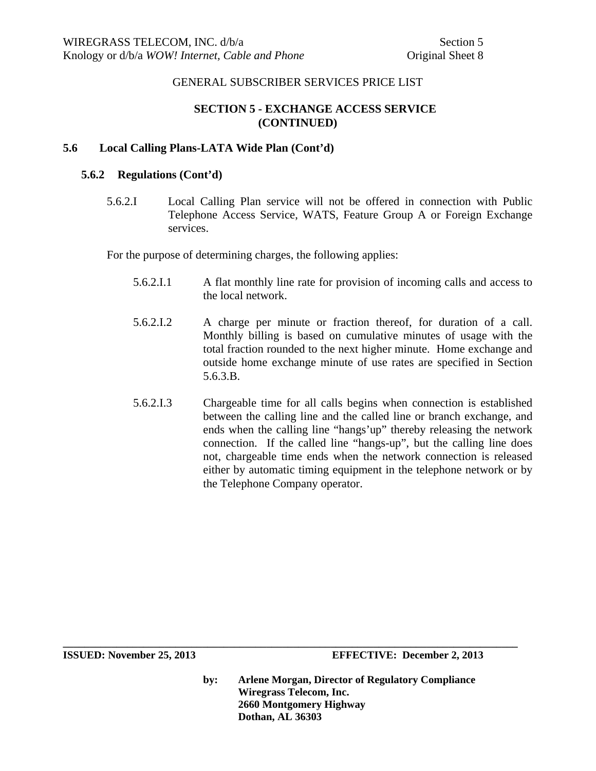GENERAL SUBSCRIBER SERVICES PRICE LIST

## SECTION 5 - EXCHANGE ACCESS SERVICE (CONTINUED)

### 5.6 Local Calling Plans-LATA Wide Plan (Cont'd)

#### 5.6.2 Regulations (Cont'd)

5.6.2.I Local Calling Plan service will not be offered in connection with Public Telephone Access Service, WATS, Feature Group A or Foreign Exchange services.

For the purpose of determining charges, the following applies:

5.6.2.I.1 A flat monthly line rate for provision of incoming calls and access to the local network.

5.6.2.I.2 A charge per minute or fraction thereof, for duration of a call. Monthly billing is based on cumulative minutes of usage with the total fraction rounded to the next higher minute. Home exchange and outside home exchange minute of use rates are specified in Section 5.6.3.B.

5.6.2.I.3 Chargeable time for all calls begins when connection is established between the calling line and the called line or branch exchange, and ends when the calling line "hangs'up" thereby releasing the network connection. If the called line "hangs-up", but the calling line does not, chargeable time ends when the network connection is released either by automatic timing equipment in the telephone network or by the Telephone Company operator.

**ISSUED: November 25, 2013** **EFFECTIVE: December 2, 2013**

**by: Arlene Morgan, Director of Regulatory Compliance**
**Wiregrass Telecom, Inc.**
**2660 Montgomery Highway**
**Dothan, AL 36303**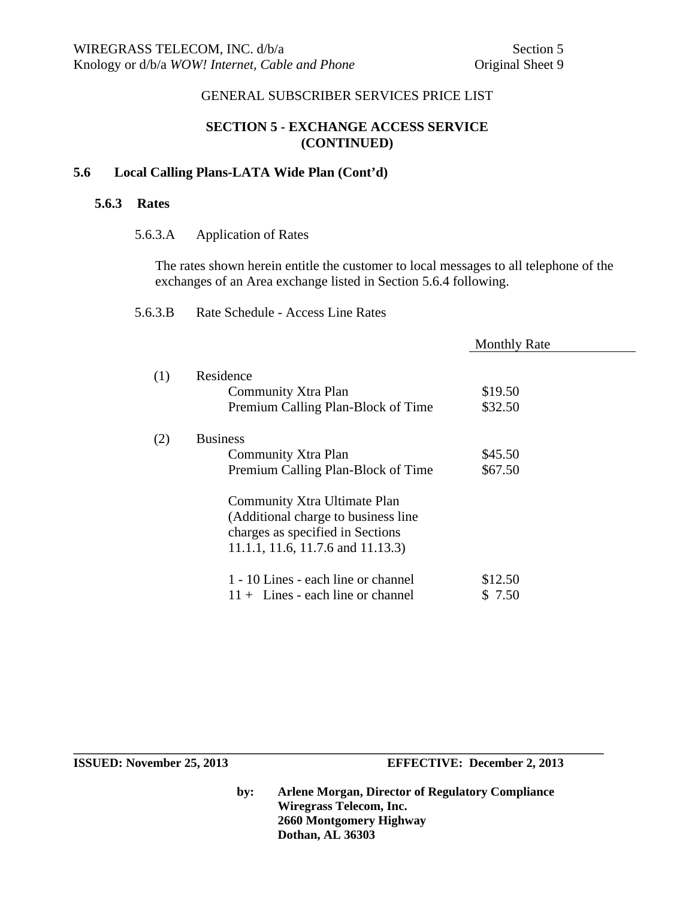GENERAL SUBSCRIBER SERVICES PRICE LIST

## SECTION 5 - EXCHANGE ACCESS SERVICE (CONTINUED)

### 5.6 Local Calling Plans-LATA Wide Plan (Cont'd)

#### 5.6.3 Rates

5.6.3.A Application of Rates

The rates shown herein entitle the customer to local messages to all telephone of the exchanges of an Area exchange listed in Section 5.6.4 following.

5.6.3.B Rate Schedule - Access Line Rates

| | | Monthly Rate |
|---|---|---|
| (1) | Residence | |
| | Community Xtra Plan | $19.50 |
| | Premium Calling Plan-Block of Time | $32.50 |
| (2) | Business | |
| | Community Xtra Plan | $45.50 |
| | Premium Calling Plan-Block of Time | $67.50 |
| | Community Xtra Ultimate Plan (Additional charge to business line charges as specified in Sections 11.1.1, 11.6, 11.7.6 and 11.13.3) | |
| | 1 - 10 Lines - each line or channel | $12.50 |
| | 11 + Lines - each line or channel | $ 7.50 |

**ISSUED: November 25, 2013** **EFFECTIVE: December 2, 2013**

**by: Arlene Morgan, Director of Regulatory Compliance**
**Wiregrass Telecom, Inc.**
**2660 Montgomery Highway**
**Dothan, AL 36303**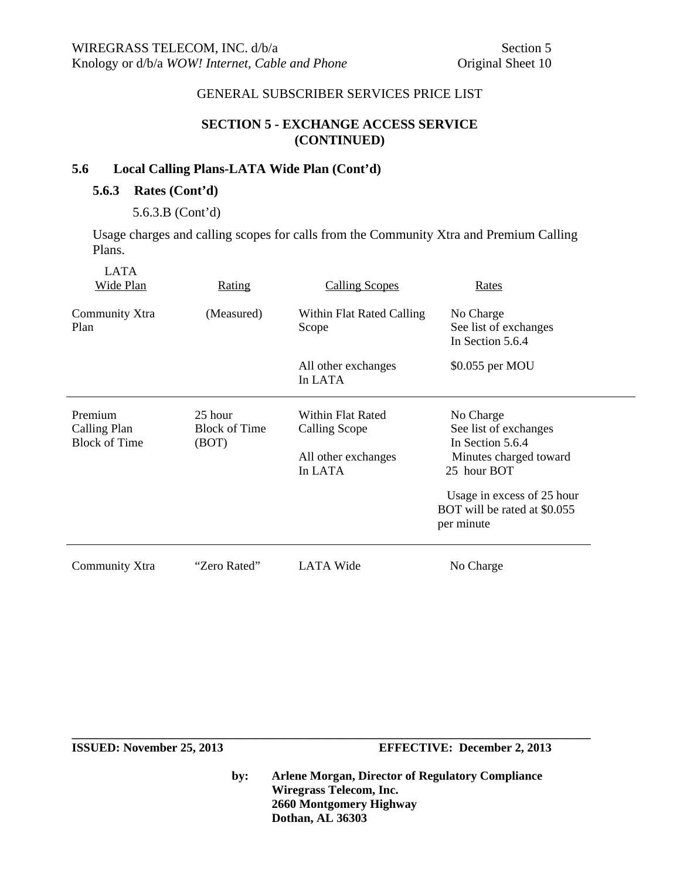GENERAL SUBSCRIBER SERVICES PRICE LIST

## SECTION 5 - EXCHANGE ACCESS SERVICE (CONTINUED)

### 5.6 Local Calling Plans-LATA Wide Plan (Cont'd)

#### 5.6.3 Rates (Cont'd)

5.6.3.B (Cont'd)

Usage charges and calling scopes for calls from the Community Xtra and Premium Calling Plans.

| LATA Wide Plan | Rating | Calling Scopes | Rates |
|---|---|---|---|
| Community Xtra Plan | (Measured) | Within Flat Rated Calling Scope | No Charge See list of exchanges In Section 5.6.4 |
| | | All other exchanges In LATA | $0.055 per MOU |
| Premium Calling Plan Block of Time | 25 hour Block of Time (BOT) | Within Flat Rated Calling Scope | No Charge See list of exchanges In Section 5.6.4 |
| | | All other exchanges In LATA | Minutes charged toward 25 hour BOT |
| | | | Usage in excess of 25 hour BOT will be rated at $0.055 per minute |
| Community Xtra | "Zero Rated" | LATA Wide | No Charge |

**ISSUED: November 25, 2013** **EFFECTIVE: December 2, 2013**

**by: Arlene Morgan, Director of Regulatory Compliance**
**Wiregrass Telecom, Inc.**
**2660 Montgomery Highway**
**Dothan, AL 36303**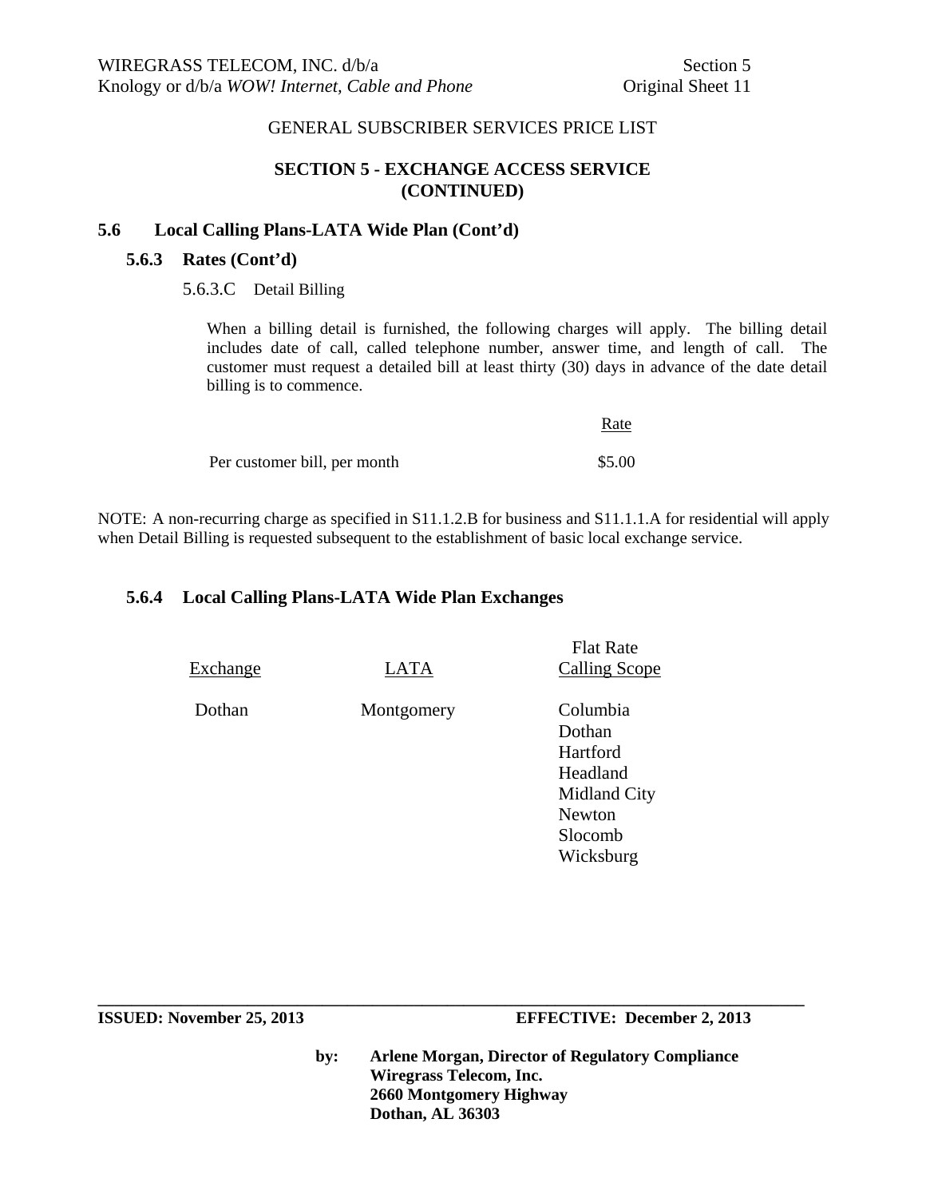GENERAL SUBSCRIBER SERVICES PRICE LIST

## SECTION 5 - EXCHANGE ACCESS SERVICE (CONTINUED)

### 5.6 Local Calling Plans-LATA Wide Plan (Cont'd)

#### 5.6.3 Rates (Cont'd)

5.6.3.C Detail Billing

When a billing detail is furnished, the following charges will apply. The billing detail includes date of call, called telephone number, answer time, and length of call. The customer must request a detailed bill at least thirty (30) days in advance of the date detail billing is to commence.

| | Rate |
|---|---|
| Per customer bill, per month | $5.00 |

NOTE: A non-recurring charge as specified in S11.1.2.B for business and S11.1.1.A for residential will apply when Detail Billing is requested subsequent to the establishment of basic local exchange service.

#### 5.6.4 Local Calling Plans-LATA Wide Plan Exchanges

| Exchange | LATA | Flat Rate Calling Scope |
|---|---|---|
| Dothan | Montgomery | Columbia |
| | | Dothan |
| | | Hartford |
| | | Headland |
| | | Midland City |
| | | Newton |
| | | Slocomb |
| | | Wicksburg |

**ISSUED: November 25, 2013** **EFFECTIVE: December 2, 2013**

**by: Arlene Morgan, Director of Regulatory Compliance**
**Wiregrass Telecom, Inc.**
**2660 Montgomery Highway**
**Dothan, AL 36303**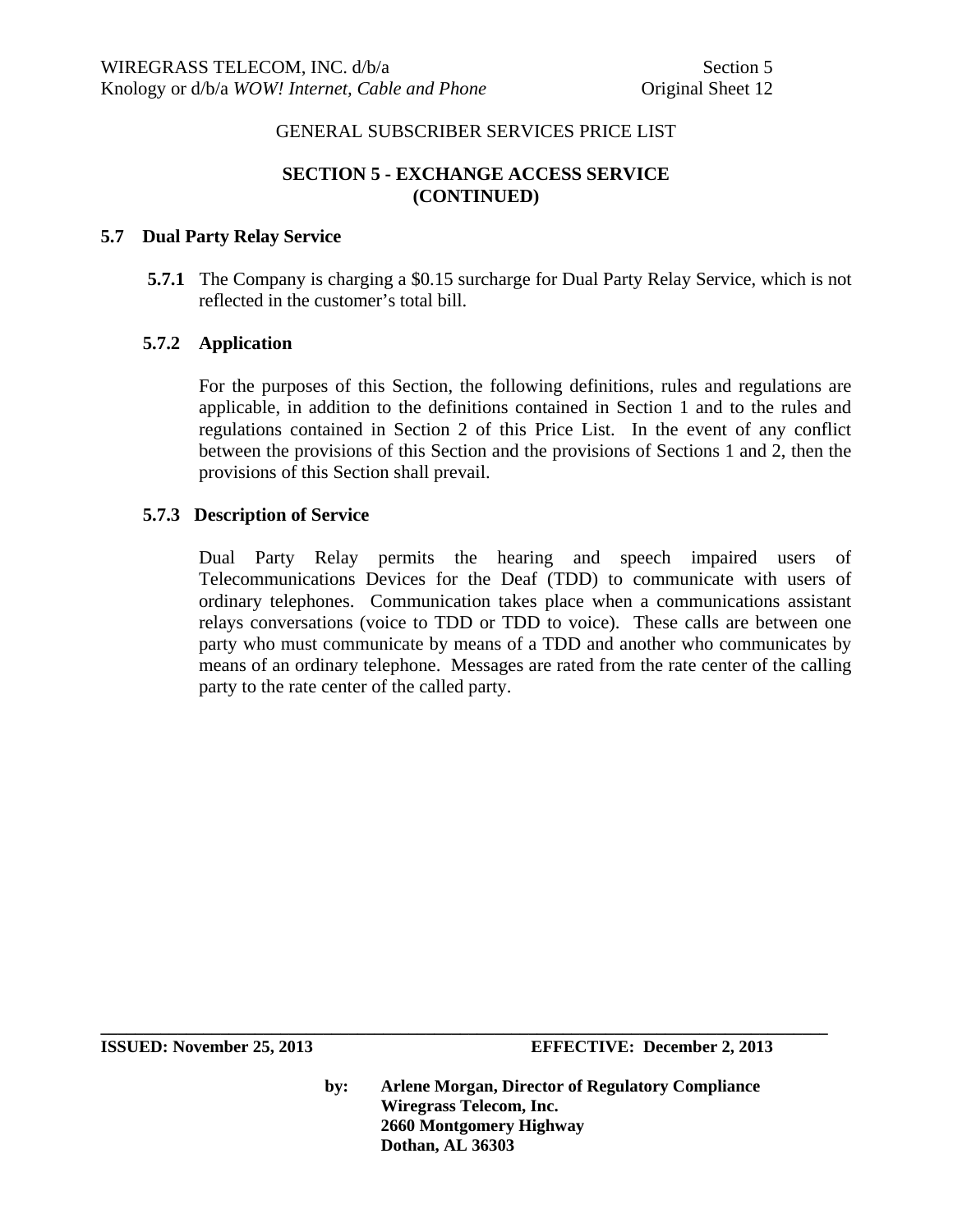GENERAL SUBSCRIBER SERVICES PRICE LIST

## SECTION 5 - EXCHANGE ACCESS SERVICE (CONTINUED)

### 5.7 Dual Party Relay Service

**5.7.1** The Company is charging a $0.15 surcharge for Dual Party Relay Service, which is not reflected in the customer's total bill.

#### 5.7.2 Application

For the purposes of this Section, the following definitions, rules and regulations are applicable, in addition to the definitions contained in Section 1 and to the rules and regulations contained in Section 2 of this Price List. In the event of any conflict between the provisions of this Section and the provisions of Sections 1 and 2, then the provisions of this Section shall prevail.

#### 5.7.3 Description of Service

Dual Party Relay permits the hearing and speech impaired users of Telecommunications Devices for the Deaf (TDD) to communicate with users of ordinary telephones. Communication takes place when a communications assistant relays conversations (voice to TDD or TDD to voice). These calls are between one party who must communicate by means of a TDD and another who communicates by means of an ordinary telephone. Messages are rated from the rate center of the calling party to the rate center of the called party.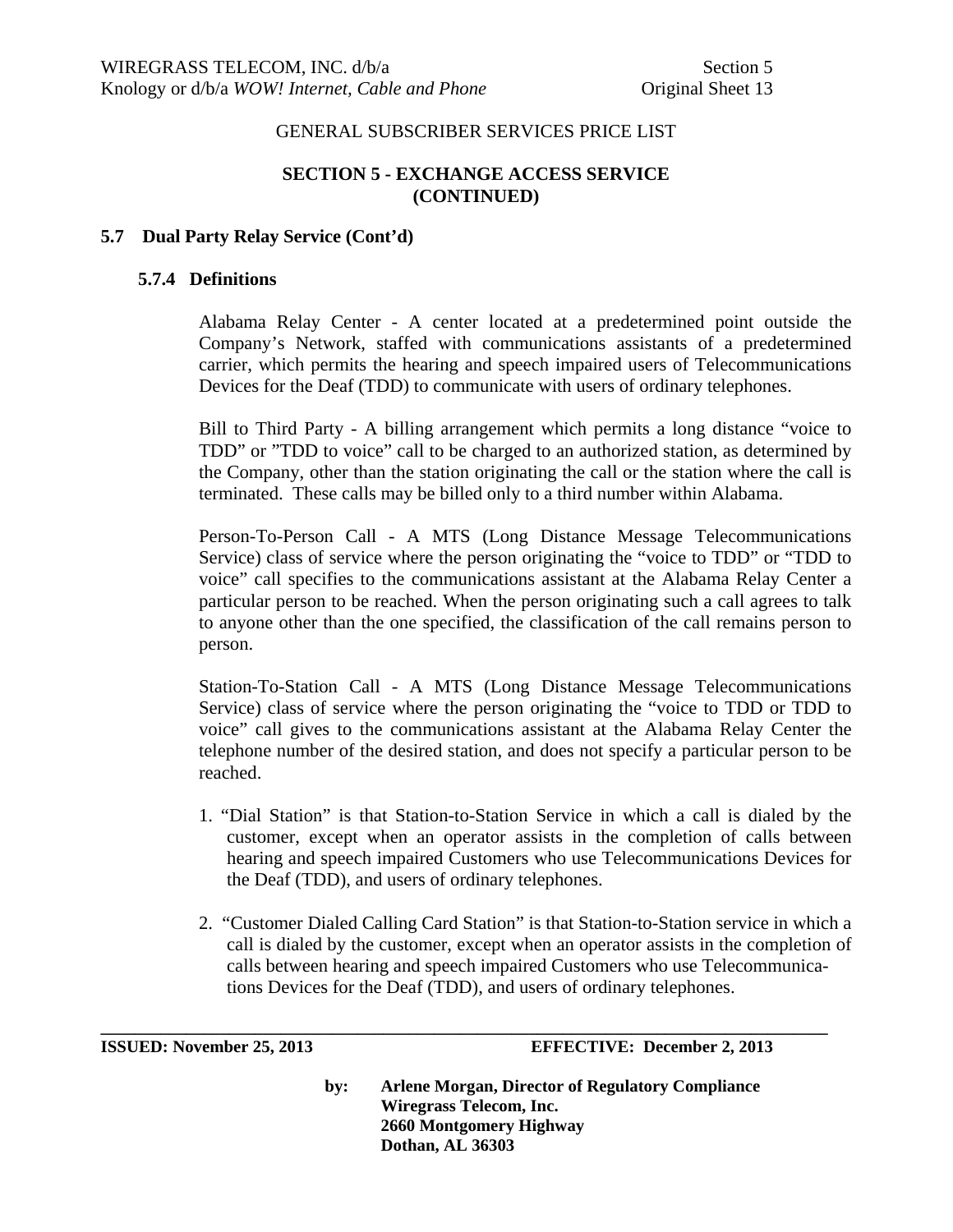GENERAL SUBSCRIBER SERVICES PRICE LIST

## SECTION 5 - EXCHANGE ACCESS SERVICE (CONTINUED)

### 5.7 Dual Party Relay Service (Cont'd)

#### 5.7.4 Definitions

Alabama Relay Center - A center located at a predetermined point outside the Company's Network, staffed with communications assistants of a predetermined carrier, which permits the hearing and speech impaired users of Telecommunications Devices for the Deaf (TDD) to communicate with users of ordinary telephones.

Bill to Third Party - A billing arrangement which permits a long distance "voice to TDD" or "TDD to voice" call to be charged to an authorized station, as determined by the Company, other than the station originating the call or the station where the call is terminated. These calls may be billed only to a third number within Alabama.

Person-To-Person Call - A MTS (Long Distance Message Telecommunications Service) class of service where the person originating the "voice to TDD" or "TDD to voice" call specifies to the communications assistant at the Alabama Relay Center a particular person to be reached. When the person originating such a call agrees to talk to anyone other than the one specified, the classification of the call remains person to person.

Station-To-Station Call - A MTS (Long Distance Message Telecommunications Service) class of service where the person originating the "voice to TDD or TDD to voice" call gives to the communications assistant at the Alabama Relay Center the telephone number of the desired station, and does not specify a particular person to be reached.

1. "Dial Station" is that Station-to-Station Service in which a call is dialed by the customer, except when an operator assists in the completion of calls between hearing and speech impaired Customers who use Telecommunications Devices for the Deaf (TDD), and users of ordinary telephones.

2. "Customer Dialed Calling Card Station" is that Station-to-Station service in which a call is dialed by the customer, except when an operator assists in the completion of calls between hearing and speech impaired Customers who use Telecommunications Devices for the Deaf (TDD), and users of ordinary telephones.

**ISSUED: November 25, 2013** **EFFECTIVE: December 2, 2013**

**by: Arlene Morgan, Director of Regulatory Compliance**
**Wiregrass Telecom, Inc.**
**2660 Montgomery Highway**
**Dothan, AL 36303**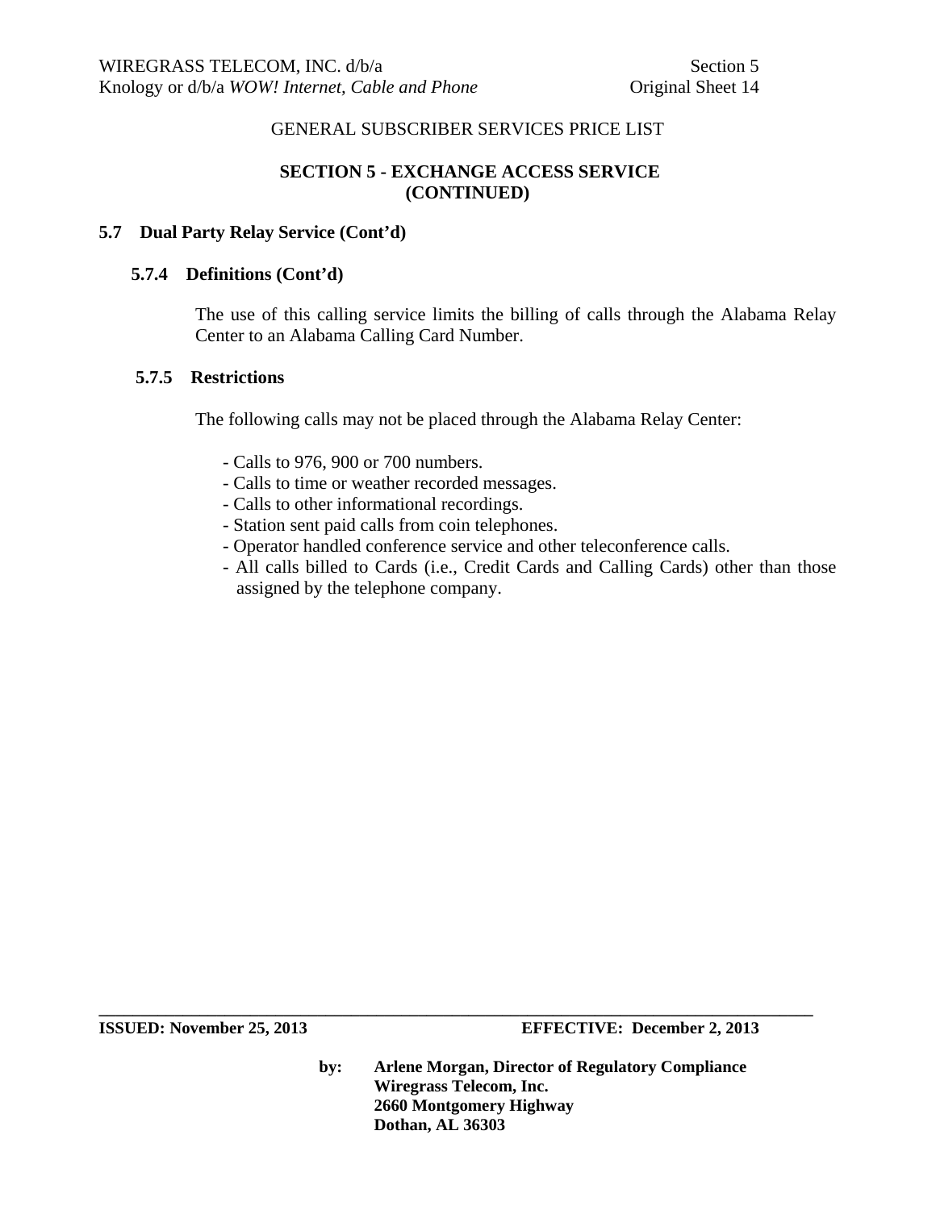GENERAL SUBSCRIBER SERVICES PRICE LIST

**SECTION 5 - EXCHANGE ACCESS SERVICE (CONTINUED)**

## 5.7 Dual Party Relay Service (Cont'd)

### 5.7.4 Definitions (Cont'd)

The use of this calling service limits the billing of calls through the Alabama Relay Center to an Alabama Calling Card Number.

### 5.7.5 Restrictions

The following calls may not be placed through the Alabama Relay Center:

- Calls to 976, 900 or 700 numbers.
- Calls to time or weather recorded messages.
- Calls to other informational recordings.
- Station sent paid calls from coin telephones.
- Operator handled conference service and other teleconference calls.
- All calls billed to Cards (i.e., Credit Cards and Calling Cards) other than those assigned by the telephone company.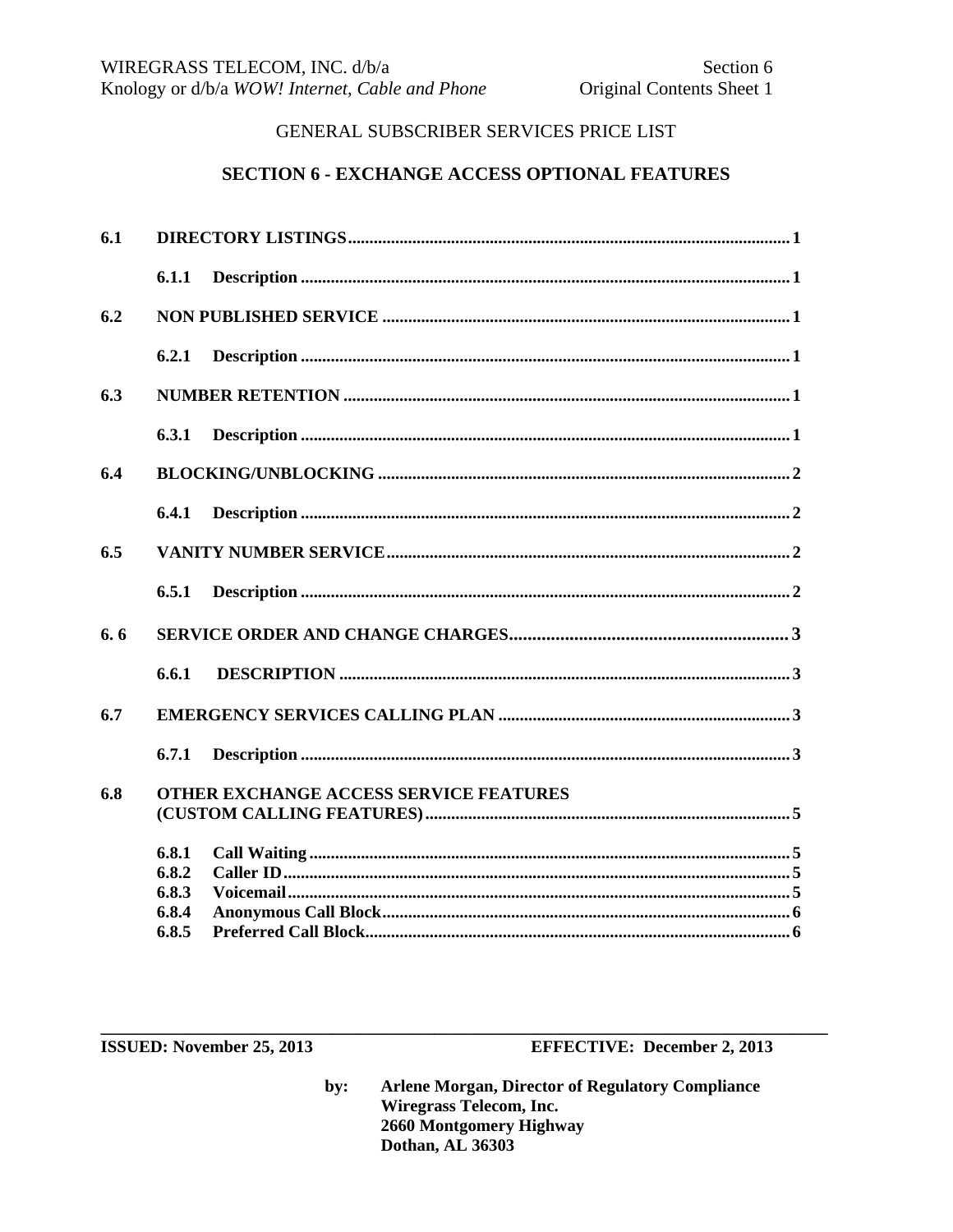GENERAL SUBSCRIBER SERVICES PRICE LIST

## SECTION 6 - EXCHANGE ACCESS OPTIONAL FEATURES

**6.1 DIRECTORY LISTINGS** .......... 1

- **6.1.1 Description** .......... 1

**6.2 NON PUBLISHED SERVICE** .......... 1

- **6.2.1 Description** .......... 1

**6.3 NUMBER RETENTION** .......... 1

- **6.3.1 Description** .......... 1

**6.4 BLOCKING/UNBLOCKING** .......... 2

- **6.4.1 Description** .......... 2

**6.5 VANITY NUMBER SERVICE** .......... 2

- **6.5.1 Description** .......... 2

**6. 6 SERVICE ORDER AND CHANGE CHARGES** .......... 3

- **6.6.1 DESCRIPTION** .......... 3

**6.7 EMERGENCY SERVICES CALLING PLAN** .......... 3

- **6.7.1 Description** .......... 3

**6.8 OTHER EXCHANGE ACCESS SERVICE FEATURES (CUSTOM CALLING FEATURES)** .......... 5

- **6.8.1 Call Waiting** .......... 5
- **6.8.2 Caller ID** .......... 5
- **6.8.3 Voicemail** .......... 5
- **6.8.4 Anonymous Call Block** .......... 6
- **6.8.5 Preferred Call Block** .......... 6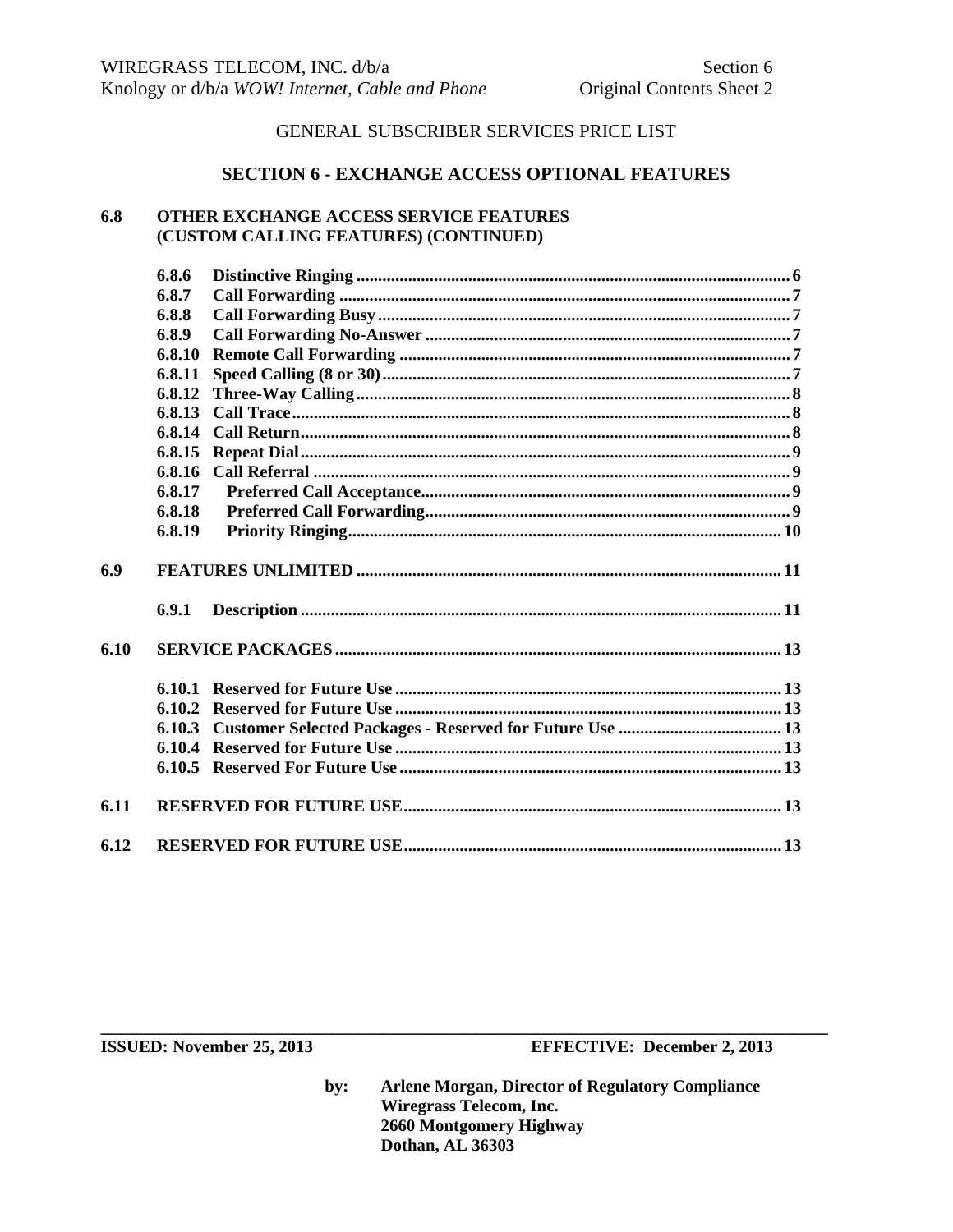GENERAL SUBSCRIBER SERVICES PRICE LIST

## SECTION 6 - EXCHANGE ACCESS OPTIONAL FEATURES

**6.8 OTHER EXCHANGE ACCESS SERVICE FEATURES (CUSTOM CALLING FEATURES) (CONTINUED)**

| | | |
|---|---|---|
| **6.8.6** | **Distinctive Ringing** | **6** |
| **6.8.7** | **Call Forwarding** | **7** |
| **6.8.8** | **Call Forwarding Busy** | **7** |
| **6.8.9** | **Call Forwarding No-Answer** | **7** |
| **6.8.10** | **Remote Call Forwarding** | **7** |
| **6.8.11** | **Speed Calling (8 or 30)** | **7** |
| **6.8.12** | **Three-Way Calling** | **8** |
| **6.8.13** | **Call Trace** | **8** |
| **6.8.14** | **Call Return** | **8** |
| **6.8.15** | **Repeat Dial** | **9** |
| **6.8.16** | **Call Referral** | **9** |
| **6.8.17** | **Preferred Call Acceptance** | **9** |
| **6.8.18** | **Preferred Call Forwarding** | **9** |
| **6.8.19** | **Priority Ringing** | **10** |

| | | |
|---|---|---|
| **6.9** | **FEATURES UNLIMITED** | **11** |
| **6.9.1** | **Description** | **11** |
| **6.10** | **SERVICE PACKAGES** | **13** |
| **6.10.1** | **Reserved for Future Use** | **13** |
| **6.10.2** | **Reserved for Future Use** | **13** |
| **6.10.3** | **Customer Selected Packages - Reserved for Future Use** | **13** |
| **6.10.4** | **Reserved for Future Use** | **13** |
| **6.10.5** | **Reserved For Future Use** | **13** |
| **6.11** | **RESERVED FOR FUTURE USE** | **13** |
| **6.12** | **RESERVED FOR FUTURE USE** | **13** |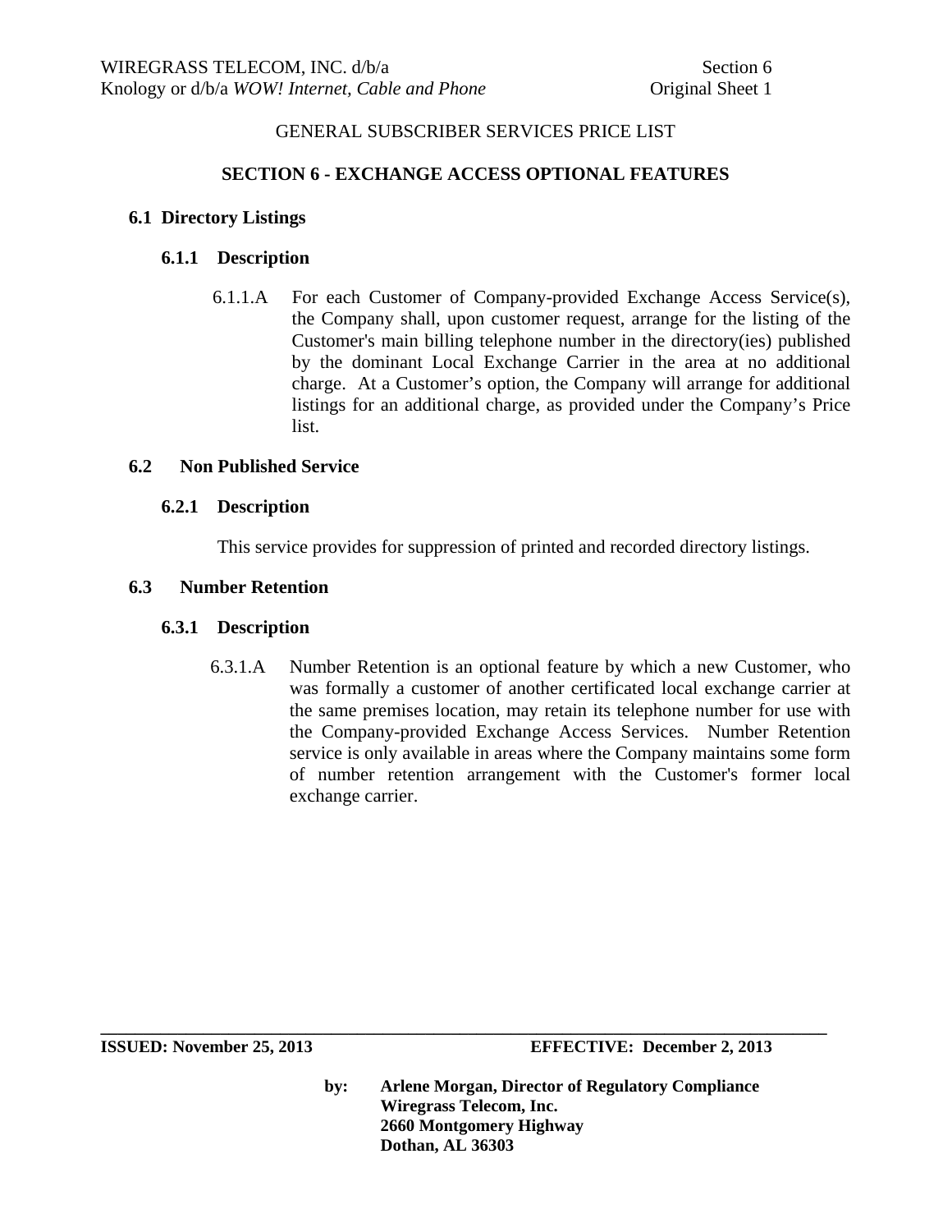GENERAL SUBSCRIBER SERVICES PRICE LIST

## SECTION 6 - EXCHANGE ACCESS OPTIONAL FEATURES

### 6.1 Directory Listings

#### 6.1.1 Description

6.1.1.A For each Customer of Company-provided Exchange Access Service(s), the Company shall, upon customer request, arrange for the listing of the Customer's main billing telephone number in the directory(ies) published by the dominant Local Exchange Carrier in the area at no additional charge. At a Customer's option, the Company will arrange for additional listings for an additional charge, as provided under the Company's Price list.

### 6.2 Non Published Service

#### 6.2.1 Description

This service provides for suppression of printed and recorded directory listings.

### 6.3 Number Retention

#### 6.3.1 Description

6.3.1.A Number Retention is an optional feature by which a new Customer, who was formally a customer of another certificated local exchange carrier at the same premises location, may retain its telephone number for use with the Company-provided Exchange Access Services. Number Retention service is only available in areas where the Company maintains some form of number retention arrangement with the Customer's former local exchange carrier.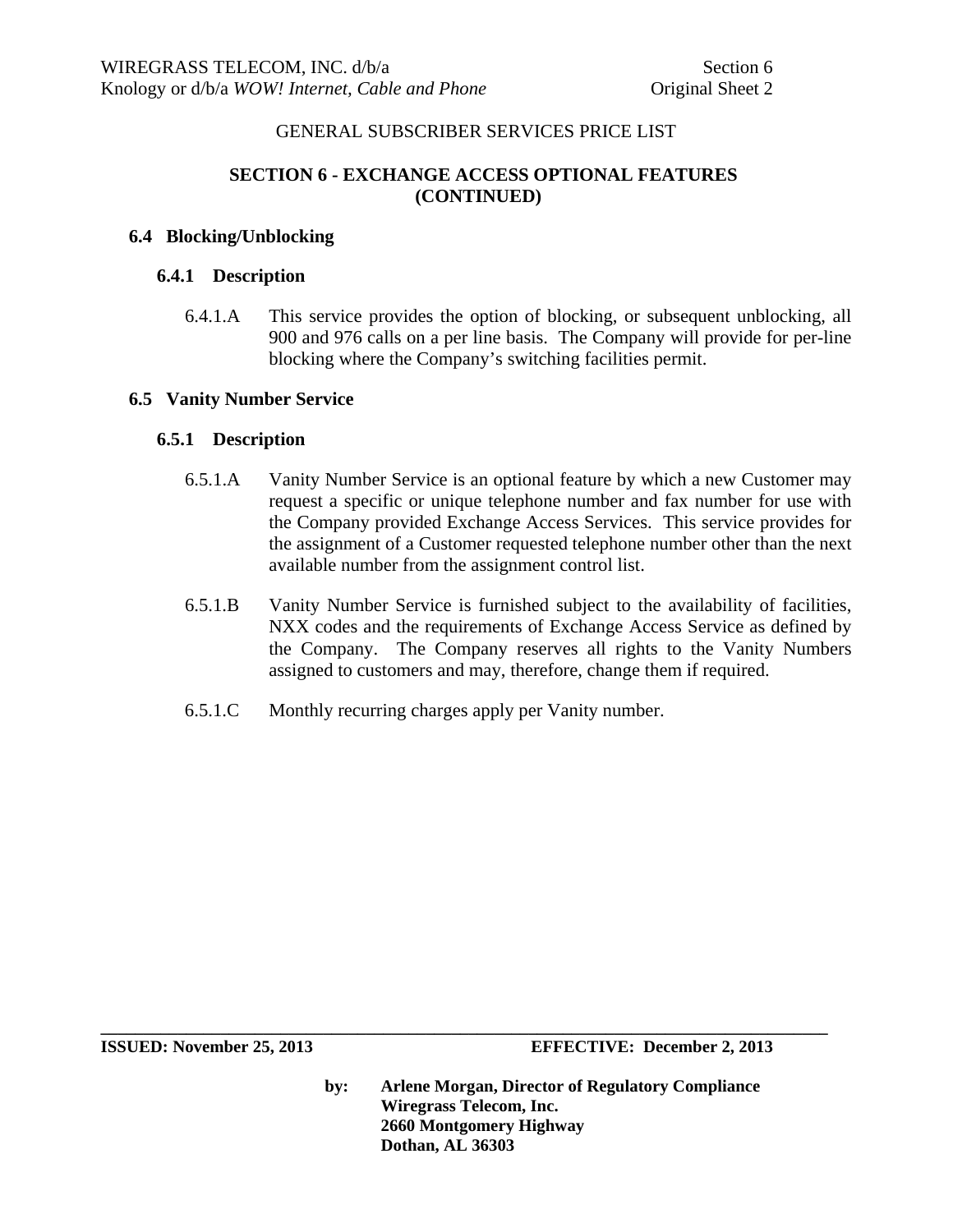GENERAL SUBSCRIBER SERVICES PRICE LIST

## SECTION 6 - EXCHANGE ACCESS OPTIONAL FEATURES (CONTINUED)

### 6.4 Blocking/Unblocking

#### 6.4.1 Description

6.4.1.A This service provides the option of blocking, or subsequent unblocking, all 900 and 976 calls on a per line basis. The Company will provide for per-line blocking where the Company's switching facilities permit.

### 6.5 Vanity Number Service

#### 6.5.1 Description

6.5.1.A Vanity Number Service is an optional feature by which a new Customer may request a specific or unique telephone number and fax number for use with the Company provided Exchange Access Services. This service provides for the assignment of a Customer requested telephone number other than the next available number from the assignment control list.

6.5.1.B Vanity Number Service is furnished subject to the availability of facilities, NXX codes and the requirements of Exchange Access Service as defined by the Company. The Company reserves all rights to the Vanity Numbers assigned to customers and may, therefore, change them if required.

6.5.1.C Monthly recurring charges apply per Vanity number.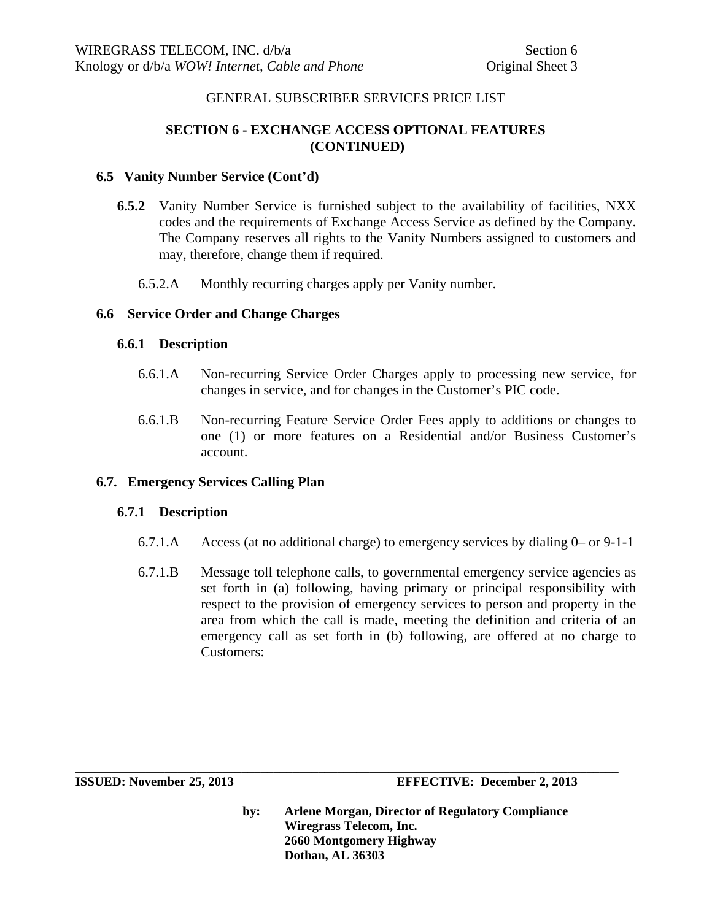## SECTION 6 - EXCHANGE ACCESS OPTIONAL FEATURES (CONTINUED)

### 6.5 Vanity Number Service (Cont'd)

**6.5.2** Vanity Number Service is furnished subject to the availability of facilities, NXX codes and the requirements of Exchange Access Service as defined by the Company. The Company reserves all rights to the Vanity Numbers assigned to customers and may, therefore, change them if required.

6.5.2.A Monthly recurring charges apply per Vanity number.

### 6.6 Service Order and Change Charges

#### 6.6.1 Description

6.6.1.A Non-recurring Service Order Charges apply to processing new service, for changes in service, and for changes in the Customer's PIC code.

6.6.1.B Non-recurring Feature Service Order Fees apply to additions or changes to one (1) or more features on a Residential and/or Business Customer's account.

### 6.7. Emergency Services Calling Plan

#### 6.7.1 Description

6.7.1.A Access (at no additional charge) to emergency services by dialing 0– or 9-1-1

6.7.1.B Message toll telephone calls, to governmental emergency service agencies as set forth in (a) following, having primary or principal responsibility with respect to the provision of emergency services to person and property in the area from which the call is made, meeting the definition and criteria of an emergency call as set forth in (b) following, are offered at no charge to Customers: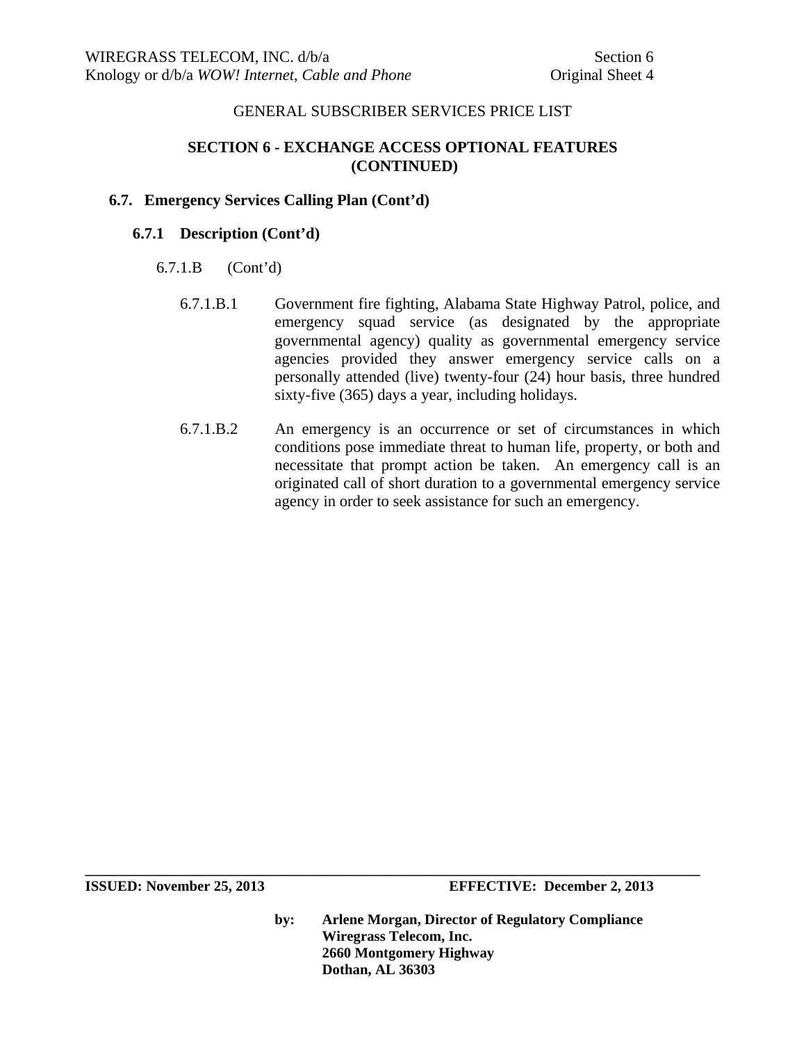GENERAL SUBSCRIBER SERVICES PRICE LIST

## SECTION 6 - EXCHANGE ACCESS OPTIONAL FEATURES (CONTINUED)

### 6.7. Emergency Services Calling Plan (Cont'd)

#### 6.7.1 Description (Cont'd)

6.7.1.B (Cont'd)

6.7.1.B.1 Government fire fighting, Alabama State Highway Patrol, police, and emergency squad service (as designated by the appropriate governmental agency) quality as governmental emergency service agencies provided they answer emergency service calls on a personally attended (live) twenty-four (24) hour basis, three hundred sixty-five (365) days a year, including holidays.

6.7.1.B.2 An emergency is an occurrence or set of circumstances in which conditions pose immediate threat to human life, property, or both and necessitate that prompt action be taken. An emergency call is an originated call of short duration to a governmental emergency service agency in order to seek assistance for such an emergency.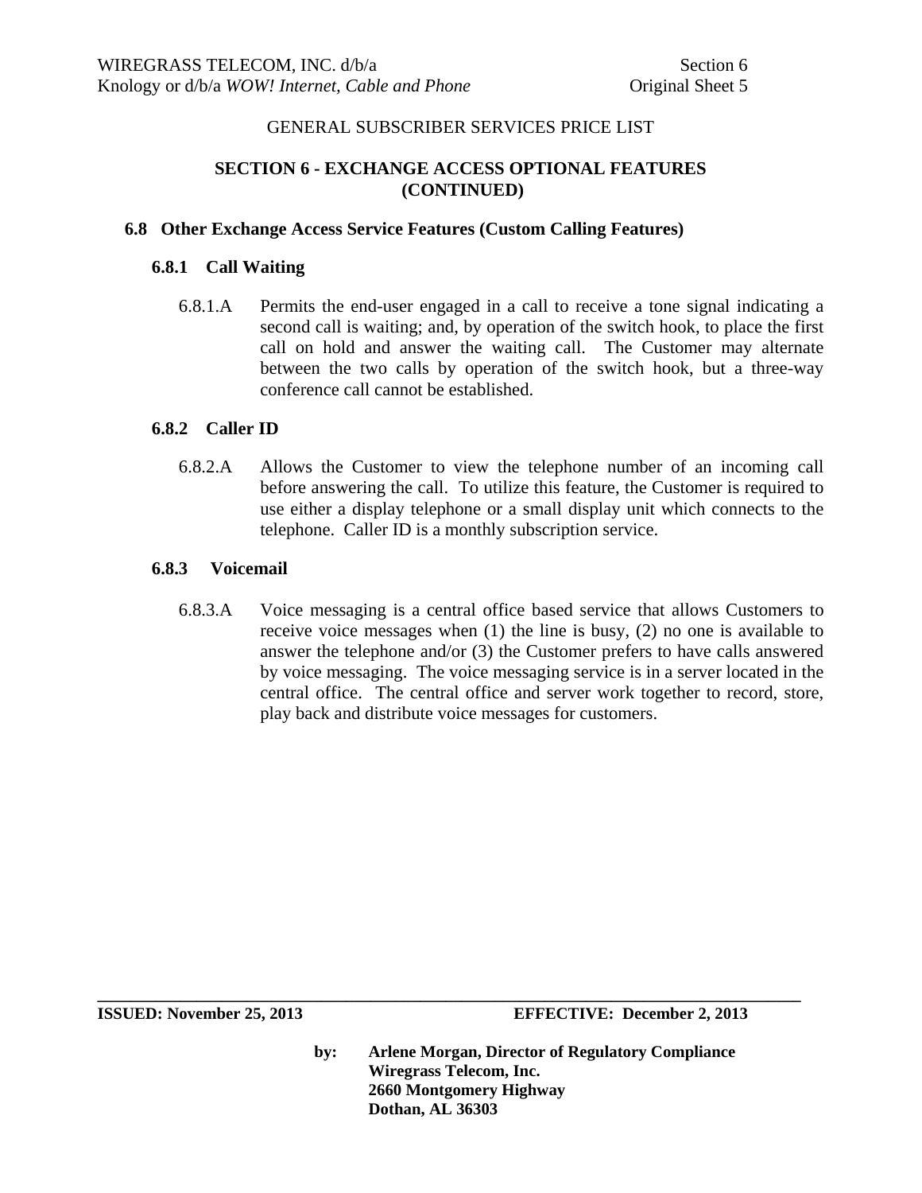GENERAL SUBSCRIBER SERVICES PRICE LIST

## SECTION 6 - EXCHANGE ACCESS OPTIONAL FEATURES (CONTINUED)

### 6.8 Other Exchange Access Service Features (Custom Calling Features)

#### 6.8.1 Call Waiting

6.8.1.A Permits the end-user engaged in a call to receive a tone signal indicating a second call is waiting; and, by operation of the switch hook, to place the first call on hold and answer the waiting call. The Customer may alternate between the two calls by operation of the switch hook, but a three-way conference call cannot be established.

#### 6.8.2 Caller ID

6.8.2.A Allows the Customer to view the telephone number of an incoming call before answering the call. To utilize this feature, the Customer is required to use either a display telephone or a small display unit which connects to the telephone. Caller ID is a monthly subscription service.

#### 6.8.3 Voicemail

6.8.3.A Voice messaging is a central office based service that allows Customers to receive voice messages when (1) the line is busy, (2) no one is available to answer the telephone and/or (3) the Customer prefers to have calls answered by voice messaging. The voice messaging service is in a server located in the central office. The central office and server work together to record, store, play back and distribute voice messages for customers.

**ISSUED: November 25, 2013** **EFFECTIVE: December 2, 2013**

**by: Arlene Morgan, Director of Regulatory Compliance**
**Wiregrass Telecom, Inc.**
**2660 Montgomery Highway**
**Dothan, AL 36303**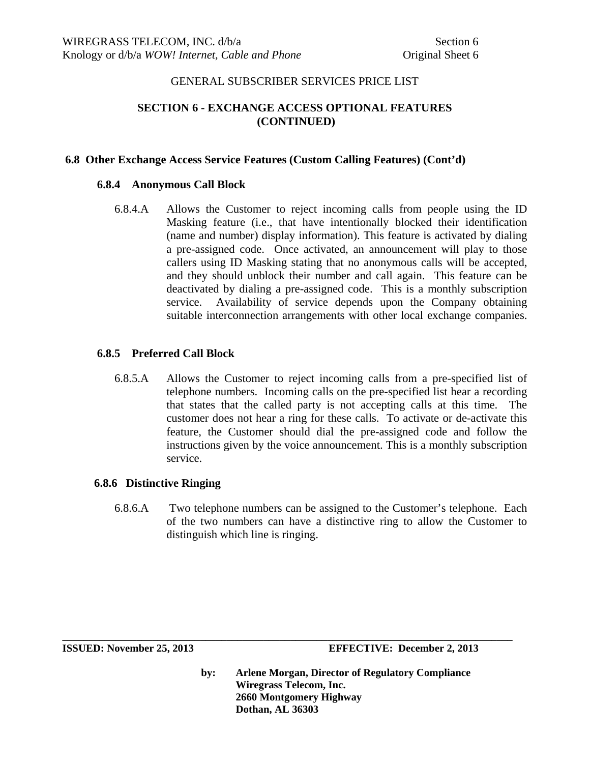GENERAL SUBSCRIBER SERVICES PRICE LIST

## SECTION 6 - EXCHANGE ACCESS OPTIONAL FEATURES (CONTINUED)

### 6.8 Other Exchange Access Service Features (Custom Calling Features) (Cont'd)

#### 6.8.4 Anonymous Call Block

6.8.4.A Allows the Customer to reject incoming calls from people using the ID Masking feature (i.e., that have intentionally blocked their identification (name and number) display information). This feature is activated by dialing a pre-assigned code. Once activated, an announcement will play to those callers using ID Masking stating that no anonymous calls will be accepted, and they should unblock their number and call again. This feature can be deactivated by dialing a pre-assigned code. This is a monthly subscription service. Availability of service depends upon the Company obtaining suitable interconnection arrangements with other local exchange companies.

#### 6.8.5 Preferred Call Block

6.8.5.A Allows the Customer to reject incoming calls from a pre-specified list of telephone numbers. Incoming calls on the pre-specified list hear a recording that states that the called party is not accepting calls at this time. The customer does not hear a ring for these calls. To activate or de-activate this feature, the Customer should dial the pre-assigned code and follow the instructions given by the voice announcement. This is a monthly subscription service.

#### 6.8.6 Distinctive Ringing

6.8.6.A Two telephone numbers can be assigned to the Customer's telephone. Each of the two numbers can have a distinctive ring to allow the Customer to distinguish which line is ringing.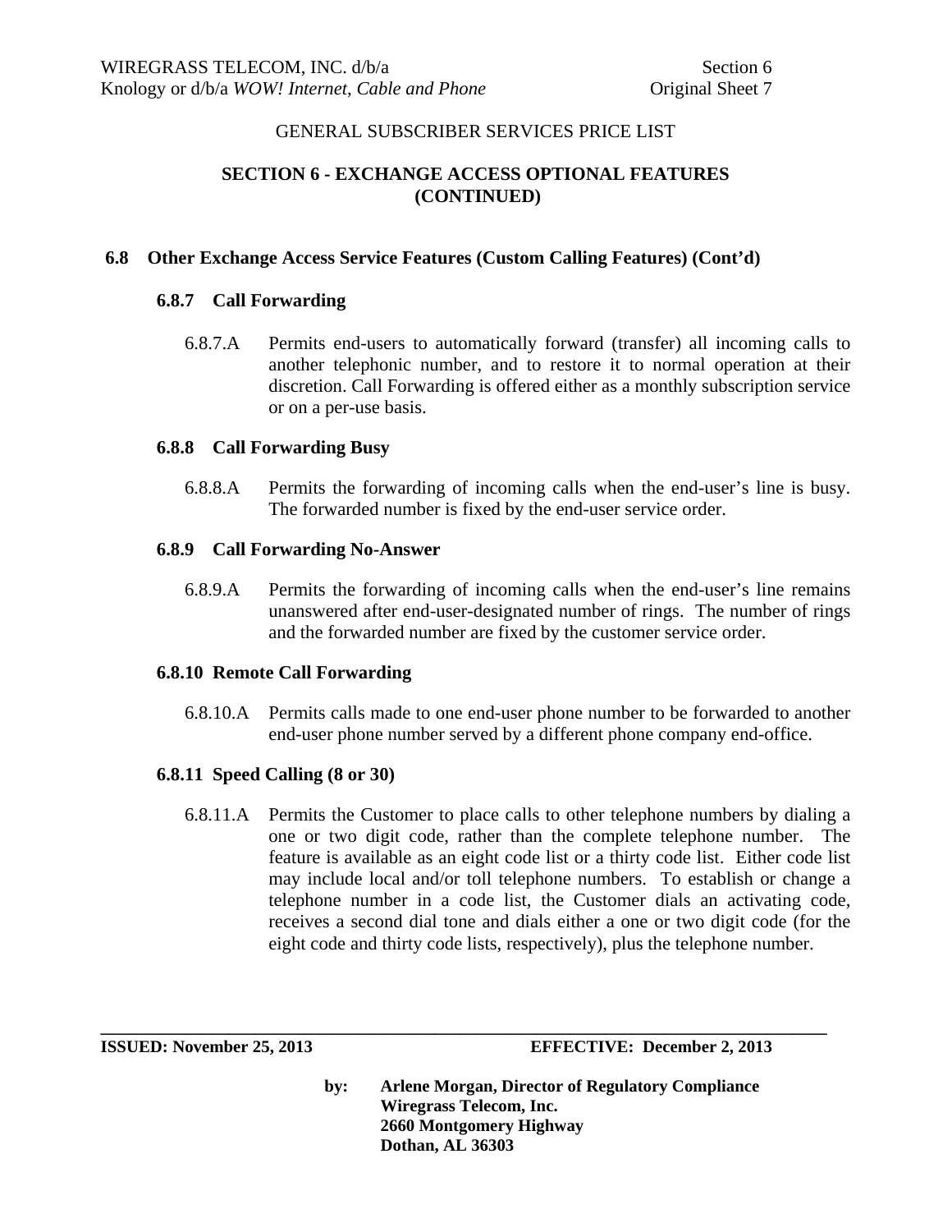GENERAL SUBSCRIBER SERVICES PRICE LIST

## SECTION 6 - EXCHANGE ACCESS OPTIONAL FEATURES (CONTINUED)

### 6.8 Other Exchange Access Service Features (Custom Calling Features) (Cont'd)

#### 6.8.7 Call Forwarding

6.8.7.A Permits end-users to automatically forward (transfer) all incoming calls to another telephonic number, and to restore it to normal operation at their discretion. Call Forwarding is offered either as a monthly subscription service or on a per-use basis.

#### 6.8.8 Call Forwarding Busy

6.8.8.A Permits the forwarding of incoming calls when the end-user's line is busy. The forwarded number is fixed by the end-user service order.

#### 6.8.9 Call Forwarding No-Answer

6.8.9.A Permits the forwarding of incoming calls when the end-user's line remains unanswered after end-user-designated number of rings. The number of rings and the forwarded number are fixed by the customer service order.

#### 6.8.10 Remote Call Forwarding

6.8.10.A Permits calls made to one end-user phone number to be forwarded to another end-user phone number served by a different phone company end-office.

#### 6.8.11 Speed Calling (8 or 30)

6.8.11.A Permits the Customer to place calls to other telephone numbers by dialing a one or two digit code, rather than the complete telephone number. The feature is available as an eight code list or a thirty code list. Either code list may include local and/or toll telephone numbers. To establish or change a telephone number in a code list, the Customer dials an activating code, receives a second dial tone and dials either a one or two digit code (for the eight code and thirty code lists, respectively), plus the telephone number.

**ISSUED: November 25, 2013** **EFFECTIVE: December 2, 2013**

**by: Arlene Morgan, Director of Regulatory Compliance**
**Wiregrass Telecom, Inc.**
**2660 Montgomery Highway**
**Dothan, AL 36303**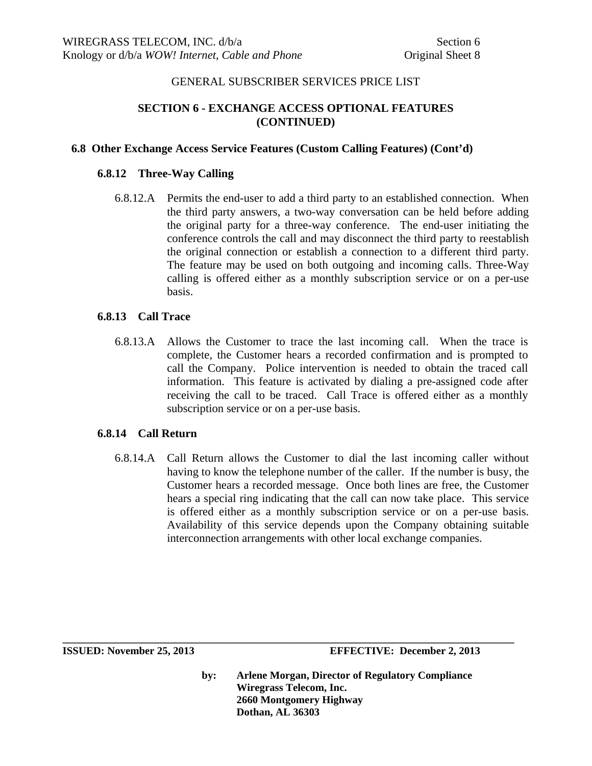GENERAL SUBSCRIBER SERVICES PRICE LIST

## SECTION 6 - EXCHANGE ACCESS OPTIONAL FEATURES (CONTINUED)

### 6.8 Other Exchange Access Service Features (Custom Calling Features) (Cont'd)

#### 6.8.12 Three-Way Calling

6.8.12.A Permits the end-user to add a third party to an established connection. When the third party answers, a two-way conversation can be held before adding the original party for a three-way conference. The end-user initiating the conference controls the call and may disconnect the third party to reestablish the original connection or establish a connection to a different third party. The feature may be used on both outgoing and incoming calls. Three-Way calling is offered either as a monthly subscription service or on a per-use basis.

#### 6.8.13 Call Trace

6.8.13.A Allows the Customer to trace the last incoming call. When the trace is complete, the Customer hears a recorded confirmation and is prompted to call the Company. Police intervention is needed to obtain the traced call information. This feature is activated by dialing a pre-assigned code after receiving the call to be traced. Call Trace is offered either as a monthly subscription service or on a per-use basis.

#### 6.8.14 Call Return

6.8.14.A Call Return allows the Customer to dial the last incoming caller without having to know the telephone number of the caller. If the number is busy, the Customer hears a recorded message. Once both lines are free, the Customer hears a special ring indicating that the call can now take place. This service is offered either as a monthly subscription service or on a per-use basis. Availability of this service depends upon the Company obtaining suitable interconnection arrangements with other local exchange companies.

**ISSUED: November 25, 2013** **EFFECTIVE: December 2, 2013**

**by: Arlene Morgan, Director of Regulatory Compliance**
**Wiregrass Telecom, Inc.**
**2660 Montgomery Highway**
**Dothan, AL 36303**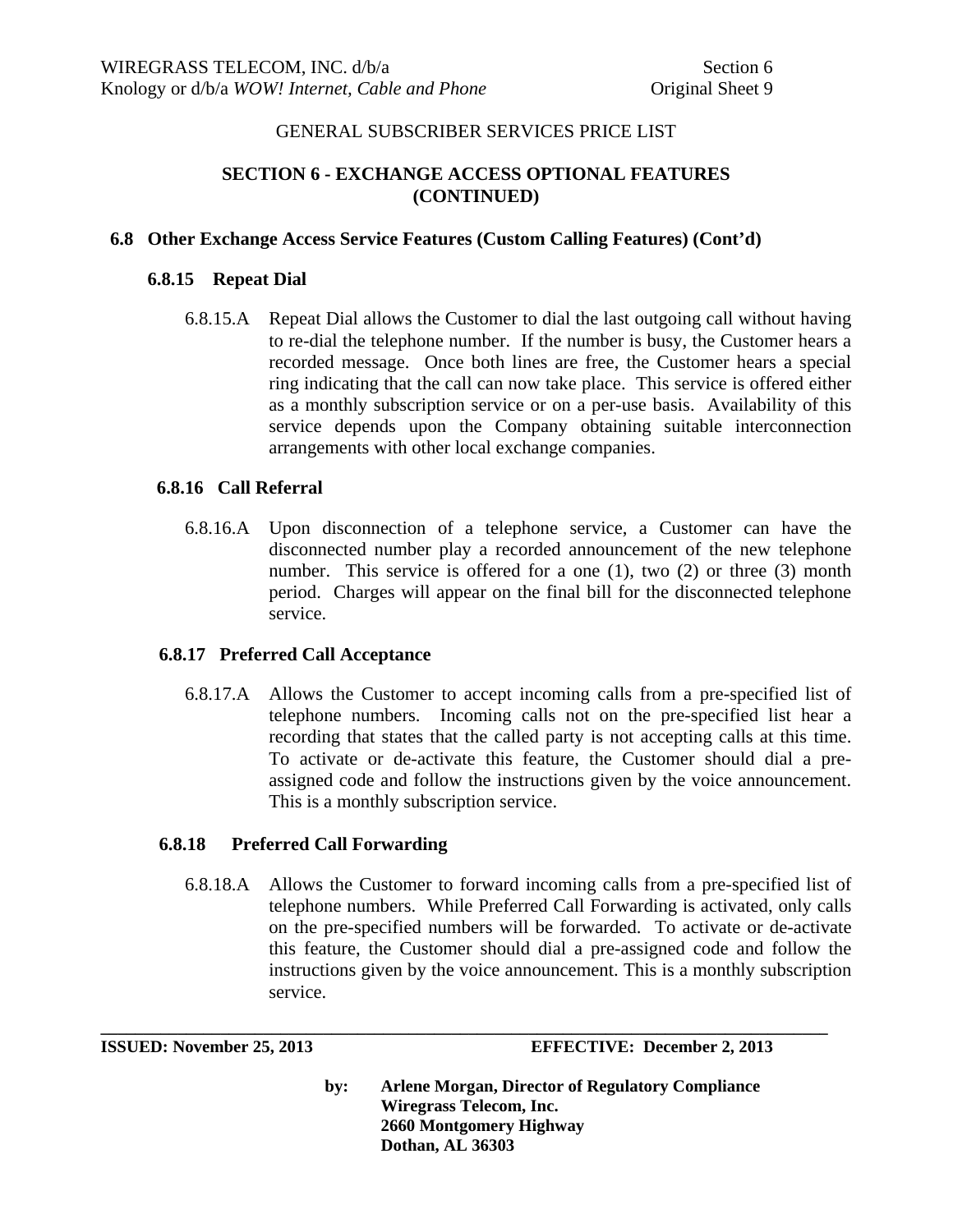GENERAL SUBSCRIBER SERVICES PRICE LIST

## SECTION 6 - EXCHANGE ACCESS OPTIONAL FEATURES (CONTINUED)

### 6.8 Other Exchange Access Service Features (Custom Calling Features) (Cont'd)

#### 6.8.15 Repeat Dial

6.8.15.A Repeat Dial allows the Customer to dial the last outgoing call without having to re-dial the telephone number. If the number is busy, the Customer hears a recorded message. Once both lines are free, the Customer hears a special ring indicating that the call can now take place. This service is offered either as a monthly subscription service or on a per-use basis. Availability of this service depends upon the Company obtaining suitable interconnection arrangements with other local exchange companies.

#### 6.8.16 Call Referral

6.8.16.A Upon disconnection of a telephone service, a Customer can have the disconnected number play a recorded announcement of the new telephone number. This service is offered for a one (1), two (2) or three (3) month period. Charges will appear on the final bill for the disconnected telephone service.

#### 6.8.17 Preferred Call Acceptance

6.8.17.A Allows the Customer to accept incoming calls from a pre-specified list of telephone numbers. Incoming calls not on the pre-specified list hear a recording that states that the called party is not accepting calls at this time. To activate or de-activate this feature, the Customer should dial a pre-assigned code and follow the instructions given by the voice announcement. This is a monthly subscription service.

#### 6.8.18 Preferred Call Forwarding

6.8.18.A Allows the Customer to forward incoming calls from a pre-specified list of telephone numbers. While Preferred Call Forwarding is activated, only calls on the pre-specified numbers will be forwarded. To activate or de-activate this feature, the Customer should dial a pre-assigned code and follow the instructions given by the voice announcement. This is a monthly subscription service.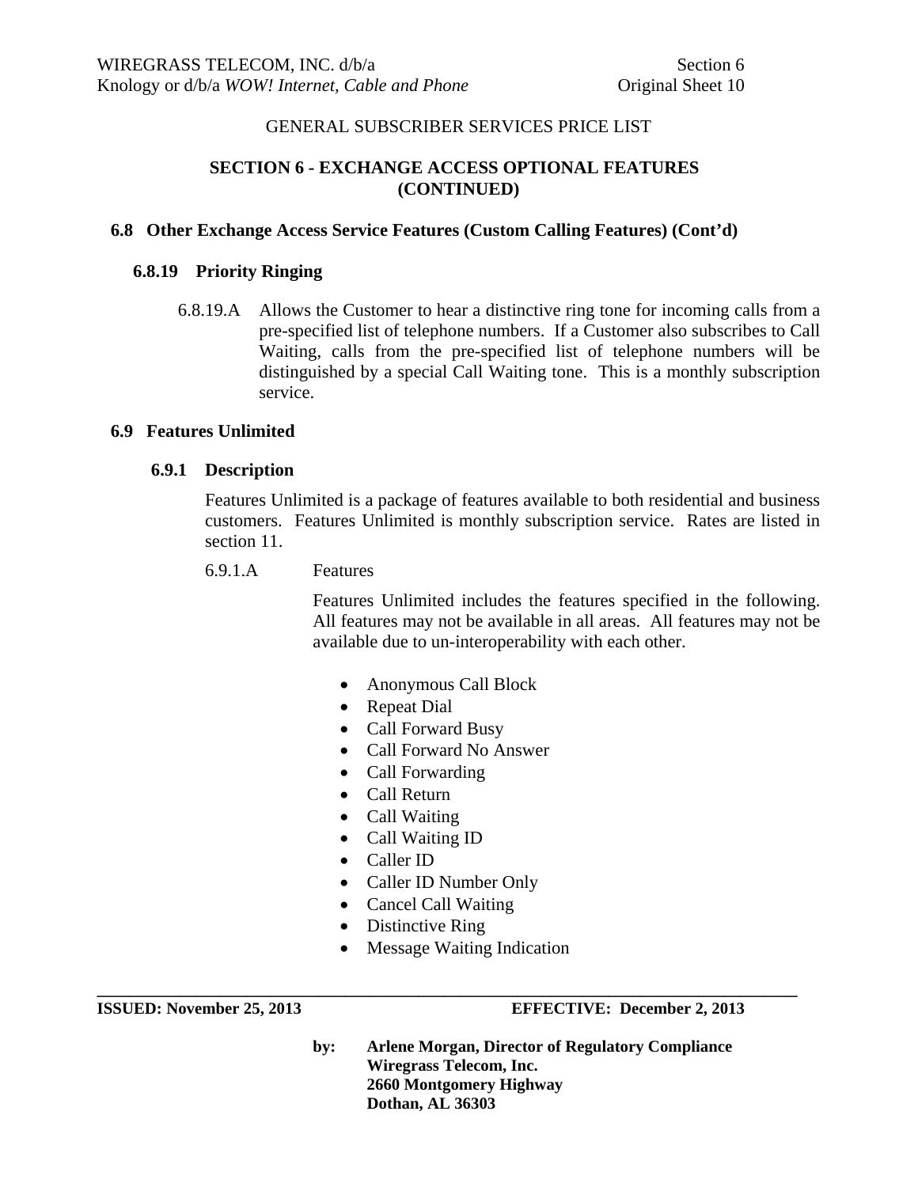GENERAL SUBSCRIBER SERVICES PRICE LIST

## SECTION 6 - EXCHANGE ACCESS OPTIONAL FEATURES (CONTINUED)

### 6.8 Other Exchange Access Service Features (Custom Calling Features) (Cont'd)

#### 6.8.19 Priority Ringing

6.8.19.A Allows the Customer to hear a distinctive ring tone for incoming calls from a pre-specified list of telephone numbers. If a Customer also subscribes to Call Waiting, calls from the pre-specified list of telephone numbers will be distinguished by a special Call Waiting tone. This is a monthly subscription service.

### 6.9 Features Unlimited

#### 6.9.1 Description

Features Unlimited is a package of features available to both residential and business customers. Features Unlimited is monthly subscription service. Rates are listed in section 11.

6.9.1.A Features

Features Unlimited includes the features specified in the following. All features may not be available in all areas. All features may not be available due to un-interoperability with each other.

- Anonymous Call Block
- Repeat Dial
- Call Forward Busy
- Call Forward No Answer
- Call Forwarding
- Call Return
- Call Waiting
- Call Waiting ID
- Caller ID
- Caller ID Number Only
- Cancel Call Waiting
- Distinctive Ring
- Message Waiting Indication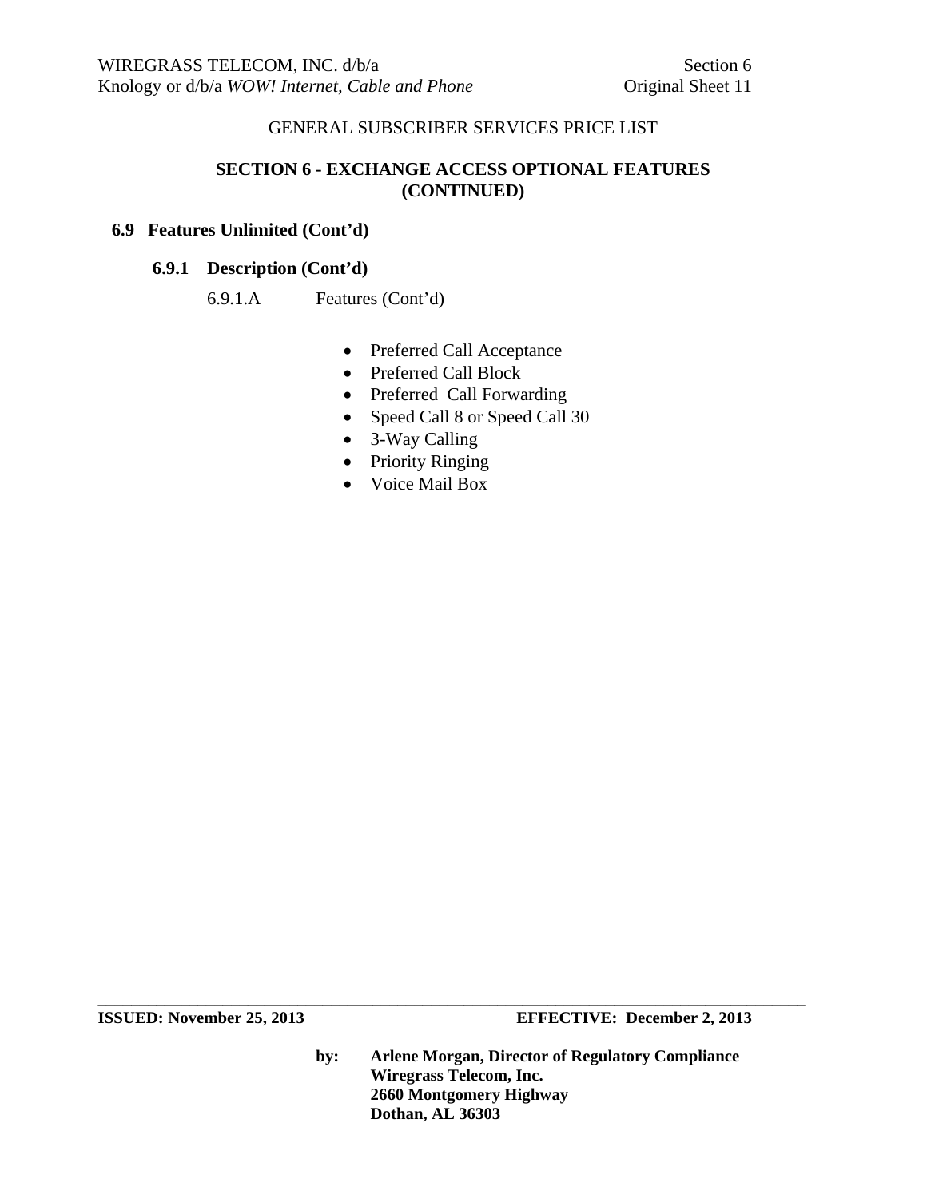GENERAL SUBSCRIBER SERVICES PRICE LIST

## SECTION 6 - EXCHANGE ACCESS OPTIONAL FEATURES (CONTINUED)

### 6.9 Features Unlimited (Cont'd)

#### 6.9.1 Description (Cont'd)

6.9.1.A Features (Cont'd)

- Preferred Call Acceptance
- Preferred Call Block
- Preferred Call Forwarding
- Speed Call 8 or Speed Call 30
- 3-Way Calling
- Priority Ringing
- Voice Mail Box

**ISSUED: November 25, 2013** **EFFECTIVE: December 2, 2013**

**by: Arlene Morgan, Director of Regulatory Compliance**
**Wiregrass Telecom, Inc.**
**2660 Montgomery Highway**
**Dothan, AL 36303**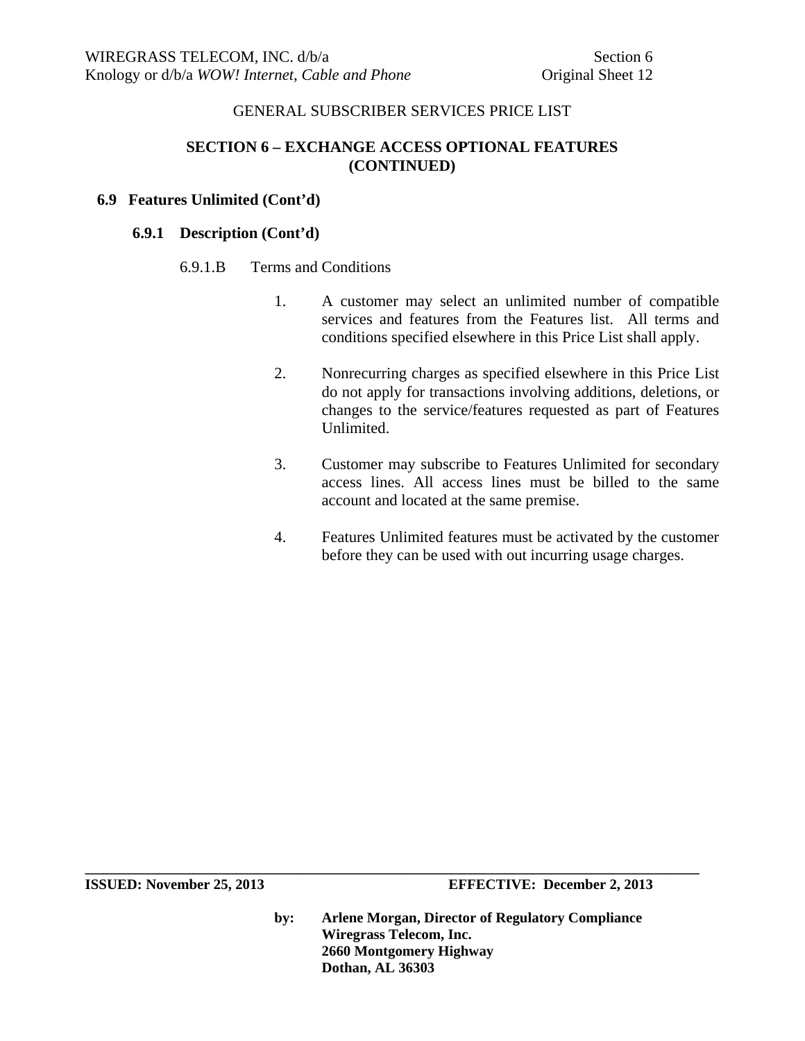GENERAL SUBSCRIBER SERVICES PRICE LIST

## SECTION 6 – EXCHANGE ACCESS OPTIONAL FEATURES (CONTINUED)

### 6.9 Features Unlimited (Cont'd)

#### 6.9.1 Description (Cont'd)

6.9.1.B Terms and Conditions

1. A customer may select an unlimited number of compatible services and features from the Features list. All terms and conditions specified elsewhere in this Price List shall apply.

2. Nonrecurring charges as specified elsewhere in this Price List do not apply for transactions involving additions, deletions, or changes to the service/features requested as part of Features Unlimited.

3. Customer may subscribe to Features Unlimited for secondary access lines. All access lines must be billed to the same account and located at the same premise.

4. Features Unlimited features must be activated by the customer before they can be used with out incurring usage charges.

**ISSUED: November 25, 2013** **EFFECTIVE: December 2, 2013**

**by: Arlene Morgan, Director of Regulatory Compliance**
**Wiregrass Telecom, Inc.**
**2660 Montgomery Highway**
**Dothan, AL 36303**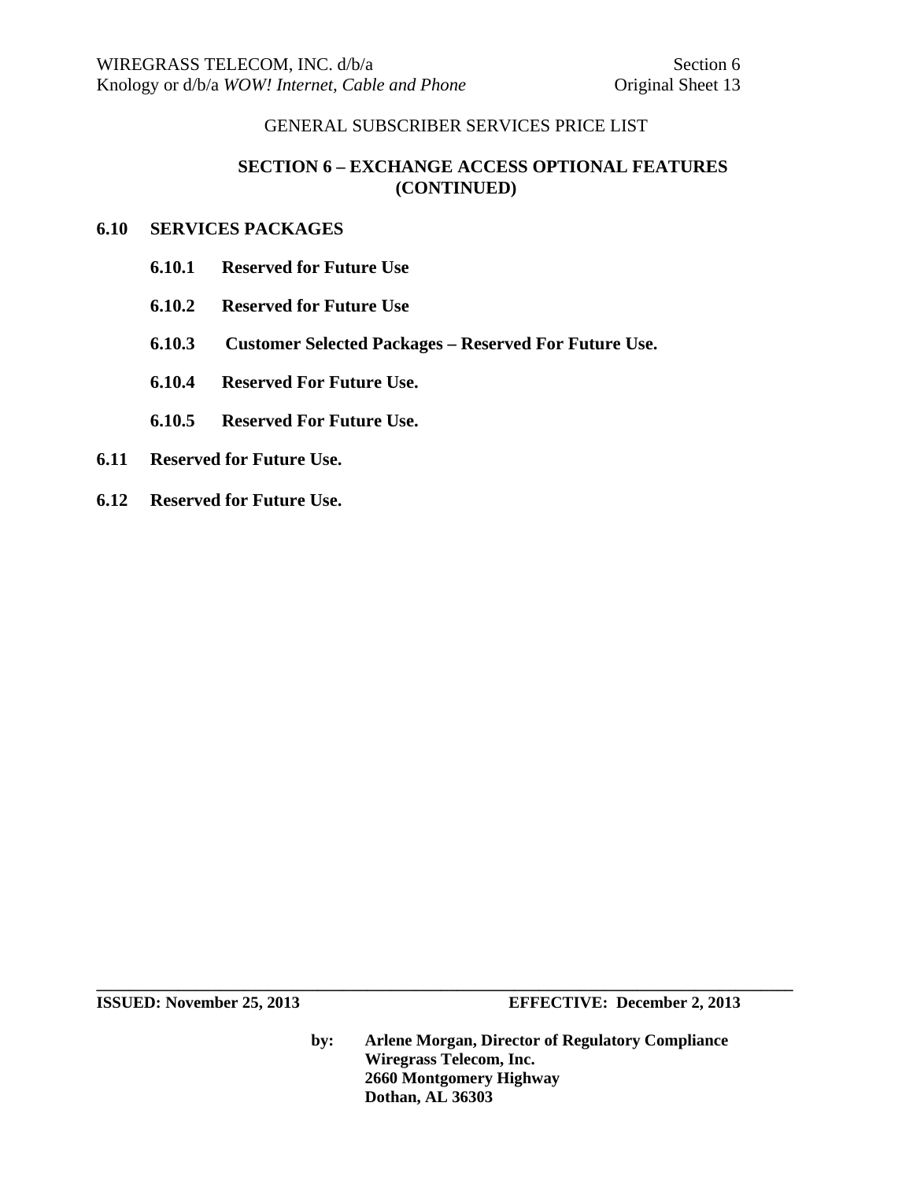GENERAL SUBSCRIBER SERVICES PRICE LIST

## SECTION 6 – EXCHANGE ACCESS OPTIONAL FEATURES (CONTINUED)

### 6.10 SERVICES PACKAGES

**6.10.1 Reserved for Future Use**

**6.10.2 Reserved for Future Use**

**6.10.3 Customer Selected Packages – Reserved For Future Use.**

**6.10.4 Reserved For Future Use.**

**6.10.5 Reserved For Future Use.**

### 6.11 Reserved for Future Use.

### 6.12 Reserved for Future Use.

**ISSUED: November 25, 2013** **EFFECTIVE: December 2, 2013**

**by: Arlene Morgan, Director of Regulatory Compliance**
**Wiregrass Telecom, Inc.**
**2660 Montgomery Highway**
**Dothan, AL 36303**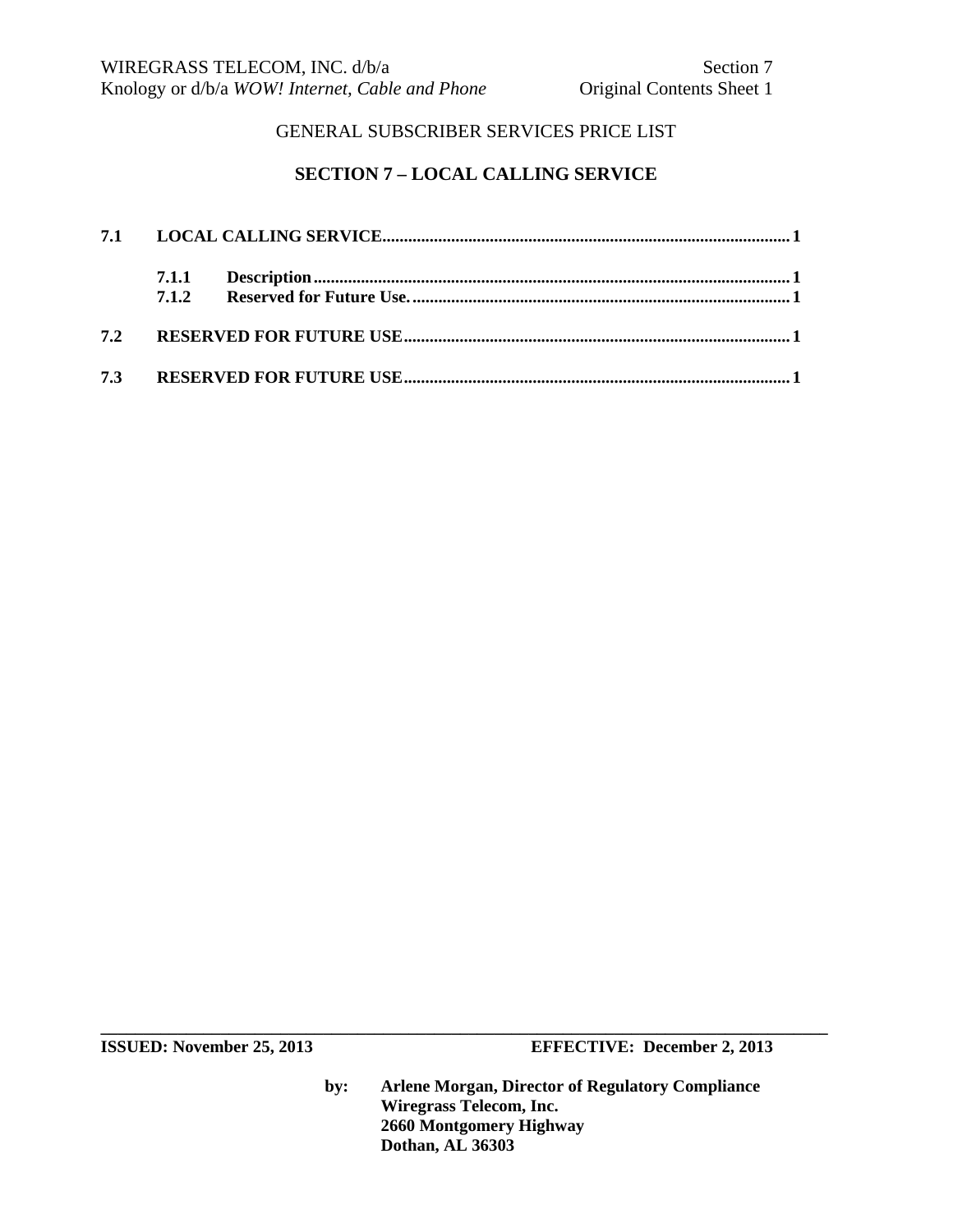GENERAL SUBSCRIBER SERVICES PRICE LIST

# SECTION 7 – LOCAL CALLING SERVICE

**7.1 LOCAL CALLING SERVICE.............................................................................................1**

**7.1.1 Description.............................................................................................1**
**7.1.2 Reserved for Future Use.......................................................................1**

**7.2 RESERVED FOR FUTURE USE.........................................................................................1**

**7.3 RESERVED FOR FUTURE USE.........................................................................................1**

**ISSUED: November 25, 2013** **EFFECTIVE: December 2, 2013**

**by: Arlene Morgan, Director of Regulatory Compliance**
**Wiregrass Telecom, Inc.**
**2660 Montgomery Highway**
**Dothan, AL 36303**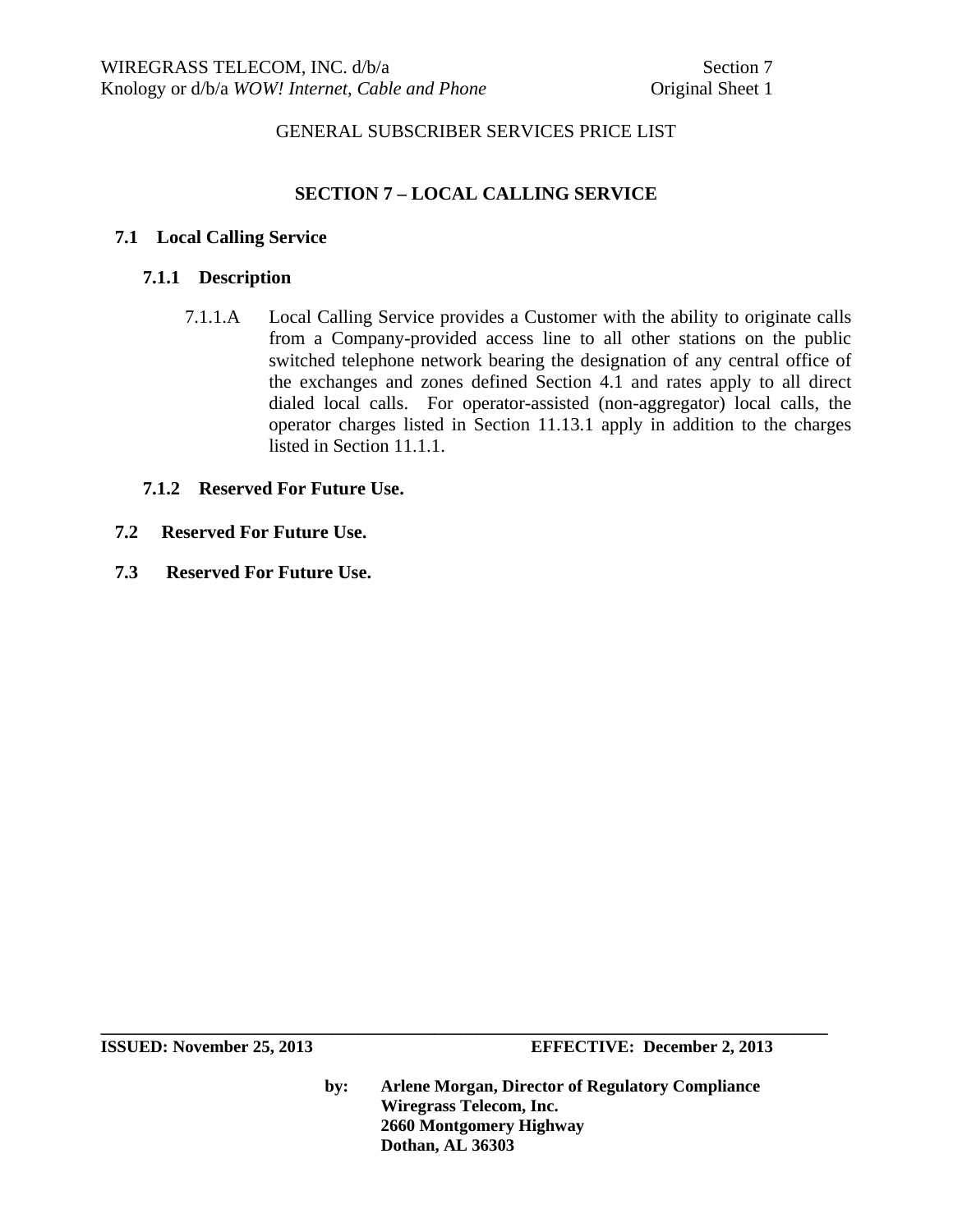GENERAL SUBSCRIBER SERVICES PRICE LIST

## SECTION 7 – LOCAL CALLING SERVICE

### 7.1 Local Calling Service

#### 7.1.1 Description

7.1.1.A Local Calling Service provides a Customer with the ability to originate calls from a Company-provided access line to all other stations on the public switched telephone network bearing the designation of any central office of the exchanges and zones defined Section 4.1 and rates apply to all direct dialed local calls. For operator-assisted (non-aggregator) local calls, the operator charges listed in Section 11.13.1 apply in addition to the charges listed in Section 11.1.1.

#### 7.1.2 Reserved For Future Use.

### 7.2 Reserved For Future Use.

### 7.3 Reserved For Future Use.

**ISSUED: November 25, 2013** **EFFECTIVE: December 2, 2013**

**by: Arlene Morgan, Director of Regulatory Compliance**
**Wiregrass Telecom, Inc.**
**2660 Montgomery Highway**
**Dothan, AL 36303**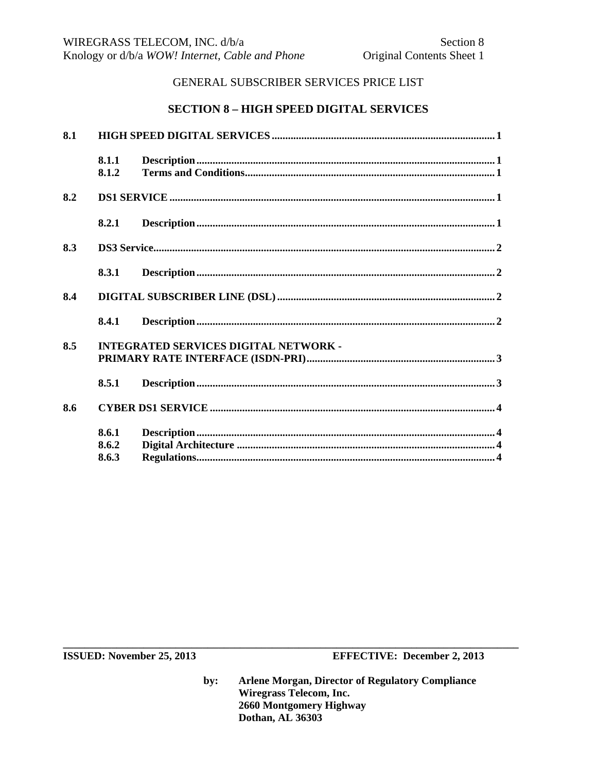GENERAL SUBSCRIBER SERVICES PRICE LIST

## SECTION 8 – HIGH SPEED DIGITAL SERVICES

| | | | |
|---|---|---|---|
| **8.1** | **HIGH SPEED DIGITAL SERVICES** | | **1** |
| | **8.1.1** | **Description** | **1** |
| | **8.1.2** | **Terms and Conditions** | **1** |
| **8.2** | **DS1 SERVICE** | | **1** |
| | **8.2.1** | **Description** | **1** |
| **8.3** | **DS3 Service** | | **2** |
| | **8.3.1** | **Description** | **2** |
| **8.4** | **DIGITAL SUBSCRIBER LINE (DSL)** | | **2** |
| | **8.4.1** | **Description** | **2** |
| **8.5** | **INTEGRATED SERVICES DIGITAL NETWORK - PRIMARY RATE INTERFACE (ISDN-PRI)** | | **3** |
| | **8.5.1** | **Description** | **3** |
| **8.6** | **CYBER DS1 SERVICE** | | **4** |
| | **8.6.1** | **Description** | **4** |
| | **8.6.2** | **Digital Architecture** | **4** |
| | **8.6.3** | **Regulations** | **4** |

**ISSUED: November 25, 2013** **EFFECTIVE: December 2, 2013**

by: **Arlene Morgan, Director of Regulatory Compliance**
**Wiregrass Telecom, Inc.**
**2660 Montgomery Highway**
**Dothan, AL 36303**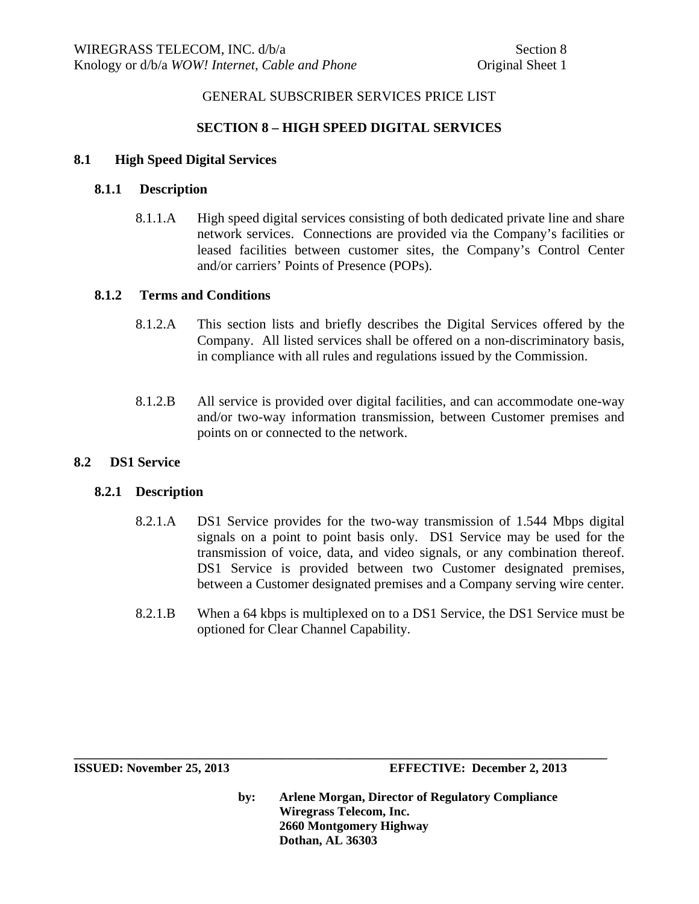GENERAL SUBSCRIBER SERVICES PRICE LIST

# SECTION 8 – HIGH SPEED DIGITAL SERVICES

## 8.1 High Speed Digital Services

### 8.1.1 Description

8.1.1.A High speed digital services consisting of both dedicated private line and share network services. Connections are provided via the Company's facilities or leased facilities between customer sites, the Company's Control Center and/or carriers' Points of Presence (POPs).

### 8.1.2 Terms and Conditions

8.1.2.A This section lists and briefly describes the Digital Services offered by the Company. All listed services shall be offered on a non-discriminatory basis, in compliance with all rules and regulations issued by the Commission.

8.1.2.B All service is provided over digital facilities, and can accommodate one-way and/or two-way information transmission, between Customer premises and points on or connected to the network.

## 8.2 DS1 Service

### 8.2.1 Description

8.2.1.A DS1 Service provides for the two-way transmission of 1.544 Mbps digital signals on a point to point basis only. DS1 Service may be used for the transmission of voice, data, and video signals, or any combination thereof. DS1 Service is provided between two Customer designated premises, between a Customer designated premises and a Company serving wire center.

8.2.1.B When a 64 kbps is multiplexed on to a DS1 Service, the DS1 Service must be optioned for Clear Channel Capability.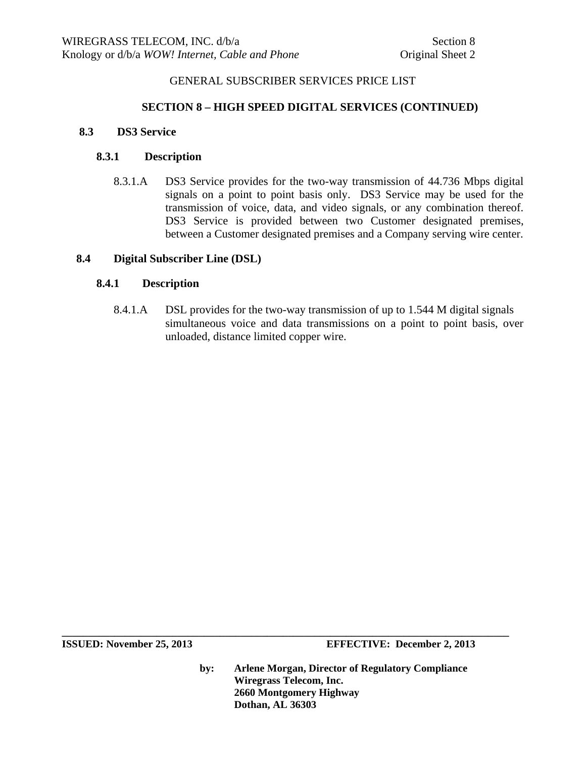GENERAL SUBSCRIBER SERVICES PRICE LIST

## SECTION 8 – HIGH SPEED DIGITAL SERVICES (CONTINUED)

### 8.3 DS3 Service

#### 8.3.1 Description

8.3.1.A DS3 Service provides for the two-way transmission of 44.736 Mbps digital signals on a point to point basis only. DS3 Service may be used for the transmission of voice, data, and video signals, or any combination thereof. DS3 Service is provided between two Customer designated premises, between a Customer designated premises and a Company serving wire center.

### 8.4 Digital Subscriber Line (DSL)

#### 8.4.1 Description

8.4.1.A DSL provides for the two-way transmission of up to 1.544 M digital signals simultaneous voice and data transmissions on a point to point basis, over unloaded, distance limited copper wire.

**ISSUED: November 25, 2013** **EFFECTIVE: December 2, 2013**

**by: Arlene Morgan, Director of Regulatory Compliance**
**Wiregrass Telecom, Inc.**
**2660 Montgomery Highway**
**Dothan, AL 36303**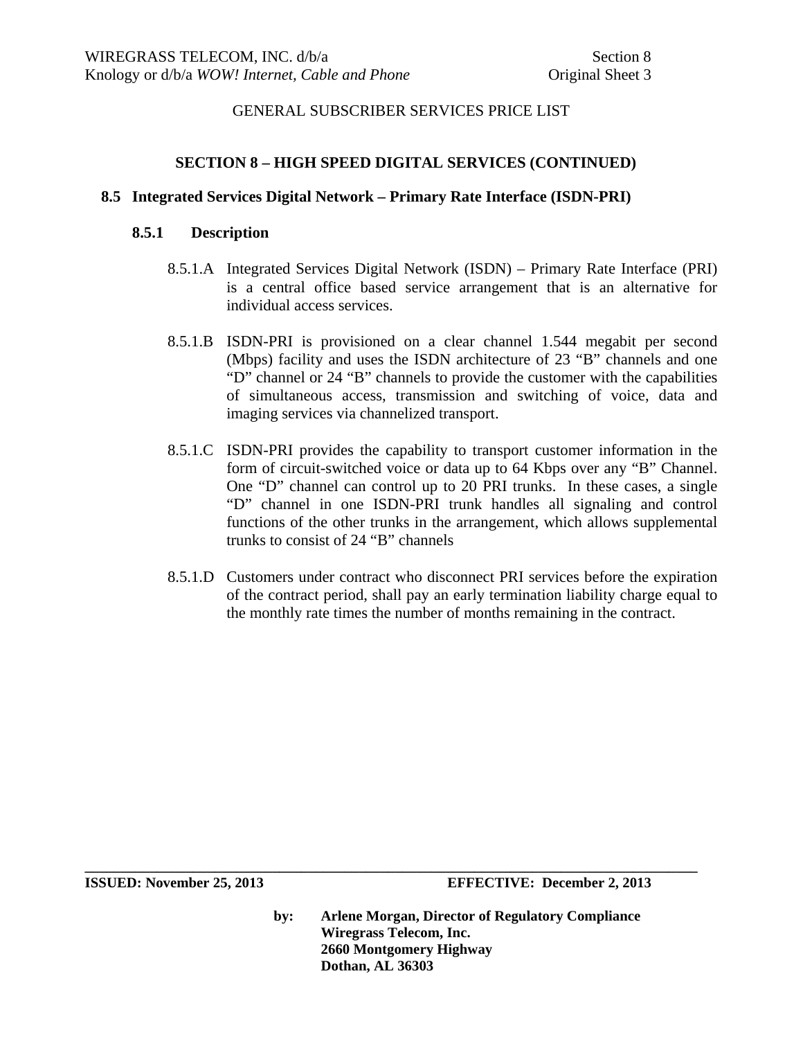GENERAL SUBSCRIBER SERVICES PRICE LIST

## SECTION 8 – HIGH SPEED DIGITAL SERVICES (CONTINUED)

### 8.5 Integrated Services Digital Network – Primary Rate Interface (ISDN-PRI)

#### 8.5.1 Description

8.5.1.A Integrated Services Digital Network (ISDN) – Primary Rate Interface (PRI) is a central office based service arrangement that is an alternative for individual access services.

8.5.1.B ISDN-PRI is provisioned on a clear channel 1.544 megabit per second (Mbps) facility and uses the ISDN architecture of 23 "B" channels and one "D" channel or 24 "B" channels to provide the customer with the capabilities of simultaneous access, transmission and switching of voice, data and imaging services via channelized transport.

8.5.1.C ISDN-PRI provides the capability to transport customer information in the form of circuit-switched voice or data up to 64 Kbps over any "B" Channel. One "D" channel can control up to 20 PRI trunks. In these cases, a single "D" channel in one ISDN-PRI trunk handles all signaling and control functions of the other trunks in the arrangement, which allows supplemental trunks to consist of 24 "B" channels

8.5.1.D Customers under contract who disconnect PRI services before the expiration of the contract period, shall pay an early termination liability charge equal to the monthly rate times the number of months remaining in the contract.

**ISSUED: November 25, 2013** **EFFECTIVE: December 2, 2013**

**by: Arlene Morgan, Director of Regulatory Compliance**
**Wiregrass Telecom, Inc.**
**2660 Montgomery Highway**
**Dothan, AL 36303**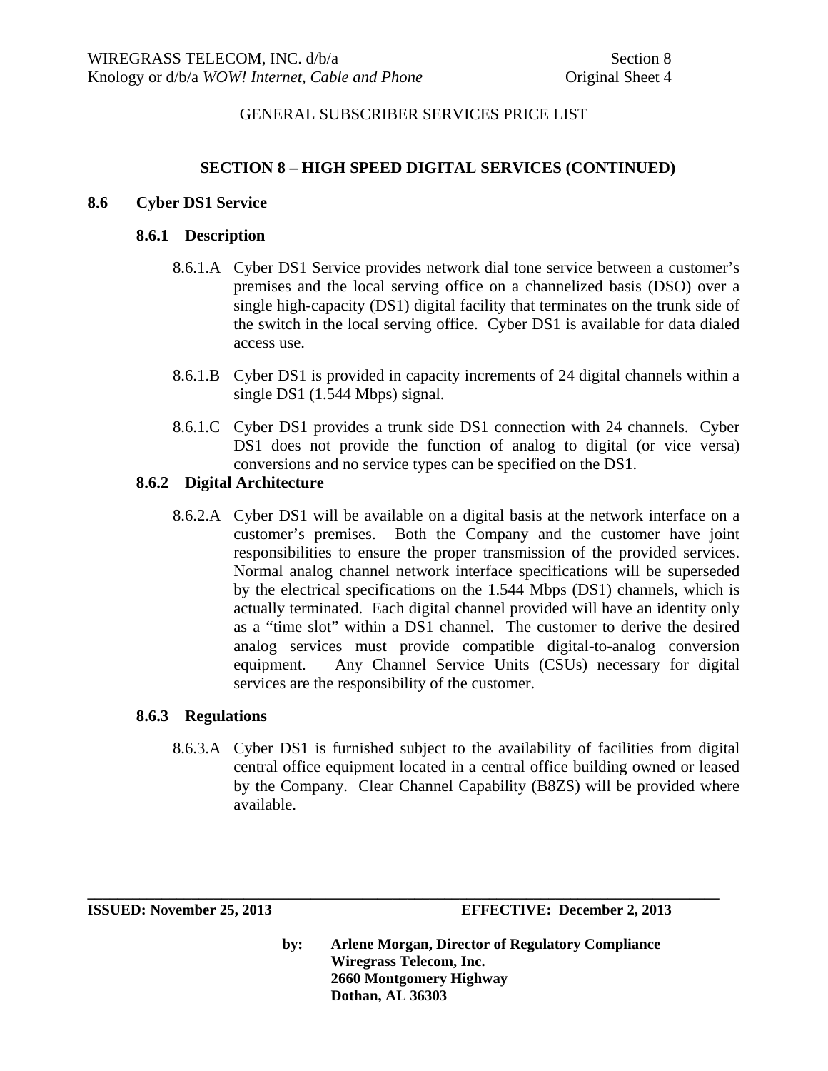GENERAL SUBSCRIBER SERVICES PRICE LIST

## SECTION 8 – HIGH SPEED DIGITAL SERVICES (CONTINUED)

### 8.6 Cyber DS1 Service

#### 8.6.1 Description

8.6.1.A Cyber DS1 Service provides network dial tone service between a customer's premises and the local serving office on a channelized basis (DSO) over a single high-capacity (DS1) digital facility that terminates on the trunk side of the switch in the local serving office. Cyber DS1 is available for data dialed access use.

8.6.1.B Cyber DS1 is provided in capacity increments of 24 digital channels within a single DS1 (1.544 Mbps) signal.

8.6.1.C Cyber DS1 provides a trunk side DS1 connection with 24 channels. Cyber DS1 does not provide the function of analog to digital (or vice versa) conversions and no service types can be specified on the DS1.

#### 8.6.2 Digital Architecture

8.6.2.A Cyber DS1 will be available on a digital basis at the network interface on a customer's premises. Both the Company and the customer have joint responsibilities to ensure the proper transmission of the provided services. Normal analog channel network interface specifications will be superseded by the electrical specifications on the 1.544 Mbps (DS1) channels, which is actually terminated. Each digital channel provided will have an identity only as a "time slot" within a DS1 channel. The customer to derive the desired analog services must provide compatible digital-to-analog conversion equipment. Any Channel Service Units (CSUs) necessary for digital services are the responsibility of the customer.

#### 8.6.3 Regulations

8.6.3.A Cyber DS1 is furnished subject to the availability of facilities from digital central office equipment located in a central office building owned or leased by the Company. Clear Channel Capability (B8ZS) will be provided where available.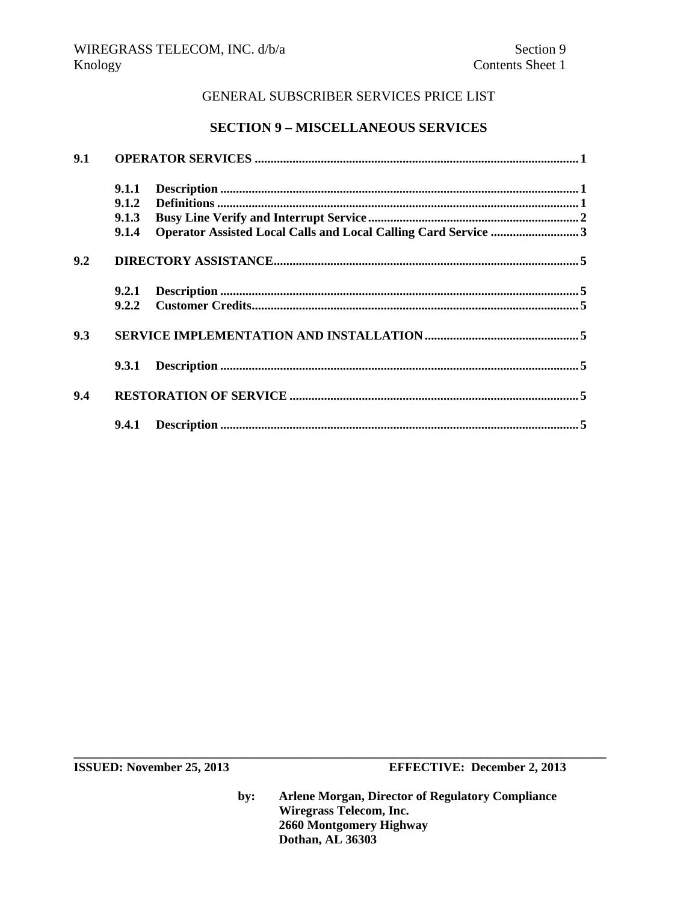GENERAL SUBSCRIBER SERVICES PRICE LIST

## SECTION 9 – MISCELLANEOUS SERVICES

| | | | |
|---|---|---|---|
| **9.1** | **OPERATOR SERVICES** | | **1** |
| | **9.1.1** | **Description** | **1** |
| | **9.1.2** | **Definitions** | **1** |
| | **9.1.3** | **Busy Line Verify and Interrupt Service** | **2** |
| | **9.1.4** | **Operator Assisted Local Calls and Local Calling Card Service** | **3** |
| **9.2** | **DIRECTORY ASSISTANCE** | | **5** |
| | **9.2.1** | **Description** | **5** |
| | **9.2.2** | **Customer Credits** | **5** |
| **9.3** | **SERVICE IMPLEMENTATION AND INSTALLATION** | | **5** |
| | **9.3.1** | **Description** | **5** |
| **9.4** | **RESTORATION OF SERVICE** | | **5** |
| | **9.4.1** | **Description** | **5** |

**ISSUED: November 25, 2013** **EFFECTIVE: December 2, 2013**

by: **Arlene Morgan, Director of Regulatory Compliance**
**Wiregrass Telecom, Inc.**
**2660 Montgomery Highway**
**Dothan, AL 36303**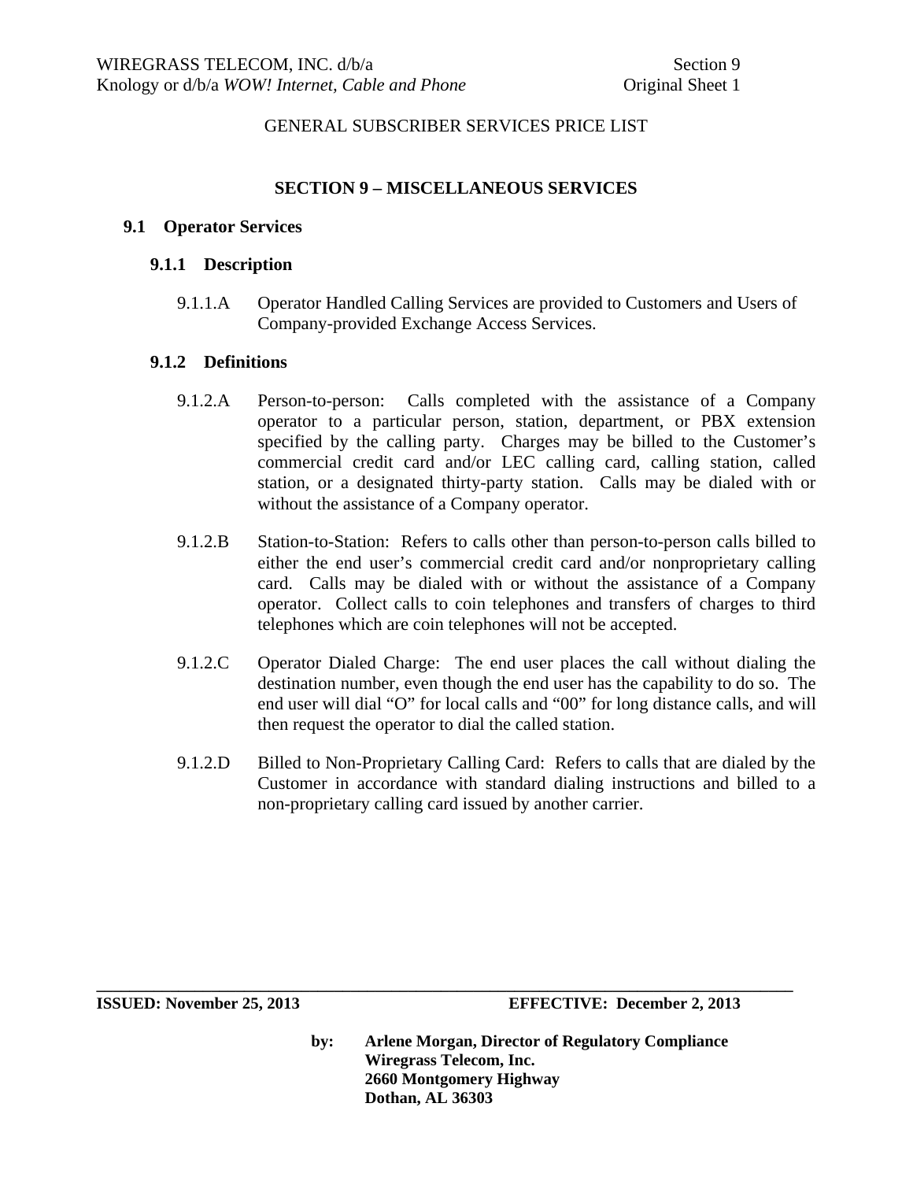GENERAL SUBSCRIBER SERVICES PRICE LIST

## SECTION 9 – MISCELLANEOUS SERVICES

### 9.1 Operator Services

#### 9.1.1 Description

9.1.1.A Operator Handled Calling Services are provided to Customers and Users of Company-provided Exchange Access Services.

#### 9.1.2 Definitions

9.1.2.A Person-to-person: Calls completed with the assistance of a Company operator to a particular person, station, department, or PBX extension specified by the calling party. Charges may be billed to the Customer's commercial credit card and/or LEC calling card, calling station, called station, or a designated thirty-party station. Calls may be dialed with or without the assistance of a Company operator.

9.1.2.B Station-to-Station: Refers to calls other than person-to-person calls billed to either the end user's commercial credit card and/or nonproprietary calling card. Calls may be dialed with or without the assistance of a Company operator. Collect calls to coin telephones and transfers of charges to third telephones which are coin telephones will not be accepted.

9.1.2.C Operator Dialed Charge: The end user places the call without dialing the destination number, even though the end user has the capability to do so. The end user will dial "O" for local calls and "00" for long distance calls, and will then request the operator to dial the called station.

9.1.2.D Billed to Non-Proprietary Calling Card: Refers to calls that are dialed by the Customer in accordance with standard dialing instructions and billed to a non-proprietary calling card issued by another carrier.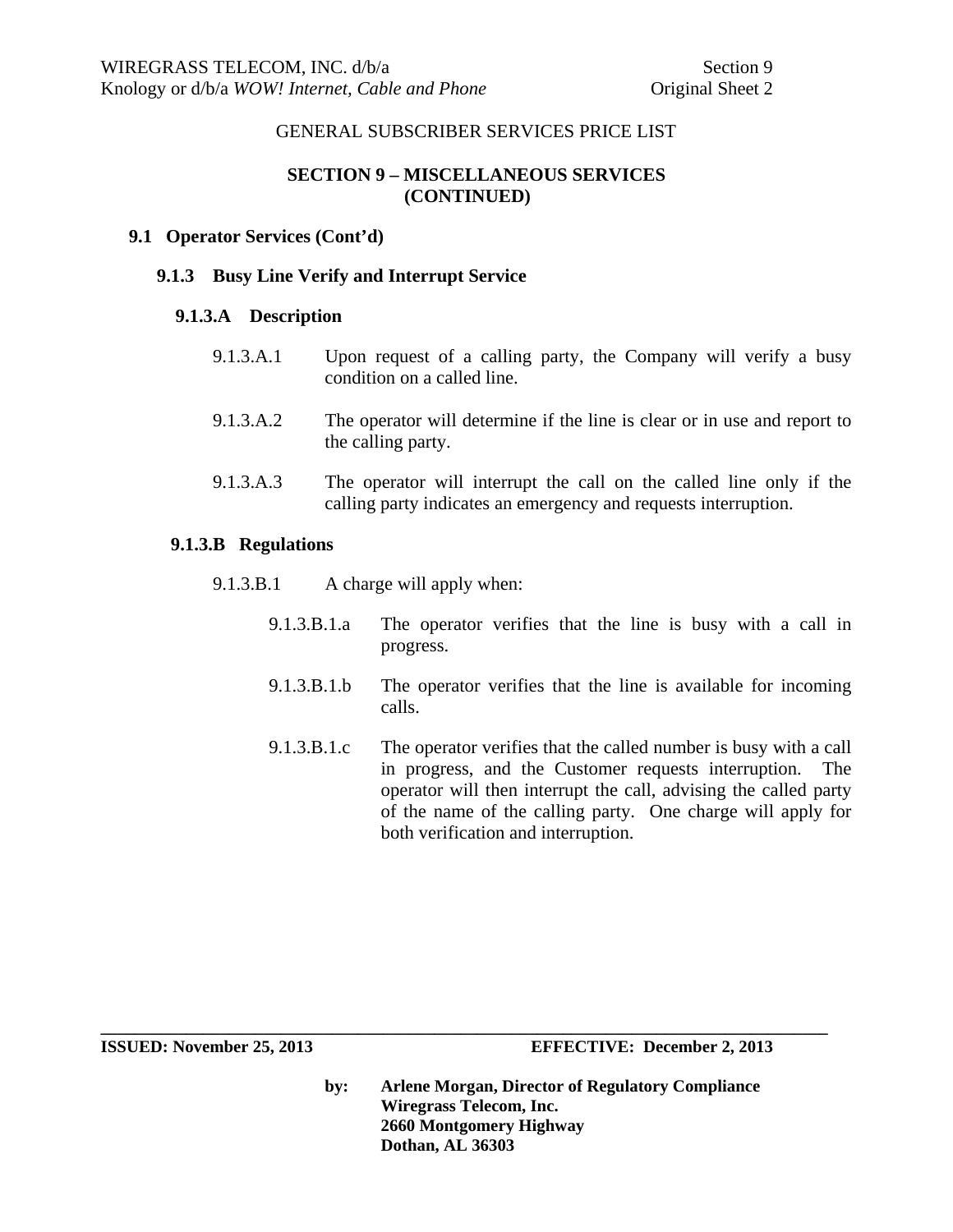GENERAL SUBSCRIBER SERVICES PRICE LIST

## SECTION 9 – MISCELLANEOUS SERVICES (CONTINUED)

### 9.1 Operator Services (Cont'd)

#### 9.1.3 Busy Line Verify and Interrupt Service

##### 9.1.3.A Description

9.1.3.A.1 Upon request of a calling party, the Company will verify a busy condition on a called line.

9.1.3.A.2 The operator will determine if the line is clear or in use and report to the calling party.

9.1.3.A.3 The operator will interrupt the call on the called line only if the calling party indicates an emergency and requests interruption.

##### 9.1.3.B Regulations

9.1.3.B.1 A charge will apply when:

9.1.3.B.1.a The operator verifies that the line is busy with a call in progress.

9.1.3.B.1.b The operator verifies that the line is available for incoming calls.

9.1.3.B.1.c The operator verifies that the called number is busy with a call in progress, and the Customer requests interruption. The operator will then interrupt the call, advising the called party of the name of the calling party. One charge will apply for both verification and interruption.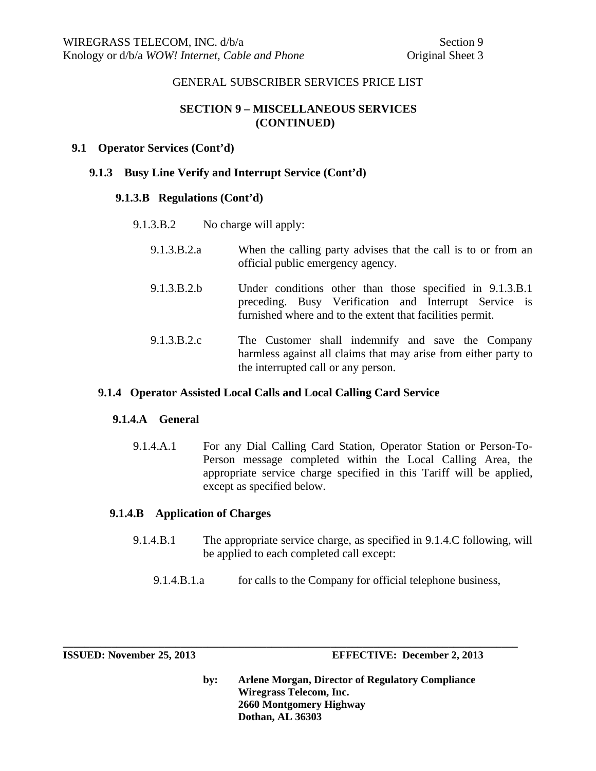GENERAL SUBSCRIBER SERVICES PRICE LIST

## SECTION 9 – MISCELLANEOUS SERVICES (CONTINUED)

### 9.1 Operator Services (Cont'd)

#### 9.1.3 Busy Line Verify and Interrupt Service (Cont'd)

##### 9.1.3.B Regulations (Cont'd)

9.1.3.B.2 No charge will apply:

9.1.3.B.2.a When the calling party advises that the call is to or from an official public emergency agency.

9.1.3.B.2.b Under conditions other than those specified in 9.1.3.B.1 preceding. Busy Verification and Interrupt Service is furnished where and to the extent that facilities permit.

9.1.3.B.2.c The Customer shall indemnify and save the Company harmless against all claims that may arise from either party to the interrupted call or any person.

#### 9.1.4 Operator Assisted Local Calls and Local Calling Card Service

##### 9.1.4.A General

9.1.4.A.1 For any Dial Calling Card Station, Operator Station or Person-To-Person message completed within the Local Calling Area, the appropriate service charge specified in this Tariff will be applied, except as specified below.

##### 9.1.4.B Application of Charges

9.1.4.B.1 The appropriate service charge, as specified in 9.1.4.C following, will be applied to each completed call except:

9.1.4.B.1.a for calls to the Company for official telephone business,

---

**ISSUED: November 25, 2013** **EFFECTIVE: December 2, 2013**

**by: Arlene Morgan, Director of Regulatory Compliance**
**Wiregrass Telecom, Inc.**
**2660 Montgomery Highway**
**Dothan, AL 36303**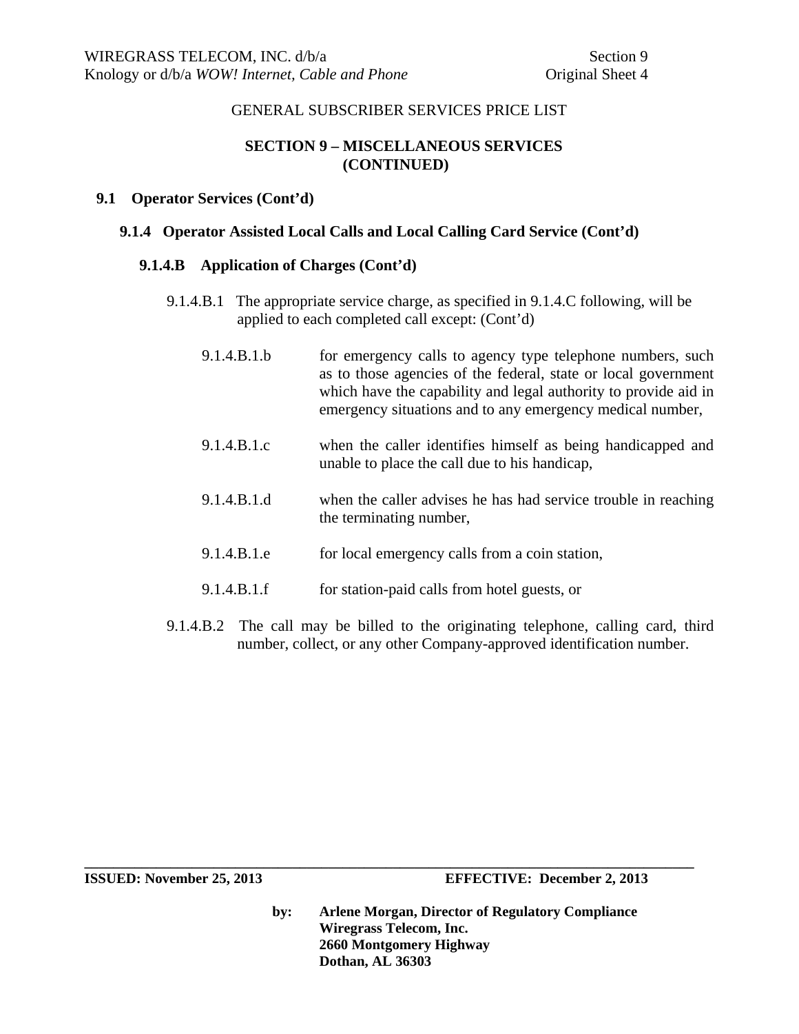GENERAL SUBSCRIBER SERVICES PRICE LIST

## SECTION 9 – MISCELLANEOUS SERVICES (CONTINUED)

### 9.1 Operator Services (Cont'd)

#### 9.1.4 Operator Assisted Local Calls and Local Calling Card Service (Cont'd)

##### 9.1.4.B Application of Charges (Cont'd)

9.1.4.B.1 The appropriate service charge, as specified in 9.1.4.C following, will be applied to each completed call except: (Cont'd)

9.1.4.B.1.b for emergency calls to agency type telephone numbers, such as to those agencies of the federal, state or local government which have the capability and legal authority to provide aid in emergency situations and to any emergency medical number,

9.1.4.B.1.c when the caller identifies himself as being handicapped and unable to place the call due to his handicap,

9.1.4.B.1.d when the caller advises he has had service trouble in reaching the terminating number,

9.1.4.B.1.e for local emergency calls from a coin station,

9.1.4.B.1.f for station-paid calls from hotel guests, or

9.1.4.B.2 The call may be billed to the originating telephone, calling card, third number, collect, or any other Company-approved identification number.

**ISSUED: November 25, 2013** **EFFECTIVE: December 2, 2013**

**by: Arlene Morgan, Director of Regulatory Compliance**
**Wiregrass Telecom, Inc.**
**2660 Montgomery Highway**
**Dothan, AL 36303**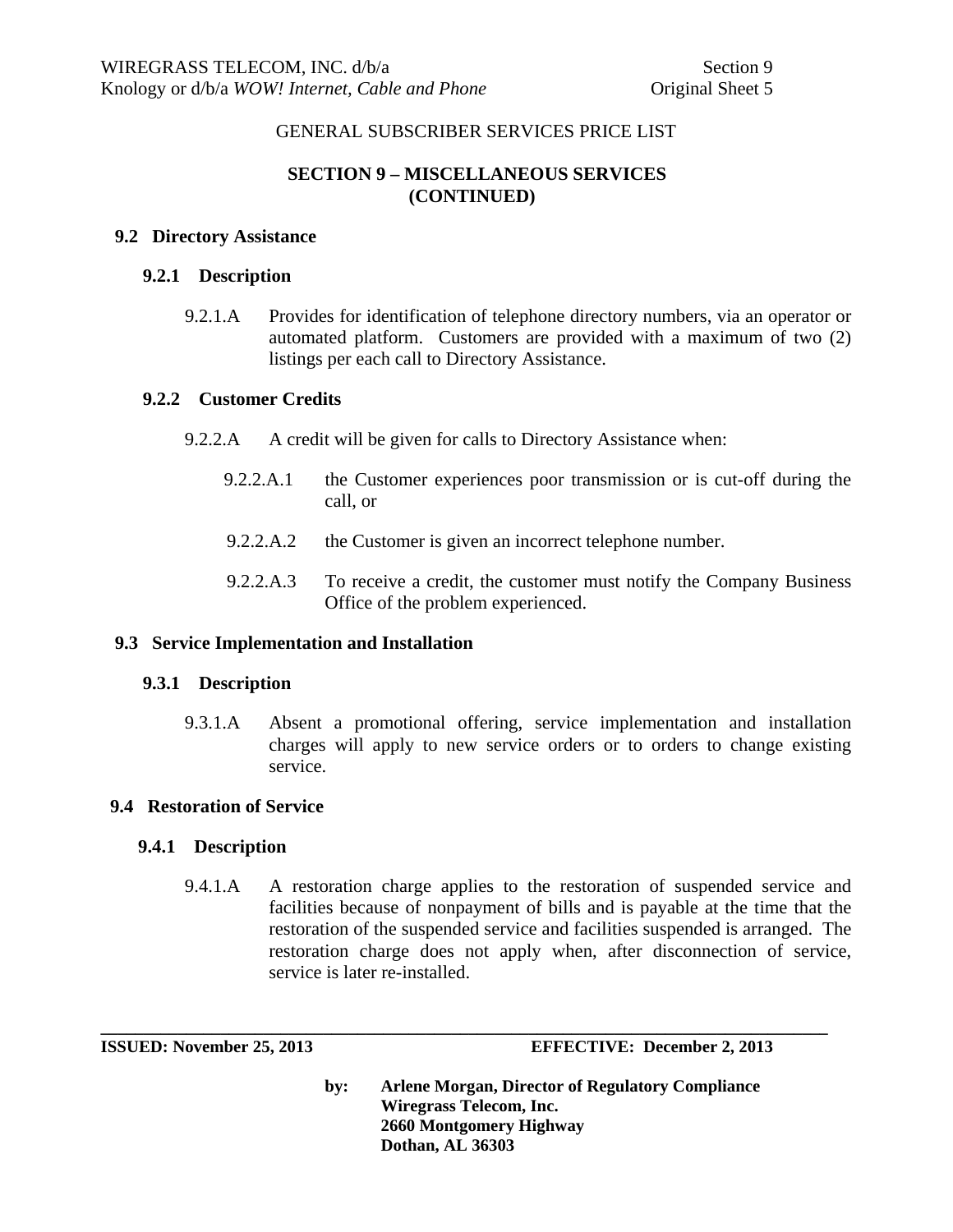GENERAL SUBSCRIBER SERVICES PRICE LIST

## SECTION 9 – MISCELLANEOUS SERVICES (CONTINUED)

### 9.2 Directory Assistance

#### 9.2.1 Description

9.2.1.A Provides for identification of telephone directory numbers, via an operator or automated platform. Customers are provided with a maximum of two (2) listings per each call to Directory Assistance.

#### 9.2.2 Customer Credits

9.2.2.A A credit will be given for calls to Directory Assistance when:

9.2.2.A.1 the Customer experiences poor transmission or is cut-off during the call, or

9.2.2.A.2 the Customer is given an incorrect telephone number.

9.2.2.A.3 To receive a credit, the customer must notify the Company Business Office of the problem experienced.

### 9.3 Service Implementation and Installation

#### 9.3.1 Description

9.3.1.A Absent a promotional offering, service implementation and installation charges will apply to new service orders or to orders to change existing service.

### 9.4 Restoration of Service

#### 9.4.1 Description

9.4.1.A A restoration charge applies to the restoration of suspended service and facilities because of nonpayment of bills and is payable at the time that the restoration of the suspended service and facilities suspended is arranged. The restoration charge does not apply when, after disconnection of service, service is later re-installed.

**ISSUED: November 25, 2013** **EFFECTIVE: December 2, 2013**

**by: Arlene Morgan, Director of Regulatory Compliance**
**Wiregrass Telecom, Inc.**
**2660 Montgomery Highway**
**Dothan, AL 36303**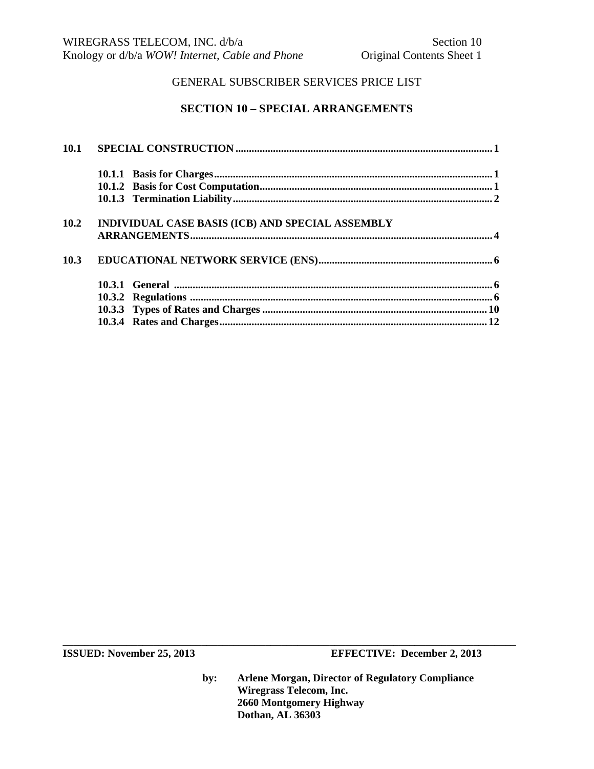GENERAL SUBSCRIBER SERVICES PRICE LIST

## SECTION 10 – SPECIAL ARRANGEMENTS

**10.1 SPECIAL CONSTRUCTION** ........ 1

- **10.1.1 Basis for Charges** ........ 1
- **10.1.2 Basis for Cost Computation** ........ 1
- **10.1.3 Termination Liability** ........ 2

**10.2 INDIVIDUAL CASE BASIS (ICB) AND SPECIAL ASSEMBLY ARRANGEMENTS** ........ 4

**10.3 EDUCATIONAL NETWORK SERVICE (ENS)** ........ 6

- **10.3.1 General** ........ 6
- **10.3.2 Regulations** ........ 6
- **10.3.3 Types of Rates and Charges** ........ 10
- **10.3.4 Rates and Charges** ........ 12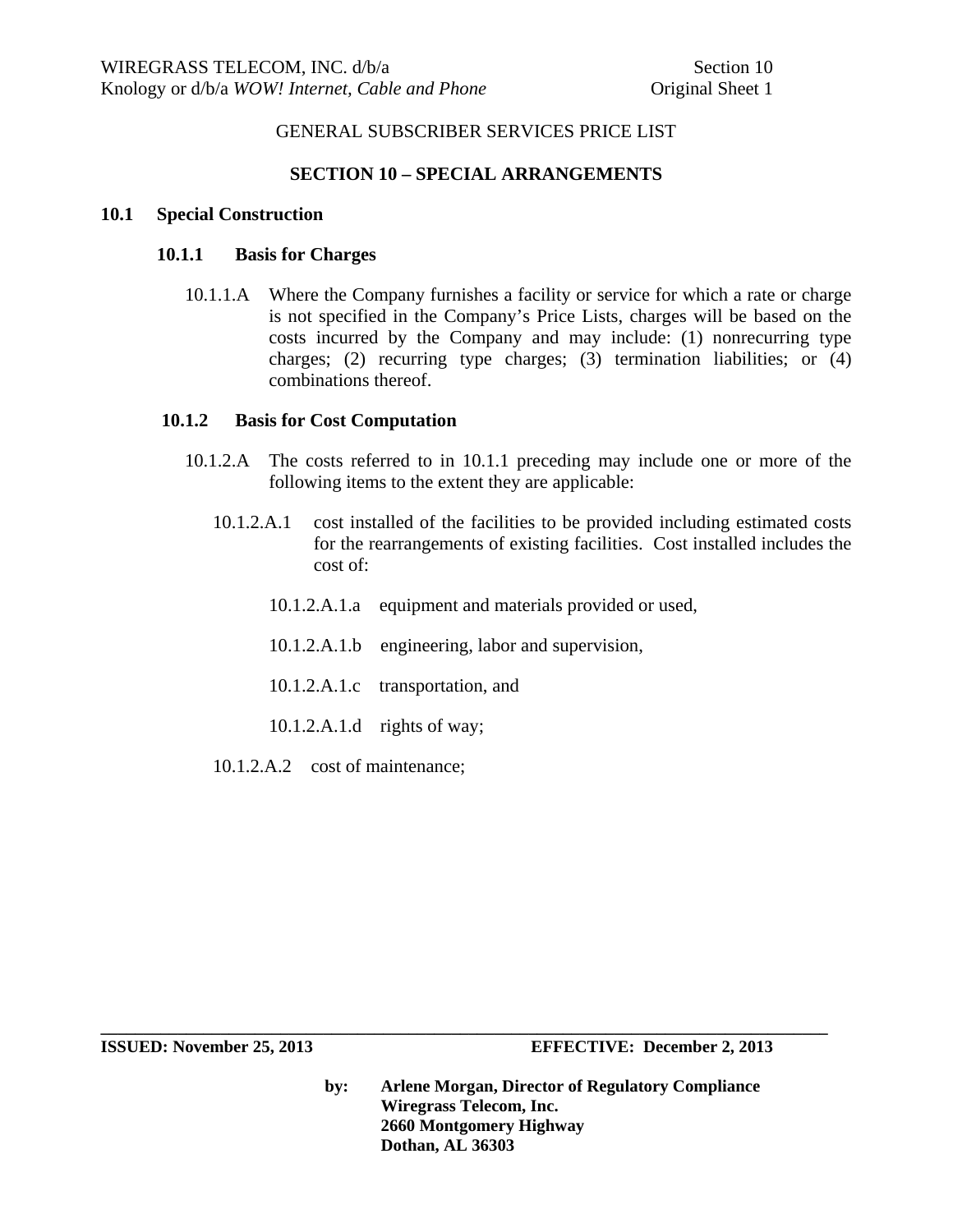GENERAL SUBSCRIBER SERVICES PRICE LIST

## SECTION 10 – SPECIAL ARRANGEMENTS

### 10.1 Special Construction

#### 10.1.1 Basis for Charges

10.1.1.A Where the Company furnishes a facility or service for which a rate or charge is not specified in the Company's Price Lists, charges will be based on the costs incurred by the Company and may include: (1) nonrecurring type charges; (2) recurring type charges; (3) termination liabilities; or (4) combinations thereof.

#### 10.1.2 Basis for Cost Computation

10.1.2.A The costs referred to in 10.1.1 preceding may include one or more of the following items to the extent they are applicable:

10.1.2.A.1 cost installed of the facilities to be provided including estimated costs for the rearrangements of existing facilities. Cost installed includes the cost of:

10.1.2.A.1.a equipment and materials provided or used,

10.1.2.A.1.b engineering, labor and supervision,

10.1.2.A.1.c transportation, and

10.1.2.A.1.d rights of way;

10.1.2.A.2 cost of maintenance;

**ISSUED: November 25, 2013** **EFFECTIVE: December 2, 2013**

**by: Arlene Morgan, Director of Regulatory Compliance**
**Wiregrass Telecom, Inc.**
**2660 Montgomery Highway**
**Dothan, AL 36303**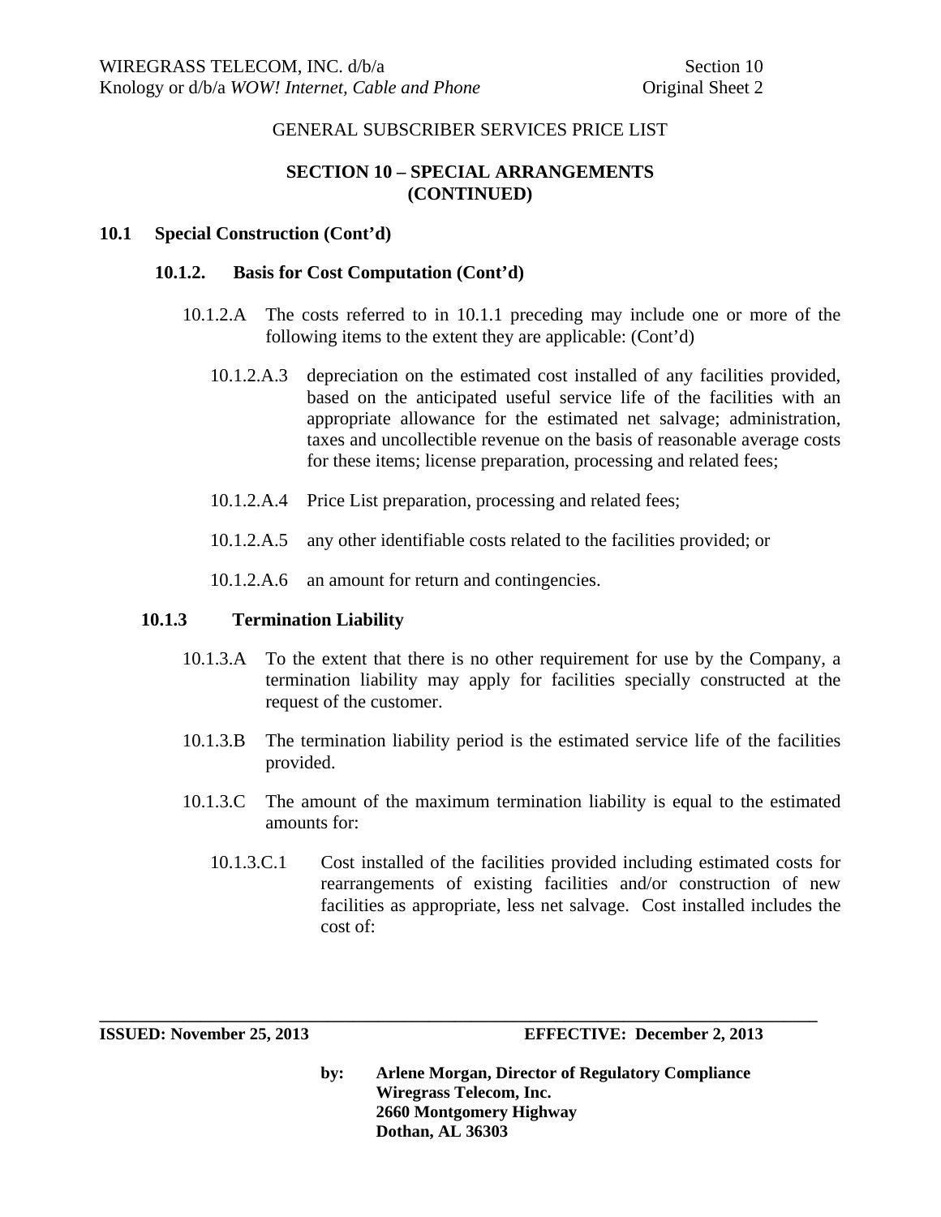GENERAL SUBSCRIBER SERVICES PRICE LIST

## SECTION 10 – SPECIAL ARRANGEMENTS (CONTINUED)

### 10.1 Special Construction (Cont'd)

#### 10.1.2. Basis for Cost Computation (Cont'd)

10.1.2.A The costs referred to in 10.1.1 preceding may include one or more of the following items to the extent they are applicable: (Cont'd)

10.1.2.A.3 depreciation on the estimated cost installed of any facilities provided, based on the anticipated useful service life of the facilities with an appropriate allowance for the estimated net salvage; administration, taxes and uncollectible revenue on the basis of reasonable average costs for these items; license preparation, processing and related fees;

10.1.2.A.4 Price List preparation, processing and related fees;

10.1.2.A.5 any other identifiable costs related to the facilities provided; or

10.1.2.A.6 an amount for return and contingencies.

#### 10.1.3 Termination Liability

10.1.3.A To the extent that there is no other requirement for use by the Company, a termination liability may apply for facilities specially constructed at the request of the customer.

10.1.3.B The termination liability period is the estimated service life of the facilities provided.

10.1.3.C The amount of the maximum termination liability is equal to the estimated amounts for:

10.1.3.C.1 Cost installed of the facilities provided including estimated costs for rearrangements of existing facilities and/or construction of new facilities as appropriate, less net salvage. Cost installed includes the cost of:

**ISSUED: November 25, 2013** **EFFECTIVE: December 2, 2013**

**by: Arlene Morgan, Director of Regulatory Compliance**
**Wiregrass Telecom, Inc.**
**2660 Montgomery Highway**
**Dothan, AL 36303**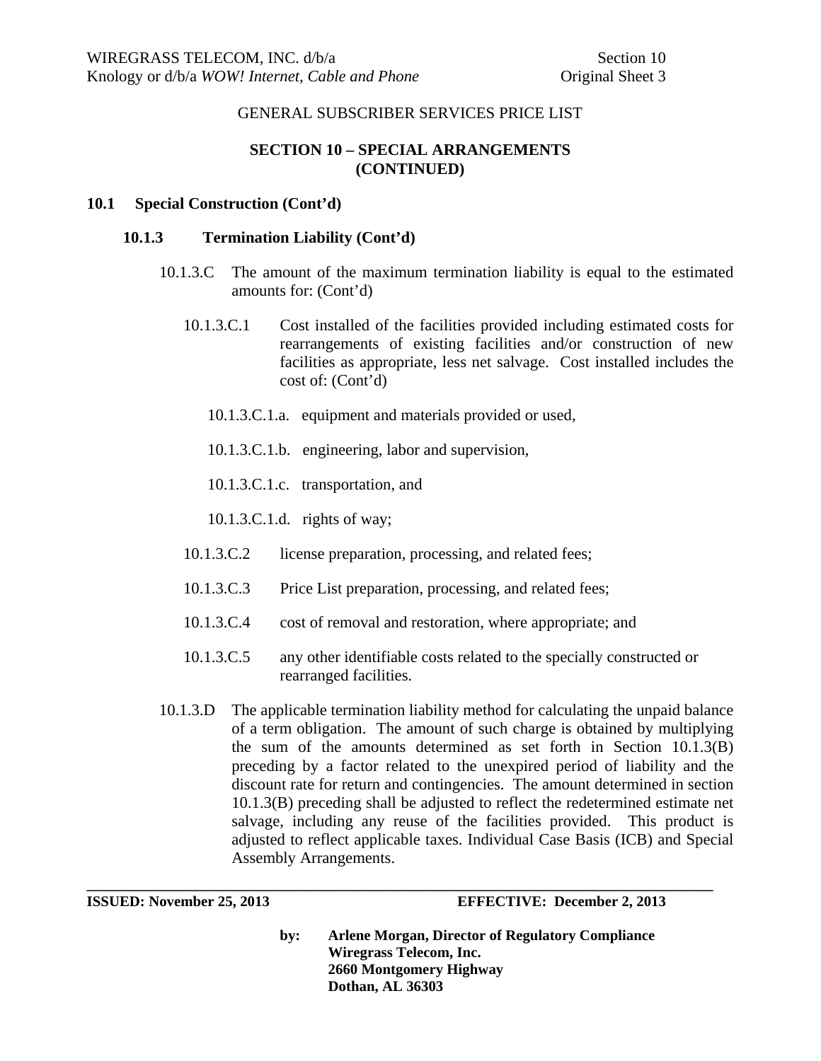GENERAL SUBSCRIBER SERVICES PRICE LIST

## SECTION 10 – SPECIAL ARRANGEMENTS (CONTINUED)

### 10.1 Special Construction (Cont'd)

#### 10.1.3 Termination Liability (Cont'd)

10.1.3.C The amount of the maximum termination liability is equal to the estimated amounts for: (Cont'd)

10.1.3.C.1 Cost installed of the facilities provided including estimated costs for rearrangements of existing facilities and/or construction of new facilities as appropriate, less net salvage. Cost installed includes the cost of: (Cont'd)

10.1.3.C.1.a. equipment and materials provided or used,

10.1.3.C.1.b. engineering, labor and supervision,

10.1.3.C.1.c. transportation, and

10.1.3.C.1.d. rights of way;

10.1.3.C.2 license preparation, processing, and related fees;

10.1.3.C.3 Price List preparation, processing, and related fees;

10.1.3.C.4 cost of removal and restoration, where appropriate; and

10.1.3.C.5 any other identifiable costs related to the specially constructed or rearranged facilities.

10.1.3.D The applicable termination liability method for calculating the unpaid balance of a term obligation. The amount of such charge is obtained by multiplying the sum of the amounts determined as set forth in Section 10.1.3(B) preceding by a factor related to the unexpired period of liability and the discount rate for return and contingencies. The amount determined in section 10.1.3(B) preceding shall be adjusted to reflect the redetermined estimate net salvage, including any reuse of the facilities provided. This product is adjusted to reflect applicable taxes. Individual Case Basis (ICB) and Special Assembly Arrangements.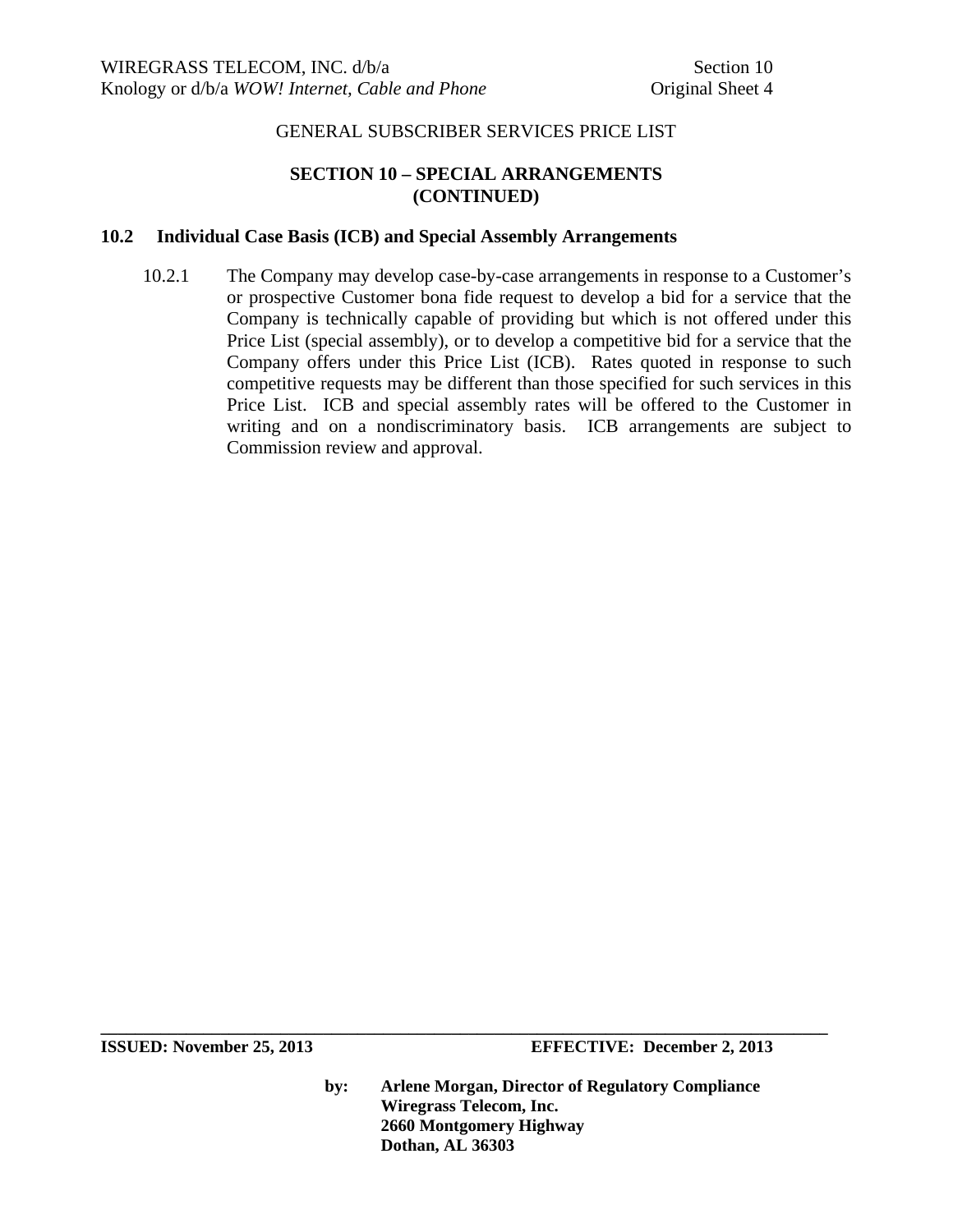GENERAL SUBSCRIBER SERVICES PRICE LIST

## SECTION 10 – SPECIAL ARRANGEMENTS (CONTINUED)

### 10.2 Individual Case Basis (ICB) and Special Assembly Arrangements

10.2.1 The Company may develop case-by-case arrangements in response to a Customer's or prospective Customer bona fide request to develop a bid for a service that the Company is technically capable of providing but which is not offered under this Price List (special assembly), or to develop a competitive bid for a service that the Company offers under this Price List (ICB). Rates quoted in response to such competitive requests may be different than those specified for such services in this Price List. ICB and special assembly rates will be offered to the Customer in writing and on a nondiscriminatory basis. ICB arrangements are subject to Commission review and approval.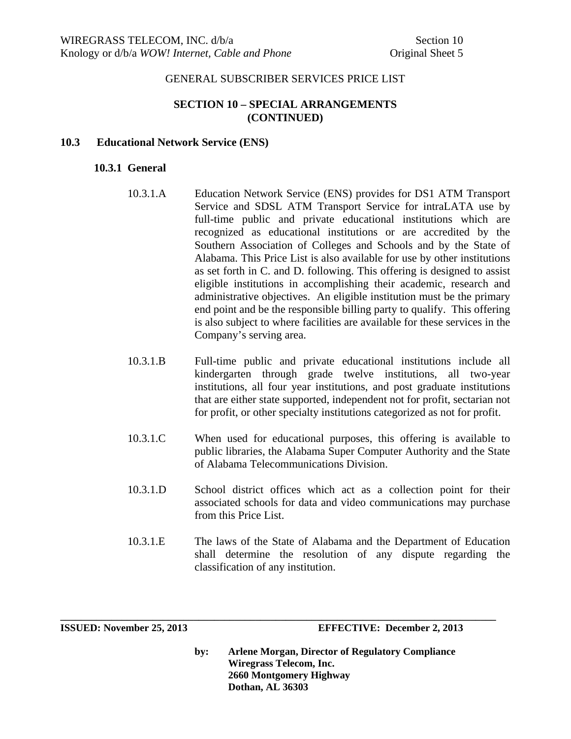GENERAL SUBSCRIBER SERVICES PRICE LIST

## SECTION 10 – SPECIAL ARRANGEMENTS (CONTINUED)

### 10.3 Educational Network Service (ENS)

#### 10.3.1 General

10.3.1.A Education Network Service (ENS) provides for DS1 ATM Transport Service and SDSL ATM Transport Service for intraLATA use by full-time public and private educational institutions which are recognized as educational institutions or are accredited by the Southern Association of Colleges and Schools and by the State of Alabama. This Price List is also available for use by other institutions as set forth in C. and D. following. This offering is designed to assist eligible institutions in accomplishing their academic, research and administrative objectives. An eligible institution must be the primary end point and be the responsible billing party to qualify. This offering is also subject to where facilities are available for these services in the Company's serving area.

10.3.1.B Full-time public and private educational institutions include all kindergarten through grade twelve institutions, all two-year institutions, all four year institutions, and post graduate institutions that are either state supported, independent not for profit, sectarian not for profit, or other specialty institutions categorized as not for profit.

10.3.1.C When used for educational purposes, this offering is available to public libraries, the Alabama Super Computer Authority and the State of Alabama Telecommunications Division.

10.3.1.D School district offices which act as a collection point for their associated schools for data and video communications may purchase from this Price List.

10.3.1.E The laws of the State of Alabama and the Department of Education shall determine the resolution of any dispute regarding the classification of any institution.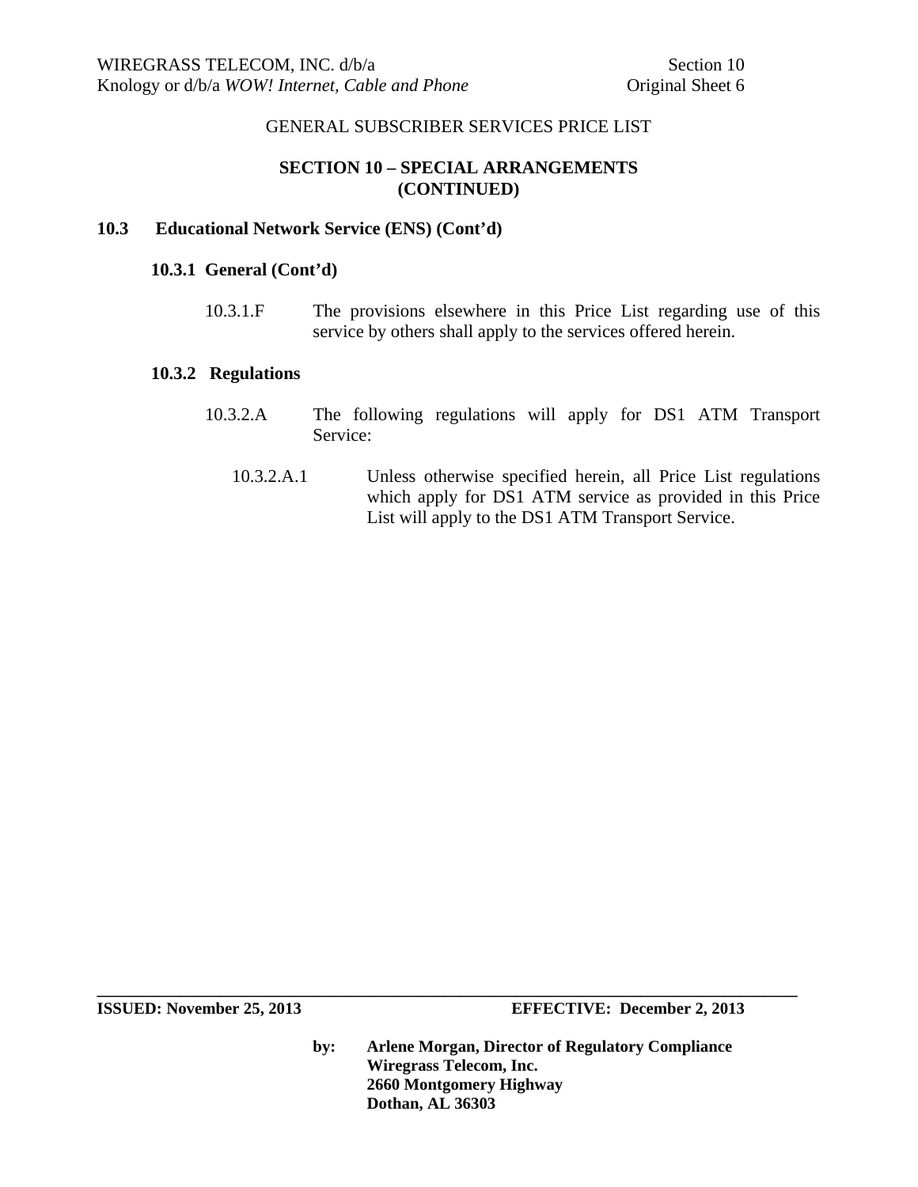GENERAL SUBSCRIBER SERVICES PRICE LIST

## SECTION 10 – SPECIAL ARRANGEMENTS (CONTINUED)

### 10.3 Educational Network Service (ENS) (Cont'd)

#### 10.3.1 General (Cont'd)

10.3.1.F The provisions elsewhere in this Price List regarding use of this service by others shall apply to the services offered herein.

#### 10.3.2 Regulations

10.3.2.A The following regulations will apply for DS1 ATM Transport Service:

10.3.2.A.1 Unless otherwise specified herein, all Price List regulations which apply for DS1 ATM service as provided in this Price List will apply to the DS1 ATM Transport Service.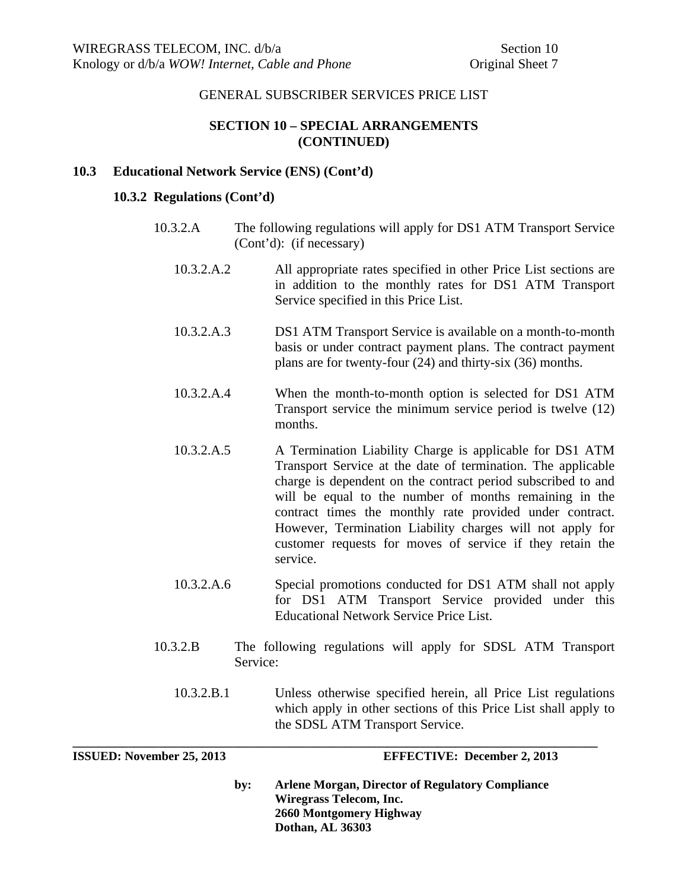GENERAL SUBSCRIBER SERVICES PRICE LIST

**SECTION 10 – SPECIAL ARRANGEMENTS (CONTINUED)**

**10.3 Educational Network Service (ENS) (Cont'd)**

**10.3.2 Regulations (Cont'd)**

10.3.2.A The following regulations will apply for DS1 ATM Transport Service (Cont'd): (if necessary)

10.3.2.A.2 All appropriate rates specified in other Price List sections are in addition to the monthly rates for DS1 ATM Transport Service specified in this Price List.

10.3.2.A.3 DS1 ATM Transport Service is available on a month-to-month basis or under contract payment plans. The contract payment plans are for twenty-four (24) and thirty-six (36) months.

10.3.2.A.4 When the month-to-month option is selected for DS1 ATM Transport service the minimum service period is twelve (12) months.

10.3.2.A.5 A Termination Liability Charge is applicable for DS1 ATM Transport Service at the date of termination. The applicable charge is dependent on the contract period subscribed to and will be equal to the number of months remaining in the contract times the monthly rate provided under contract. However, Termination Liability charges will not apply for customer requests for moves of service if they retain the service.

10.3.2.A.6 Special promotions conducted for DS1 ATM shall not apply for DS1 ATM Transport Service provided under this Educational Network Service Price List.

10.3.2.B The following regulations will apply for SDSL ATM Transport Service:

10.3.2.B.1 Unless otherwise specified herein, all Price List regulations which apply in other sections of this Price List shall apply to the SDSL ATM Transport Service.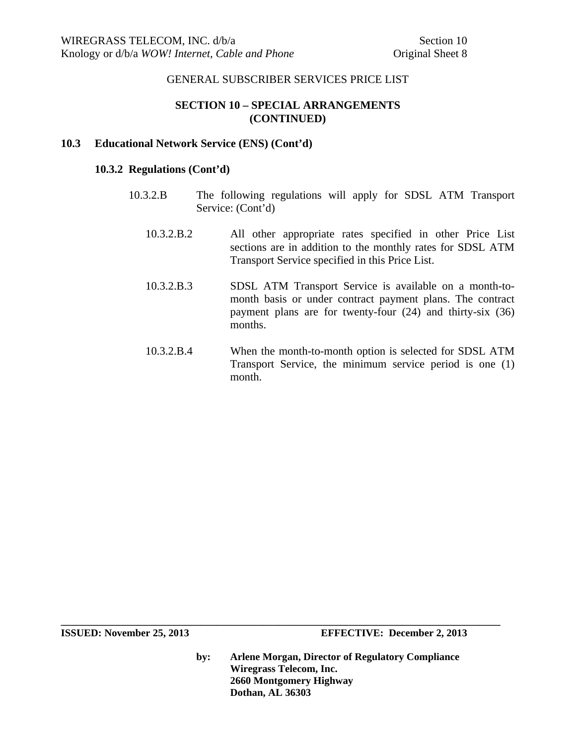GENERAL SUBSCRIBER SERVICES PRICE LIST

## SECTION 10 – SPECIAL ARRANGEMENTS (CONTINUED)

### 10.3 Educational Network Service (ENS) (Cont'd)

#### 10.3.2 Regulations (Cont'd)

10.3.2.B The following regulations will apply for SDSL ATM Transport Service: (Cont'd)

10.3.2.B.2 All other appropriate rates specified in other Price List sections are in addition to the monthly rates for SDSL ATM Transport Service specified in this Price List.

10.3.2.B.3 SDSL ATM Transport Service is available on a month-to-month basis or under contract payment plans. The contract payment plans are for twenty-four (24) and thirty-six (36) months.

10.3.2.B.4 When the month-to-month option is selected for SDSL ATM Transport Service, the minimum service period is one (1) month.

**ISSUED: November 25, 2013** **EFFECTIVE: December 2, 2013**

**by: Arlene Morgan, Director of Regulatory Compliance**
**Wiregrass Telecom, Inc.**
**2660 Montgomery Highway**
**Dothan, AL 36303**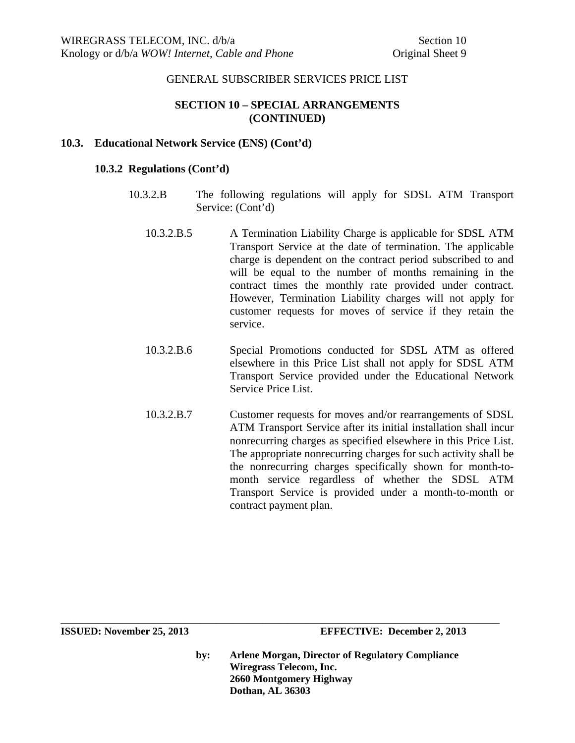GENERAL SUBSCRIBER SERVICES PRICE LIST

## SECTION 10 – SPECIAL ARRANGEMENTS (CONTINUED)

### 10.3. Educational Network Service (ENS) (Cont'd)

#### 10.3.2 Regulations (Cont'd)

10.3.2.B The following regulations will apply for SDSL ATM Transport Service: (Cont'd)

10.3.2.B.5 A Termination Liability Charge is applicable for SDSL ATM Transport Service at the date of termination. The applicable charge is dependent on the contract period subscribed to and will be equal to the number of months remaining in the contract times the monthly rate provided under contract. However, Termination Liability charges will not apply for customer requests for moves of service if they retain the service.

10.3.2.B.6 Special Promotions conducted for SDSL ATM as offered elsewhere in this Price List shall not apply for SDSL ATM Transport Service provided under the Educational Network Service Price List.

10.3.2.B.7 Customer requests for moves and/or rearrangements of SDSL ATM Transport Service after its initial installation shall incur nonrecurring charges as specified elsewhere in this Price List. The appropriate nonrecurring charges for such activity shall be the nonrecurring charges specifically shown for month-to-month service regardless of whether the SDSL ATM Transport Service is provided under a month-to-month or contract payment plan.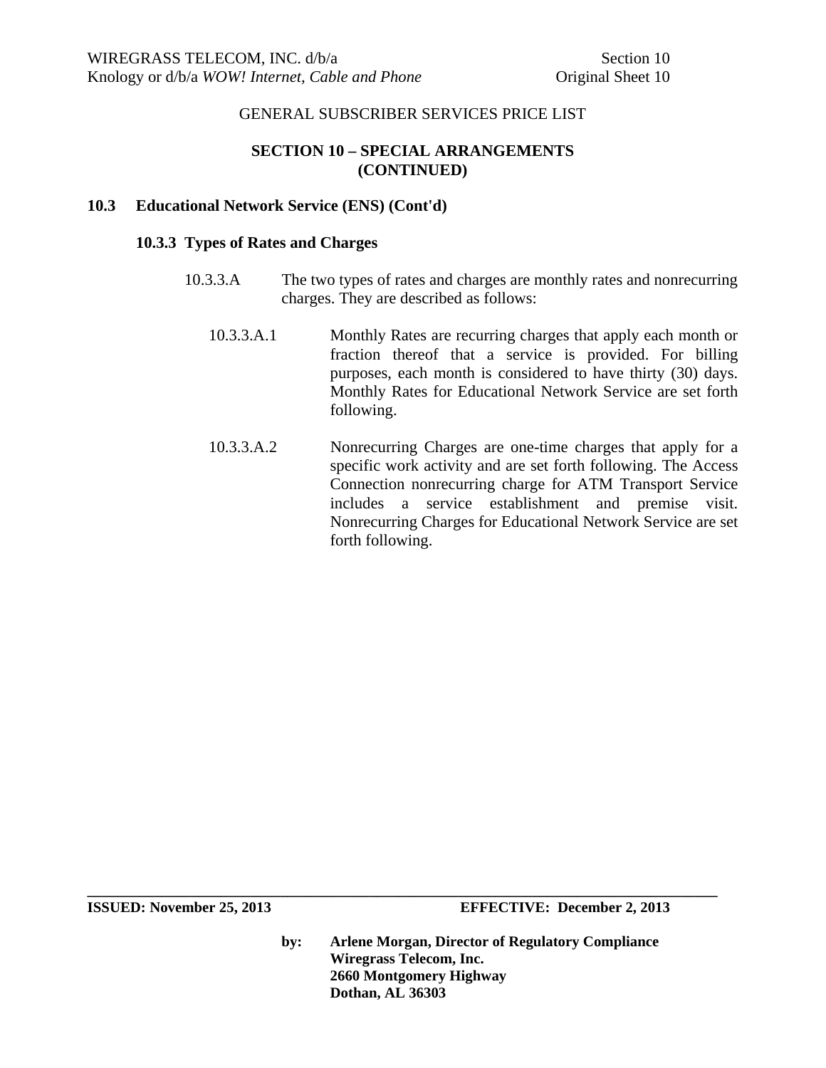GENERAL SUBSCRIBER SERVICES PRICE LIST

## SECTION 10 – SPECIAL ARRANGEMENTS (CONTINUED)

### 10.3 Educational Network Service (ENS) (Cont'd)

#### 10.3.3 Types of Rates and Charges

10.3.3.A The two types of rates and charges are monthly rates and nonrecurring charges. They are described as follows:

10.3.3.A.1 Monthly Rates are recurring charges that apply each month or fraction thereof that a service is provided. For billing purposes, each month is considered to have thirty (30) days. Monthly Rates for Educational Network Service are set forth following.

10.3.3.A.2 Nonrecurring Charges are one-time charges that apply for a specific work activity and are set forth following. The Access Connection nonrecurring charge for ATM Transport Service includes a service establishment and premise visit. Nonrecurring Charges for Educational Network Service are set forth following.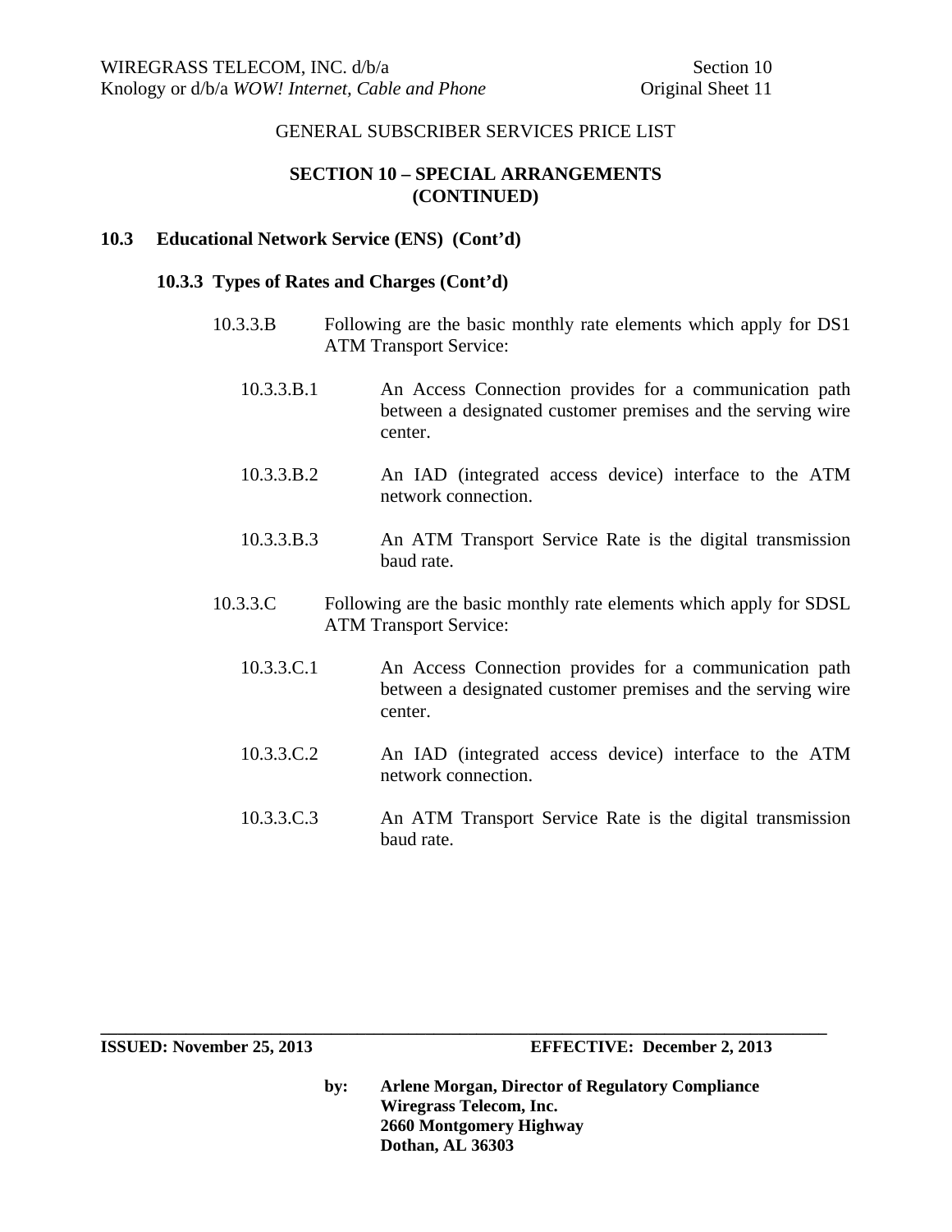GENERAL SUBSCRIBER SERVICES PRICE LIST

## SECTION 10 – SPECIAL ARRANGEMENTS (CONTINUED)

### 10.3 Educational Network Service (ENS) (Cont'd)

#### 10.3.3 Types of Rates and Charges (Cont'd)

10.3.3.B Following are the basic monthly rate elements which apply for DS1 ATM Transport Service:

10.3.3.B.1 An Access Connection provides for a communication path between a designated customer premises and the serving wire center.

10.3.3.B.2 An IAD (integrated access device) interface to the ATM network connection.

10.3.3.B.3 An ATM Transport Service Rate is the digital transmission baud rate.

10.3.3.C Following are the basic monthly rate elements which apply for SDSL ATM Transport Service:

10.3.3.C.1 An Access Connection provides for a communication path between a designated customer premises and the serving wire center.

10.3.3.C.2 An IAD (integrated access device) interface to the ATM network connection.

10.3.3.C.3 An ATM Transport Service Rate is the digital transmission baud rate.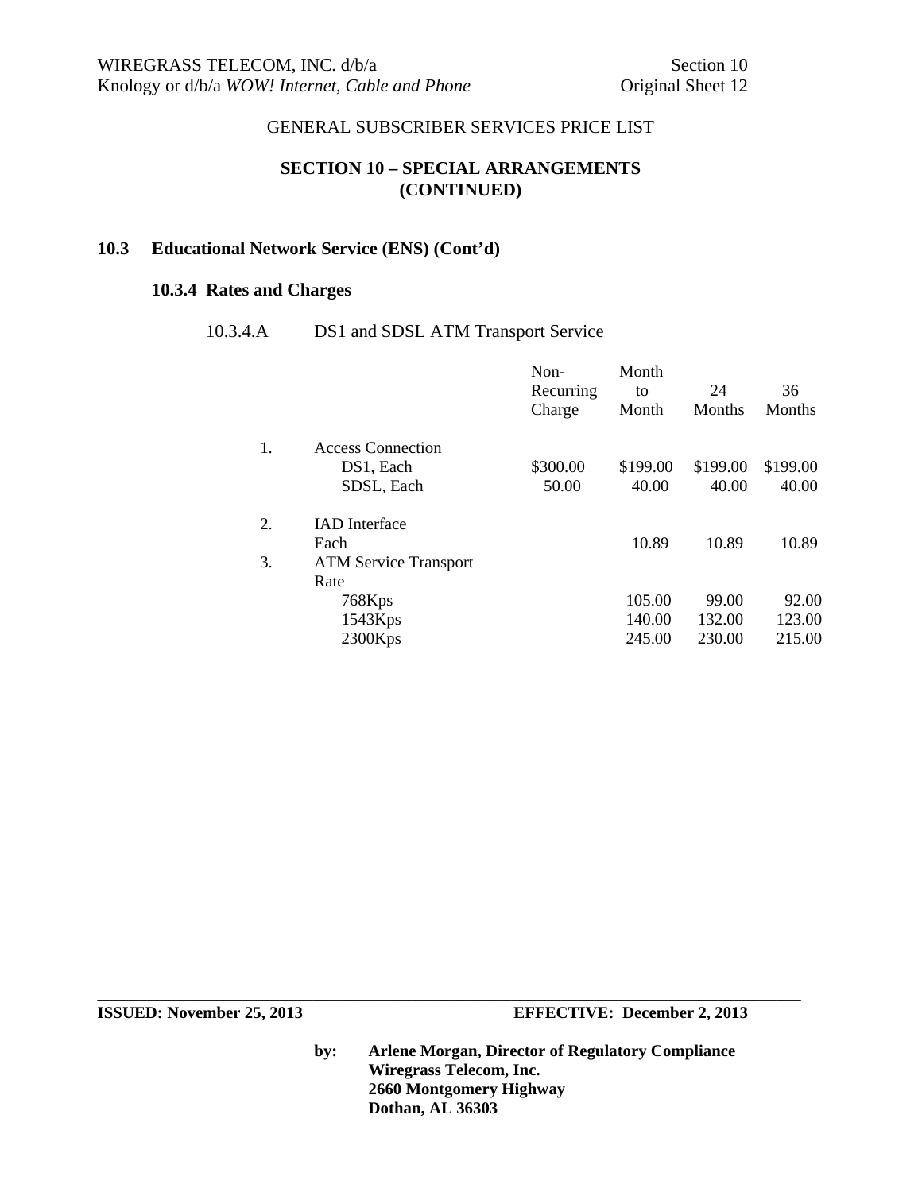GENERAL SUBSCRIBER SERVICES PRICE LIST

## SECTION 10 – SPECIAL ARRANGEMENTS (CONTINUED)

### 10.3 Educational Network Service (ENS) (Cont'd)

#### 10.3.4 Rates and Charges

10.3.4.A DS1 and SDSL ATM Transport Service

| | | Non-Recurring Charge | Month to Month | 24 Months | 36 Months |
|---|---|---|---|---|---|
| 1. | Access Connection | | | | |
| | DS1, Each | $300.00 | $199.00 | $199.00 | $199.00 |
| | SDSL, Each | 50.00 | 40.00 | 40.00 | 40.00 |
| 2. | IAD Interface | | | | |
| | Each | | 10.89 | 10.89 | 10.89 |
| 3. | ATM Service Transport Rate | | | | |
| | 768Kps | | 105.00 | 99.00 | 92.00 |
| | 1543Kps | | 140.00 | 132.00 | 123.00 |
| | 2300Kps | | 245.00 | 230.00 | 215.00 |

**ISSUED: November 25, 2013** **EFFECTIVE: December 2, 2013**

**by: Arlene Morgan, Director of Regulatory Compliance**
**Wiregrass Telecom, Inc.**
**2660 Montgomery Highway**
**Dothan, AL 36303**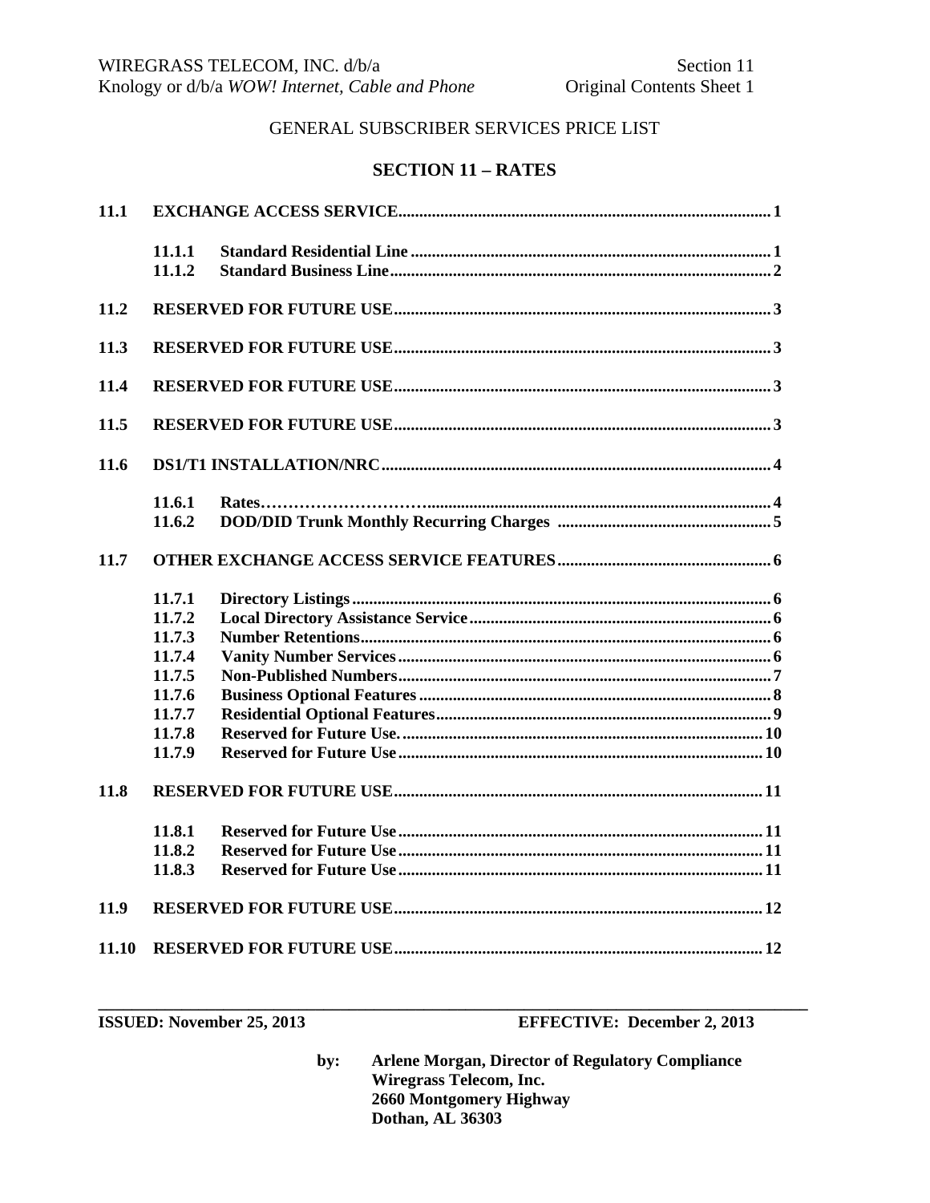GENERAL SUBSCRIBER SERVICES PRICE LIST

# SECTION 11 – RATES

| | | |
|---|---|---|
| **11.1** | **EXCHANGE ACCESS SERVICE** | **1** |
| | **11.1.1 Standard Residential Line** | **1** |
| | **11.1.2 Standard Business Line** | **2** |
| **11.2** | **RESERVED FOR FUTURE USE** | **3** |
| **11.3** | **RESERVED FOR FUTURE USE** | **3** |
| **11.4** | **RESERVED FOR FUTURE USE** | **3** |
| **11.5** | **RESERVED FOR FUTURE USE** | **3** |
| **11.6** | **DS1/T1 INSTALLATION/NRC** | **4** |
| | **11.6.1 Rates** | **4** |
| | **11.6.2 DOD/DID Trunk Monthly Recurring Charges** | **5** |
| **11.7** | **OTHER EXCHANGE ACCESS SERVICE FEATURES** | **6** |
| | **11.7.1 Directory Listings** | **6** |
| | **11.7.2 Local Directory Assistance Service** | **6** |
| | **11.7.3 Number Retentions** | **6** |
| | **11.7.4 Vanity Number Services** | **6** |
| | **11.7.5 Non-Published Numbers** | **7** |
| | **11.7.6 Business Optional Features** | **8** |
| | **11.7.7 Residential Optional Features** | **9** |
| | **11.7.8 Reserved for Future Use.** | **10** |
| | **11.7.9 Reserved for Future Use** | **10** |
| **11.8** | **RESERVED FOR FUTURE USE** | **11** |
| | **11.8.1 Reserved for Future Use** | **11** |
| | **11.8.2 Reserved for Future Use** | **11** |
| | **11.8.3 Reserved for Future Use** | **11** |
| **11.9** | **RESERVED FOR FUTURE USE** | **12** |
| **11.10** | **RESERVED FOR FUTURE USE** | **12** |

**ISSUED: November 25, 2013** **EFFECTIVE: December 2, 2013**

by: **Arlene Morgan, Director of Regulatory Compliance**
**Wiregrass Telecom, Inc.**
**2660 Montgomery Highway**
**Dothan, AL 36303**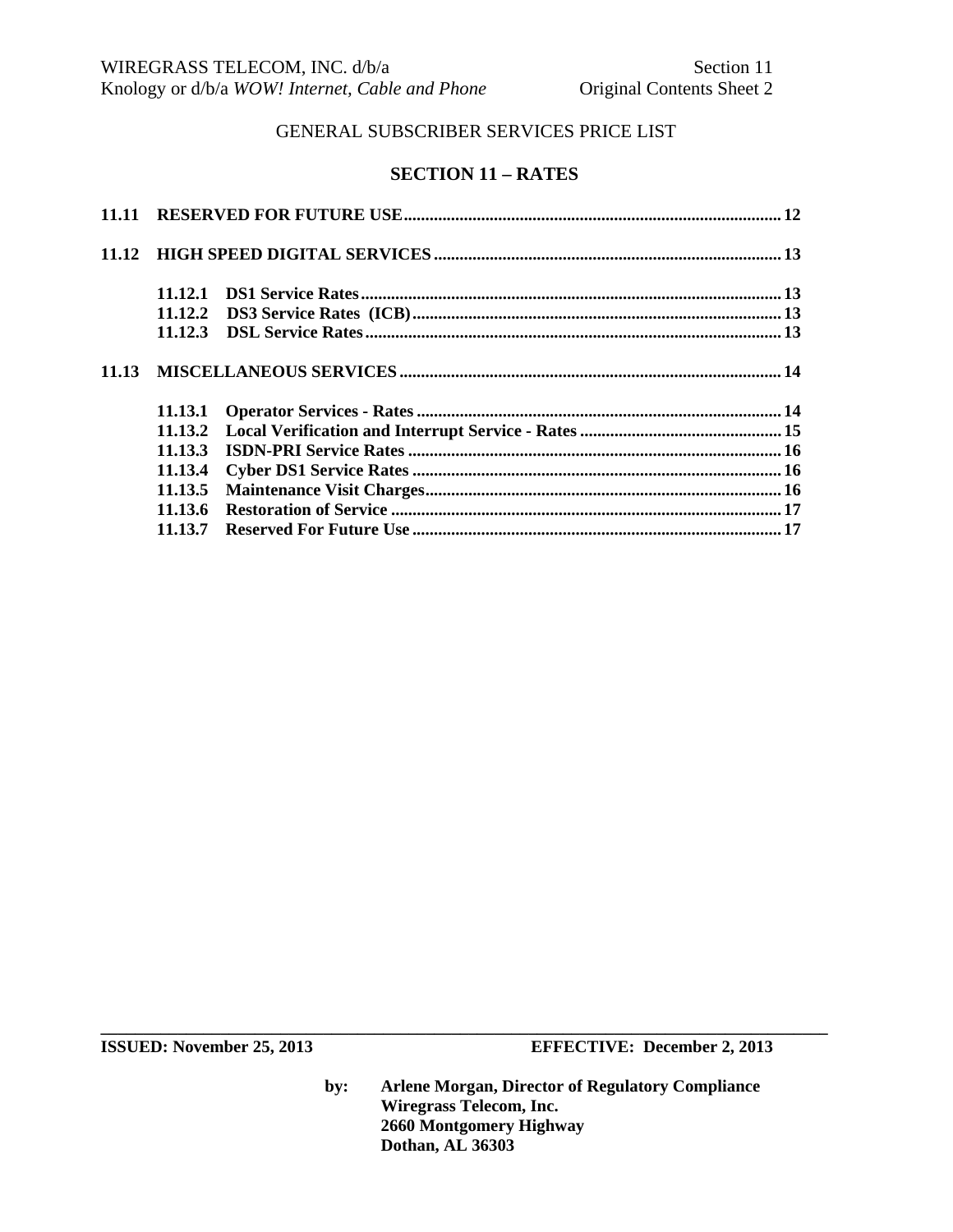GENERAL SUBSCRIBER SERVICES PRICE LIST

## SECTION 11 – RATES

**11.11 RESERVED FOR FUTURE USE** ........................................ **12**

**11.12 HIGH SPEED DIGITAL SERVICES** ........................................ **13**

- **11.12.1 DS1 Service Rates** ........................................ **13**
- **11.12.2 DS3 Service Rates (ICB)** ........................................ **13**
- **11.12.3 DSL Service Rates** ........................................ **13**

**11.13 MISCELLANEOUS SERVICES** ........................................ **14**

- **11.13.1 Operator Services - Rates** ........................................ **14**
- **11.13.2 Local Verification and Interrupt Service - Rates** ........................................ **15**
- **11.13.3 ISDN-PRI Service Rates** ........................................ **16**
- **11.13.4 Cyber DS1 Service Rates** ........................................ **16**
- **11.13.5 Maintenance Visit Charges** ........................................ **16**
- **11.13.6 Restoration of Service** ........................................ **17**
- **11.13.7 Reserved For Future Use** ........................................ **17**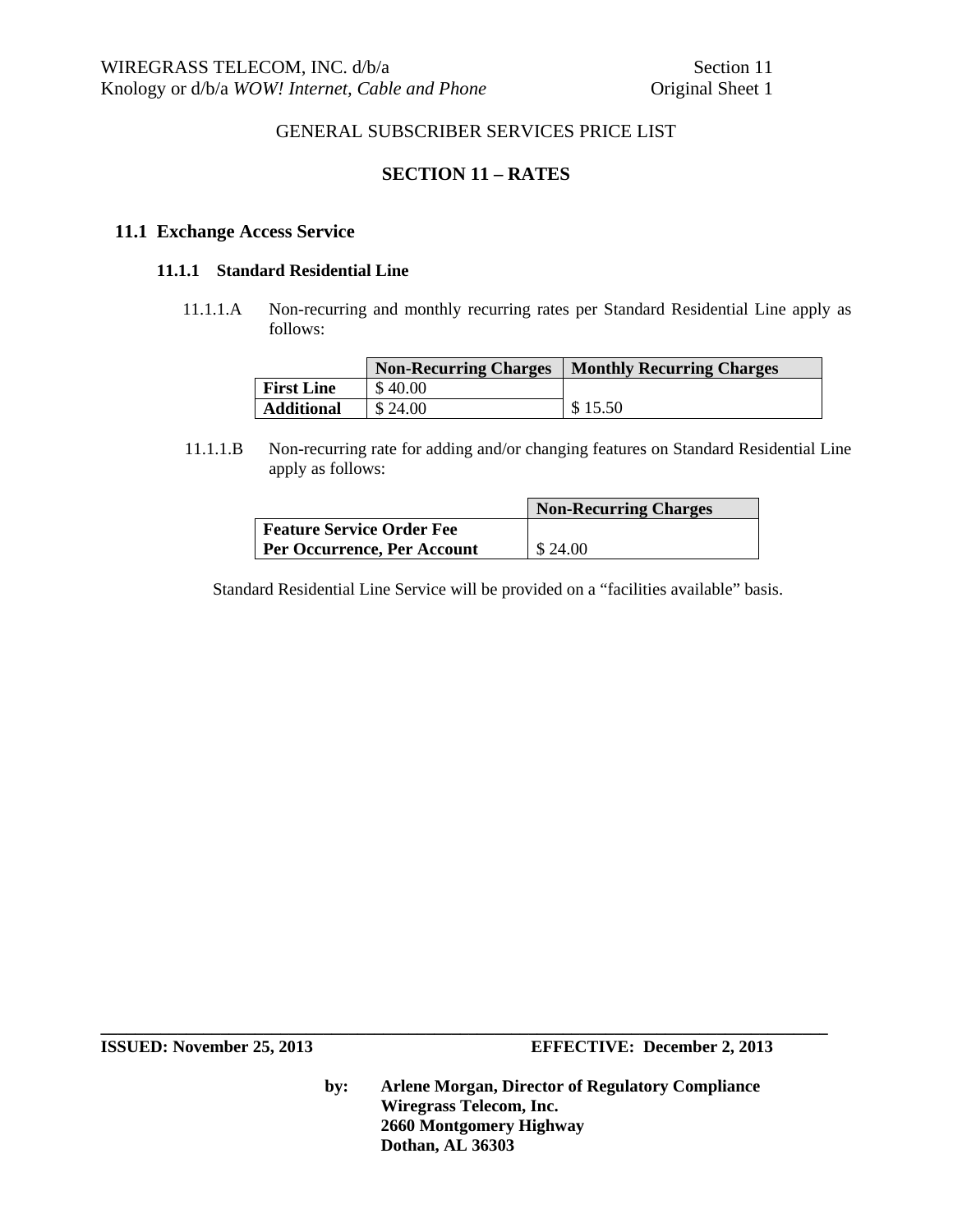GENERAL SUBSCRIBER SERVICES PRICE LIST

## SECTION 11 – RATES

### 11.1 Exchange Access Service

#### 11.1.1 Standard Residential Line

11.1.1.A Non-recurring and monthly recurring rates per Standard Residential Line apply as follows:

| | Non-Recurring Charges | Monthly Recurring Charges |
|---|---|---|
| **First Line** | $ 40.00 | |
| **Additional** | $ 24.00 | $ 15.50 |

11.1.1.B Non-recurring rate for adding and/or changing features on Standard Residential Line apply as follows:

| | Non-Recurring Charges |
|---|---|
| **Feature Service Order Fee Per Occurrence, Per Account** | $ 24.00 |

Standard Residential Line Service will be provided on a "facilities available" basis.

**ISSUED: November 25, 2013** **EFFECTIVE: December 2, 2013**

**by: Arlene Morgan, Director of Regulatory Compliance**
**Wiregrass Telecom, Inc.**
**2660 Montgomery Highway**
**Dothan, AL 36303**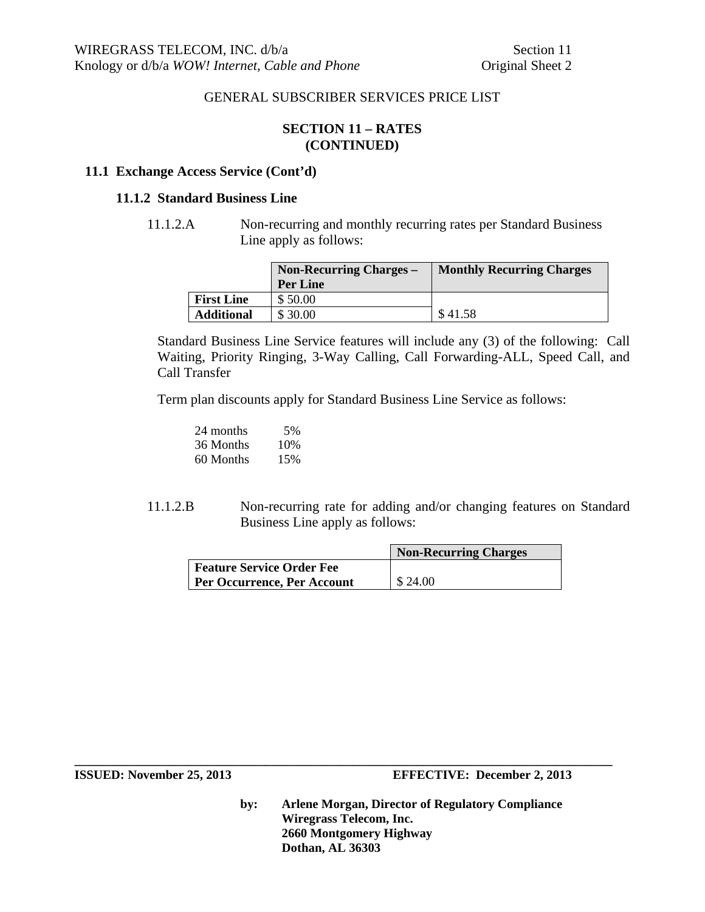GENERAL SUBSCRIBER SERVICES PRICE LIST

## SECTION 11 – RATES (CONTINUED)

### 11.1 Exchange Access Service (Cont'd)

#### 11.1.2 Standard Business Line

11.1.2.A Non-recurring and monthly recurring rates per Standard Business Line apply as follows:

| | Non-Recurring Charges – Per Line | Monthly Recurring Charges |
|---|---|---|
| **First Line** | $ 50.00 | |
| **Additional** | $ 30.00 | $ 41.58 |

Standard Business Line Service features will include any (3) of the following: Call Waiting, Priority Ringing, 3-Way Calling, Call Forwarding-ALL, Speed Call, and Call Transfer

Term plan discounts apply for Standard Business Line Service as follows:

| | |
|---|---|
| 24 months | 5% |
| 36 Months | 10% |
| 60 Months | 15% |

11.1.2.B Non-recurring rate for adding and/or changing features on Standard Business Line apply as follows:

| | Non-Recurring Charges |
|---|---|
| **Feature Service Order Fee Per Occurrence, Per Account** | $ 24.00 |

**ISSUED: November 25, 2013** **EFFECTIVE: December 2, 2013**

**by: Arlene Morgan, Director of Regulatory Compliance**
**Wiregrass Telecom, Inc.**
**2660 Montgomery Highway**
**Dothan, AL 36303**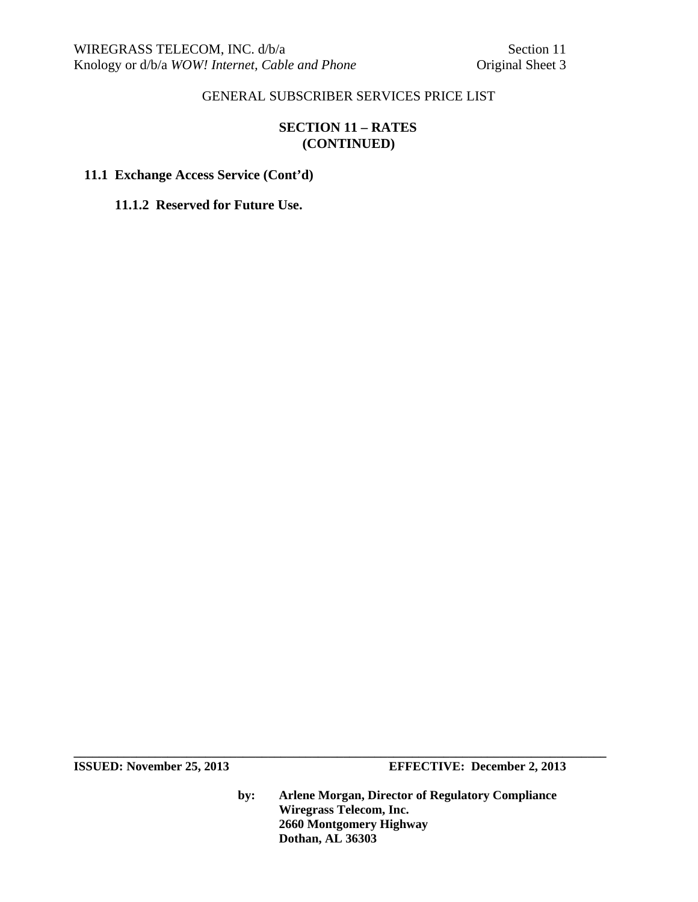GENERAL SUBSCRIBER SERVICES PRICE LIST

## SECTION 11 – RATES (CONTINUED)

### 11.1 Exchange Access Service (Cont'd)

#### 11.1.2 Reserved for Future Use.

**ISSUED: November 25, 2013** **EFFECTIVE: December 2, 2013**

**by: Arlene Morgan, Director of Regulatory Compliance**
**Wiregrass Telecom, Inc.**
**2660 Montgomery Highway**
**Dothan, AL 36303**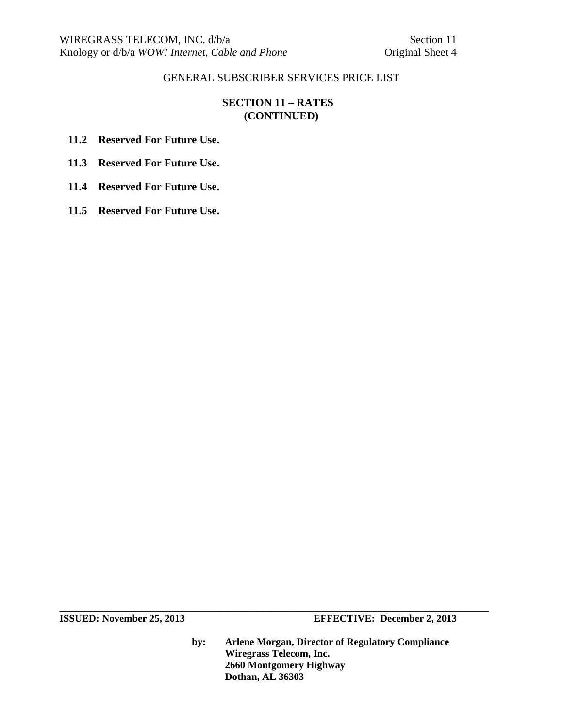GENERAL SUBSCRIBER SERVICES PRICE LIST

## SECTION 11 – RATES (CONTINUED)

**11.2 Reserved For Future Use.**

**11.3 Reserved For Future Use.**

**11.4 Reserved For Future Use.**

**11.5 Reserved For Future Use.**

**ISSUED: November 25, 2013** **EFFECTIVE: December 2, 2013**

**by: Arlene Morgan, Director of Regulatory Compliance**
**Wiregrass Telecom, Inc.**
**2660 Montgomery Highway**
**Dothan, AL 36303**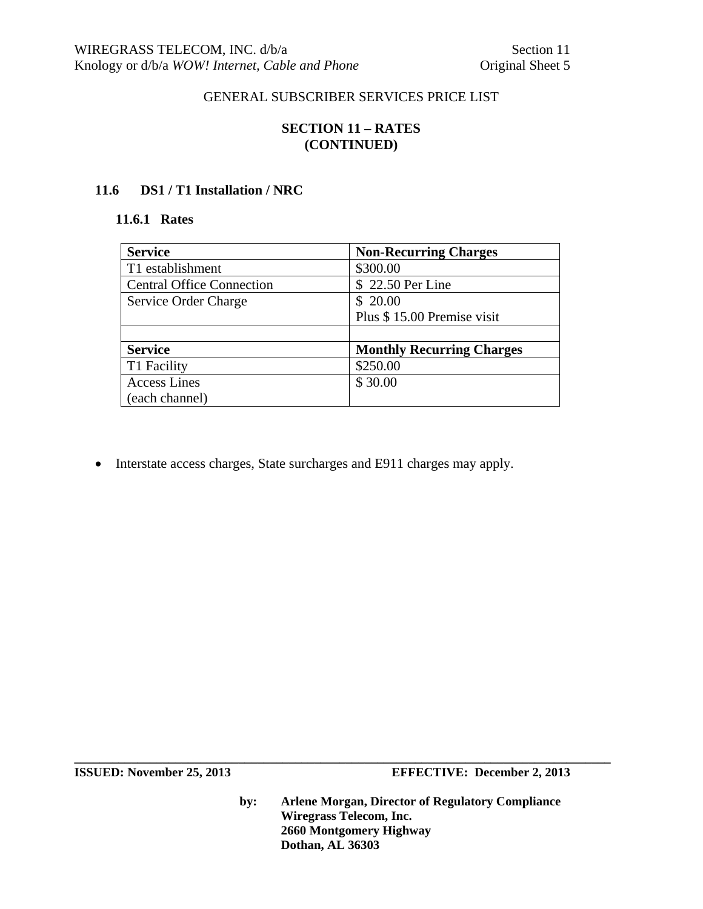GENERAL SUBSCRIBER SERVICES PRICE LIST

## SECTION 11 – RATES (CONTINUED)

### 11.6 DS1 / T1 Installation / NRC

#### 11.6.1 Rates

| Service | Non-Recurring Charges |
|---|---|
| T1 establishment | $300.00 |
| Central Office Connection | $ 22.50 Per Line |
| Service Order Charge | $ 20.00<br>Plus $ 15.00 Premise visit |
| | |
| **Service** | **Monthly Recurring Charges** |
| T1 Facility | $250.00 |
| Access Lines<br>(each channel) | $ 30.00 |

- Interstate access charges, State surcharges and E911 charges may apply.

**ISSUED: November 25, 2013** **EFFECTIVE: December 2, 2013**

**by: Arlene Morgan, Director of Regulatory Compliance**
**Wiregrass Telecom, Inc.**
**2660 Montgomery Highway**
**Dothan, AL 36303**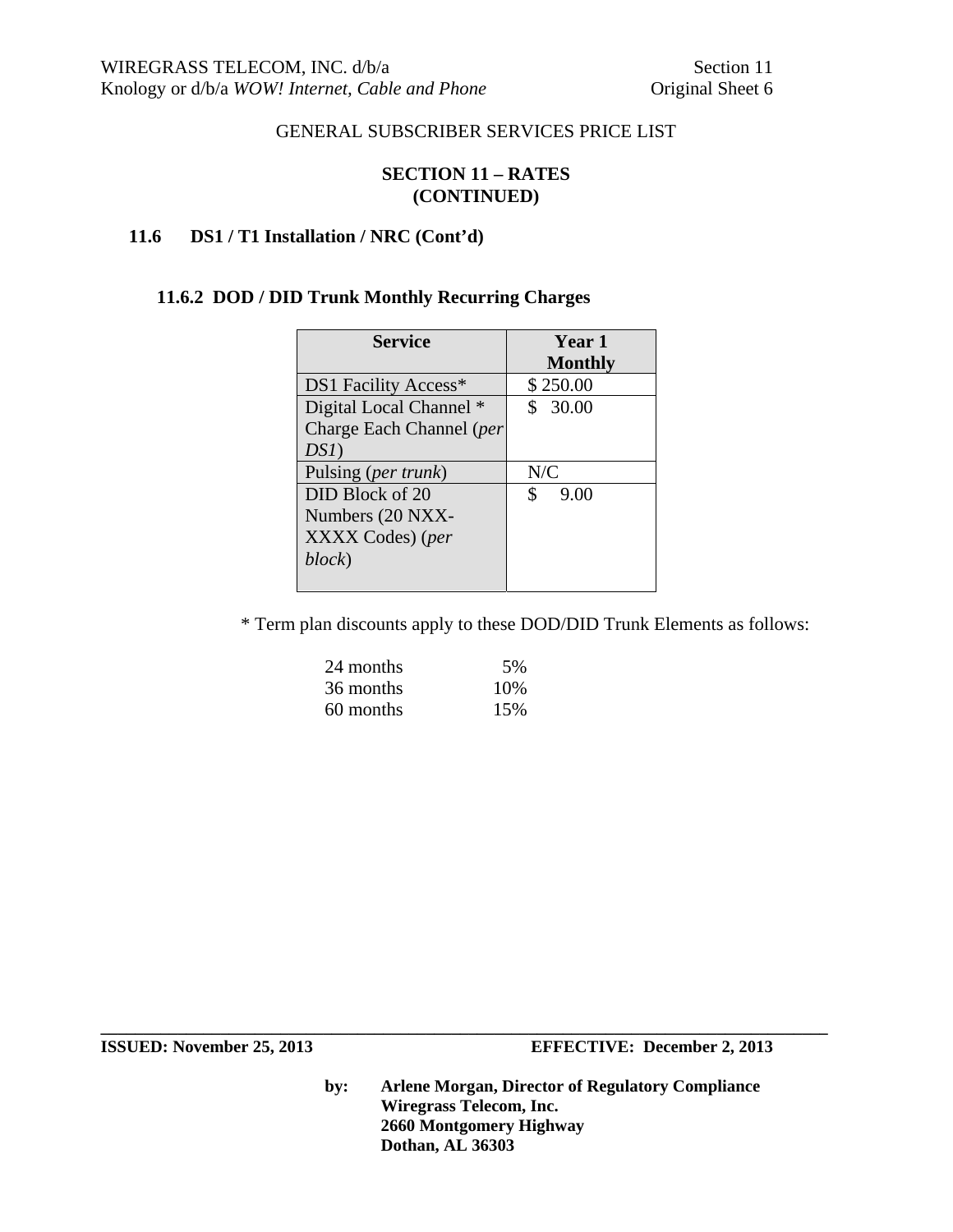GENERAL SUBSCRIBER SERVICES PRICE LIST

**SECTION 11 – RATES (CONTINUED)**

## 11.6 DS1 / T1 Installation / NRC (Cont'd)

### 11.6.2 DOD / DID Trunk Monthly Recurring Charges

| Service | Year 1 Monthly |
|---|---|
| DS1 Facility Access* | $ 250.00 |
| Digital Local Channel * Charge Each Channel (*per DS1*) | $ 30.00 |
| Pulsing (*per trunk*) | N/C |
| DID Block of 20 Numbers (20 NXX-XXXX Codes) (*per block*) | $ 9.00 |

* Term plan discounts apply to these DOD/DID Trunk Elements as follows:

| | |
|---|---|
| 24 months | 5% |
| 36 months | 10% |
| 60 months | 15% |

**ISSUED: November 25, 2013** **EFFECTIVE: December 2, 2013**

**by: Arlene Morgan, Director of Regulatory Compliance**
**Wiregrass Telecom, Inc.**
**2660 Montgomery Highway**
**Dothan, AL 36303**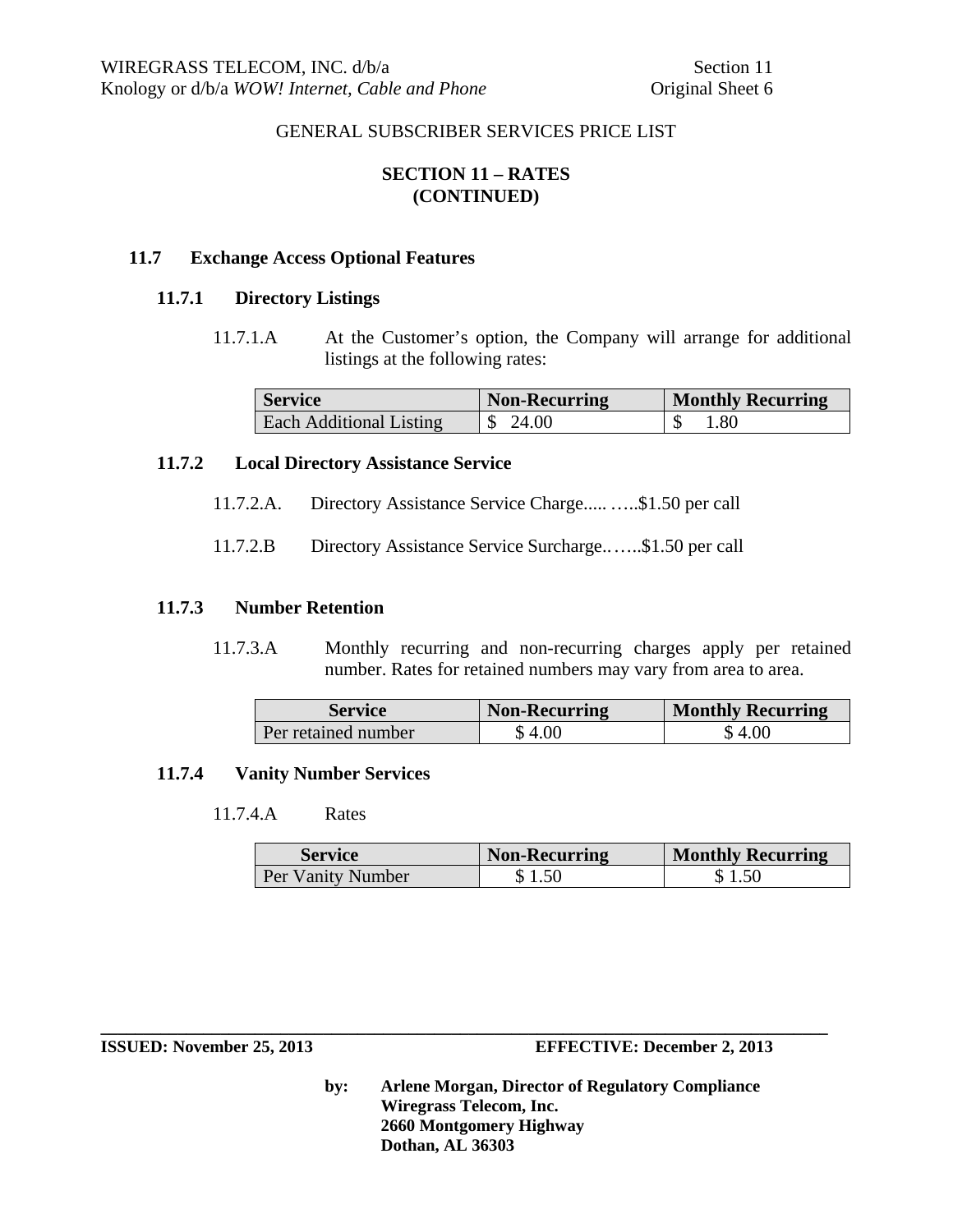GENERAL SUBSCRIBER SERVICES PRICE LIST

**SECTION 11 – RATES**
**(CONTINUED)**

**11.7 Exchange Access Optional Features**

**11.7.1 Directory Listings**

11.7.1.A At the Customer's option, the Company will arrange for additional listings at the following rates:

| Service | Non-Recurring | Monthly Recurring |
|---|---|---|
| Each Additional Listing | $ 24.00 | $ 1.80 |

**11.7.2 Local Directory Assistance Service**

11.7.2.A. Directory Assistance Service Charge..... …..$1.50 per call

11.7.2.B Directory Assistance Service Surcharge..…..$1.50 per call

**11.7.3 Number Retention**

11.7.3.A Monthly recurring and non-recurring charges apply per retained number. Rates for retained numbers may vary from area to area.

| Service | Non-Recurring | Monthly Recurring |
|---|---|---|
| Per retained number | $ 4.00 | $ 4.00 |

**11.7.4 Vanity Number Services**

11.7.4.A Rates

| Service | Non-Recurring | Monthly Recurring |
|---|---|---|
| Per Vanity Number | $ 1.50 | $ 1.50 |

**ISSUED: November 25, 2013** **EFFECTIVE: December 2, 2013**

**by: Arlene Morgan, Director of Regulatory Compliance**
**Wiregrass Telecom, Inc.**
**2660 Montgomery Highway**
**Dothan, AL 36303**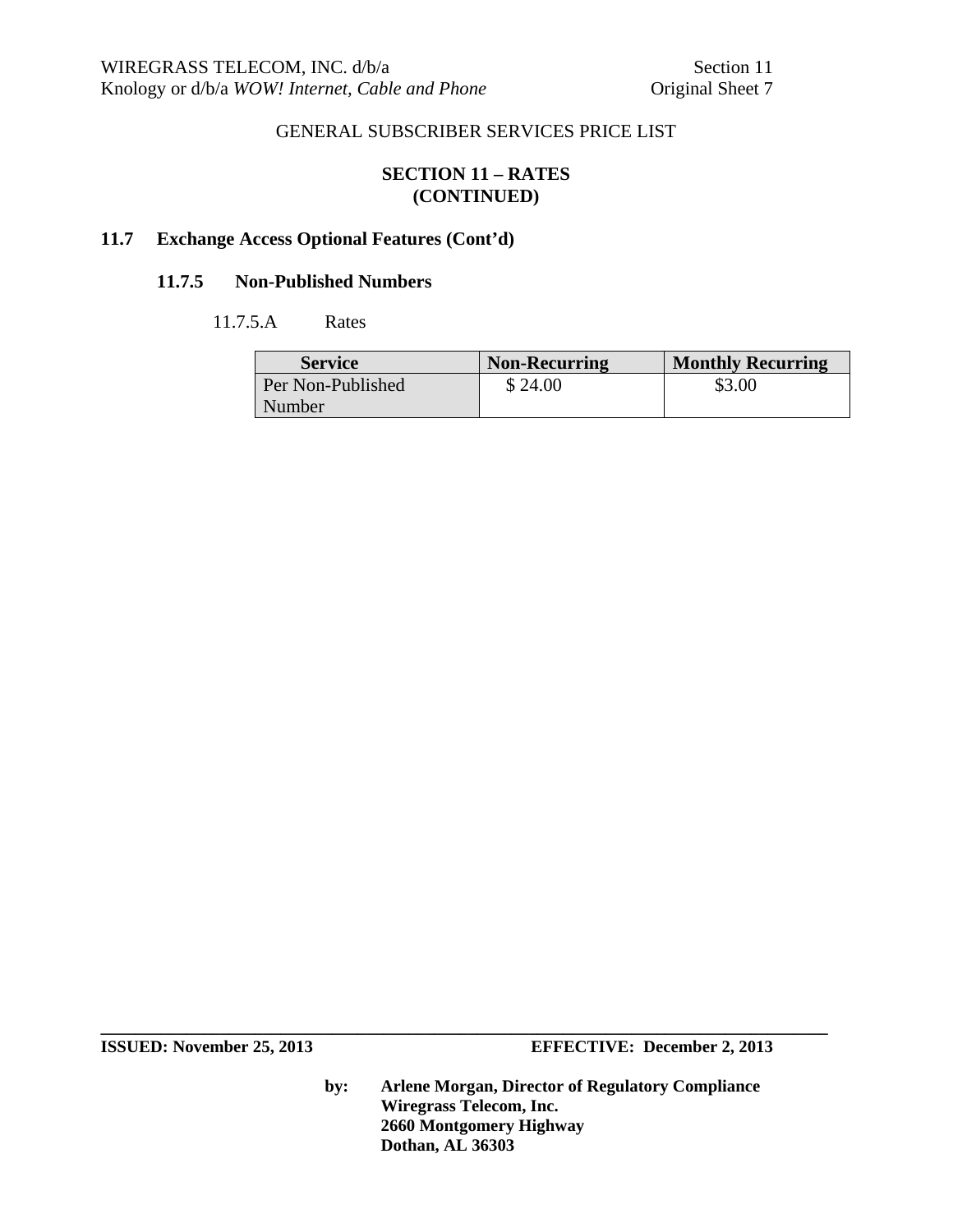GENERAL SUBSCRIBER SERVICES PRICE LIST

**SECTION 11 – RATES (CONTINUED)**

## 11.7 Exchange Access Optional Features (Cont'd)

### 11.7.5 Non-Published Numbers

11.7.5.A Rates

| Service | Non-Recurring | Monthly Recurring |
|---|---|---|
| Per Non-Published Number | $ 24.00 | $3.00 |

**ISSUED: November 25, 2013** **EFFECTIVE: December 2, 2013**

**by: Arlene Morgan, Director of Regulatory Compliance**
**Wiregrass Telecom, Inc.**
**2660 Montgomery Highway**
**Dothan, AL 36303**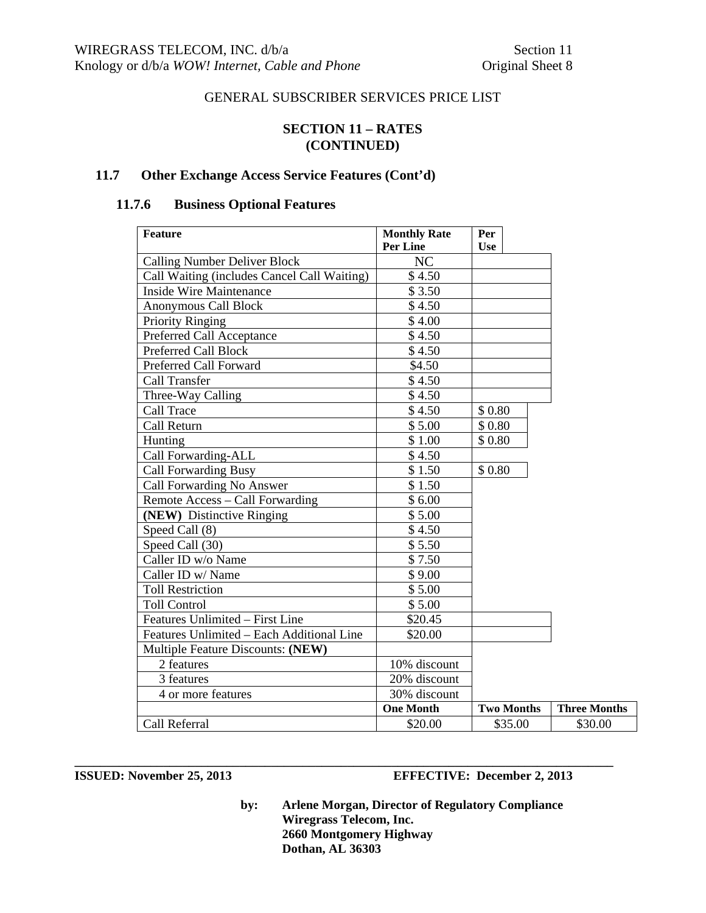GENERAL SUBSCRIBER SERVICES PRICE LIST

## SECTION 11 – RATES (CONTINUED)

### 11.7 Other Exchange Access Service Features (Cont'd)

#### 11.7.6 Business Optional Features

| Feature | Monthly Rate Per Line | Per Use | |
|---|---|---|---|
| Calling Number Deliver Block | NC | | |
| Call Waiting (includes Cancel Call Waiting) | $ 4.50 | | |
| Inside Wire Maintenance | $ 3.50 | | |
| Anonymous Call Block | $ 4.50 | | |
| Priority Ringing | $ 4.00 | | |
| Preferred Call Acceptance | $ 4.50 | | |
| Preferred Call Block | $ 4.50 | | |
| Preferred Call Forward | $4.50 | | |
| Call Transfer | $ 4.50 | | |
| Three-Way Calling | $ 4.50 | | |
| Call Trace | $ 4.50 | $ 0.80 | |
| Call Return | $ 5.00 | $ 0.80 | |
| Hunting | $ 1.00 | $ 0.80 | |
| Call Forwarding-ALL | $ 4.50 | | |
| Call Forwarding Busy | $ 1.50 | $ 0.80 | |
| Call Forwarding No Answer | $ 1.50 | | |
| Remote Access – Call Forwarding | $ 6.00 | | |
| **(NEW)** Distinctive Ringing | $ 5.00 | | |
| Speed Call (8) | $ 4.50 | | |
| Speed Call (30) | $ 5.50 | | |
| Caller ID w/o Name | $ 7.50 | | |
| Caller ID w/ Name | $ 9.00 | | |
| Toll Restriction | $ 5.00 | | |
| Toll Control | $ 5.00 | | |
| Features Unlimited – First Line | $20.45 | | |
| Features Unlimited – Each Additional Line | $20.00 | | |
| Multiple Feature Discounts: **(NEW)** | | | |
| 2 features | 10% discount | | |
| 3 features | 20% discount | | |
| 4 or more features | 30% discount | | |
| | **One Month** | **Two Months** | **Three Months** |
| Call Referral | $20.00 | $35.00 | $30.00 |

**ISSUED: November 25, 2013** **EFFECTIVE: December 2, 2013**

**by: Arlene Morgan, Director of Regulatory Compliance**
**Wiregrass Telecom, Inc.**
**2660 Montgomery Highway**
**Dothan, AL 36303**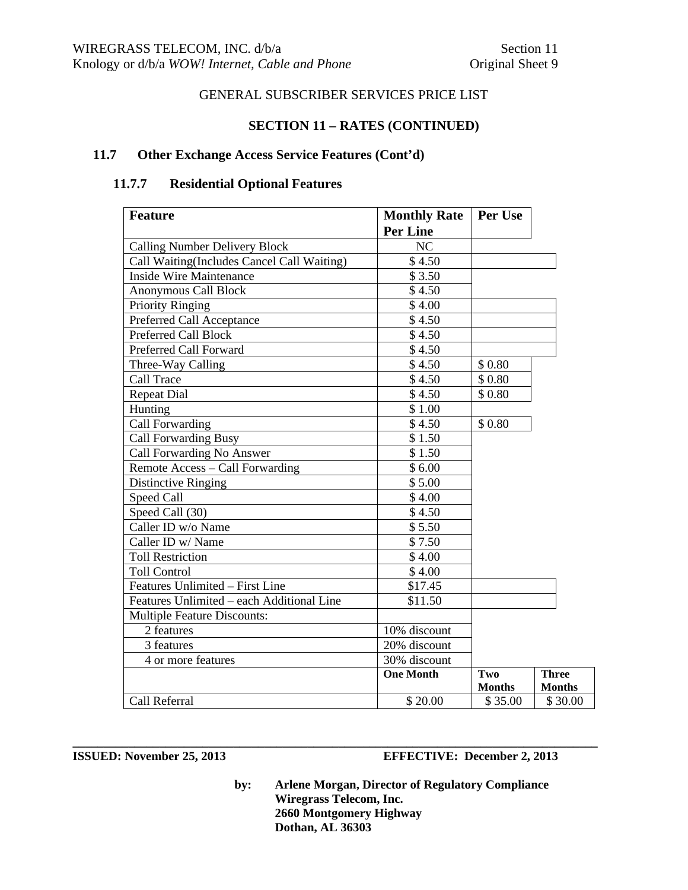GENERAL SUBSCRIBER SERVICES PRICE LIST

**SECTION 11 – RATES (CONTINUED)**

## 11.7 Other Exchange Access Service Features (Cont'd)

### 11.7.7 Residential Optional Features

| Feature | Monthly Rate Per Line | Per Use | |
|---|---|---|---|
| Calling Number Delivery Block | NC | | |
| Call Waiting(Includes Cancel Call Waiting) | $ 4.50 | | |
| Inside Wire Maintenance | $ 3.50 | | |
| Anonymous Call Block | $ 4.50 | | |
| Priority Ringing | $ 4.00 | | |
| Preferred Call Acceptance | $ 4.50 | | |
| Preferred Call Block | $ 4.50 | | |
| Preferred Call Forward | $ 4.50 | | |
| Three-Way Calling | $ 4.50 | $ 0.80 | |
| Call Trace | $ 4.50 | $ 0.80 | |
| Repeat Dial | $ 4.50 | $ 0.80 | |
| Hunting | $ 1.00 | | |
| Call Forwarding | $ 4.50 | $ 0.80 | |
| Call Forwarding Busy | $ 1.50 | | |
| Call Forwarding No Answer | $ 1.50 | | |
| Remote Access – Call Forwarding | $ 6.00 | | |
| Distinctive Ringing | $ 5.00 | | |
| Speed Call | $ 4.00 | | |
| Speed Call (30) | $ 4.50 | | |
| Caller ID w/o Name | $ 5.50 | | |
| Caller ID w/ Name | $ 7.50 | | |
| Toll Restriction | $ 4.00 | | |
| Toll Control | $ 4.00 | | |
| Features Unlimited – First Line | $17.45 | | |
| Features Unlimited – each Additional Line | $11.50 | | |
| Multiple Feature Discounts: | | | |
| 2 features | 10% discount | | |
| 3 features | 20% discount | | |
| 4 or more features | 30% discount | | |
| | **One Month** | **Two Months** | **Three Months** |
| Call Referral | $ 20.00 | $ 35.00 | $ 30.00 |

**ISSUED: November 25, 2013** **EFFECTIVE: December 2, 2013**

**by: Arlene Morgan, Director of Regulatory Compliance**
**Wiregrass Telecom, Inc.**
**2660 Montgomery Highway**
**Dothan, AL 36303**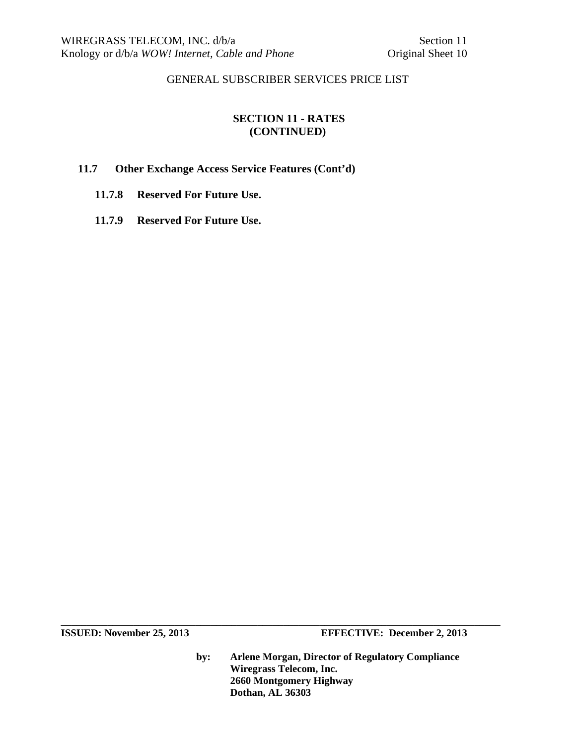GENERAL SUBSCRIBER SERVICES PRICE LIST

## SECTION 11 - RATES
## (CONTINUED)

### 11.7 Other Exchange Access Service Features (Cont'd)

#### 11.7.8 Reserved For Future Use.

#### 11.7.9 Reserved For Future Use.

**ISSUED: November 25, 2013** **EFFECTIVE: December 2, 2013**

**by: Arlene Morgan, Director of Regulatory Compliance**
**Wiregrass Telecom, Inc.**
**2660 Montgomery Highway**
**Dothan, AL 36303**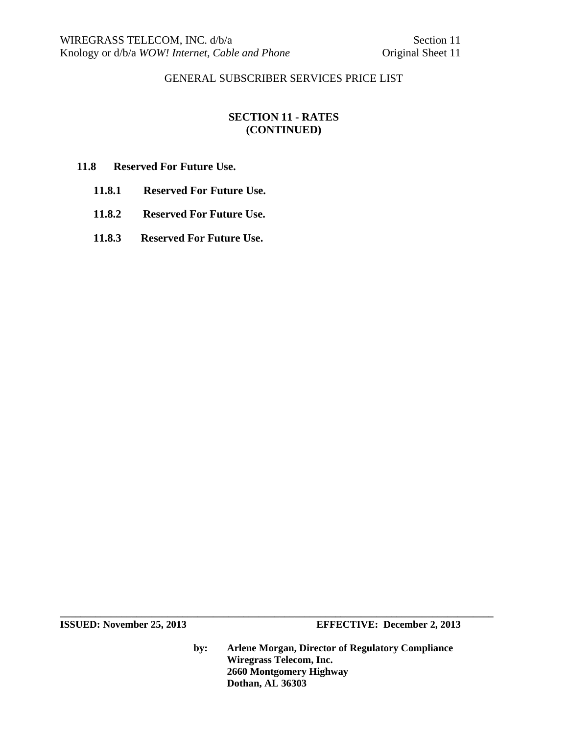GENERAL SUBSCRIBER SERVICES PRICE LIST

## SECTION 11 - RATES
## (CONTINUED)

**11.8 Reserved For Future Use.**

**11.8.1 Reserved For Future Use.**

**11.8.2 Reserved For Future Use.**

**11.8.3 Reserved For Future Use.**

**ISSUED: November 25, 2013** **EFFECTIVE: December 2, 2013**

**by: Arlene Morgan, Director of Regulatory Compliance**
**Wiregrass Telecom, Inc.**
**2660 Montgomery Highway**
**Dothan, AL 36303**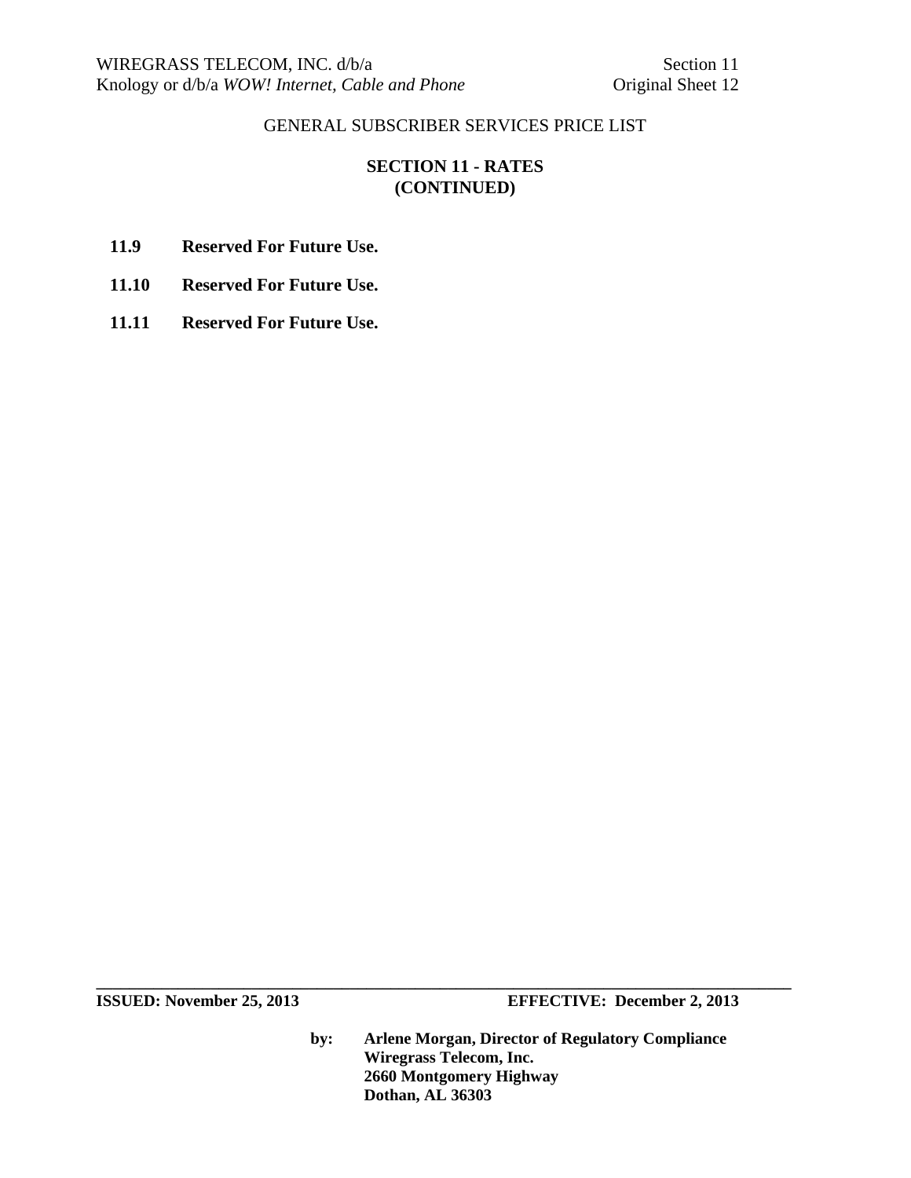GENERAL SUBSCRIBER SERVICES PRICE LIST

## SECTION 11 - RATES
## (CONTINUED)

**11.9 Reserved For Future Use.**

**11.10 Reserved For Future Use.**

**11.11 Reserved For Future Use.**

**ISSUED: November 25, 2013** **EFFECTIVE: December 2, 2013**

**by: Arlene Morgan, Director of Regulatory Compliance**
**Wiregrass Telecom, Inc.**
**2660 Montgomery Highway**
**Dothan, AL 36303**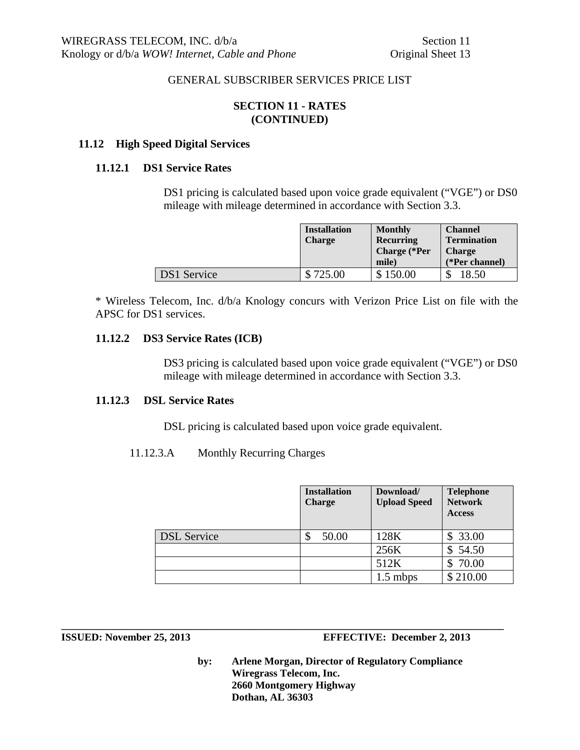GENERAL SUBSCRIBER SERVICES PRICE LIST

## SECTION 11 - RATES (CONTINUED)

### 11.12 High Speed Digital Services

#### 11.12.1 DS1 Service Rates

DS1 pricing is calculated based upon voice grade equivalent ("VGE") or DS0 mileage with mileage determined in accordance with Section 3.3.

| | Installation Charge | Monthly Recurring Charge (*Per mile) | Channel Termination Charge (*Per channel) |
|---|---|---|---|
| DS1 Service | $ 725.00 | $ 150.00 | $ 18.50 |

* Wireless Telecom, Inc. d/b/a Knology concurs with Verizon Price List on file with the APSC for DS1 services.

#### 11.12.2 DS3 Service Rates (ICB)

DS3 pricing is calculated based upon voice grade equivalent ("VGE") or DS0 mileage with mileage determined in accordance with Section 3.3.

#### 11.12.3 DSL Service Rates

DSL pricing is calculated based upon voice grade equivalent.

11.12.3.A Monthly Recurring Charges

| | Installation Charge | Download/ Upload Speed | Telephone Network Access |
|---|---|---|---|
| DSL Service | $ 50.00 | 128K | $ 33.00 |
| | | 256K | $ 54.50 |
| | | 512K | $ 70.00 |
| | | 1.5 mbps | $ 210.00 |

**ISSUED: November 25, 2013** **EFFECTIVE: December 2, 2013**

**by: Arlene Morgan, Director of Regulatory Compliance**
**Wiregrass Telecom, Inc.**
**2660 Montgomery Highway**
**Dothan, AL 36303**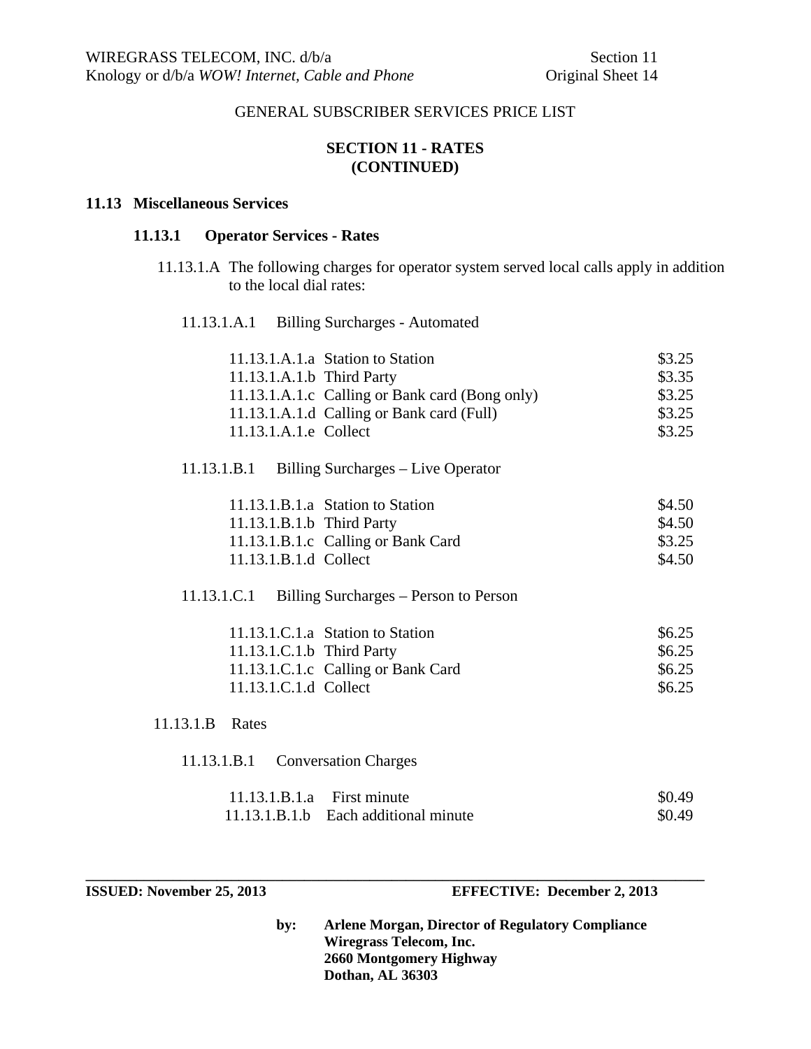GENERAL SUBSCRIBER SERVICES PRICE LIST

**SECTION 11 - RATES**
**(CONTINUED)**

**11.13 Miscellaneous Services**

**11.13.1 Operator Services - Rates**

11.13.1.A The following charges for operator system served local calls apply in addition to the local dial rates:

11.13.1.A.1 Billing Surcharges - Automated

| | | |
|---|---|---|
| 11.13.1.A.1.a | Station to Station | $3.25 |
| 11.13.1.A.1.b | Third Party | $3.35 |
| 11.13.1.A.1.c | Calling or Bank card (Bong only) | $3.25 |
| 11.13.1.A.1.d | Calling or Bank card (Full) | $3.25 |
| 11.13.1.A.1.e | Collect | $3.25 |

11.13.1.B.1 Billing Surcharges – Live Operator

| | | |
|---|---|---|
| 11.13.1.B.1.a | Station to Station | $4.50 |
| 11.13.1.B.1.b | Third Party | $4.50 |
| 11.13.1.B.1.c | Calling or Bank Card | $3.25 |
| 11.13.1.B.1.d | Collect | $4.50 |

11.13.1.C.1 Billing Surcharges – Person to Person

| | | |
|---|---|---|
| 11.13.1.C.1.a | Station to Station | $6.25 |
| 11.13.1.C.1.b | Third Party | $6.25 |
| 11.13.1.C.1.c | Calling or Bank Card | $6.25 |
| 11.13.1.C.1.d | Collect | $6.25 |

11.13.1.B Rates

11.13.1.B.1 Conversation Charges

| | | |
|---|---|---|
| 11.13.1.B.1.a | First minute | $0.49 |
| 11.13.1.B.1.b | Each additional minute | $0.49 |

**ISSUED: November 25, 2013** **EFFECTIVE: December 2, 2013**

**by: Arlene Morgan, Director of Regulatory Compliance**
**Wiregrass Telecom, Inc.**
**2660 Montgomery Highway**
**Dothan, AL 36303**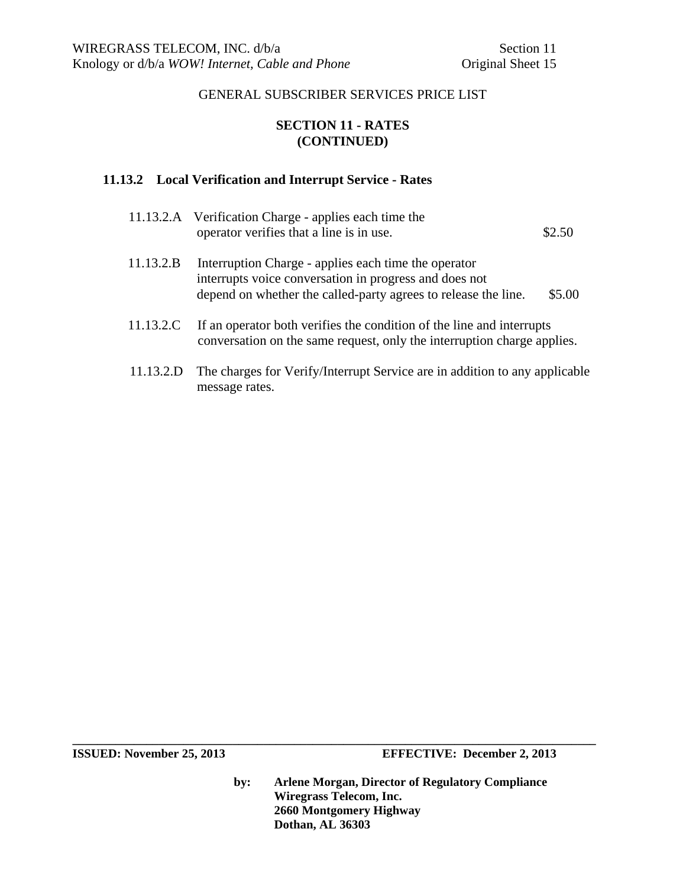GENERAL SUBSCRIBER SERVICES PRICE LIST

**SECTION 11 - RATES**
**(CONTINUED)**

**11.13.2 Local Verification and Interrupt Service - Rates**

| | | |
|---|---|---|
| 11.13.2.A | Verification Charge - applies each time the operator verifies that a line is in use. | $2.50 |
| 11.13.2.B | Interruption Charge - applies each time the operator interrupts voice conversation in progress and does not depend on whether the called-party agrees to release the line. | $5.00 |

11.13.2.C If an operator both verifies the condition of the line and interrupts conversation on the same request, only the interruption charge applies.

11.13.2.D The charges for Verify/Interrupt Service are in addition to any applicable message rates.

**ISSUED: November 25, 2013** **EFFECTIVE: December 2, 2013**

**by: Arlene Morgan, Director of Regulatory Compliance**
**Wiregrass Telecom, Inc.**
**2660 Montgomery Highway**
**Dothan, AL 36303**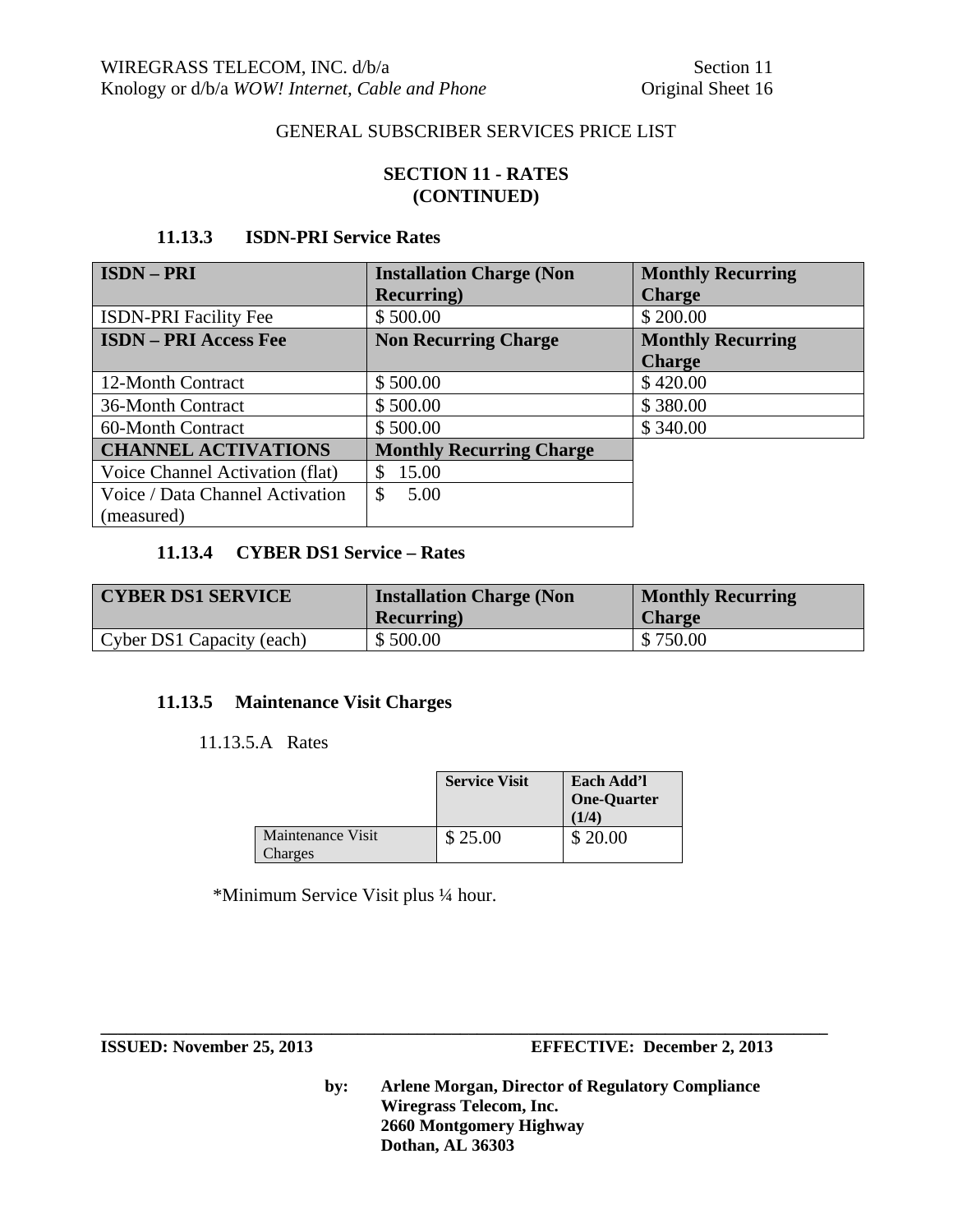GENERAL SUBSCRIBER SERVICES PRICE LIST

**SECTION 11 - RATES**
**(CONTINUED)**

### 11.13.3 ISDN-PRI Service Rates

| **ISDN – PRI** | **Installation Charge (Non Recurring)** | **Monthly Recurring Charge** |
|---|---|---|
| ISDN-PRI Facility Fee | $ 500.00 | $ 200.00 |
| **ISDN – PRI Access Fee** | **Non Recurring Charge** | **Monthly Recurring Charge** |
| 12-Month Contract | $ 500.00 | $ 420.00 |
| 36-Month Contract | $ 500.00 | $ 380.00 |
| 60-Month Contract | $ 500.00 | $ 340.00 |
| **CHANNEL ACTIVATIONS** | **Monthly Recurring Charge** | |
| Voice Channel Activation (flat) | $ 15.00 | |
| Voice / Data Channel Activation (measured) | $ 5.00 | |

### 11.13.4 CYBER DS1 Service – Rates

| **CYBER DS1 SERVICE** | **Installation Charge (Non Recurring)** | **Monthly Recurring Charge** |
|---|---|---|
| Cyber DS1 Capacity (each) | $ 500.00 | $ 750.00 |

### 11.13.5 Maintenance Visit Charges

11.13.5.A Rates

| | **Service Visit** | **Each Add'l One-Quarter (1/4)** |
|---|---|---|
| Maintenance Visit Charges | $ 25.00 | $ 20.00 |

*Minimum Service Visit plus ¼ hour.

**ISSUED: November 25, 2013** **EFFECTIVE: December 2, 2013**

**by: Arlene Morgan, Director of Regulatory Compliance**
**Wiregrass Telecom, Inc.**
**2660 Montgomery Highway**
**Dothan, AL 36303**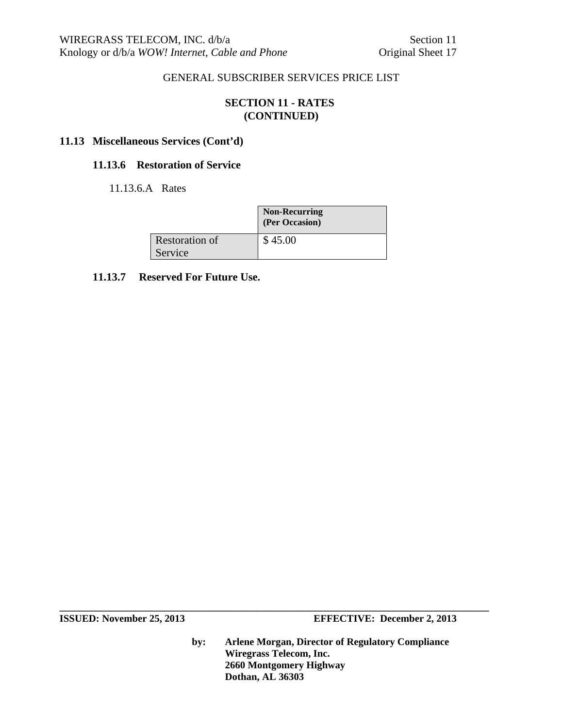GENERAL SUBSCRIBER SERVICES PRICE LIST

## SECTION 11 - RATES (CONTINUED)

### 11.13 Miscellaneous Services (Cont'd)

#### 11.13.6 Restoration of Service

11.13.6.A Rates

| | Non-Recurring (Per Occasion) |
|---|---|
| Restoration of Service | $ 45.00 |

#### 11.13.7 Reserved For Future Use.

**ISSUED: November 25, 2013** **EFFECTIVE: December 2, 2013**

**by: Arlene Morgan, Director of Regulatory Compliance**
**Wiregrass Telecom, Inc.**
**2660 Montgomery Highway**
**Dothan, AL 36303**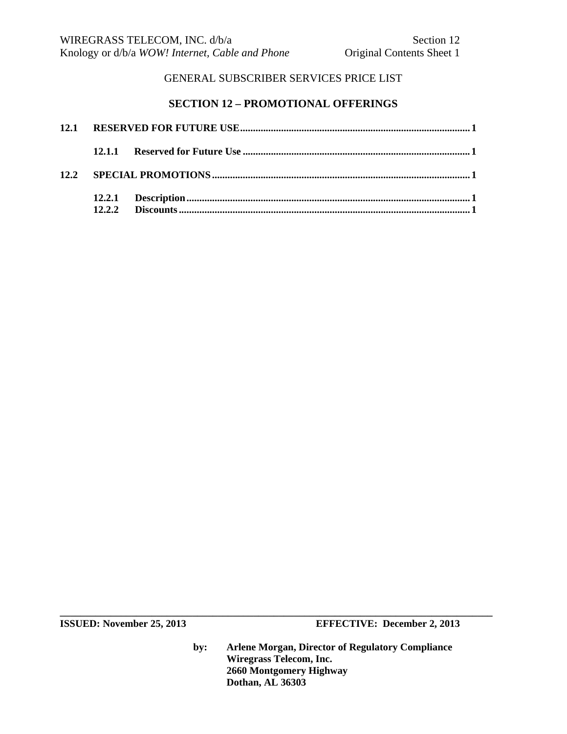GENERAL SUBSCRIBER SERVICES PRICE LIST

## SECTION 12 – PROMOTIONAL OFFERINGS

**12.1 RESERVED FOR FUTURE USE** .......... 1

- **12.1.1 Reserved for Future Use** .......... 1

**12.2 SPECIAL PROMOTIONS** .......... 1

- **12.2.1 Description** .......... 1
- **12.2.2 Discounts** .......... 1

**ISSUED: November 25, 2013** **EFFECTIVE: December 2, 2013**

**by: Arlene Morgan, Director of Regulatory Compliance**
**Wiregrass Telecom, Inc.**
**2660 Montgomery Highway**
**Dothan, AL 36303**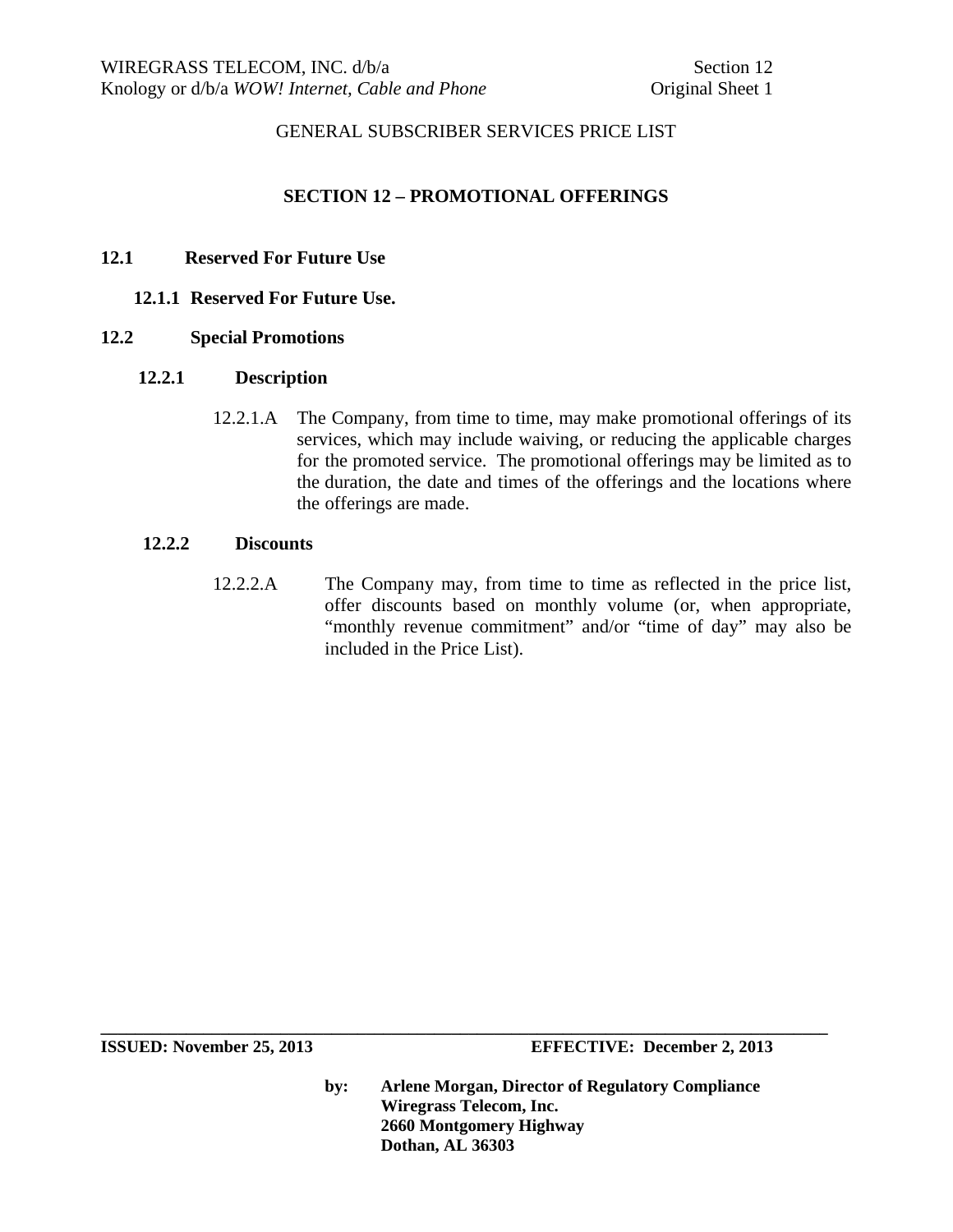GENERAL SUBSCRIBER SERVICES PRICE LIST

# SECTION 12 – PROMOTIONAL OFFERINGS

## 12.1 Reserved For Future Use

### 12.1.1 Reserved For Future Use.

## 12.2 Special Promotions

### 12.2.1 Description

12.2.1.A The Company, from time to time, may make promotional offerings of its services, which may include waiving, or reducing the applicable charges for the promoted service. The promotional offerings may be limited as to the duration, the date and times of the offerings and the locations where the offerings are made.

### 12.2.2 Discounts

12.2.2.A The Company may, from time to time as reflected in the price list, offer discounts based on monthly volume (or, when appropriate, "monthly revenue commitment" and/or "time of day" may also be included in the Price List).

**ISSUED: November 25, 2013** **EFFECTIVE: December 2, 2013**

**by: Arlene Morgan, Director of Regulatory Compliance**
**Wiregrass Telecom, Inc.**
**2660 Montgomery Highway**
**Dothan, AL 36303**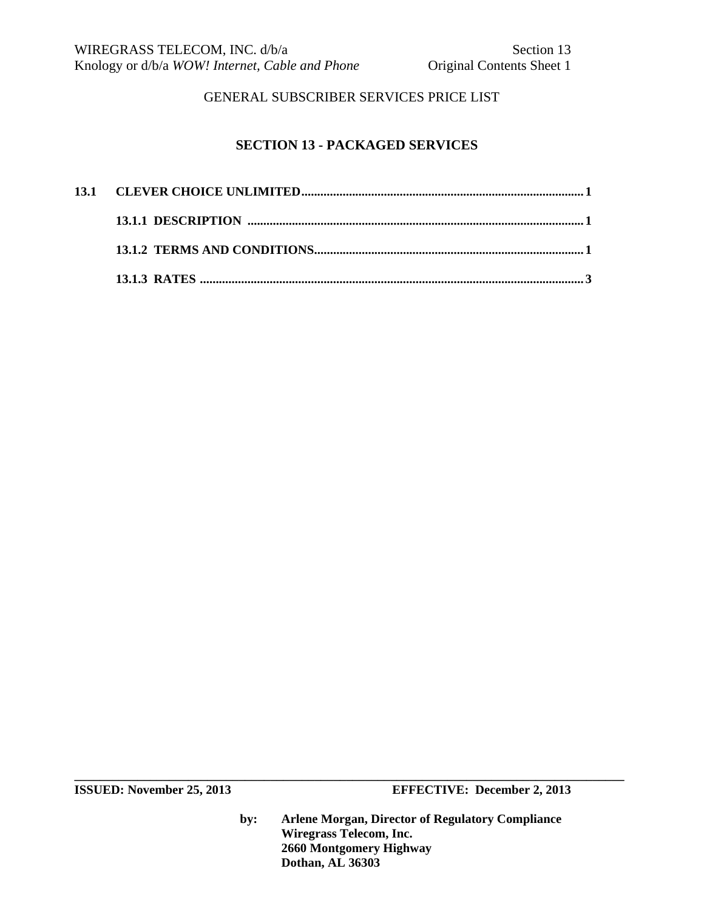GENERAL SUBSCRIBER SERVICES PRICE LIST

## SECTION 13 - PACKAGED SERVICES

**13.1 CLEVER CHOICE UNLIMITED** .......... 1

- **13.1.1 DESCRIPTION** .......... 1
- **13.1.2 TERMS AND CONDITIONS** .......... 1
- **13.1.3 RATES** .......... 3

**ISSUED: November 25, 2013** **EFFECTIVE: December 2, 2013**

**by: Arlene Morgan, Director of Regulatory Compliance**
**Wiregrass Telecom, Inc.**
**2660 Montgomery Highway**
**Dothan, AL 36303**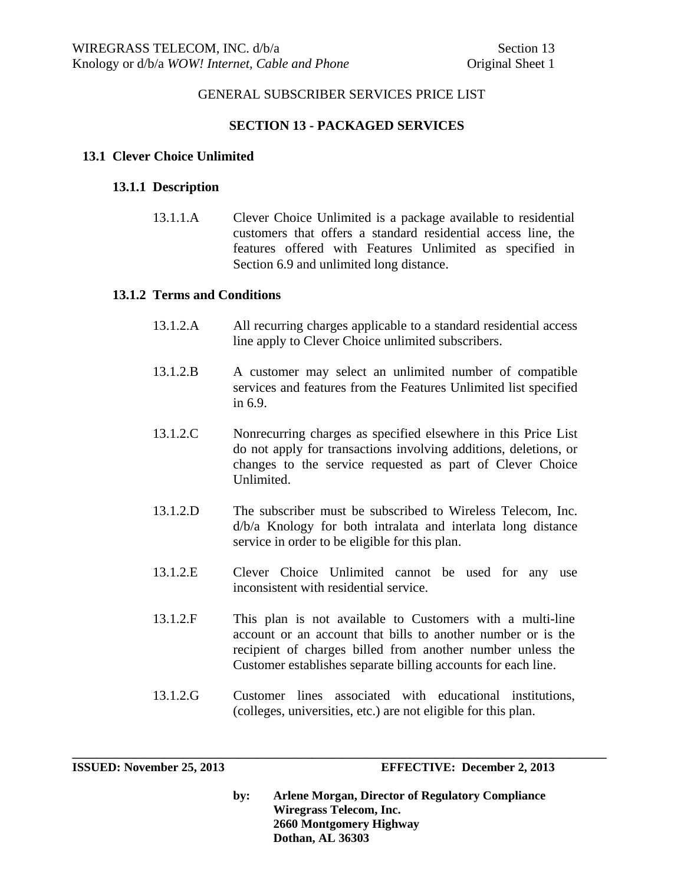GENERAL SUBSCRIBER SERVICES PRICE LIST

## SECTION 13 - PACKAGED SERVICES

### 13.1 Clever Choice Unlimited

#### 13.1.1 Description

13.1.1.A Clever Choice Unlimited is a package available to residential customers that offers a standard residential access line, the features offered with Features Unlimited as specified in Section 6.9 and unlimited long distance.

#### 13.1.2 Terms and Conditions

13.1.2.A All recurring charges applicable to a standard residential access line apply to Clever Choice unlimited subscribers.

13.1.2.B A customer may select an unlimited number of compatible services and features from the Features Unlimited list specified in 6.9.

13.1.2.C Nonrecurring charges as specified elsewhere in this Price List do not apply for transactions involving additions, deletions, or changes to the service requested as part of Clever Choice Unlimited.

13.1.2.D The subscriber must be subscribed to Wireless Telecom, Inc. d/b/a Knology for both intralata and interlata long distance service in order to be eligible for this plan.

13.1.2.E Clever Choice Unlimited cannot be used for any use inconsistent with residential service.

13.1.2.F This plan is not available to Customers with a multi-line account or an account that bills to another number or is the recipient of charges billed from another number unless the Customer establishes separate billing accounts for each line.

13.1.2.G Customer lines associated with educational institutions, (colleges, universities, etc.) are not eligible for this plan.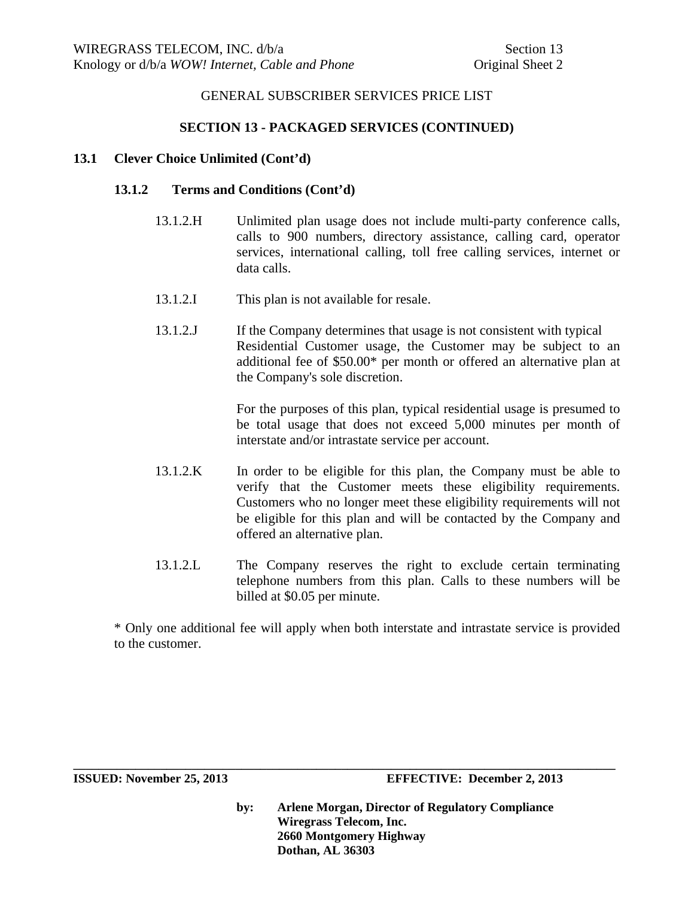GENERAL SUBSCRIBER SERVICES PRICE LIST

## SECTION 13 - PACKAGED SERVICES (CONTINUED)

### 13.1 Clever Choice Unlimited (Cont'd)

#### 13.1.2 Terms and Conditions (Cont'd)

13.1.2.H Unlimited plan usage does not include multi-party conference calls, calls to 900 numbers, directory assistance, calling card, operator services, international calling, toll free calling services, internet or data calls.

13.1.2.I This plan is not available for resale.

13.1.2.J If the Company determines that usage is not consistent with typical Residential Customer usage, the Customer may be subject to an additional fee of $50.00* per month or offered an alternative plan at the Company's sole discretion.

For the purposes of this plan, typical residential usage is presumed to be total usage that does not exceed 5,000 minutes per month of interstate and/or intrastate service per account.

13.1.2.K In order to be eligible for this plan, the Company must be able to verify that the Customer meets these eligibility requirements. Customers who no longer meet these eligibility requirements will not be eligible for this plan and will be contacted by the Company and offered an alternative plan.

13.1.2.L The Company reserves the right to exclude certain terminating telephone numbers from this plan. Calls to these numbers will be billed at $0.05 per minute.

* Only one additional fee will apply when both interstate and intrastate service is provided to the customer.

**ISSUED: November 25, 2013** **EFFECTIVE: December 2, 2013**

**by: Arlene Morgan, Director of Regulatory Compliance**
**Wiregrass Telecom, Inc.**
**2660 Montgomery Highway**
**Dothan, AL 36303**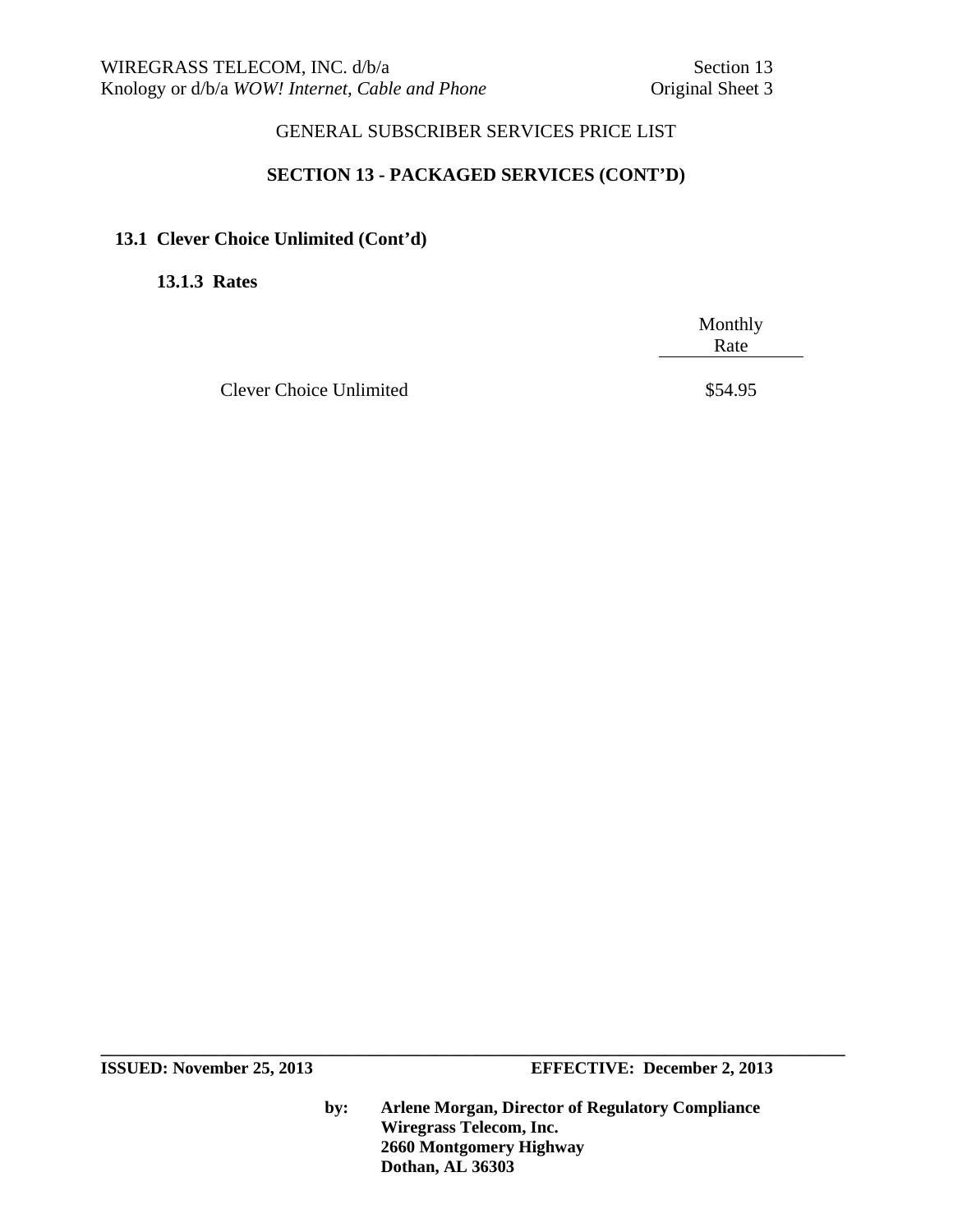GENERAL SUBSCRIBER SERVICES PRICE LIST

## SECTION 13 - PACKAGED SERVICES (CONT'D)

### 13.1 Clever Choice Unlimited (Cont'd)

#### 13.1.3 Rates

| | Monthly Rate |
|---|---|
| Clever Choice Unlimited | $54.95 |

**ISSUED: November 25, 2013** **EFFECTIVE: December 2, 2013**

**by: Arlene Morgan, Director of Regulatory Compliance**
**Wiregrass Telecom, Inc.**
**2660 Montgomery Highway**
**Dothan, AL 36303**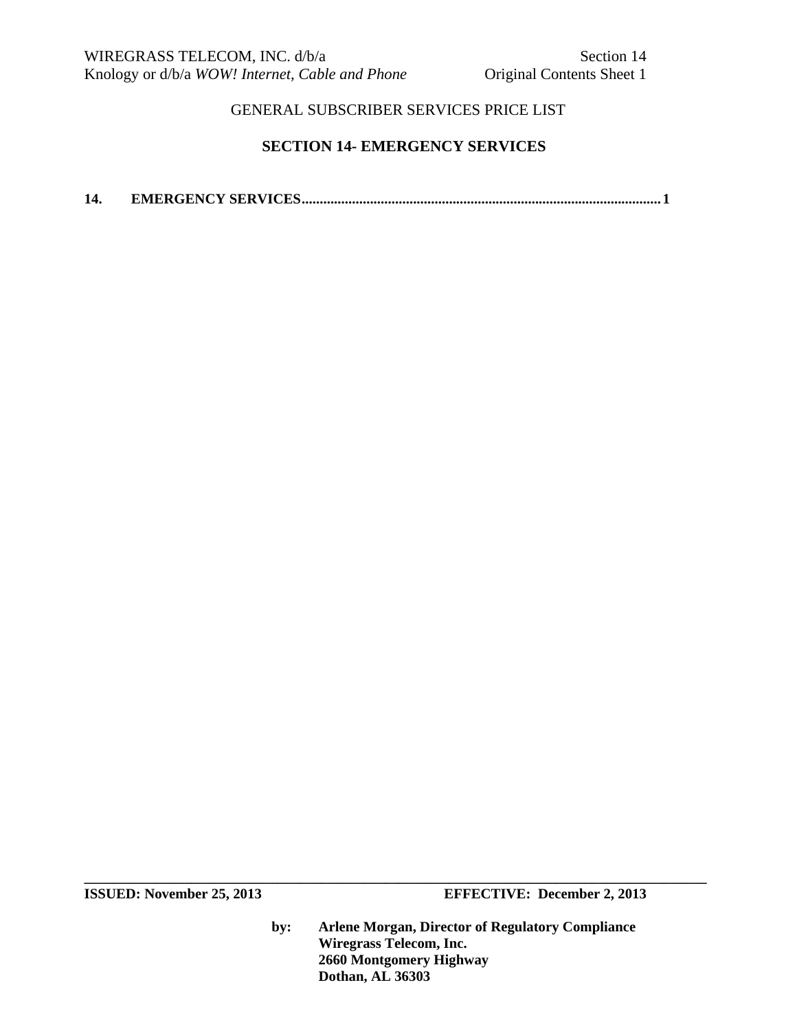GENERAL SUBSCRIBER SERVICES PRICE LIST

## SECTION 14- EMERGENCY SERVICES

**14. EMERGENCY SERVICES................................................................................................... 1**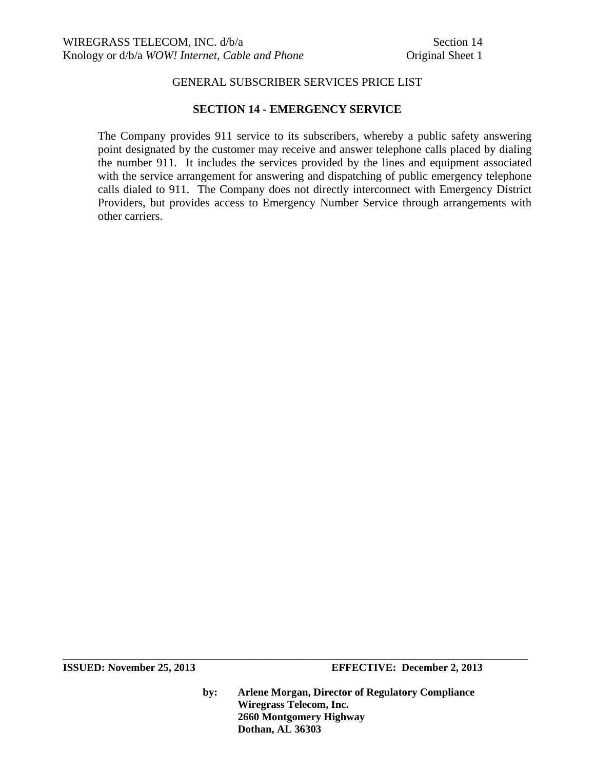GENERAL SUBSCRIBER SERVICES PRICE LIST

## SECTION 14 - EMERGENCY SERVICE

The Company provides 911 service to its subscribers, whereby a public safety answering point designated by the customer may receive and answer telephone calls placed by dialing the number 911. It includes the services provided by the lines and equipment associated with the service arrangement for answering and dispatching of public emergency telephone calls dialed to 911. The Company does not directly interconnect with Emergency District Providers, but provides access to Emergency Number Service through arrangements with other carriers.